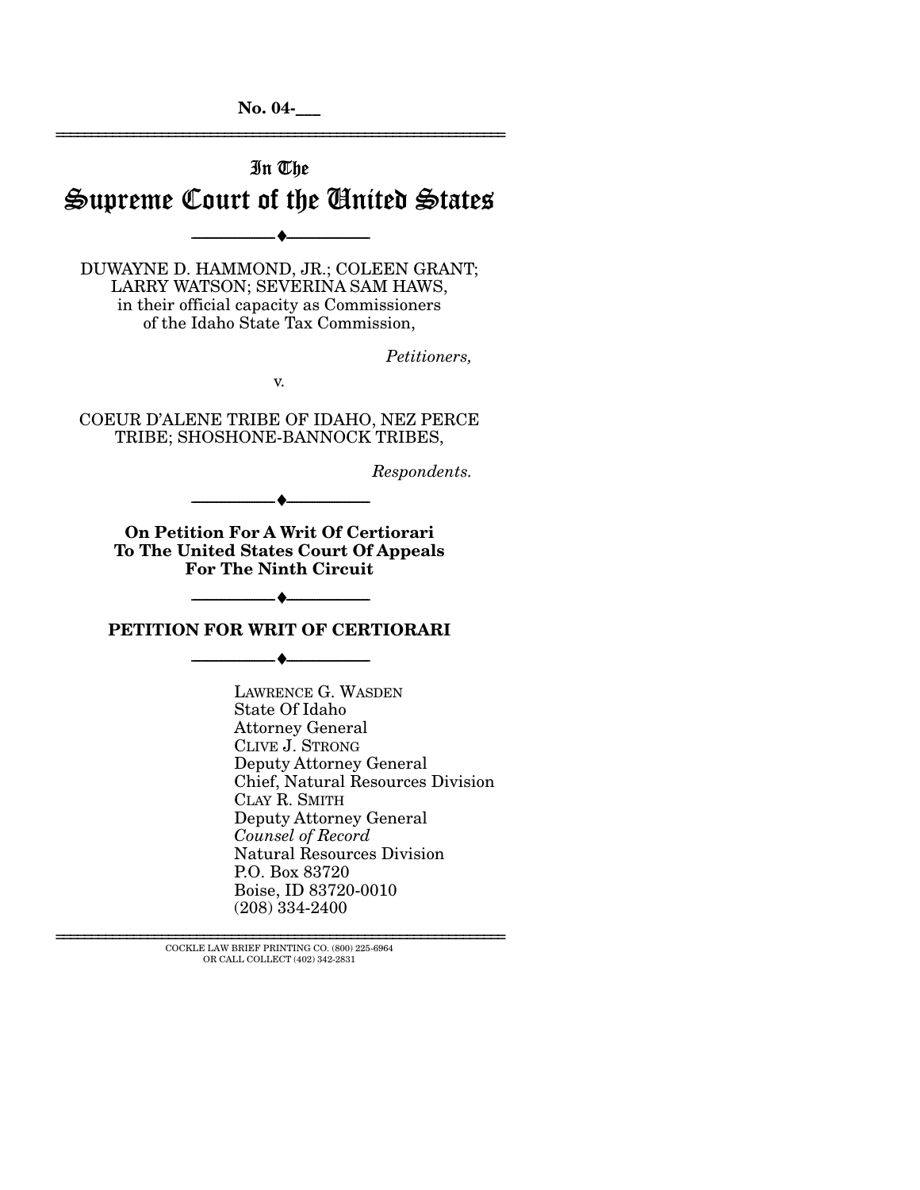**No. 04-___**

---

In The

# Supreme Court of the United States

---

DUWAYNE D. HAMMOND, JR.; COLEEN GRANT; LARRY WATSON; SEVERINA SAM HAWS, in their official capacity as Commissioners of the Idaho State Tax Commission,

*Petitioners,*

v.

COEUR D'ALENE TRIBE OF IDAHO, NEZ PERCE TRIBE; SHOSHONE-BANNOCK TRIBES,

*Respondents.*

---

**On Petition For A Writ Of Certiorari To The United States Court Of Appeals For The Ninth Circuit**

---

## PETITION FOR WRIT OF CERTIORARI

---

LAWRENCE G. WASDEN
State Of Idaho
Attorney General
CLIVE J. STRONG
Deputy Attorney General
Chief, Natural Resources Division
CLAY R. SMITH
Deputy Attorney General
*Counsel of Record*
Natural Resources Division
P.O. Box 83720
Boise, ID 83720-0010
(208) 334-2400

---

COCKLE LAW BRIEF PRINTING CO. (800) 225-6964
OR CALL COLLECT (402) 342-2831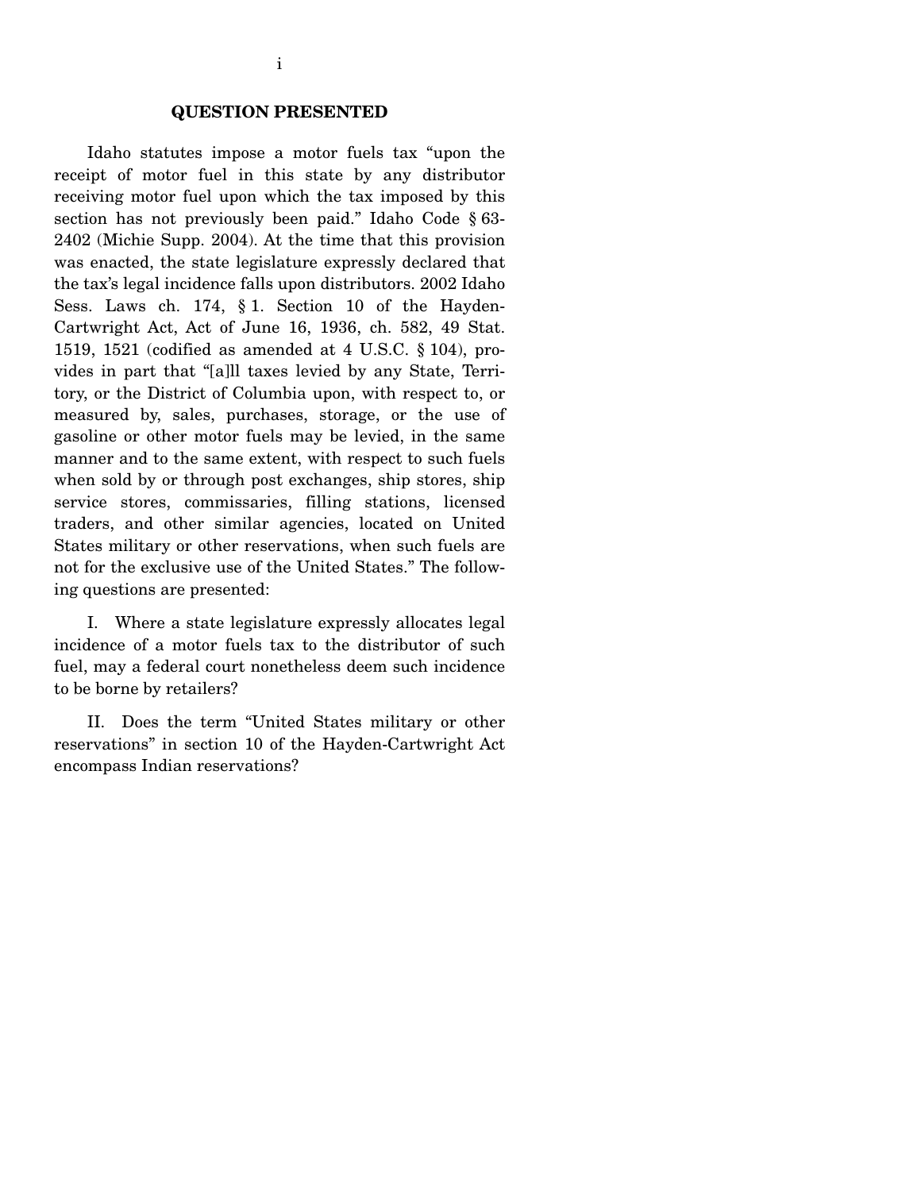## QUESTION PRESENTED

Idaho statutes impose a motor fuels tax "upon the receipt of motor fuel in this state by any distributor receiving motor fuel upon which the tax imposed by this section has not previously been paid." Idaho Code § 63-2402 (Michie Supp. 2004). At the time that this provision was enacted, the state legislature expressly declared that the tax's legal incidence falls upon distributors. 2002 Idaho Sess. Laws ch. 174, § 1. Section 10 of the Hayden-Cartwright Act, Act of June 16, 1936, ch. 582, 49 Stat. 1519, 1521 (codified as amended at 4 U.S.C. § 104), provides in part that "[a]ll taxes levied by any State, Territory, or the District of Columbia upon, with respect to, or measured by, sales, purchases, storage, or the use of gasoline or other motor fuels may be levied, in the same manner and to the same extent, with respect to such fuels when sold by or through post exchanges, ship stores, ship service stores, commissaries, filling stations, licensed traders, and other similar agencies, located on United States military or other reservations, when such fuels are not for the exclusive use of the United States." The following questions are presented:

I. Where a state legislature expressly allocates legal incidence of a motor fuels tax to the distributor of such fuel, may a federal court nonetheless deem such incidence to be borne by retailers?

II. Does the term "United States military or other reservations" in section 10 of the Hayden-Cartwright Act encompass Indian reservations?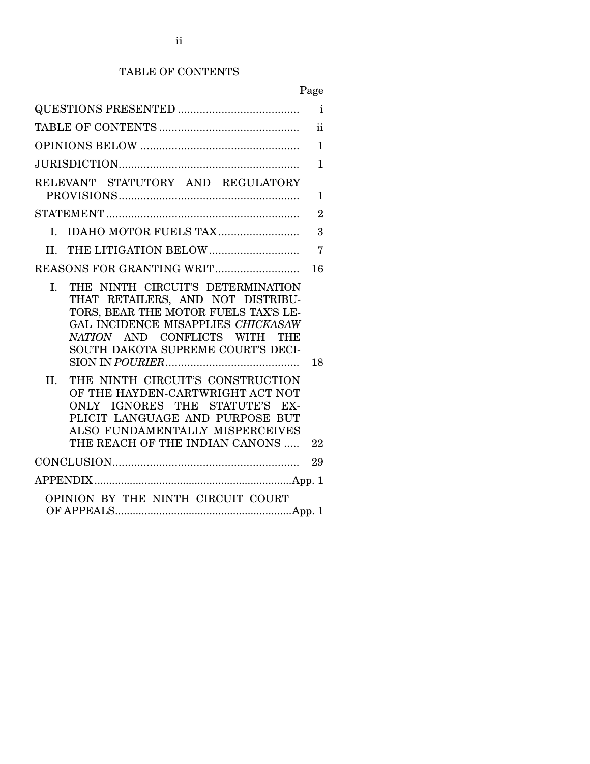# TABLE OF CONTENTS

| | Page |
|---|---|
| QUESTIONS PRESENTED | i |
| TABLE OF CONTENTS | ii |
| OPINIONS BELOW | 1 |
| JURISDICTION | 1 |
| RELEVANT STATUTORY AND REGULATORY PROVISIONS | 1 |
| STATEMENT | 2 |
| I. IDAHO MOTOR FUELS TAX | 3 |
| II. THE LITIGATION BELOW | 7 |
| REASONS FOR GRANTING WRIT | 16 |
| I. THE NINTH CIRCUIT'S DETERMINATION THAT RETAILERS, AND NOT DISTRIBUTORS, BEAR THE MOTOR FUELS TAX'S LEGAL INCIDENCE MISAPPLIES *CHICKASAW NATION* AND CONFLICTS WITH THE SOUTH DAKOTA SUPREME COURT'S DECISION IN *POURIER* | 18 |
| II. THE NINTH CIRCUIT'S CONSTRUCTION OF THE HAYDEN-CARTWRIGHT ACT NOT ONLY IGNORES THE STATUTE'S EXPLICIT LANGUAGE AND PURPOSE BUT ALSO FUNDAMENTALLY MISPERCEIVES THE REACH OF THE INDIAN CANONS | 22 |
| CONCLUSION | 29 |
| APPENDIX | App. 1 |
| OPINION BY THE NINTH CIRCUIT COURT OF APPEALS | App. 1 |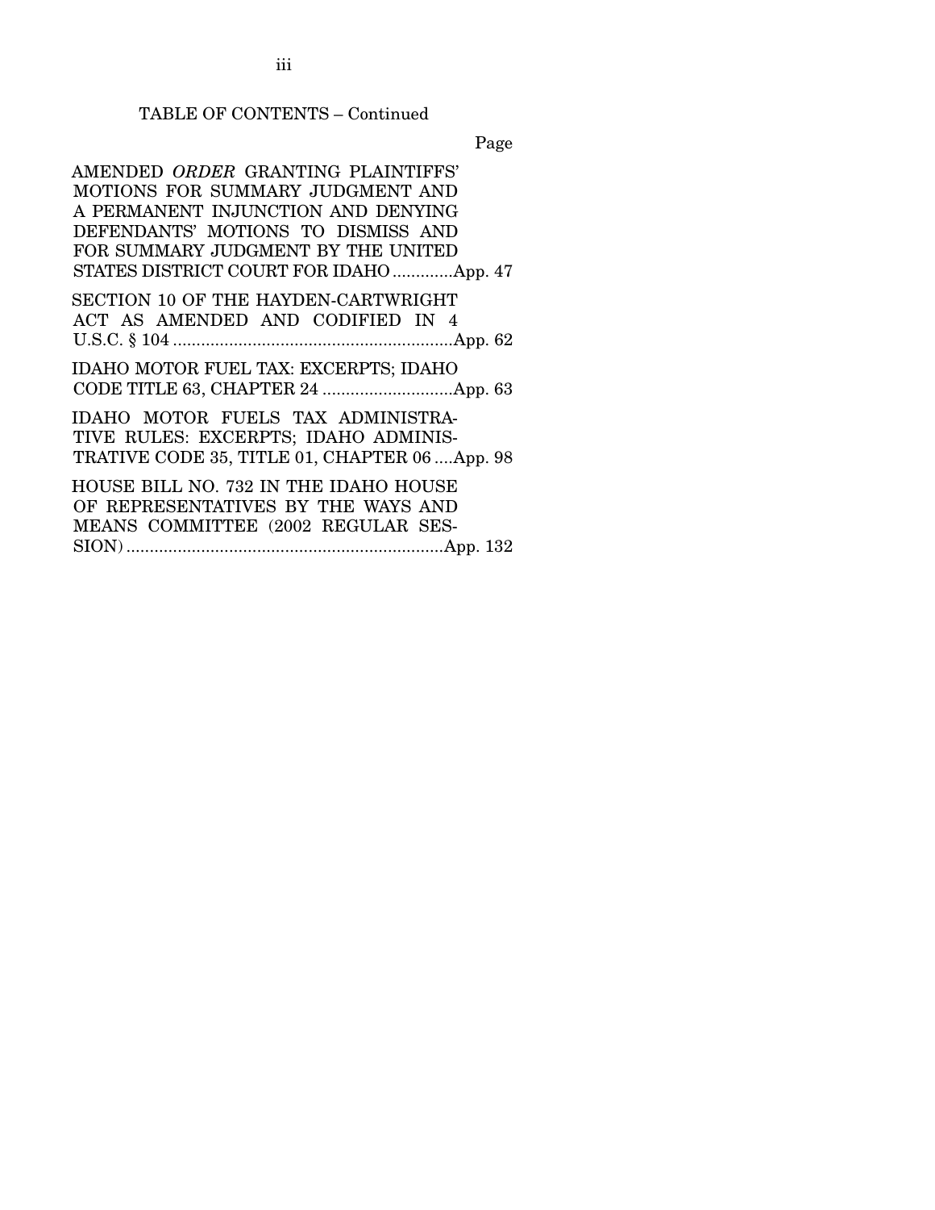TABLE OF CONTENTS – Continued

Page

AMENDED *ORDER* GRANTING PLAINTIFFS' MOTIONS FOR SUMMARY JUDGMENT AND A PERMANENT INJUNCTION AND DENYING DEFENDANTS' MOTIONS TO DISMISS AND FOR SUMMARY JUDGMENT BY THE UNITED STATES DISTRICT COURT FOR IDAHO .............App. 47

SECTION 10 OF THE HAYDEN-CARTWRIGHT ACT AS AMENDED AND CODIFIED IN 4 U.S.C. § 104 ............................................................App. 62

IDAHO MOTOR FUEL TAX: EXCERPTS; IDAHO CODE TITLE 63, CHAPTER 24 ............................App. 63

IDAHO MOTOR FUELS TAX ADMINISTRATIVE RULES: EXCERPTS; IDAHO ADMINISTRATIVE CODE 35, TITLE 01, CHAPTER 06 ....App. 98

HOUSE BILL NO. 732 IN THE IDAHO HOUSE OF REPRESENTATIVES BY THE WAYS AND MEANS COMMITTEE (2002 REGULAR SESSION) ....................................................................App. 132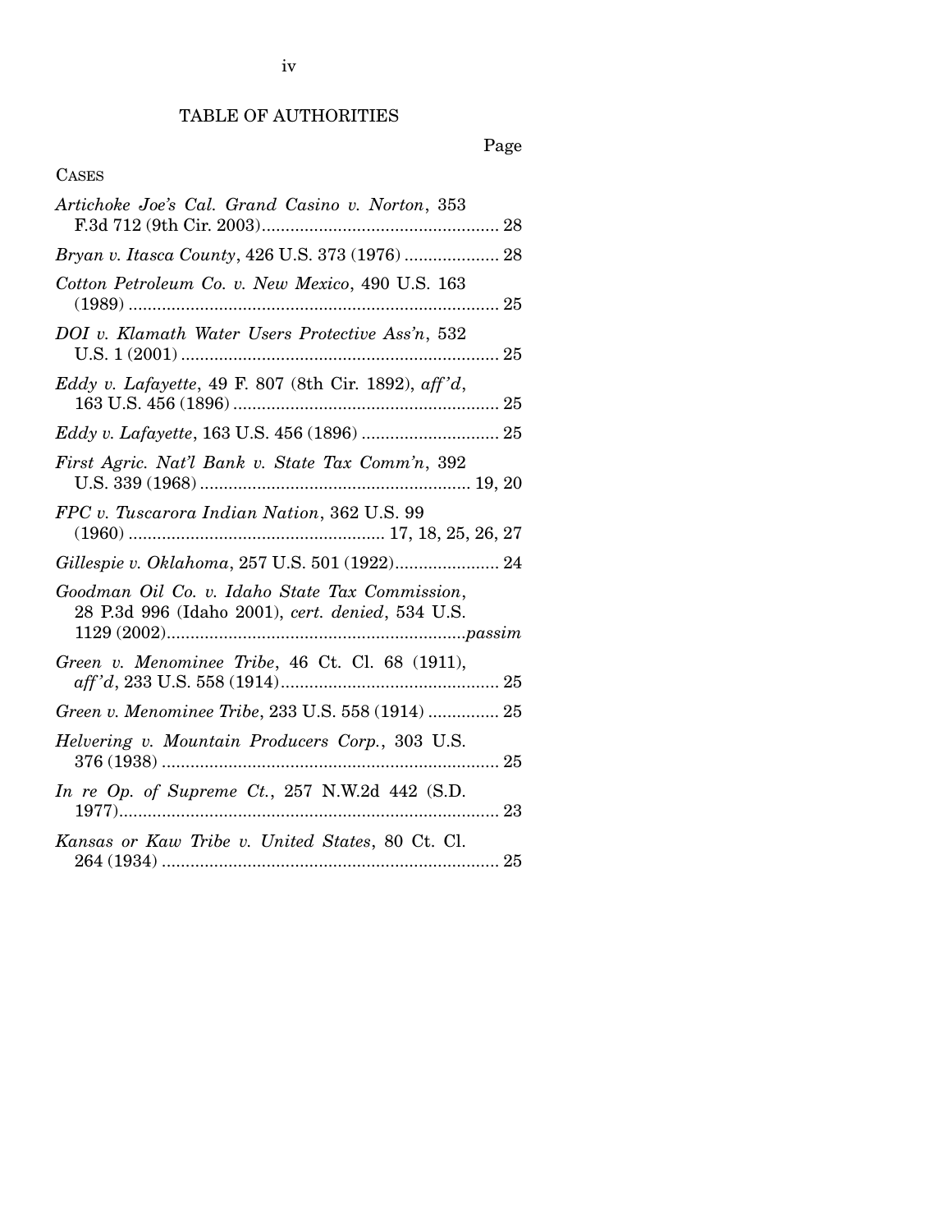# TABLE OF AUTHORITIES

Page

CASES

*Artichoke Joe's Cal. Grand Casino v. Norton*, 353 F.3d 712 (9th Cir. 2003).................................................. 28

*Bryan v. Itasca County*, 426 U.S. 373 (1976) .................... 28

*Cotton Petroleum Co. v. New Mexico*, 490 U.S. 163 (1989) .............................................................................. 25

*DOI v. Klamath Water Users Protective Ass'n*, 532 U.S. 1 (2001) ................................................................... 25

*Eddy v. Lafayette*, 49 F. 807 (8th Cir. 1892), *aff'd*, 163 U.S. 456 (1896) ........................................................ 25

*Eddy v. Lafayette*, 163 U.S. 456 (1896) ............................. 25

*First Agric. Nat'l Bank v. State Tax Comm'n*, 392 U.S. 339 (1968) ......................................................... 19, 20

*FPC v. Tuscarora Indian Nation*, 362 U.S. 99 (1960) ...................................................... 17, 18, 25, 26, 27

*Gillespie v. Oklahoma*, 257 U.S. 501 (1922)...................... 24

*Goodman Oil Co. v. Idaho State Tax Commission*, 28 P.3d 996 (Idaho 2001), *cert. denied*, 534 U.S. 1129 (2002)..............................................................*passim*

*Green v. Menominee Tribe*, 46 Ct. Cl. 68 (1911), *aff'd*, 233 U.S. 558 (1914).............................................. 25

*Green v. Menominee Tribe*, 233 U.S. 558 (1914) ............... 25

*Helvering v. Mountain Producers Corp.*, 303 U.S. 376 (1938) ....................................................................... 25

*In re Op. of Supreme Ct.*, 257 N.W.2d 442 (S.D. 1977)................................................................................ 23

*Kansas or Kaw Tribe v. United States*, 80 Ct. Cl. 264 (1934) ....................................................................... 25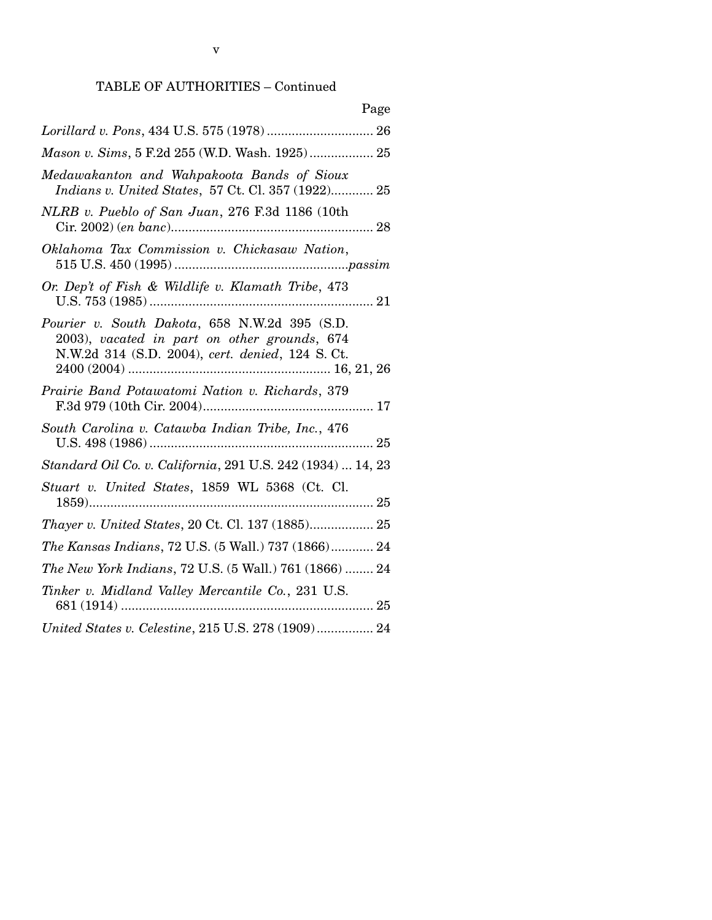TABLE OF AUTHORITIES – Continued

| | Page |
|---|---|
| *Lorillard v. Pons*, 434 U.S. 575 (1978) | 26 |
| *Mason v. Sims*, 5 F.2d 255 (W.D. Wash. 1925) | 25 |
| *Medawakanton and Wahpakoota Bands of Sioux Indians v. United States*, 57 Ct. Cl. 357 (1922) | 25 |
| *NLRB v. Pueblo of San Juan*, 276 F.3d 1186 (10th Cir. 2002) (*en banc*) | 28 |
| *Oklahoma Tax Commission v. Chickasaw Nation*, 515 U.S. 450 (1995) | *passim* |
| *Or. Dep't of Fish & Wildlife v. Klamath Tribe*, 473 U.S. 753 (1985) | 21 |
| *Pourier v. South Dakota*, 658 N.W.2d 395 (S.D. 2003), *vacated in part on other grounds*, 674 N.W.2d 314 (S.D. 2004), *cert. denied*, 124 S. Ct. 2400 (2004) | 16, 21, 26 |
| *Prairie Band Potawatomi Nation v. Richards*, 379 F.3d 979 (10th Cir. 2004) | 17 |
| *South Carolina v. Catawba Indian Tribe, Inc.*, 476 U.S. 498 (1986) | 25 |
| *Standard Oil Co. v. California*, 291 U.S. 242 (1934) | 14, 23 |
| *Stuart v. United States*, 1859 WL 5368 (Ct. Cl. 1859) | 25 |
| *Thayer v. United States*, 20 Ct. Cl. 137 (1885) | 25 |
| *The Kansas Indians*, 72 U.S. (5 Wall.) 737 (1866) | 24 |
| *The New York Indians*, 72 U.S. (5 Wall.) 761 (1866) | 24 |
| *Tinker v. Midland Valley Mercantile Co.*, 231 U.S. 681 (1914) | 25 |
| *United States v. Celestine*, 215 U.S. 278 (1909) | 24 |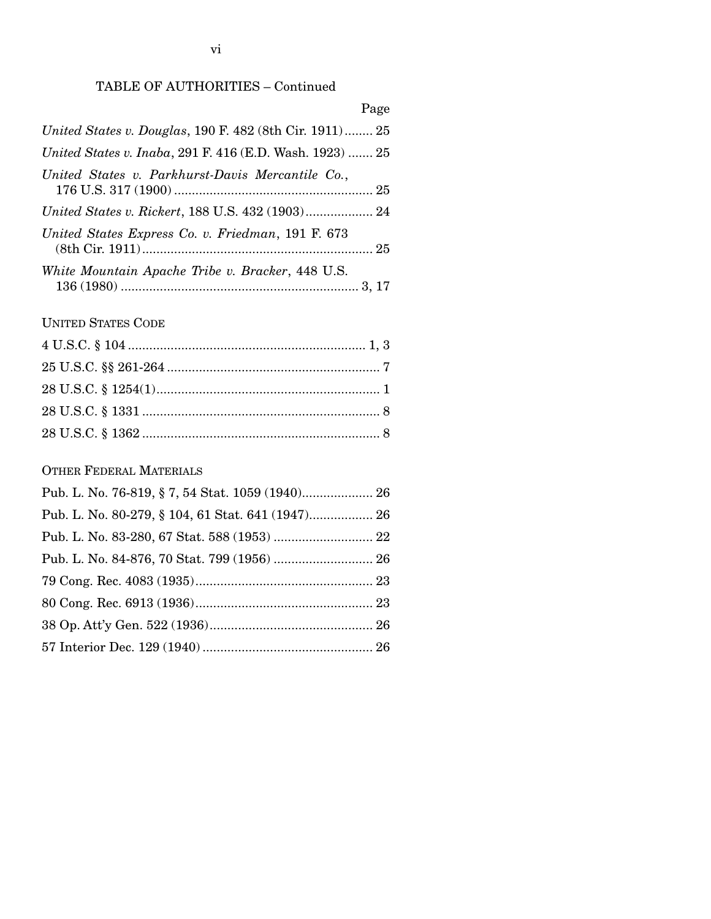TABLE OF AUTHORITIES – Continued

Page

*United States v. Douglas*, 190 F. 482 (8th Cir. 1911)........ 25

*United States v. Inaba*, 291 F. 416 (E.D. Wash. 1923) ....... 25

*United States v. Parkhurst-Davis Mercantile Co.*, 176 U.S. 317 (1900) ........................................................ 25

*United States v. Rickert*, 188 U.S. 432 (1903)................... 24

*United States Express Co. v. Friedman*, 191 F. 673 (8th Cir. 1911)................................................................. 25

*White Mountain Apache Tribe v. Bracker*, 448 U.S. 136 (1980) .................................................................. 3, 17

UNITED STATES CODE

4 U.S.C. § 104 .................................................................. 1, 3

25 U.S.C. §§ 261-264 ........................................................... 7

28 U.S.C. § 1254(1).............................................................. 1

28 U.S.C. § 1331 .................................................................. 8

28 U.S.C. § 1362 .................................................................. 8

OTHER FEDERAL MATERIALS

Pub. L. No. 76-819, § 7, 54 Stat. 1059 (1940).................... 26

Pub. L. No. 80-279, § 104, 61 Stat. 641 (1947).................. 26

Pub. L. No. 83-280, 67 Stat. 588 (1953) ............................ 22

Pub. L. No. 84-876, 70 Stat. 799 (1956) ............................ 26

79 Cong. Rec. 4083 (1935).................................................. 23

80 Cong. Rec. 6913 (1936).................................................. 23

38 Op. Att'y Gen. 522 (1936).............................................. 26

57 Interior Dec. 129 (1940) ................................................ 26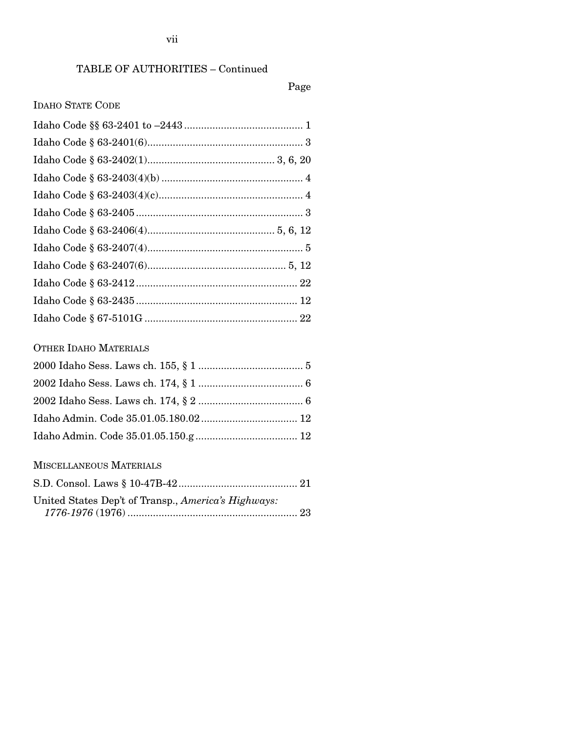TABLE OF AUTHORITIES – Continued

Page

IDAHO STATE CODE

Idaho Code §§ 63-2401 to –2443 .......................................... 1

Idaho Code § 63-2401(6)....................................................... 3

Idaho Code § 63-2402(1)............................................ 3, 6, 20

Idaho Code § 63-2403(4)(b) .................................................. 4

Idaho Code § 63-2403(4)(c)................................................... 4

Idaho Code § 63-2405 ........................................................... 3

Idaho Code § 63-2406(4)............................................ 5, 6, 12

Idaho Code § 63-2407(4)....................................................... 5

Idaho Code § 63-2407(6)................................................ 5, 12

Idaho Code § 63-2412 ......................................................... 22

Idaho Code § 63-2435 ......................................................... 12

Idaho Code § 67-5101G ...................................................... 22

OTHER IDAHO MATERIALS

2000 Idaho Sess. Laws ch. 155, § 1 ..................................... 5

2002 Idaho Sess. Laws ch. 174, § 1 ..................................... 6

2002 Idaho Sess. Laws ch. 174, § 2 ..................................... 6

Idaho Admin. Code 35.01.05.180.02 .................................. 12

Idaho Admin. Code 35.01.05.150.g .................................... 12

MISCELLANEOUS MATERIALS

S.D. Consol. Laws § 10-47B-42 .......................................... 21

United States Dep't of Transp., *America's Highways: 1776-1976* (1976) ............................................................ 23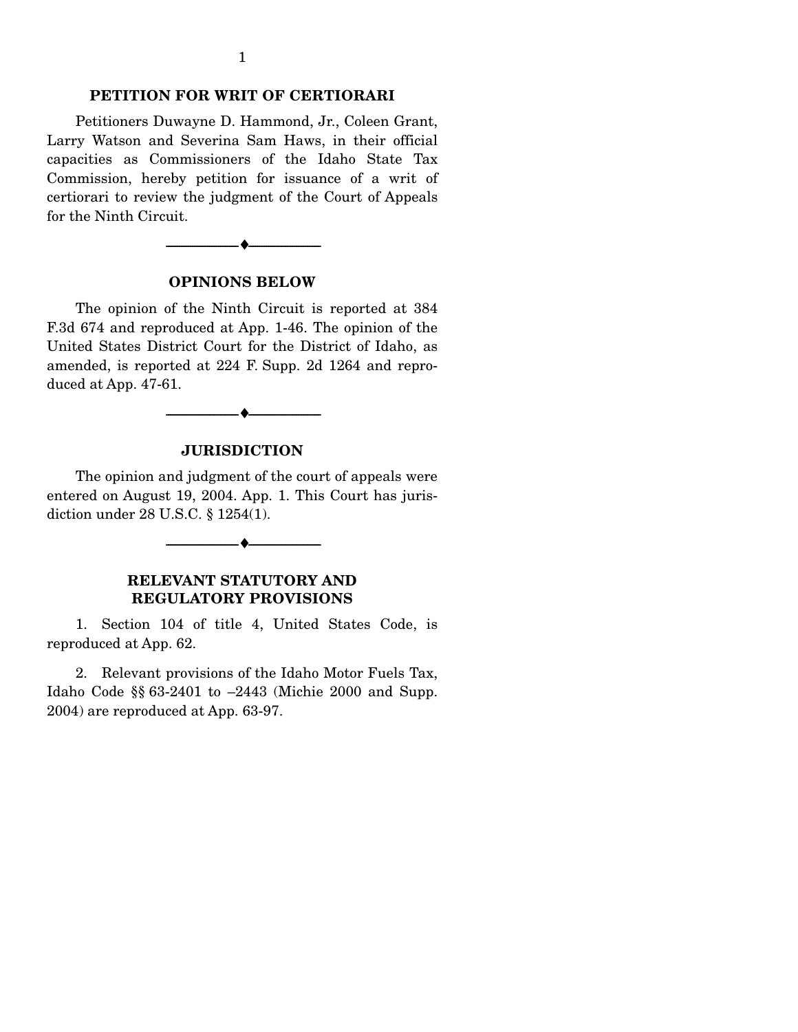## PETITION FOR WRIT OF CERTIORARI

Petitioners Duwayne D. Hammond, Jr., Coleen Grant, Larry Watson and Severina Sam Haws, in their official capacities as Commissioners of the Idaho State Tax Commission, hereby petition for issuance of a writ of certiorari to review the judgment of the Court of Appeals for the Ninth Circuit.

---

## OPINIONS BELOW

The opinion of the Ninth Circuit is reported at 384 F.3d 674 and reproduced at App. 1-46. The opinion of the United States District Court for the District of Idaho, as amended, is reported at 224 F. Supp. 2d 1264 and reproduced at App. 47-61.

---

## JURISDICTION

The opinion and judgment of the court of appeals were entered on August 19, 2004. App. 1. This Court has jurisdiction under 28 U.S.C. § 1254(1).

---

## RELEVANT STATUTORY AND REGULATORY PROVISIONS

1. Section 104 of title 4, United States Code, is reproduced at App. 62.

2. Relevant provisions of the Idaho Motor Fuels Tax, Idaho Code §§ 63-2401 to –2443 (Michie 2000 and Supp. 2004) are reproduced at App. 63-97.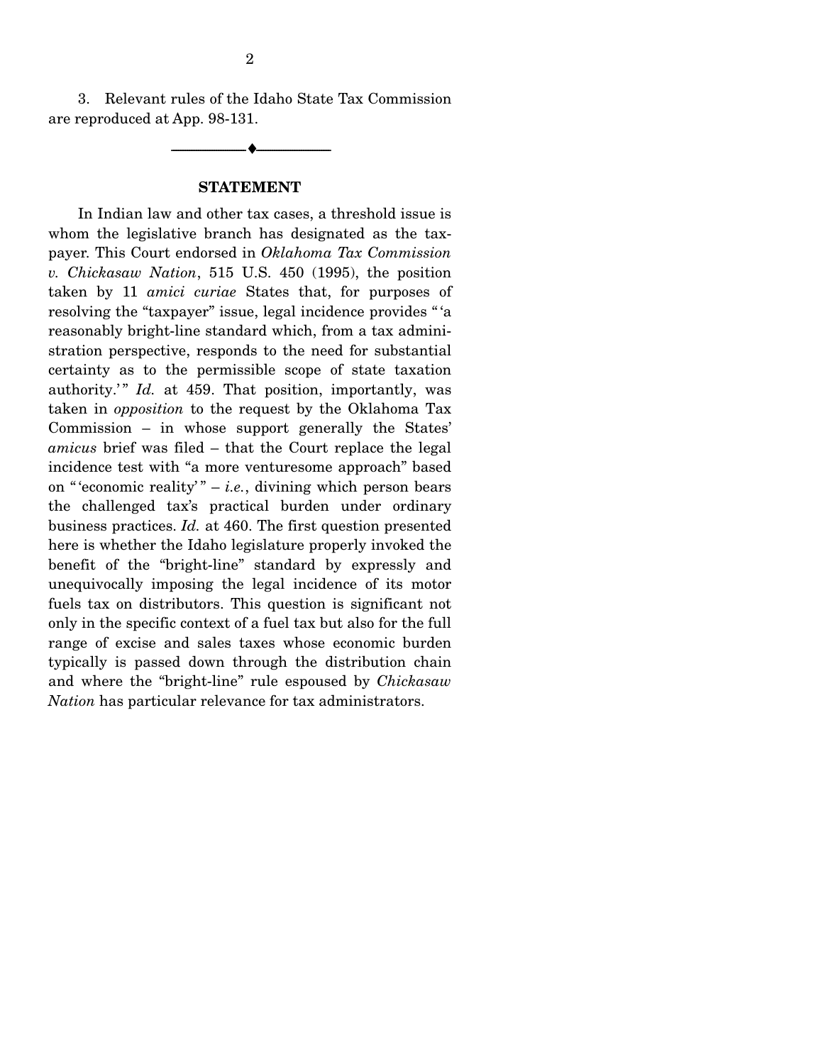3. Relevant rules of the Idaho State Tax Commission are reproduced at App. 98-131.

---

## STATEMENT

In Indian law and other tax cases, a threshold issue is whom the legislative branch has designated as the taxpayer. This Court endorsed in *Oklahoma Tax Commission v. Chickasaw Nation*, 515 U.S. 450 (1995), the position taken by 11 *amici curiae* States that, for purposes of resolving the "taxpayer" issue, legal incidence provides "'a reasonably bright-line standard which, from a tax administration perspective, responds to the need for substantial certainty as to the permissible scope of state taxation authority.'" *Id.* at 459. That position, importantly, was taken in *opposition* to the request by the Oklahoma Tax Commission – in whose support generally the States' *amicus* brief was filed – that the Court replace the legal incidence test with "a more venturesome approach" based on "'economic reality'" – *i.e.*, divining which person bears the challenged tax's practical burden under ordinary business practices. *Id.* at 460. The first question presented here is whether the Idaho legislature properly invoked the benefit of the "bright-line" standard by expressly and unequivocally imposing the legal incidence of its motor fuels tax on distributors. This question is significant not only in the specific context of a fuel tax but also for the full range of excise and sales taxes whose economic burden typically is passed down through the distribution chain and where the "bright-line" rule espoused by *Chickasaw Nation* has particular relevance for tax administrators.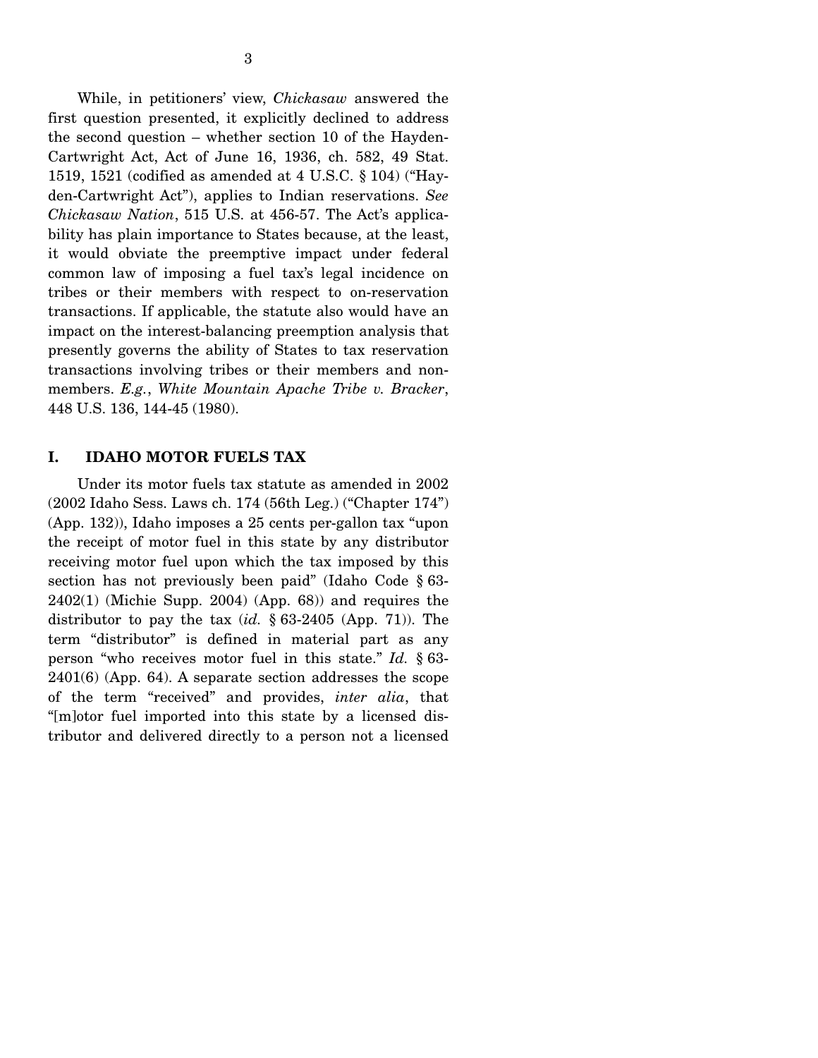While, in petitioners' view, *Chickasaw* answered the first question presented, it explicitly declined to address the second question – whether section 10 of the Hayden-Cartwright Act, Act of June 16, 1936, ch. 582, 49 Stat. 1519, 1521 (codified as amended at 4 U.S.C. § 104) ("Hayden-Cartwright Act"), applies to Indian reservations. *See Chickasaw Nation*, 515 U.S. at 456-57. The Act's applicability has plain importance to States because, at the least, it would obviate the preemptive impact under federal common law of imposing a fuel tax's legal incidence on tribes or their members with respect to on-reservation transactions. If applicable, the statute also would have an impact on the interest-balancing preemption analysis that presently governs the ability of States to tax reservation transactions involving tribes or their members and nonmembers. *E.g.*, *White Mountain Apache Tribe v. Bracker*, 448 U.S. 136, 144-45 (1980).

## I. IDAHO MOTOR FUELS TAX

Under its motor fuels tax statute as amended in 2002 (2002 Idaho Sess. Laws ch. 174 (56th Leg.) ("Chapter 174") (App. 132)), Idaho imposes a 25 cents per-gallon tax "upon the receipt of motor fuel in this state by any distributor receiving motor fuel upon which the tax imposed by this section has not previously been paid" (Idaho Code § 63-2402(1) (Michie Supp. 2004) (App. 68)) and requires the distributor to pay the tax (*id.* § 63-2405 (App. 71)). The term "distributor" is defined in material part as any person "who receives motor fuel in this state." *Id.* § 63-2401(6) (App. 64). A separate section addresses the scope of the term "received" and provides, *inter alia*, that "[m]otor fuel imported into this state by a licensed distributor and delivered directly to a person not a licensed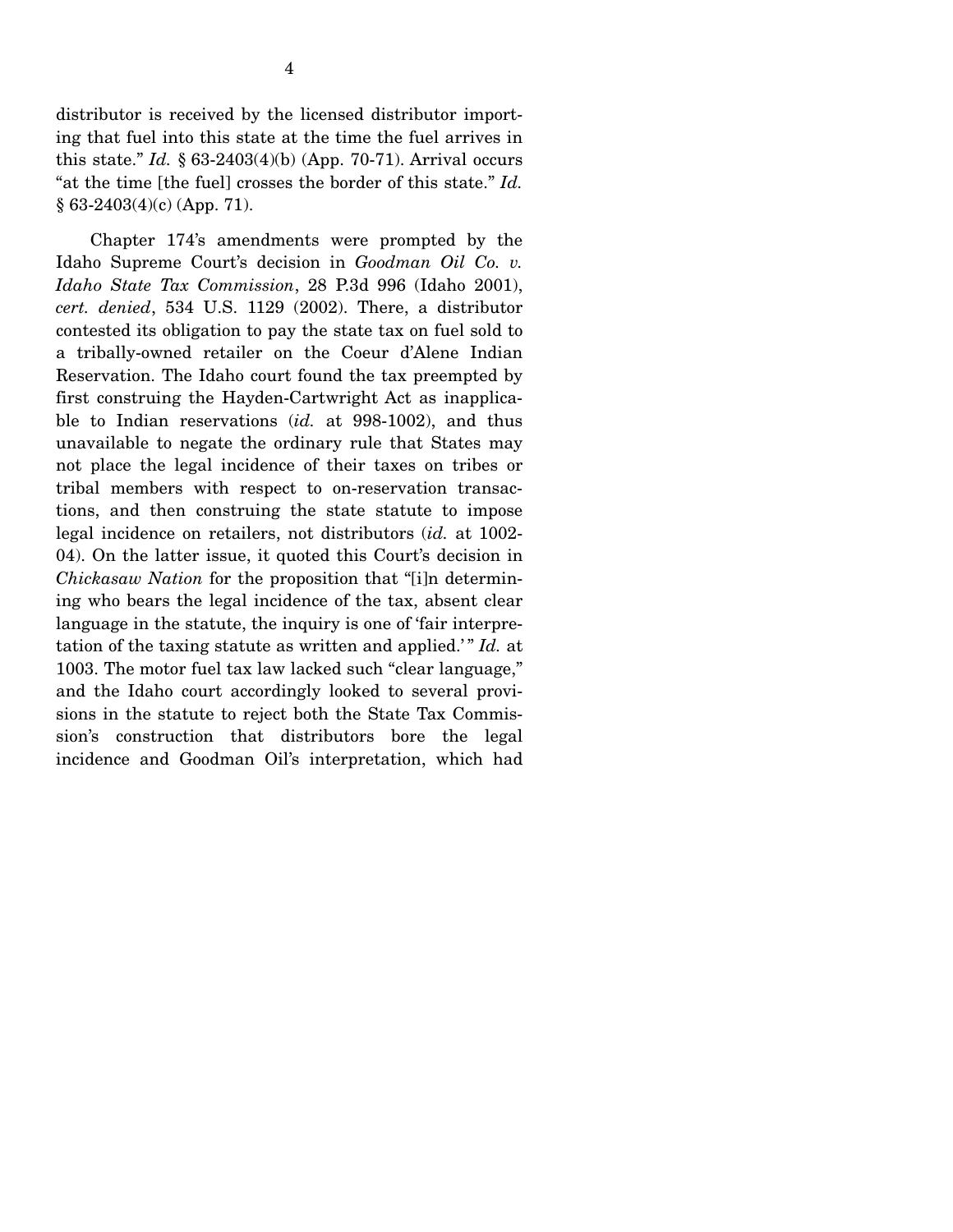distributor is received by the licensed distributor importing that fuel into this state at the time the fuel arrives in this state." *Id.* § 63-2403(4)(b) (App. 70-71). Arrival occurs "at the time [the fuel] crosses the border of this state." *Id.* § 63-2403(4)(c) (App. 71).

Chapter 174's amendments were prompted by the Idaho Supreme Court's decision in *Goodman Oil Co. v. Idaho State Tax Commission*, 28 P.3d 996 (Idaho 2001), *cert. denied*, 534 U.S. 1129 (2002). There, a distributor contested its obligation to pay the state tax on fuel sold to a tribally-owned retailer on the Coeur d'Alene Indian Reservation. The Idaho court found the tax preempted by first construing the Hayden-Cartwright Act as inapplicable to Indian reservations (*id.* at 998-1002), and thus unavailable to negate the ordinary rule that States may not place the legal incidence of their taxes on tribes or tribal members with respect to on-reservation transactions, and then construing the state statute to impose legal incidence on retailers, not distributors (*id.* at 1002-04). On the latter issue, it quoted this Court's decision in *Chickasaw Nation* for the proposition that "[i]n determining who bears the legal incidence of the tax, absent clear language in the statute, the inquiry is one of 'fair interpretation of the taxing statute as written and applied.'" *Id.* at 1003. The motor fuel tax law lacked such "clear language," and the Idaho court accordingly looked to several provisions in the statute to reject both the State Tax Commission's construction that distributors bore the legal incidence and Goodman Oil's interpretation, which had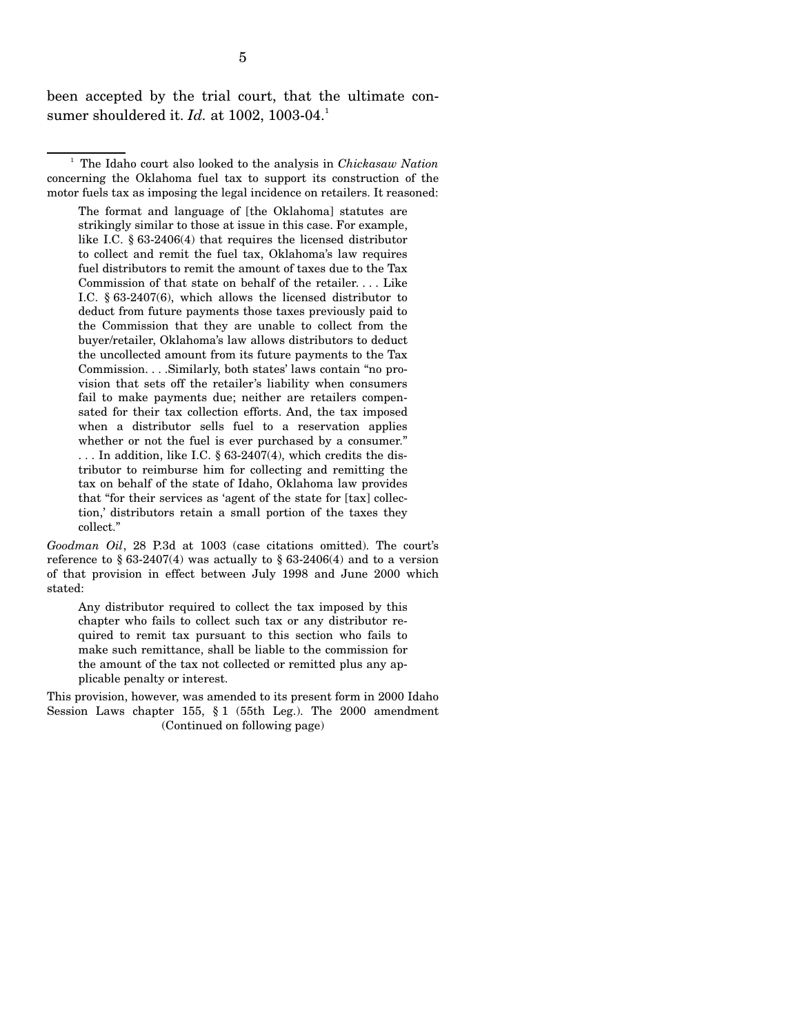been accepted by the trial court, that the ultimate consumer shouldered it. *Id.* at 1002, 1003-04.[1]

---

[1] The Idaho court also looked to the analysis in *Chickasaw Nation* concerning the Oklahoma fuel tax to support its construction of the motor fuels tax as imposing the legal incidence on retailers. It reasoned:

> The format and language of [the Oklahoma] statutes are strikingly similar to those at issue in this case. For example, like I.C. § 63-2406(4) that requires the licensed distributor to collect and remit the fuel tax, Oklahoma's law requires fuel distributors to remit the amount of taxes due to the Tax Commission of that state on behalf of the retailer. . . . Like I.C. § 63-2407(6), which allows the licensed distributor to deduct from future payments those taxes previously paid to the Commission that they are unable to collect from the buyer/retailer, Oklahoma's law allows distributors to deduct the uncollected amount from its future payments to the Tax Commission. . . .Similarly, both states' laws contain "no provision that sets off the retailer's liability when consumers fail to make payments due; neither are retailers compensated for their tax collection efforts. And, the tax imposed when a distributor sells fuel to a reservation applies whether or not the fuel is ever purchased by a consumer." . . . In addition, like I.C. § 63-2407(4), which credits the distributor to reimburse him for collecting and remitting the tax on behalf of the state of Idaho, Oklahoma law provides that "for their services as 'agent of the state for [tax] collection,' distributors retain a small portion of the taxes they collect."

*Goodman Oil*, 28 P.3d at 1003 (case citations omitted). The court's reference to § 63-2407(4) was actually to § 63-2406(4) and to a version of that provision in effect between July 1998 and June 2000 which stated:

> Any distributor required to collect the tax imposed by this chapter who fails to collect such tax or any distributor required to remit tax pursuant to this section who fails to make such remittance, shall be liable to the commission for the amount of the tax not collected or remitted plus any applicable penalty or interest.

This provision, however, was amended to its present form in 2000 Idaho Session Laws chapter 155, § 1 (55th Leg.). The 2000 amendment

(Continued on following page)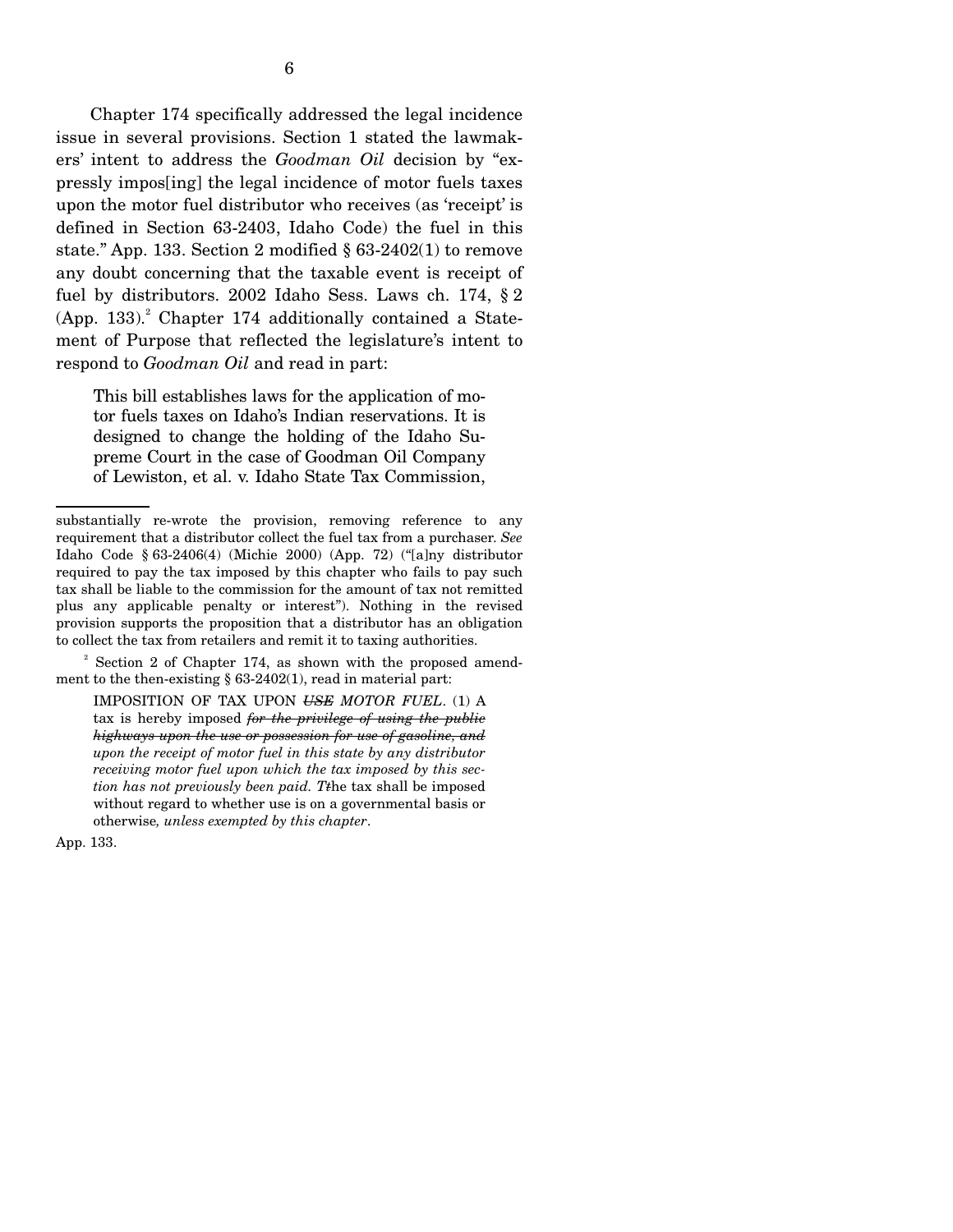Chapter 174 specifically addressed the legal incidence issue in several provisions. Section 1 stated the lawmakers' intent to address the *Goodman Oil* decision by "expressly impos[ing] the legal incidence of motor fuels taxes upon the motor fuel distributor who receives (as 'receipt' is defined in Section 63-2403, Idaho Code) the fuel in this state." App. 133. Section 2 modified § 63-2402(1) to remove any doubt concerning that the taxable event is receipt of fuel by distributors. 2002 Idaho Sess. Laws ch. 174, § 2 (App. 133).[2] Chapter 174 additionally contained a Statement of Purpose that reflected the legislature's intent to respond to *Goodman Oil* and read in part:

> This bill establishes laws for the application of motor fuels taxes on Idaho's Indian reservations. It is designed to change the holding of the Idaho Supreme Court in the case of Goodman Oil Company of Lewiston, et al. v. Idaho State Tax Commission,

---

substantially re-wrote the provision, removing reference to any requirement that a distributor collect the fuel tax from a purchaser. *See* Idaho Code § 63-2406(4) (Michie 2000) (App. 72) ("[a]ny distributor required to pay the tax imposed by this chapter who fails to pay such tax shall be liable to the commission for the amount of tax not remitted plus any applicable penalty or interest"). Nothing in the revised provision supports the proposition that a distributor has an obligation to collect the tax from retailers and remit it to taxing authorities.

[2] Section 2 of Chapter 174, as shown with the proposed amendment to the then-existing § 63-2402(1), read in material part:

> IMPOSITION OF TAX UPON ~~USE~~ *MOTOR FUEL*. (1) A tax is hereby imposed ~~*for the privilege of using the public highways upon the use or possession for use of gasoline, and*~~ *upon the receipt of motor fuel in this state by any distributor receiving motor fuel upon which the tax imposed by this section has not previously been paid. T*~~t~~he tax shall be imposed without regard to whether use is on a governmental basis or otherwise*, unless exempted by this chapter*.

App. 133.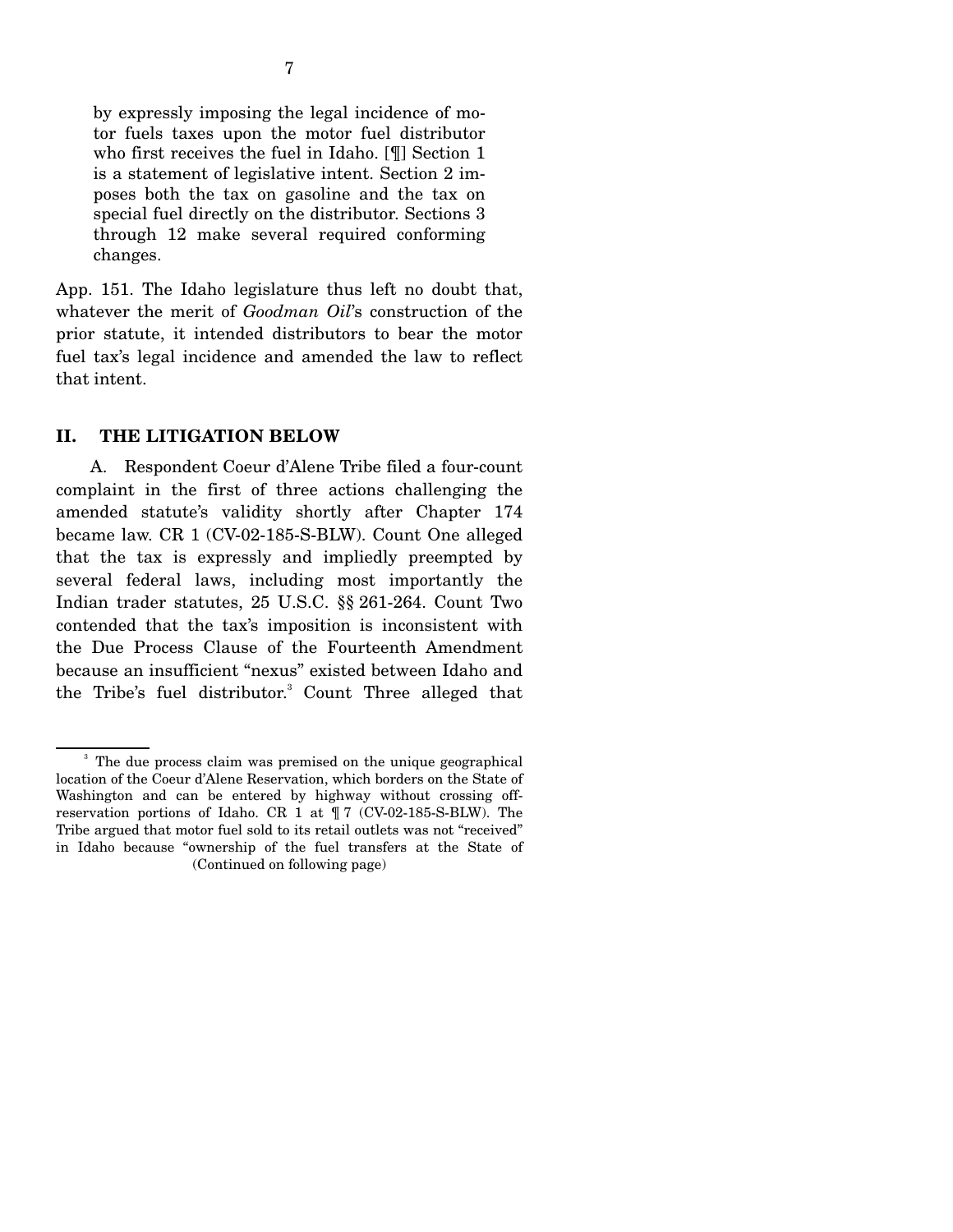> by expressly imposing the legal incidence of motor fuels taxes upon the motor fuel distributor who first receives the fuel in Idaho. [¶] Section 1 is a statement of legislative intent. Section 2 imposes both the tax on gasoline and the tax on special fuel directly on the distributor. Sections 3 through 12 make several required conforming changes.

App. 151. The Idaho legislature thus left no doubt that, whatever the merit of *Goodman Oil*'s construction of the prior statute, it intended distributors to bear the motor fuel tax's legal incidence and amended the law to reflect that intent.

## II. THE LITIGATION BELOW

A. Respondent Coeur d'Alene Tribe filed a four-count complaint in the first of three actions challenging the amended statute's validity shortly after Chapter 174 became law. CR 1 (CV-02-185-S-BLW). Count One alleged that the tax is expressly and impliedly preempted by several federal laws, including most importantly the Indian trader statutes, 25 U.S.C. §§ 261-264. Count Two contended that the tax's imposition is inconsistent with the Due Process Clause of the Fourteenth Amendment because an insufficient "nexus" existed between Idaho and the Tribe's fuel distributor.[3] Count Three alleged that

[3] The due process claim was premised on the unique geographical location of the Coeur d'Alene Reservation, which borders on the State of Washington and can be entered by highway without crossing off-reservation portions of Idaho. CR 1 at ¶ 7 (CV-02-185-S-BLW). The Tribe argued that motor fuel sold to its retail outlets was not "received" in Idaho because "ownership of the fuel transfers at the State of

(Continued on following page)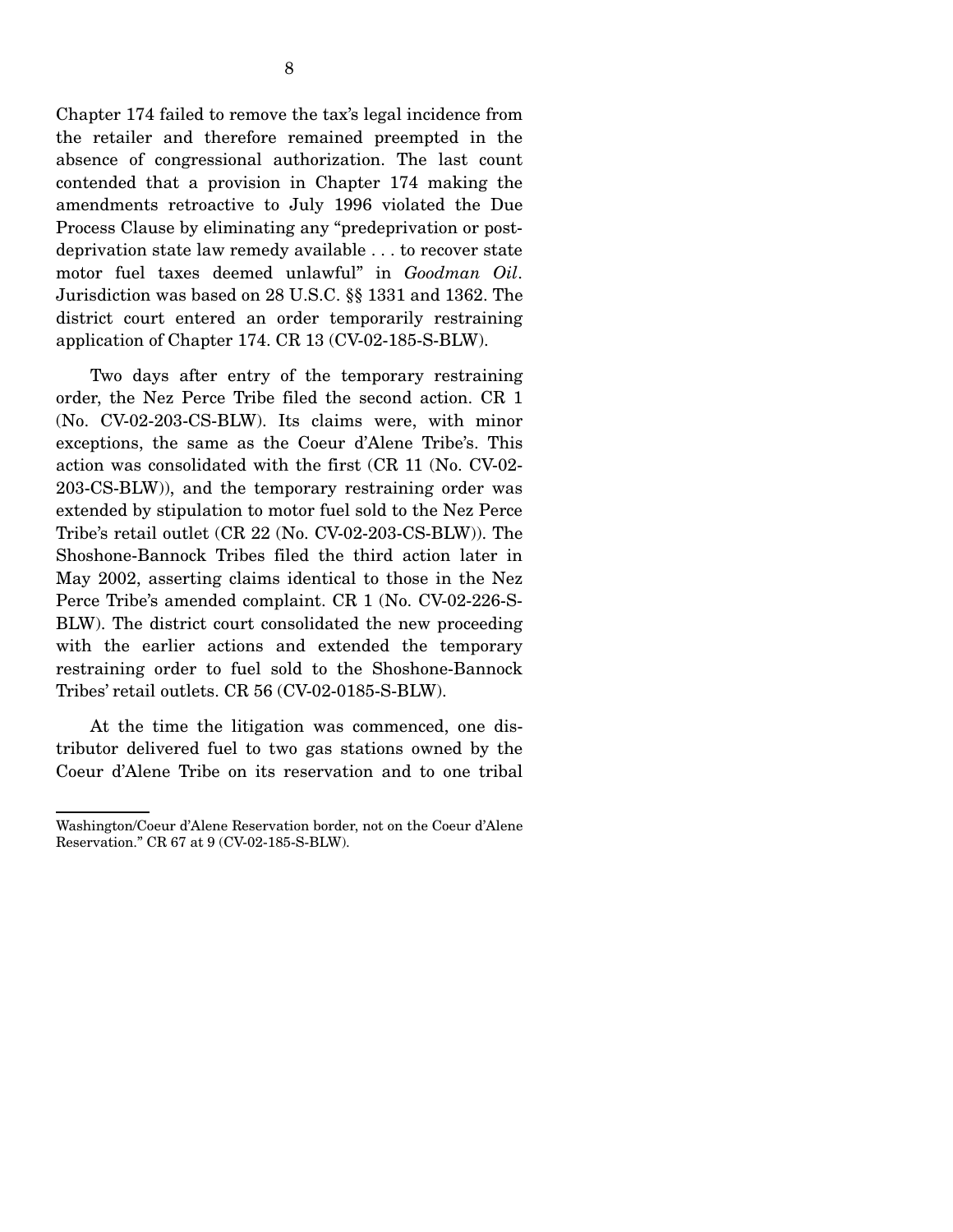Chapter 174 failed to remove the tax's legal incidence from the retailer and therefore remained preempted in the absence of congressional authorization. The last count contended that a provision in Chapter 174 making the amendments retroactive to July 1996 violated the Due Process Clause by eliminating any "predeprivation or post-deprivation state law remedy available . . . to recover state motor fuel taxes deemed unlawful" in *Goodman Oil*. Jurisdiction was based on 28 U.S.C. §§ 1331 and 1362. The district court entered an order temporarily restraining application of Chapter 174. CR 13 (CV-02-185-S-BLW).

Two days after entry of the temporary restraining order, the Nez Perce Tribe filed the second action. CR 1 (No. CV-02-203-CS-BLW). Its claims were, with minor exceptions, the same as the Coeur d'Alene Tribe's. This action was consolidated with the first (CR 11 (No. CV-02-203-CS-BLW)), and the temporary restraining order was extended by stipulation to motor fuel sold to the Nez Perce Tribe's retail outlet (CR 22 (No. CV-02-203-CS-BLW)). The Shoshone-Bannock Tribes filed the third action later in May 2002, asserting claims identical to those in the Nez Perce Tribe's amended complaint. CR 1 (No. CV-02-226-S-BLW). The district court consolidated the new proceeding with the earlier actions and extended the temporary restraining order to fuel sold to the Shoshone-Bannock Tribes' retail outlets. CR 56 (CV-02-0185-S-BLW).

At the time the litigation was commenced, one distributor delivered fuel to two gas stations owned by the Coeur d'Alene Tribe on its reservation and to one tribal

---

Washington/Coeur d'Alene Reservation border, not on the Coeur d'Alene Reservation." CR 67 at 9 (CV-02-185-S-BLW).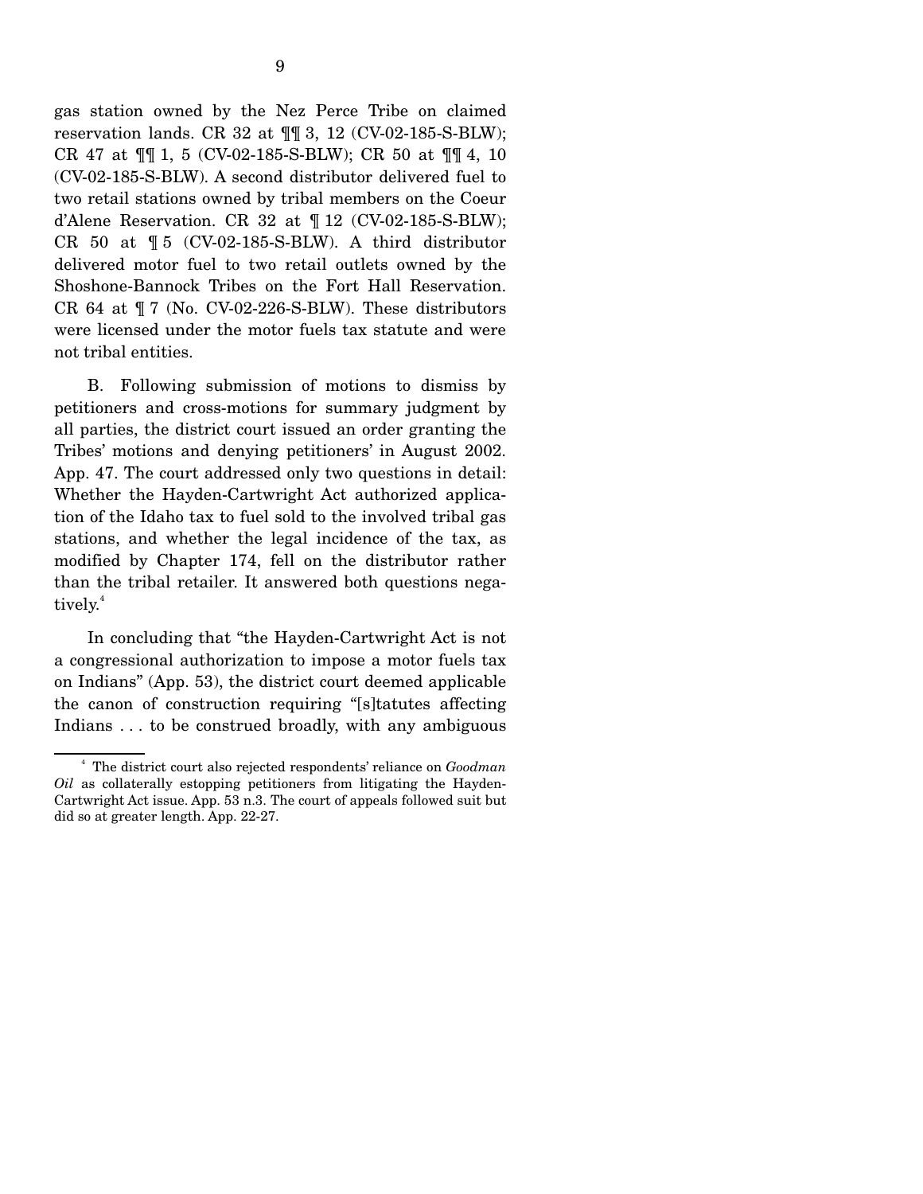gas station owned by the Nez Perce Tribe on claimed reservation lands. CR 32 at ¶¶ 3, 12 (CV-02-185-S-BLW); CR 47 at ¶¶ 1, 5 (CV-02-185-S-BLW); CR 50 at ¶¶ 4, 10 (CV-02-185-S-BLW). A second distributor delivered fuel to two retail stations owned by tribal members on the Coeur d'Alene Reservation. CR 32 at ¶ 12 (CV-02-185-S-BLW); CR 50 at ¶ 5 (CV-02-185-S-BLW). A third distributor delivered motor fuel to two retail outlets owned by the Shoshone-Bannock Tribes on the Fort Hall Reservation. CR 64 at ¶ 7 (No. CV-02-226-S-BLW). These distributors were licensed under the motor fuels tax statute and were not tribal entities.

B. Following submission of motions to dismiss by petitioners and cross-motions for summary judgment by all parties, the district court issued an order granting the Tribes' motions and denying petitioners' in August 2002. App. 47. The court addressed only two questions in detail: Whether the Hayden-Cartwright Act authorized application of the Idaho tax to fuel sold to the involved tribal gas stations, and whether the legal incidence of the tax, as modified by Chapter 174, fell on the distributor rather than the tribal retailer. It answered both questions negatively.[4]

In concluding that "the Hayden-Cartwright Act is not a congressional authorization to impose a motor fuels tax on Indians" (App. 53), the district court deemed applicable the canon of construction requiring "[s]tatutes affecting Indians . . . to be construed broadly, with any ambiguous

[4] The district court also rejected respondents' reliance on *Goodman Oil* as collaterally estopping petitioners from litigating the Hayden-Cartwright Act issue. App. 53 n.3. The court of appeals followed suit but did so at greater length. App. 22-27.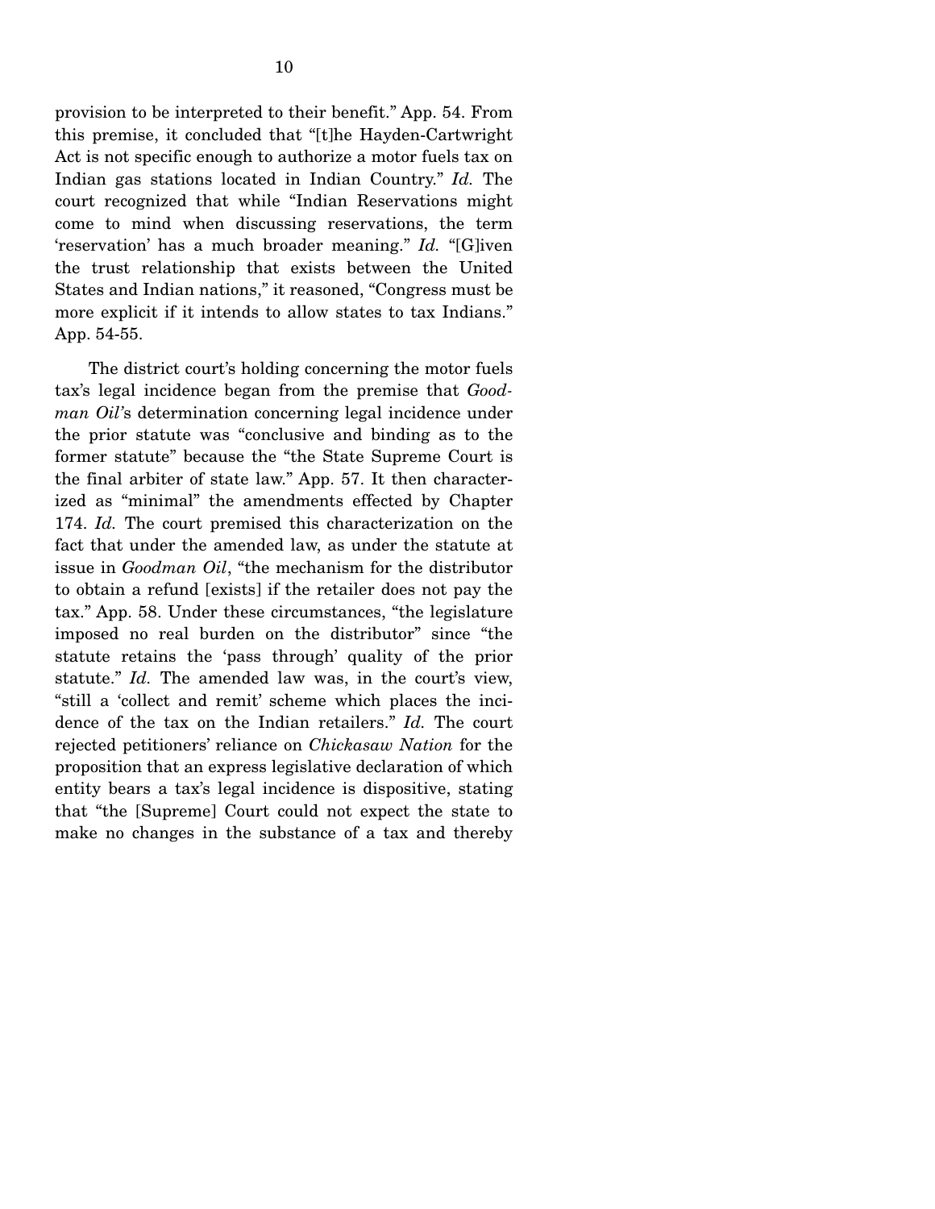provision to be interpreted to their benefit." App. 54. From this premise, it concluded that "[t]he Hayden-Cartwright Act is not specific enough to authorize a motor fuels tax on Indian gas stations located in Indian Country." *Id.* The court recognized that while "Indian Reservations might come to mind when discussing reservations, the term 'reservation' has a much broader meaning." *Id.* "[G]iven the trust relationship that exists between the United States and Indian nations," it reasoned, "Congress must be more explicit if it intends to allow states to tax Indians." App. 54-55.

The district court's holding concerning the motor fuels tax's legal incidence began from the premise that *Goodman Oil*'s determination concerning legal incidence under the prior statute was "conclusive and binding as to the former statute" because the "the State Supreme Court is the final arbiter of state law." App. 57. It then characterized as "minimal" the amendments effected by Chapter 174. *Id.* The court premised this characterization on the fact that under the amended law, as under the statute at issue in *Goodman Oil*, "the mechanism for the distributor to obtain a refund [exists] if the retailer does not pay the tax." App. 58. Under these circumstances, "the legislature imposed no real burden on the distributor" since "the statute retains the 'pass through' quality of the prior statute." *Id.* The amended law was, in the court's view, "still a 'collect and remit' scheme which places the incidence of the tax on the Indian retailers." *Id.* The court rejected petitioners' reliance on *Chickasaw Nation* for the proposition that an express legislative declaration of which entity bears a tax's legal incidence is dispositive, stating that "the [Supreme] Court could not expect the state to make no changes in the substance of a tax and thereby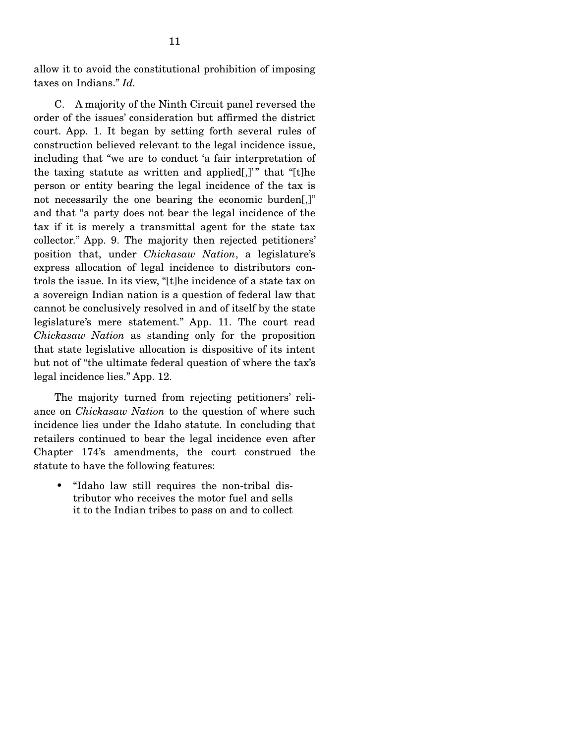allow it to avoid the constitutional prohibition of imposing taxes on Indians." *Id.*

C. A majority of the Ninth Circuit panel reversed the order of the issues' consideration but affirmed the district court. App. 1. It began by setting forth several rules of construction believed relevant to the legal incidence issue, including that "we are to conduct 'a fair interpretation of the taxing statute as written and applied[,]'" that "[t]he person or entity bearing the legal incidence of the tax is not necessarily the one bearing the economic burden[,]" and that "a party does not bear the legal incidence of the tax if it is merely a transmittal agent for the state tax collector." App. 9. The majority then rejected petitioners' position that, under *Chickasaw Nation*, a legislature's express allocation of legal incidence to distributors controls the issue. In its view, "[t]he incidence of a state tax on a sovereign Indian nation is a question of federal law that cannot be conclusively resolved in and of itself by the state legislature's mere statement." App. 11. The court read *Chickasaw Nation* as standing only for the proposition that state legislative allocation is dispositive of its intent but not of "the ultimate federal question of where the tax's legal incidence lies." App. 12.

The majority turned from rejecting petitioners' reliance on *Chickasaw Nation* to the question of where such incidence lies under the Idaho statute. In concluding that retailers continued to bear the legal incidence even after Chapter 174's amendments, the court construed the statute to have the following features:

- "Idaho law still requires the non-tribal distributor who receives the motor fuel and sells it to the Indian tribes to pass on and to collect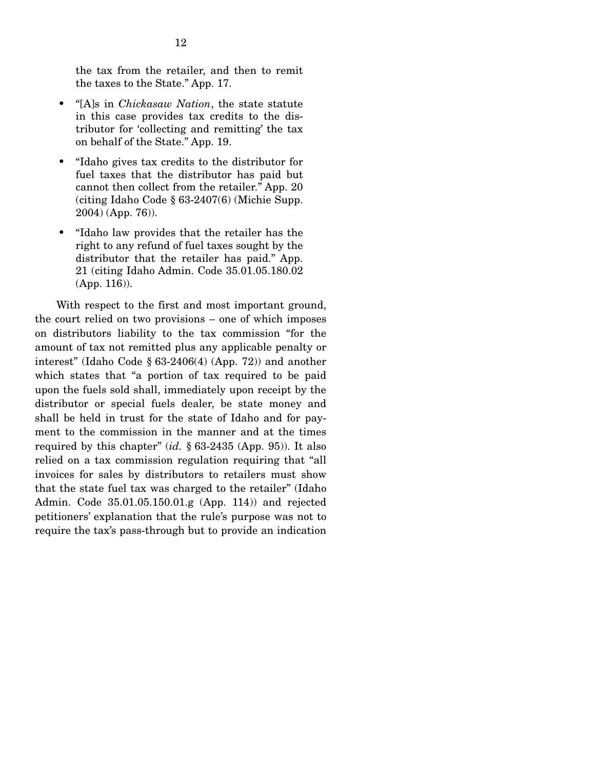the tax from the retailer, and then to remit the taxes to the State." App. 17.

- "[A]s in *Chickasaw Nation*, the state statute in this case provides tax credits to the distributor for 'collecting and remitting' the tax on behalf of the State." App. 19.
- "Idaho gives tax credits to the distributor for fuel taxes that the distributor has paid but cannot then collect from the retailer." App. 20 (citing Idaho Code § 63-2407(6) (Michie Supp. 2004) (App. 76)).
- "Idaho law provides that the retailer has the right to any refund of fuel taxes sought by the distributor that the retailer has paid." App. 21 (citing Idaho Admin. Code 35.01.05.180.02 (App. 116)).

With respect to the first and most important ground, the court relied on two provisions – one of which imposes on distributors liability to the tax commission "for the amount of tax not remitted plus any applicable penalty or interest" (Idaho Code § 63-2406(4) (App. 72)) and another which states that "a portion of tax required to be paid upon the fuels sold shall, immediately upon receipt by the distributor or special fuels dealer, be state money and shall be held in trust for the state of Idaho and for payment to the commission in the manner and at the times required by this chapter" (*id.* § 63-2435 (App. 95)). It also relied on a tax commission regulation requiring that "all invoices for sales by distributors to retailers must show that the state fuel tax was charged to the retailer" (Idaho Admin. Code 35.01.05.150.01.g (App. 114)) and rejected petitioners' explanation that the rule's purpose was not to require the tax's pass-through but to provide an indication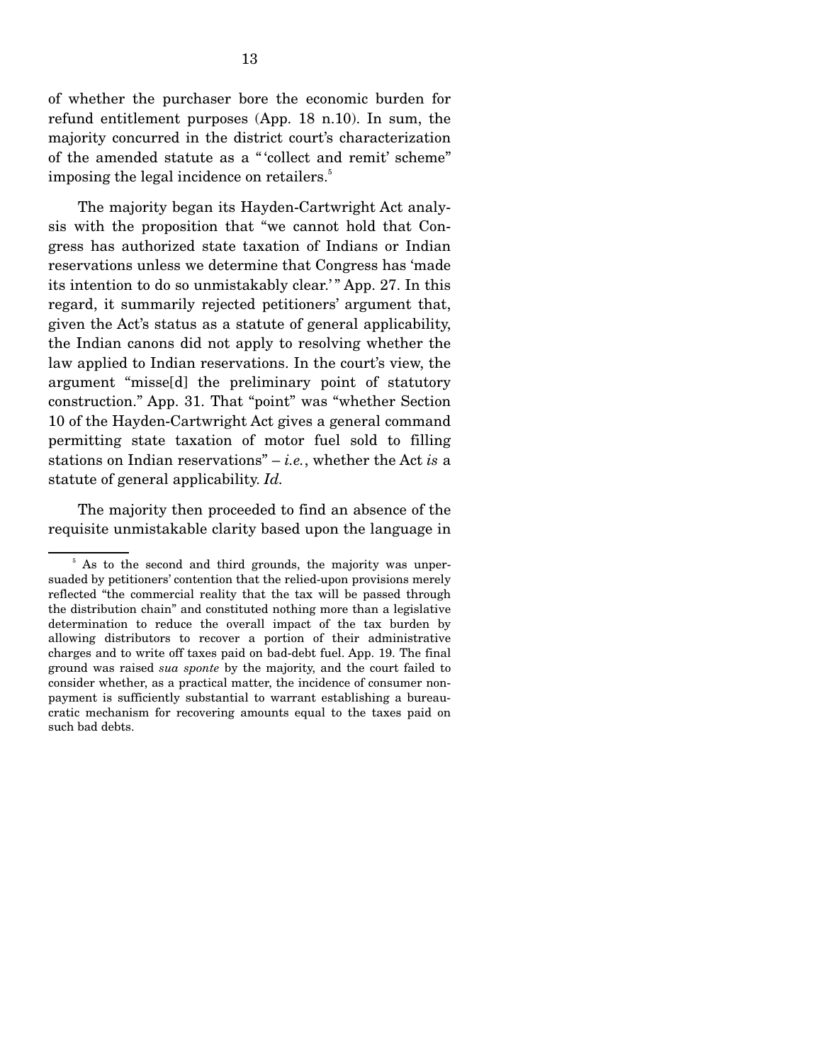of whether the purchaser bore the economic burden for refund entitlement purposes (App. 18 n.10). In sum, the majority concurred in the district court's characterization of the amended statute as a "'collect and remit' scheme" imposing the legal incidence on retailers.[5]

The majority began its Hayden-Cartwright Act analysis with the proposition that "we cannot hold that Congress has authorized state taxation of Indians or Indian reservations unless we determine that Congress has 'made its intention to do so unmistakably clear.'" App. 27. In this regard, it summarily rejected petitioners' argument that, given the Act's status as a statute of general applicability, the Indian canons did not apply to resolving whether the law applied to Indian reservations. In the court's view, the argument "misse[d] the preliminary point of statutory construction." App. 31. That "point" was "whether Section 10 of the Hayden-Cartwright Act gives a general command permitting state taxation of motor fuel sold to filling stations on Indian reservations" – *i.e.*, whether the Act *is* a statute of general applicability. *Id.*

The majority then proceeded to find an absence of the requisite unmistakable clarity based upon the language in

---

[5] As to the second and third grounds, the majority was unpersuaded by petitioners' contention that the relied-upon provisions merely reflected "the commercial reality that the tax will be passed through the distribution chain" and constituted nothing more than a legislative determination to reduce the overall impact of the tax burden by allowing distributors to recover a portion of their administrative charges and to write off taxes paid on bad-debt fuel. App. 19. The final ground was raised *sua sponte* by the majority, and the court failed to consider whether, as a practical matter, the incidence of consumer nonpayment is sufficiently substantial to warrant establishing a bureaucratic mechanism for recovering amounts equal to the taxes paid on such bad debts.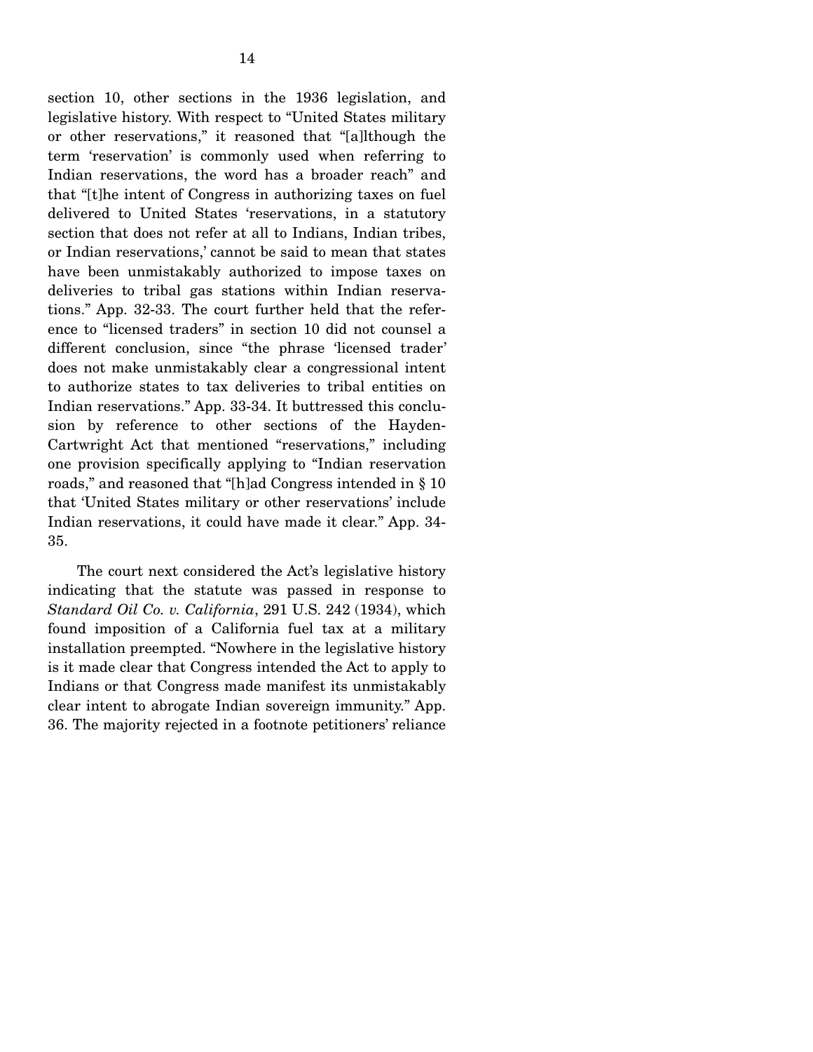section 10, other sections in the 1936 legislation, and legislative history. With respect to "United States military or other reservations," it reasoned that "[a]lthough the term 'reservation' is commonly used when referring to Indian reservations, the word has a broader reach" and that "[t]he intent of Congress in authorizing taxes on fuel delivered to United States 'reservations, in a statutory section that does not refer at all to Indians, Indian tribes, or Indian reservations,' cannot be said to mean that states have been unmistakably authorized to impose taxes on deliveries to tribal gas stations within Indian reservations." App. 32-33. The court further held that the reference to "licensed traders" in section 10 did not counsel a different conclusion, since "the phrase 'licensed trader' does not make unmistakably clear a congressional intent to authorize states to tax deliveries to tribal entities on Indian reservations." App. 33-34. It buttressed this conclusion by reference to other sections of the Hayden-Cartwright Act that mentioned "reservations," including one provision specifically applying to "Indian reservation roads," and reasoned that "[h]ad Congress intended in § 10 that 'United States military or other reservations' include Indian reservations, it could have made it clear." App. 34-35.

The court next considered the Act's legislative history indicating that the statute was passed in response to *Standard Oil Co. v. California*, 291 U.S. 242 (1934), which found imposition of a California fuel tax at a military installation preempted. "Nowhere in the legislative history is it made clear that Congress intended the Act to apply to Indians or that Congress made manifest its unmistakably clear intent to abrogate Indian sovereign immunity." App. 36. The majority rejected in a footnote petitioners' reliance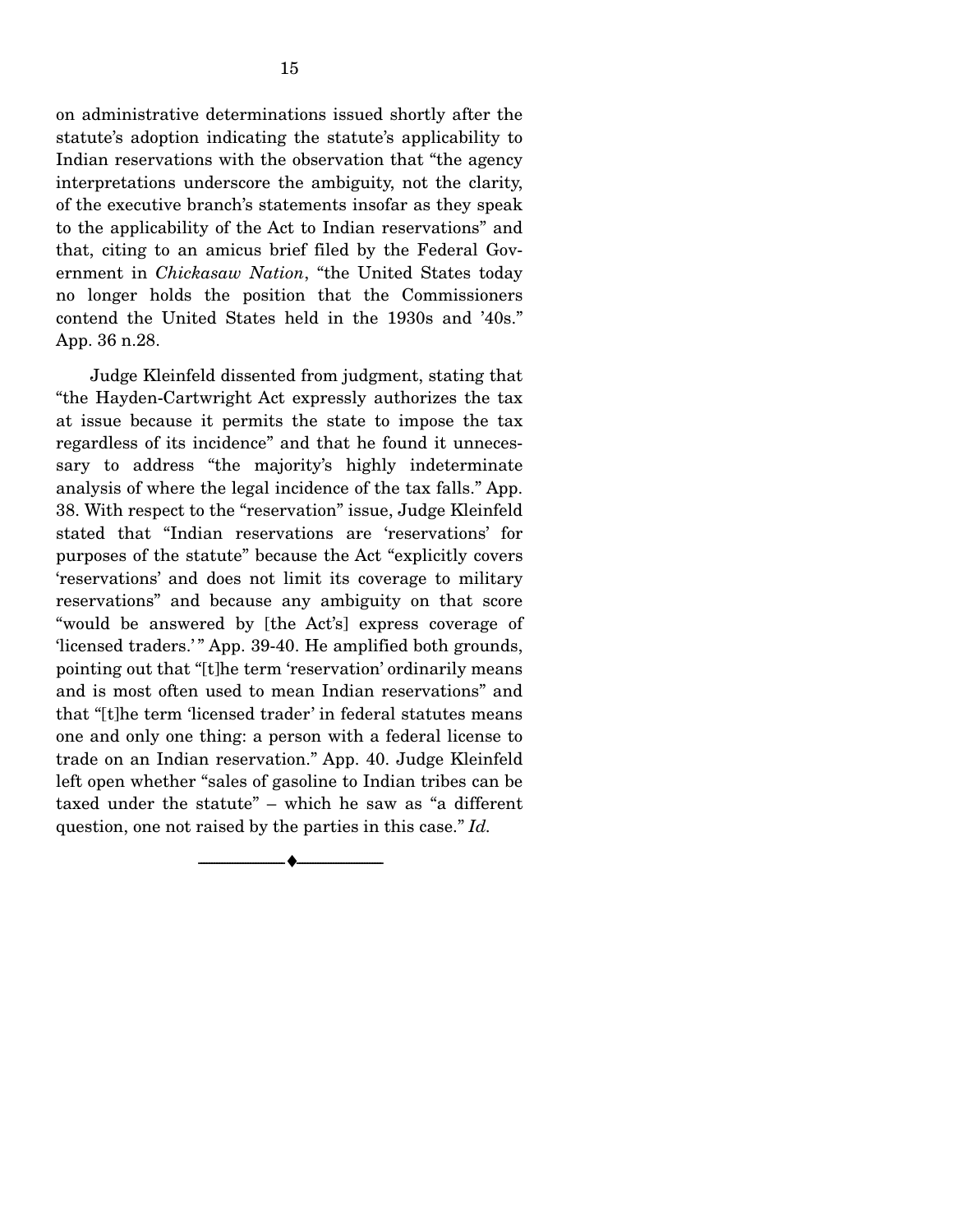on administrative determinations issued shortly after the statute's adoption indicating the statute's applicability to Indian reservations with the observation that "the agency interpretations underscore the ambiguity, not the clarity, of the executive branch's statements insofar as they speak to the applicability of the Act to Indian reservations" and that, citing to an amicus brief filed by the Federal Government in *Chickasaw Nation*, "the United States today no longer holds the position that the Commissioners contend the United States held in the 1930s and '40s." App. 36 n.28.

Judge Kleinfeld dissented from judgment, stating that "the Hayden-Cartwright Act expressly authorizes the tax at issue because it permits the state to impose the tax regardless of its incidence" and that he found it unnecessary to address "the majority's highly indeterminate analysis of where the legal incidence of the tax falls." App. 38. With respect to the "reservation" issue, Judge Kleinfeld stated that "Indian reservations are 'reservations' for purposes of the statute" because the Act "explicitly covers 'reservations' and does not limit its coverage to military reservations" and because any ambiguity on that score "would be answered by [the Act's] express coverage of 'licensed traders.'" App. 39-40. He amplified both grounds, pointing out that "[t]he term 'reservation' ordinarily means and is most often used to mean Indian reservations" and that "[t]he term 'licensed trader' in federal statutes means one and only one thing: a person with a federal license to trade on an Indian reservation." App. 40. Judge Kleinfeld left open whether "sales of gasoline to Indian tribes can be taxed under the statute" – which he saw as "a different question, one not raised by the parties in this case." *Id.*

---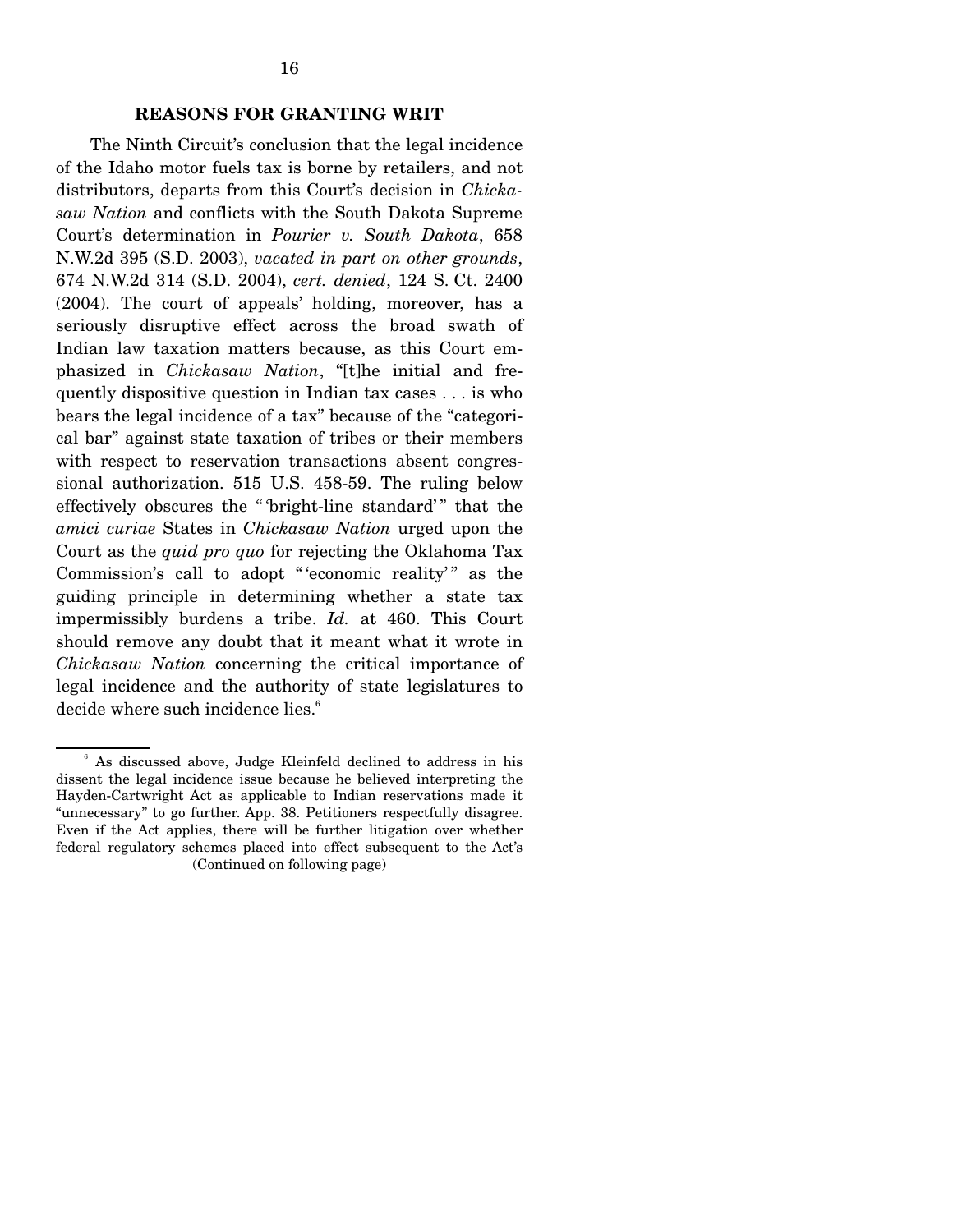## REASONS FOR GRANTING WRIT

The Ninth Circuit's conclusion that the legal incidence of the Idaho motor fuels tax is borne by retailers, and not distributors, departs from this Court's decision in *Chickasaw Nation* and conflicts with the South Dakota Supreme Court's determination in *Pourier v. South Dakota*, 658 N.W.2d 395 (S.D. 2003), *vacated in part on other grounds*, 674 N.W.2d 314 (S.D. 2004), *cert. denied*, 124 S. Ct. 2400 (2004). The court of appeals' holding, moreover, has a seriously disruptive effect across the broad swath of Indian law taxation matters because, as this Court emphasized in *Chickasaw Nation*, "[t]he initial and frequently dispositive question in Indian tax cases . . . is who bears the legal incidence of a tax" because of the "categorical bar" against state taxation of tribes or their members with respect to reservation transactions absent congressional authorization. 515 U.S. 458-59. The ruling below effectively obscures the " 'bright-line standard' " that the *amici curiae* States in *Chickasaw Nation* urged upon the Court as the *quid pro quo* for rejecting the Oklahoma Tax Commission's call to adopt " 'economic reality' " as the guiding principle in determining whether a state tax impermissibly burdens a tribe. *Id.* at 460. This Court should remove any doubt that it meant what it wrote in *Chickasaw Nation* concerning the critical importance of legal incidence and the authority of state legislatures to decide where such incidence lies.[6]

[6] As discussed above, Judge Kleinfeld declined to address in his dissent the legal incidence issue because he believed interpreting the Hayden-Cartwright Act as applicable to Indian reservations made it "unnecessary" to go further. App. 38. Petitioners respectfully disagree. Even if the Act applies, there will be further litigation over whether federal regulatory schemes placed into effect subsequent to the Act's

(Continued on following page)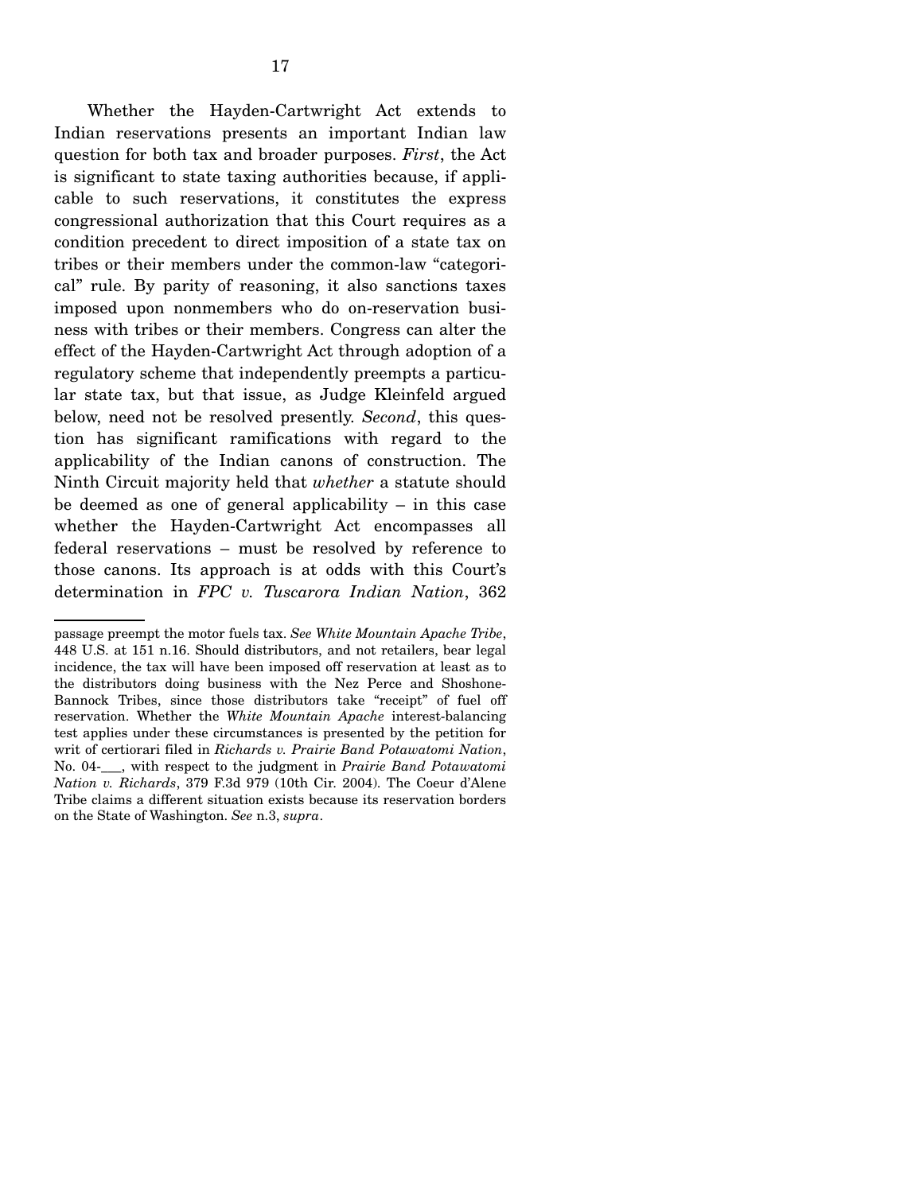Whether the Hayden-Cartwright Act extends to Indian reservations presents an important Indian law question for both tax and broader purposes. *First*, the Act is significant to state taxing authorities because, if applicable to such reservations, it constitutes the express congressional authorization that this Court requires as a condition precedent to direct imposition of a state tax on tribes or their members under the common-law "categorical" rule. By parity of reasoning, it also sanctions taxes imposed upon nonmembers who do on-reservation business with tribes or their members. Congress can alter the effect of the Hayden-Cartwright Act through adoption of a regulatory scheme that independently preempts a particular state tax, but that issue, as Judge Kleinfeld argued below, need not be resolved presently. *Second*, this question has significant ramifications with regard to the applicability of the Indian canons of construction. The Ninth Circuit majority held that *whether* a statute should be deemed as one of general applicability – in this case whether the Hayden-Cartwright Act encompasses all federal reservations – must be resolved by reference to those canons. Its approach is at odds with this Court's determination in *FPC v. Tuscarora Indian Nation*, 362

---

passage preempt the motor fuels tax. *See White Mountain Apache Tribe*, 448 U.S. at 151 n.16. Should distributors, and not retailers, bear legal incidence, the tax will have been imposed off reservation at least as to the distributors doing business with the Nez Perce and Shoshone-Bannock Tribes, since those distributors take "receipt" of fuel off reservation. Whether the *White Mountain Apache* interest-balancing test applies under these circumstances is presented by the petition for writ of certiorari filed in *Richards v. Prairie Band Potawatomi Nation*, No. 04-___, with respect to the judgment in *Prairie Band Potawatomi Nation v. Richards*, 379 F.3d 979 (10th Cir. 2004). The Coeur d'Alene Tribe claims a different situation exists because its reservation borders on the State of Washington. *See* n.3, *supra*.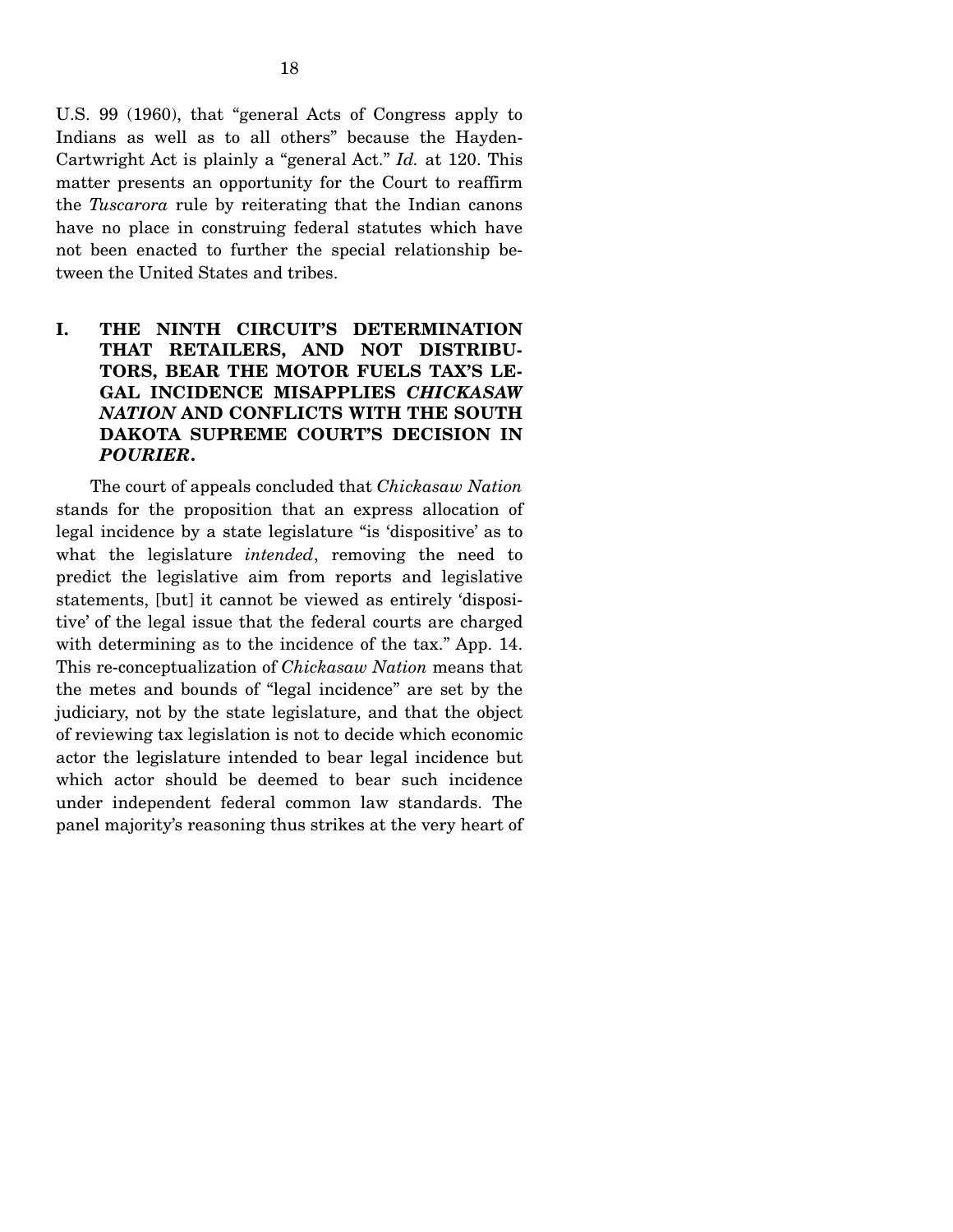U.S. 99 (1960), that "general Acts of Congress apply to Indians as well as to all others" because the Hayden-Cartwright Act is plainly a "general Act." *Id.* at 120. This matter presents an opportunity for the Court to reaffirm the *Tuscarora* rule by reiterating that the Indian canons have no place in construing federal statutes which have not been enacted to further the special relationship between the United States and tribes.

## I. THE NINTH CIRCUIT'S DETERMINATION THAT RETAILERS, AND NOT DISTRIBUTORS, BEAR THE MOTOR FUELS TAX'S LEGAL INCIDENCE MISAPPLIES *CHICKASAW NATION* AND CONFLICTS WITH THE SOUTH DAKOTA SUPREME COURT'S DECISION IN *POURIER*.

The court of appeals concluded that *Chickasaw Nation* stands for the proposition that an express allocation of legal incidence by a state legislature "is 'dispositive' as to what the legislature *intended*, removing the need to predict the legislative aim from reports and legislative statements, [but] it cannot be viewed as entirely 'dispositive' of the legal issue that the federal courts are charged with determining as to the incidence of the tax." App. 14. This re-conceptualization of *Chickasaw Nation* means that the metes and bounds of "legal incidence" are set by the judiciary, not by the state legislature, and that the object of reviewing tax legislation is not to decide which economic actor the legislature intended to bear legal incidence but which actor should be deemed to bear such incidence under independent federal common law standards. The panel majority's reasoning thus strikes at the very heart of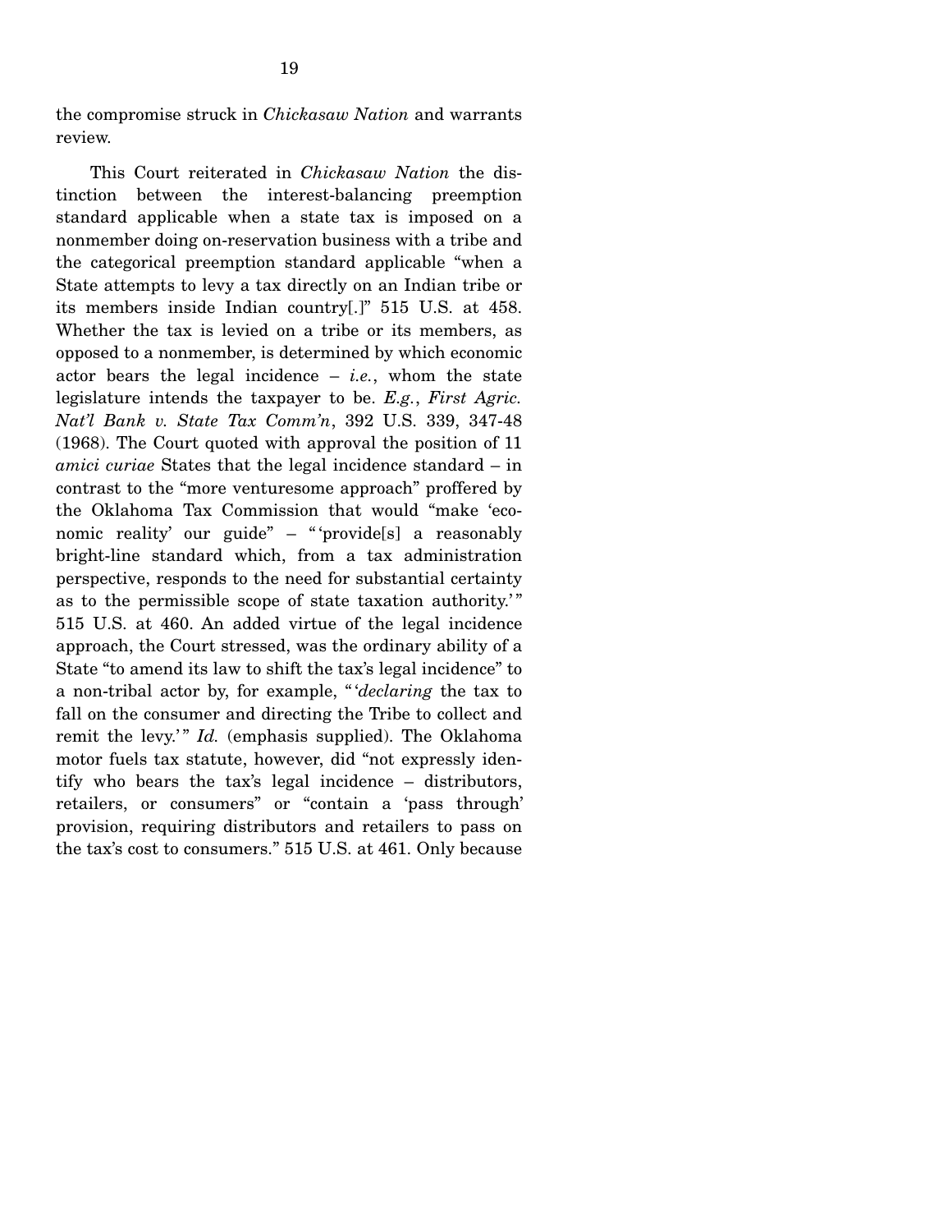the compromise struck in *Chickasaw Nation* and warrants review.

This Court reiterated in *Chickasaw Nation* the distinction between the interest-balancing preemption standard applicable when a state tax is imposed on a nonmember doing on-reservation business with a tribe and the categorical preemption standard applicable "when a State attempts to levy a tax directly on an Indian tribe or its members inside Indian country[.]" 515 U.S. at 458. Whether the tax is levied on a tribe or its members, as opposed to a nonmember, is determined by which economic actor bears the legal incidence – *i.e.*, whom the state legislature intends the taxpayer to be. *E.g.*, *First Agric. Nat'l Bank v. State Tax Comm'n*, 392 U.S. 339, 347-48 (1968). The Court quoted with approval the position of 11 *amici curiae* States that the legal incidence standard – in contrast to the "more venturesome approach" proffered by the Oklahoma Tax Commission that would "make 'economic reality' our guide" – "'provide[s] a reasonably bright-line standard which, from a tax administration perspective, responds to the need for substantial certainty as to the permissible scope of state taxation authority.'" 515 U.S. at 460. An added virtue of the legal incidence approach, the Court stressed, was the ordinary ability of a State "to amend its law to shift the tax's legal incidence" to a non-tribal actor by, for example, "'*declaring* the tax to fall on the consumer and directing the Tribe to collect and remit the levy.'" *Id.* (emphasis supplied). The Oklahoma motor fuels tax statute, however, did "not expressly identify who bears the tax's legal incidence – distributors, retailers, or consumers" or "contain a 'pass through' provision, requiring distributors and retailers to pass on the tax's cost to consumers." 515 U.S. at 461. Only because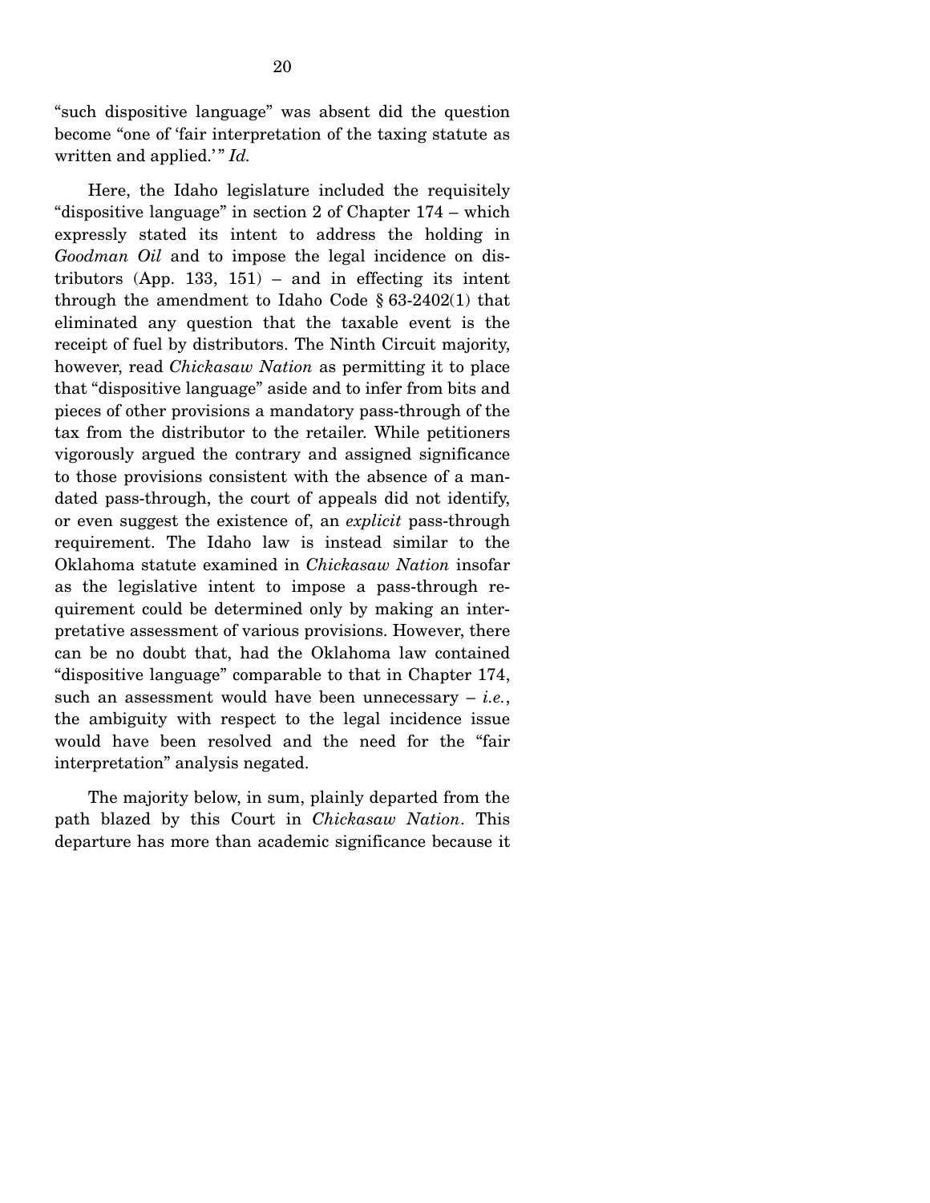"such dispositive language" was absent did the question become "one of 'fair interpretation of the taxing statute as written and applied.'" *Id.*

Here, the Idaho legislature included the requisitely "dispositive language" in section 2 of Chapter 174 – which expressly stated its intent to address the holding in *Goodman Oil* and to impose the legal incidence on distributors (App. 133, 151) – and in effecting its intent through the amendment to Idaho Code § 63-2402(1) that eliminated any question that the taxable event is the receipt of fuel by distributors. The Ninth Circuit majority, however, read *Chickasaw Nation* as permitting it to place that "dispositive language" aside and to infer from bits and pieces of other provisions a mandatory pass-through of the tax from the distributor to the retailer. While petitioners vigorously argued the contrary and assigned significance to those provisions consistent with the absence of a mandated pass-through, the court of appeals did not identify, or even suggest the existence of, an *explicit* pass-through requirement. The Idaho law is instead similar to the Oklahoma statute examined in *Chickasaw Nation* insofar as the legislative intent to impose a pass-through requirement could be determined only by making an interpretative assessment of various provisions. However, there can be no doubt that, had the Oklahoma law contained "dispositive language" comparable to that in Chapter 174, such an assessment would have been unnecessary – *i.e.*, the ambiguity with respect to the legal incidence issue would have been resolved and the need for the "fair interpretation" analysis negated.

The majority below, in sum, plainly departed from the path blazed by this Court in *Chickasaw Nation*. This departure has more than academic significance because it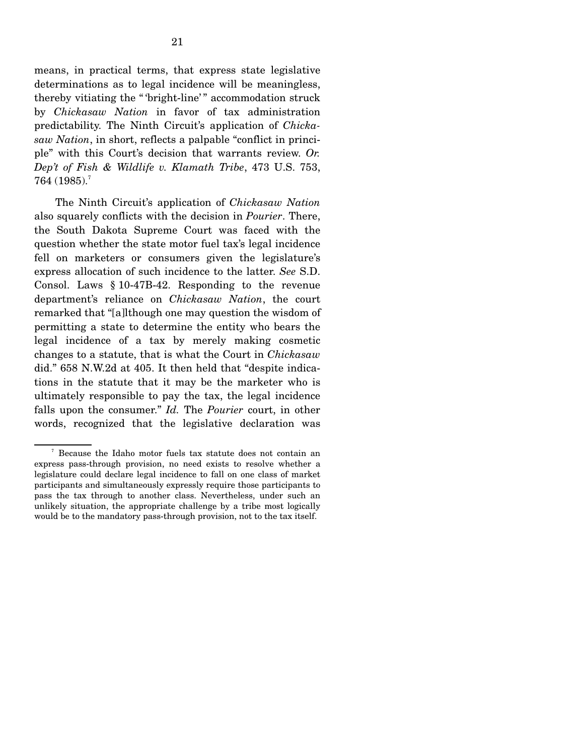means, in practical terms, that express state legislative determinations as to legal incidence will be meaningless, thereby vitiating the "'bright-line'" accommodation struck by *Chickasaw Nation* in favor of tax administration predictability. The Ninth Circuit's application of *Chickasaw Nation*, in short, reflects a palpable "conflict in principle" with this Court's decision that warrants review. *Or. Dep't of Fish & Wildlife v. Klamath Tribe*, 473 U.S. 753, 764 (1985).[7]

The Ninth Circuit's application of *Chickasaw Nation* also squarely conflicts with the decision in *Pourier*. There, the South Dakota Supreme Court was faced with the question whether the state motor fuel tax's legal incidence fell on marketers or consumers given the legislature's express allocation of such incidence to the latter. *See* S.D. Consol. Laws § 10-47B-42. Responding to the revenue department's reliance on *Chickasaw Nation*, the court remarked that "[a]lthough one may question the wisdom of permitting a state to determine the entity who bears the legal incidence of a tax by merely making cosmetic changes to a statute, that is what the Court in *Chickasaw* did." 658 N.W.2d at 405. It then held that "despite indications in the statute that it may be the marketer who is ultimately responsible to pay the tax, the legal incidence falls upon the consumer." *Id.* The *Pourier* court, in other words, recognized that the legislative declaration was

[7] Because the Idaho motor fuels tax statute does not contain an express pass-through provision, no need exists to resolve whether a legislature could declare legal incidence to fall on one class of market participants and simultaneously expressly require those participants to pass the tax through to another class. Nevertheless, under such an unlikely situation, the appropriate challenge by a tribe most logically would be to the mandatory pass-through provision, not to the tax itself.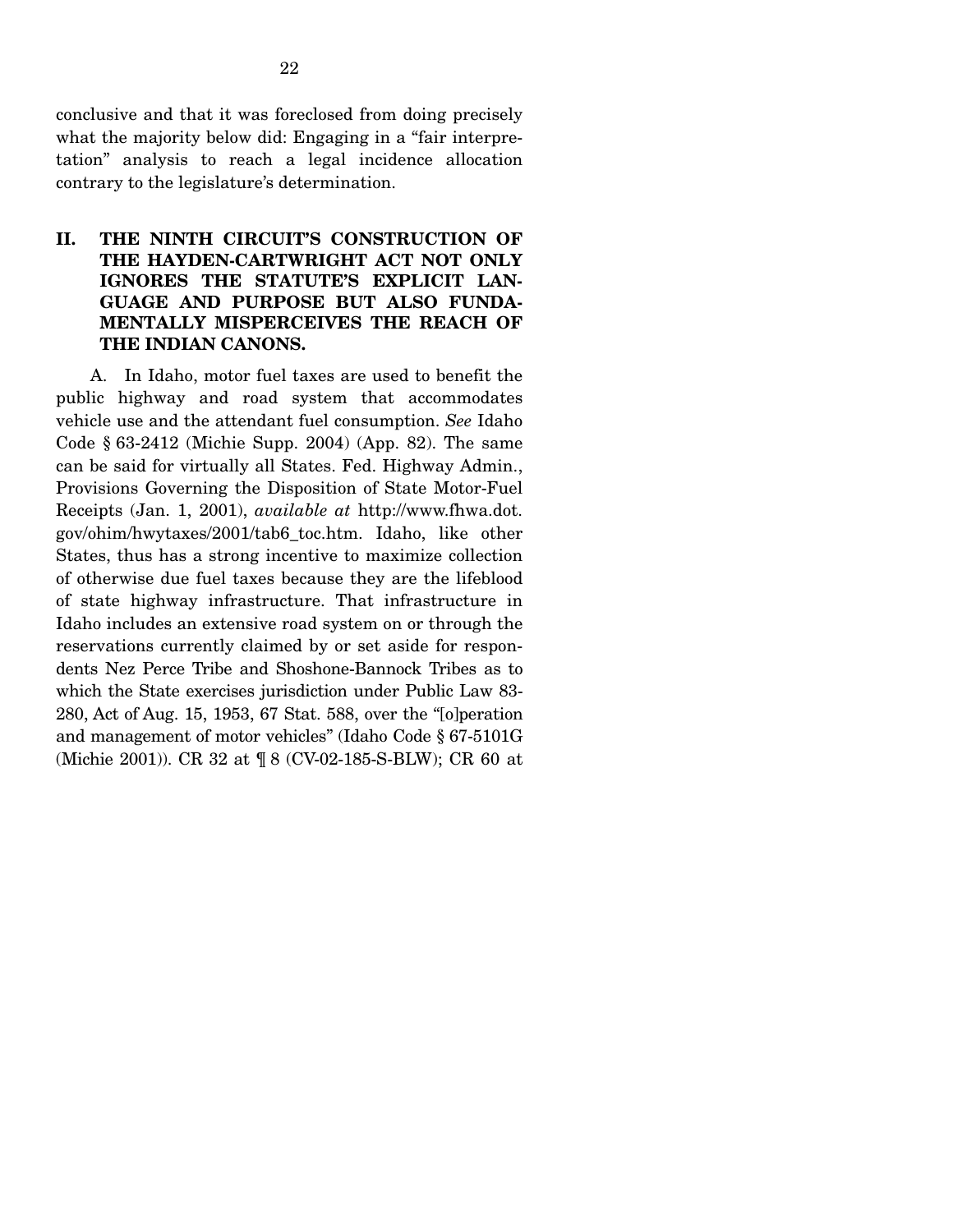conclusive and that it was foreclosed from doing precisely what the majority below did: Engaging in a "fair interpretation" analysis to reach a legal incidence allocation contrary to the legislature's determination.

## II. THE NINTH CIRCUIT'S CONSTRUCTION OF THE HAYDEN-CARTWRIGHT ACT NOT ONLY IGNORES THE STATUTE'S EXPLICIT LANGUAGE AND PURPOSE BUT ALSO FUNDAMENTALLY MISPERCEIVES THE REACH OF THE INDIAN CANONS.

A. In Idaho, motor fuel taxes are used to benefit the public highway and road system that accommodates vehicle use and the attendant fuel consumption. *See* Idaho Code § 63-2412 (Michie Supp. 2004) (App. 82). The same can be said for virtually all States. Fed. Highway Admin., Provisions Governing the Disposition of State Motor-Fuel Receipts (Jan. 1, 2001), *available at* http://www.fhwa.dot.gov/ohim/hwytaxes/2001/tab6_toc.htm. Idaho, like other States, thus has a strong incentive to maximize collection of otherwise due fuel taxes because they are the lifeblood of state highway infrastructure. That infrastructure in Idaho includes an extensive road system on or through the reservations currently claimed by or set aside for respondents Nez Perce Tribe and Shoshone-Bannock Tribes as to which the State exercises jurisdiction under Public Law 83-280, Act of Aug. 15, 1953, 67 Stat. 588, over the "[o]peration and management of motor vehicles" (Idaho Code § 67-5101G (Michie 2001)). CR 32 at ¶ 8 (CV-02-185-S-BLW); CR 60 at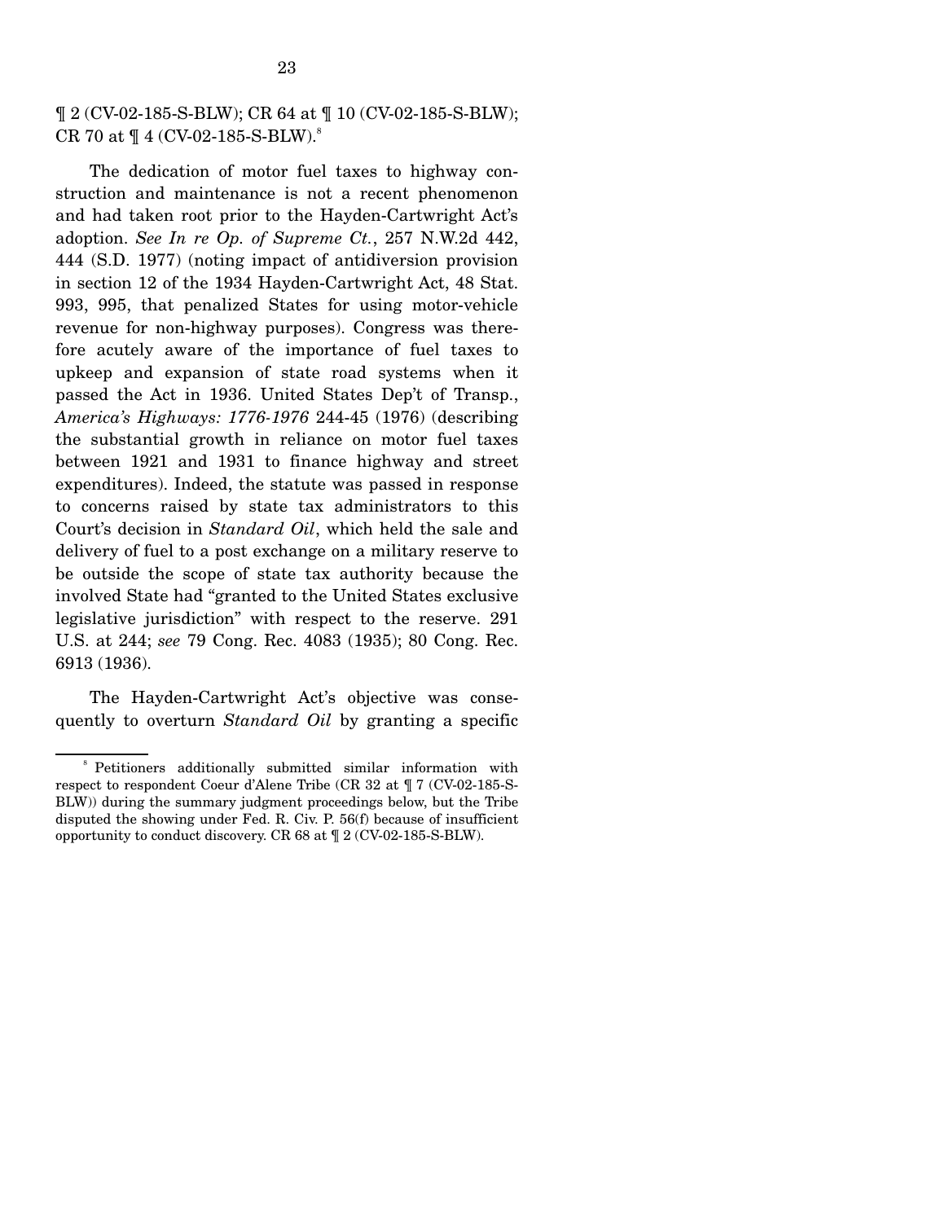¶ 2 (CV-02-185-S-BLW); CR 64 at ¶ 10 (CV-02-185-S-BLW); CR 70 at ¶ 4 (CV-02-185-S-BLW).[8]

The dedication of motor fuel taxes to highway construction and maintenance is not a recent phenomenon and had taken root prior to the Hayden-Cartwright Act's adoption. *See In re Op. of Supreme Ct.*, 257 N.W.2d 442, 444 (S.D. 1977) (noting impact of antidiversion provision in section 12 of the 1934 Hayden-Cartwright Act, 48 Stat. 993, 995, that penalized States for using motor-vehicle revenue for non-highway purposes). Congress was therefore acutely aware of the importance of fuel taxes to upkeep and expansion of state road systems when it passed the Act in 1936. United States Dep't of Transp., *America's Highways: 1776-1976* 244-45 (1976) (describing the substantial growth in reliance on motor fuel taxes between 1921 and 1931 to finance highway and street expenditures). Indeed, the statute was passed in response to concerns raised by state tax administrators to this Court's decision in *Standard Oil*, which held the sale and delivery of fuel to a post exchange on a military reserve to be outside the scope of state tax authority because the involved State had "granted to the United States exclusive legislative jurisdiction" with respect to the reserve. 291 U.S. at 244; *see* 79 Cong. Rec. 4083 (1935); 80 Cong. Rec. 6913 (1936).

The Hayden-Cartwright Act's objective was consequently to overturn *Standard Oil* by granting a specific

---

[8] Petitioners additionally submitted similar information with respect to respondent Coeur d'Alene Tribe (CR 32 at ¶ 7 (CV-02-185-S-BLW)) during the summary judgment proceedings below, but the Tribe disputed the showing under Fed. R. Civ. P. 56(f) because of insufficient opportunity to conduct discovery. CR 68 at ¶ 2 (CV-02-185-S-BLW).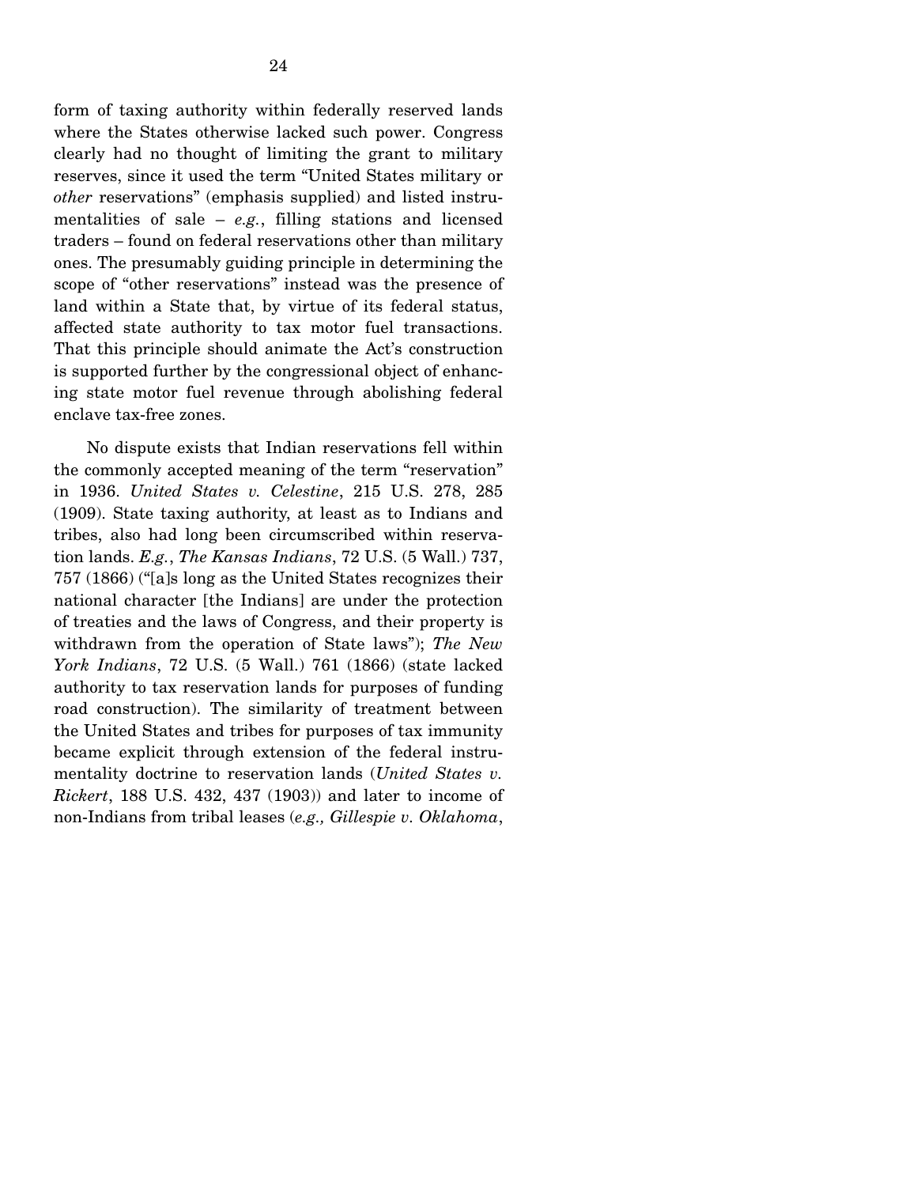form of taxing authority within federally reserved lands where the States otherwise lacked such power. Congress clearly had no thought of limiting the grant to military reserves, since it used the term "United States military or *other* reservations" (emphasis supplied) and listed instrumentalities of sale – *e.g.*, filling stations and licensed traders – found on federal reservations other than military ones. The presumably guiding principle in determining the scope of "other reservations" instead was the presence of land within a State that, by virtue of its federal status, affected state authority to tax motor fuel transactions. That this principle should animate the Act's construction is supported further by the congressional object of enhancing state motor fuel revenue through abolishing federal enclave tax-free zones.

No dispute exists that Indian reservations fell within the commonly accepted meaning of the term "reservation" in 1936. *United States v. Celestine*, 215 U.S. 278, 285 (1909). State taxing authority, at least as to Indians and tribes, also had long been circumscribed within reservation lands. *E.g.*, *The Kansas Indians*, 72 U.S. (5 Wall.) 737, 757 (1866) ("[a]s long as the United States recognizes their national character [the Indians] are under the protection of treaties and the laws of Congress, and their property is withdrawn from the operation of State laws"); *The New York Indians*, 72 U.S. (5 Wall.) 761 (1866) (state lacked authority to tax reservation lands for purposes of funding road construction). The similarity of treatment between the United States and tribes for purposes of tax immunity became explicit through extension of the federal instrumentality doctrine to reservation lands (*United States v. Rickert*, 188 U.S. 432, 437 (1903)) and later to income of non-Indians from tribal leases (*e.g., Gillespie v. Oklahoma*,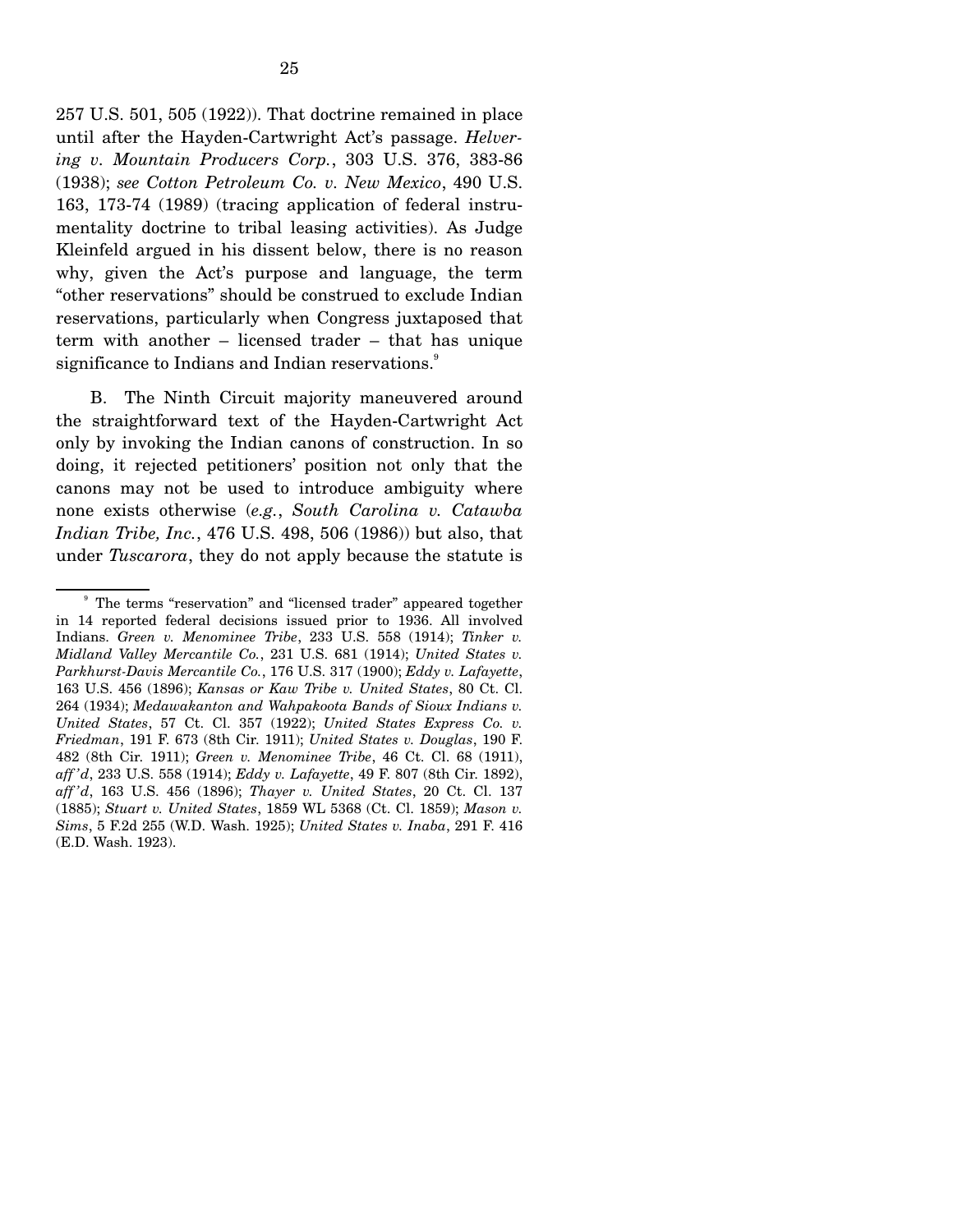257 U.S. 501, 505 (1922)). That doctrine remained in place until after the Hayden-Cartwright Act's passage. *Helvering v. Mountain Producers Corp.*, 303 U.S. 376, 383-86 (1938); *see Cotton Petroleum Co. v. New Mexico*, 490 U.S. 163, 173-74 (1989) (tracing application of federal instrumentality doctrine to tribal leasing activities). As Judge Kleinfeld argued in his dissent below, there is no reason why, given the Act's purpose and language, the term "other reservations" should be construed to exclude Indian reservations, particularly when Congress juxtaposed that term with another – licensed trader – that has unique significance to Indians and Indian reservations.[9]

B. The Ninth Circuit majority maneuvered around the straightforward text of the Hayden-Cartwright Act only by invoking the Indian canons of construction. In so doing, it rejected petitioners' position not only that the canons may not be used to introduce ambiguity where none exists otherwise (*e.g.*, *South Carolina v. Catawba Indian Tribe, Inc.*, 476 U.S. 498, 506 (1986)) but also, that under *Tuscarora*, they do not apply because the statute is

---

[9] The terms "reservation" and "licensed trader" appeared together in 14 reported federal decisions issued prior to 1936. All involved Indians. *Green v. Menominee Tribe*, 233 U.S. 558 (1914); *Tinker v. Midland Valley Mercantile Co.*, 231 U.S. 681 (1914); *United States v. Parkhurst-Davis Mercantile Co.*, 176 U.S. 317 (1900); *Eddy v. Lafayette*, 163 U.S. 456 (1896); *Kansas or Kaw Tribe v. United States*, 80 Ct. Cl. 264 (1934); *Medawakanton and Wahpakoota Bands of Sioux Indians v. United States*, 57 Ct. Cl. 357 (1922); *United States Express Co. v. Friedman*, 191 F. 673 (8th Cir. 1911); *United States v. Douglas*, 190 F. 482 (8th Cir. 1911); *Green v. Menominee Tribe*, 46 Ct. Cl. 68 (1911), *aff'd*, 233 U.S. 558 (1914); *Eddy v. Lafayette*, 49 F. 807 (8th Cir. 1892), *aff'd*, 163 U.S. 456 (1896); *Thayer v. United States*, 20 Ct. Cl. 137 (1885); *Stuart v. United States*, 1859 WL 5368 (Ct. Cl. 1859); *Mason v. Sims*, 5 F.2d 255 (W.D. Wash. 1925); *United States v. Inaba*, 291 F. 416 (E.D. Wash. 1923).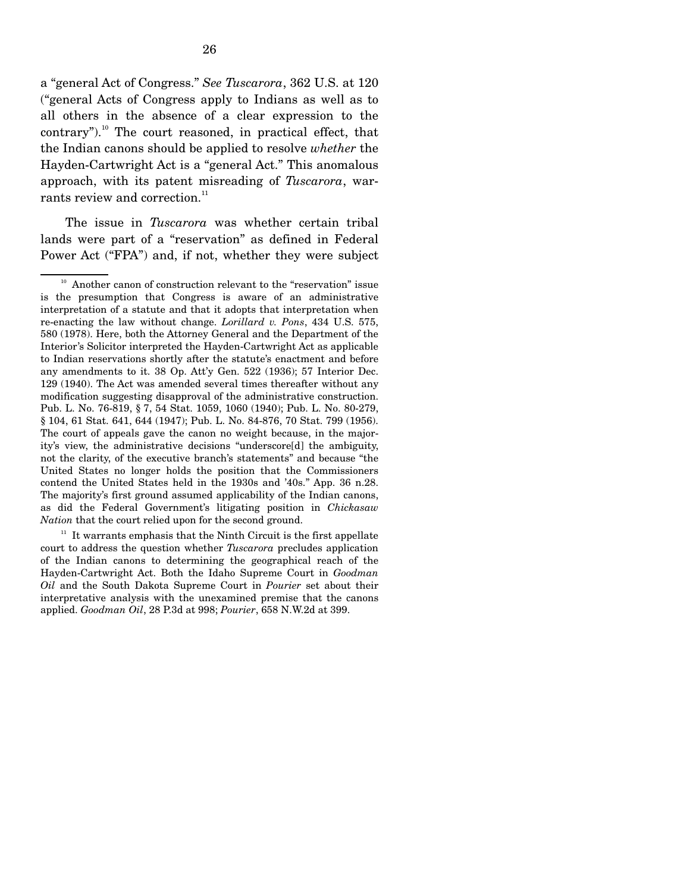a "general Act of Congress." *See Tuscarora*, 362 U.S. at 120 ("general Acts of Congress apply to Indians as well as to all others in the absence of a clear expression to the contrary").[10] The court reasoned, in practical effect, that the Indian canons should be applied to resolve *whether* the Hayden-Cartwright Act is a "general Act." This anomalous approach, with its patent misreading of *Tuscarora*, warrants review and correction.[11]

The issue in *Tuscarora* was whether certain tribal lands were part of a "reservation" as defined in Federal Power Act ("FPA") and, if not, whether they were subject

---

[10] Another canon of construction relevant to the "reservation" issue is the presumption that Congress is aware of an administrative interpretation of a statute and that it adopts that interpretation when re-enacting the law without change. *Lorillard v. Pons*, 434 U.S. 575, 580 (1978). Here, both the Attorney General and the Department of the Interior's Solicitor interpreted the Hayden-Cartwright Act as applicable to Indian reservations shortly after the statute's enactment and before any amendments to it. 38 Op. Att'y Gen. 522 (1936); 57 Interior Dec. 129 (1940). The Act was amended several times thereafter without any modification suggesting disapproval of the administrative construction. Pub. L. No. 76-819, § 7, 54 Stat. 1059, 1060 (1940); Pub. L. No. 80-279, § 104, 61 Stat. 641, 644 (1947); Pub. L. No. 84-876, 70 Stat. 799 (1956). The court of appeals gave the canon no weight because, in the majority's view, the administrative decisions "underscore[d] the ambiguity, not the clarity, of the executive branch's statements" and because "the United States no longer holds the position that the Commissioners contend the United States held in the 1930s and '40s." App. 36 n.28. The majority's first ground assumed applicability of the Indian canons, as did the Federal Government's litigating position in *Chickasaw Nation* that the court relied upon for the second ground.

[11] It warrants emphasis that the Ninth Circuit is the first appellate court to address the question whether *Tuscarora* precludes application of the Indian canons to determining the geographical reach of the Hayden-Cartwright Act. Both the Idaho Supreme Court in *Goodman Oil* and the South Dakota Supreme Court in *Pourier* set about their interpretative analysis with the unexamined premise that the canons applied. *Goodman Oil*, 28 P.3d at 998; *Pourier*, 658 N.W.2d at 399.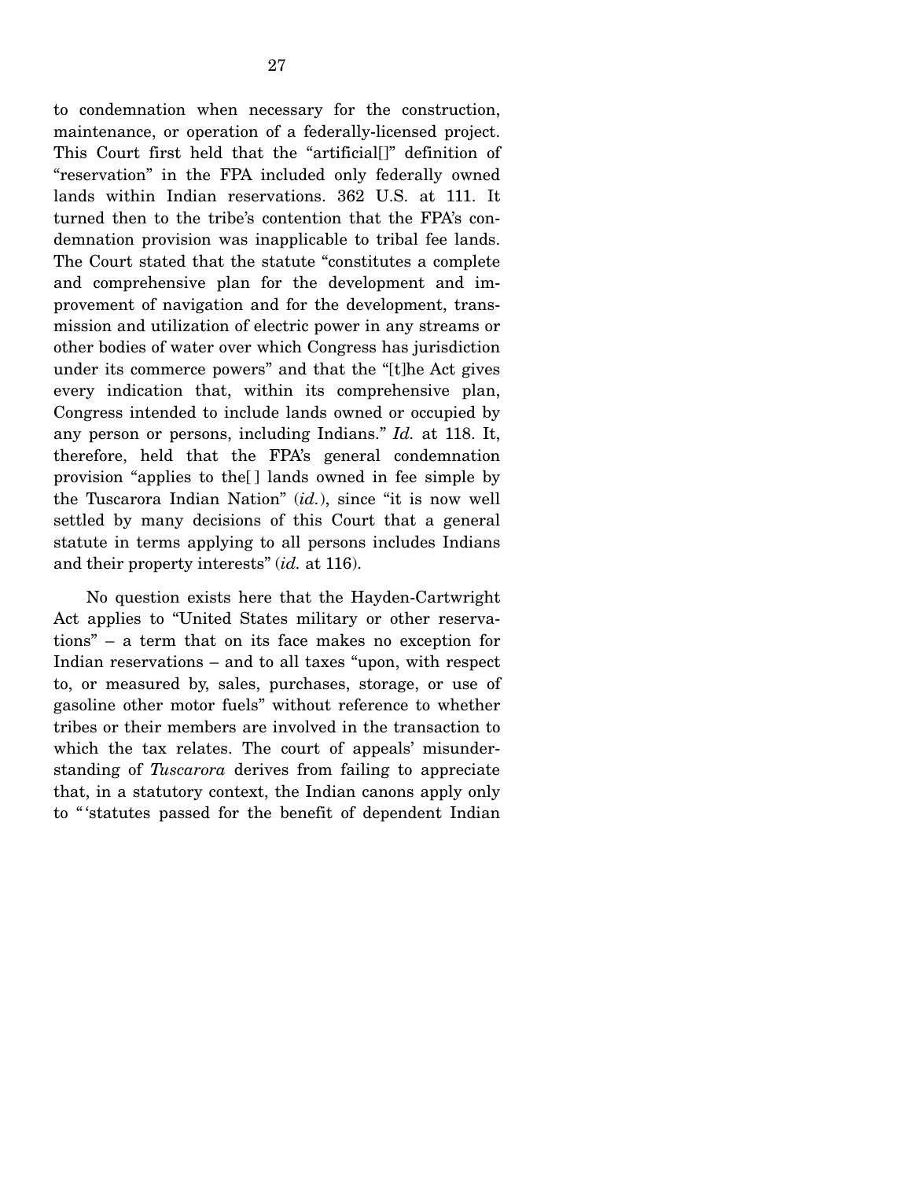to condemnation when necessary for the construction, maintenance, or operation of a federally-licensed project. This Court first held that the "artificial[]" definition of "reservation" in the FPA included only federally owned lands within Indian reservations. 362 U.S. at 111. It turned then to the tribe's contention that the FPA's condemnation provision was inapplicable to tribal fee lands. The Court stated that the statute "constitutes a complete and comprehensive plan for the development and improvement of navigation and for the development, transmission and utilization of electric power in any streams or other bodies of water over which Congress has jurisdiction under its commerce powers" and that the "[t]he Act gives every indication that, within its comprehensive plan, Congress intended to include lands owned or occupied by any person or persons, including Indians." *Id.* at 118. It, therefore, held that the FPA's general condemnation provision "applies to the[ ] lands owned in fee simple by the Tuscarora Indian Nation" (*id.*), since "it is now well settled by many decisions of this Court that a general statute in terms applying to all persons includes Indians and their property interests" (*id.* at 116).

No question exists here that the Hayden-Cartwright Act applies to "United States military or other reservations" – a term that on its face makes no exception for Indian reservations – and to all taxes "upon, with respect to, or measured by, sales, purchases, storage, or use of gasoline other motor fuels" without reference to whether tribes or their members are involved in the transaction to which the tax relates. The court of appeals' misunderstanding of *Tuscarora* derives from failing to appreciate that, in a statutory context, the Indian canons apply only to "'statutes passed for the benefit of dependent Indian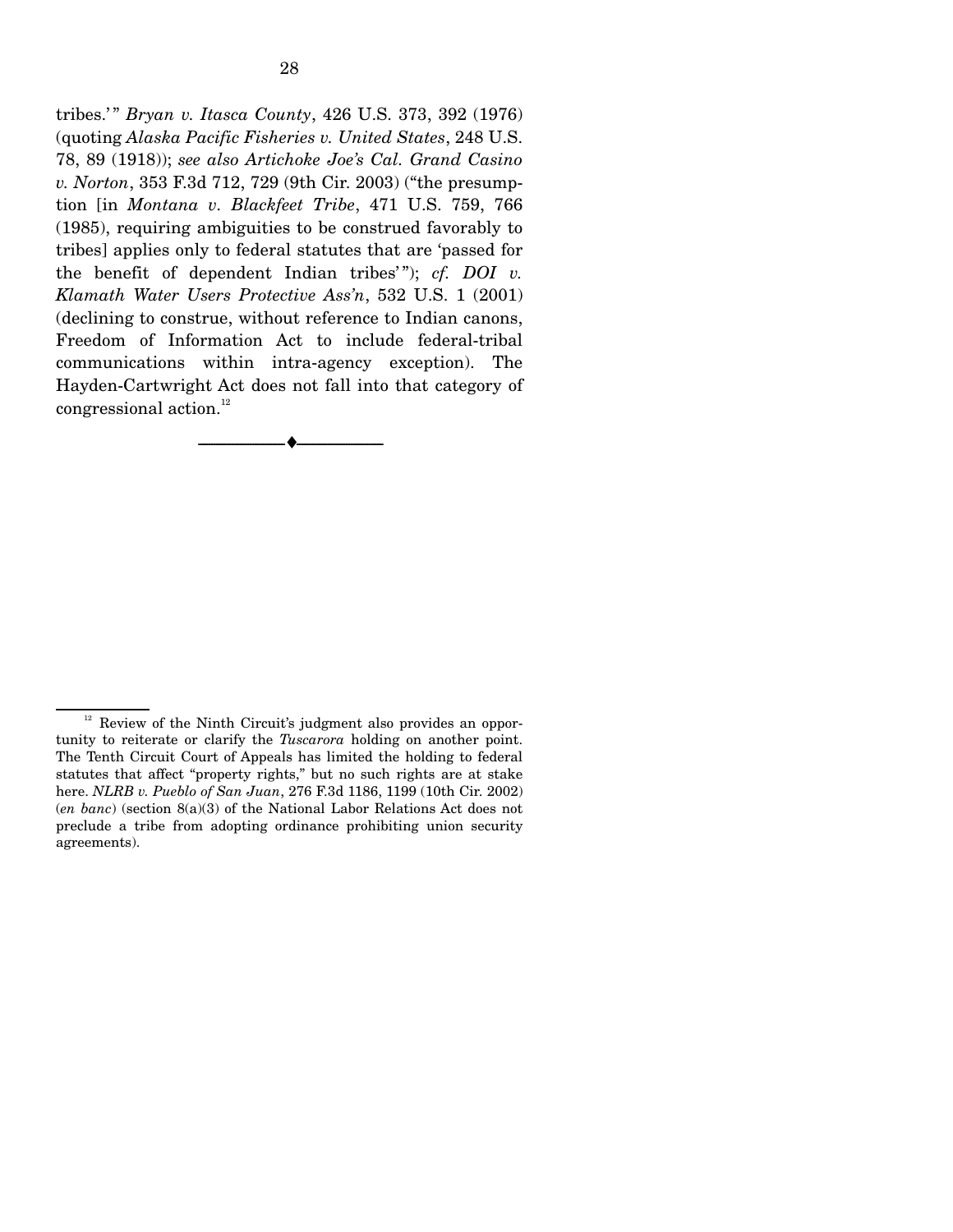tribes.'" *Bryan v. Itasca County*, 426 U.S. 373, 392 (1976) (quoting *Alaska Pacific Fisheries v. United States*, 248 U.S. 78, 89 (1918)); *see also Artichoke Joe's Cal. Grand Casino v. Norton*, 353 F.3d 712, 729 (9th Cir. 2003) ("the presumption [in *Montana v. Blackfeet Tribe*, 471 U.S. 759, 766 (1985), requiring ambiguities to be construed favorably to tribes] applies only to federal statutes that are 'passed for the benefit of dependent Indian tribes'"); *cf. DOI v. Klamath Water Users Protective Ass'n*, 532 U.S. 1 (2001) (declining to construe, without reference to Indian canons, Freedom of Information Act to include federal-tribal communications within intra-agency exception). The Hayden-Cartwright Act does not fall into that category of congressional action.[12]

---

[12] Review of the Ninth Circuit's judgment also provides an opportunity to reiterate or clarify the *Tuscarora* holding on another point. The Tenth Circuit Court of Appeals has limited the holding to federal statutes that affect "property rights," but no such rights are at stake here. *NLRB v. Pueblo of San Juan*, 276 F.3d 1186, 1199 (10th Cir. 2002) (*en banc*) (section 8(a)(3) of the National Labor Relations Act does not preclude a tribe from adopting ordinance prohibiting union security agreements).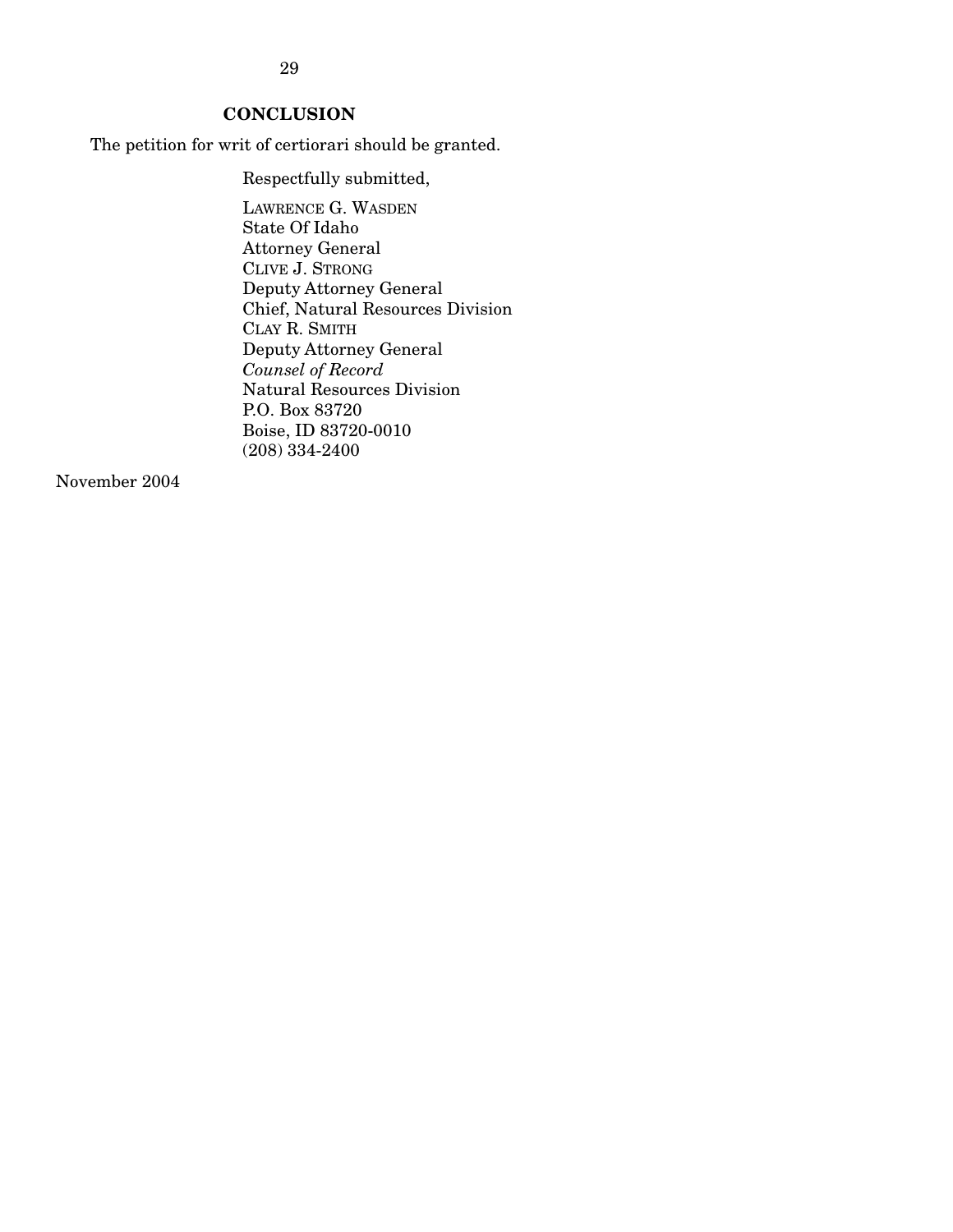## CONCLUSION

The petition for writ of certiorari should be granted.

Respectfully submitted,

LAWRENCE G. WASDEN
State Of Idaho
Attorney General
CLIVE J. STRONG
Deputy Attorney General
Chief, Natural Resources Division
CLAY R. SMITH
Deputy Attorney General
*Counsel of Record*
Natural Resources Division
P.O. Box 83720
Boise, ID 83720-0010
(208) 334-2400

November 2004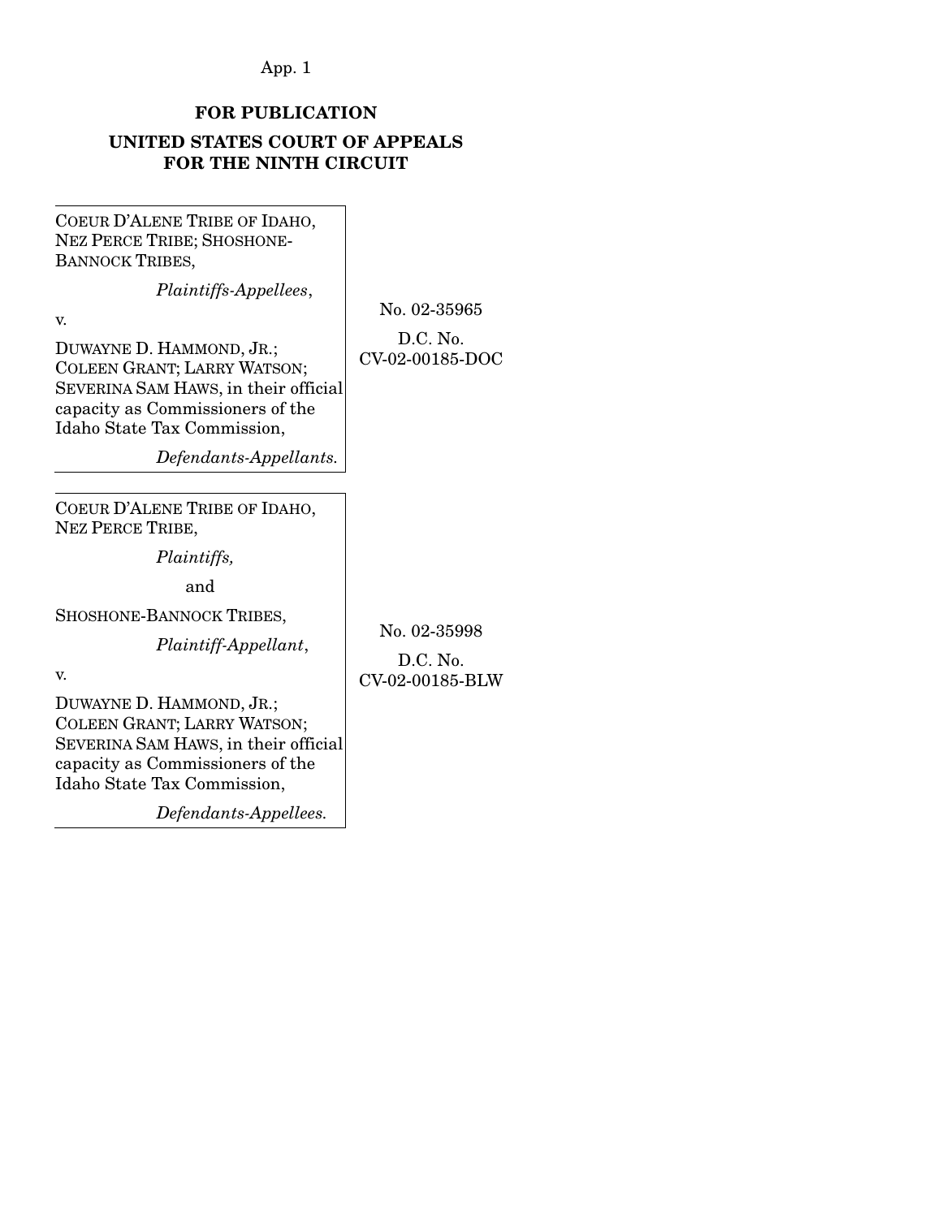**FOR PUBLICATION**

**UNITED STATES COURT OF APPEALS FOR THE NINTH CIRCUIT**

| | |
|---|---|
| COEUR D'ALENE TRIBE OF IDAHO, NEZ PERCE TRIBE; SHOSHONE-BANNOCK TRIBES,<br>*Plaintiffs-Appellees*,<br>v.<br>DUWAYNE D. HAMMOND, JR.; COLEEN GRANT; LARRY WATSON; SEVERINA SAM HAWS, in their official capacity as Commissioners of the Idaho State Tax Commission,<br>*Defendants-Appellants.* | No. 02-35965<br>D.C. No. CV-02-00185-DOC |

| | |
|---|---|
| COEUR D'ALENE TRIBE OF IDAHO, NEZ PERCE TRIBE,<br>*Plaintiffs,*<br>and<br>SHOSHONE-BANNOCK TRIBES,<br>*Plaintiff-Appellant*,<br>v.<br>DUWAYNE D. HAMMOND, JR.; COLEEN GRANT; LARRY WATSON; SEVERINA SAM HAWS, in their official capacity as Commissioners of the Idaho State Tax Commission,<br>*Defendants-Appellees.* | No. 02-35998<br>D.C. No. CV-02-00185-BLW |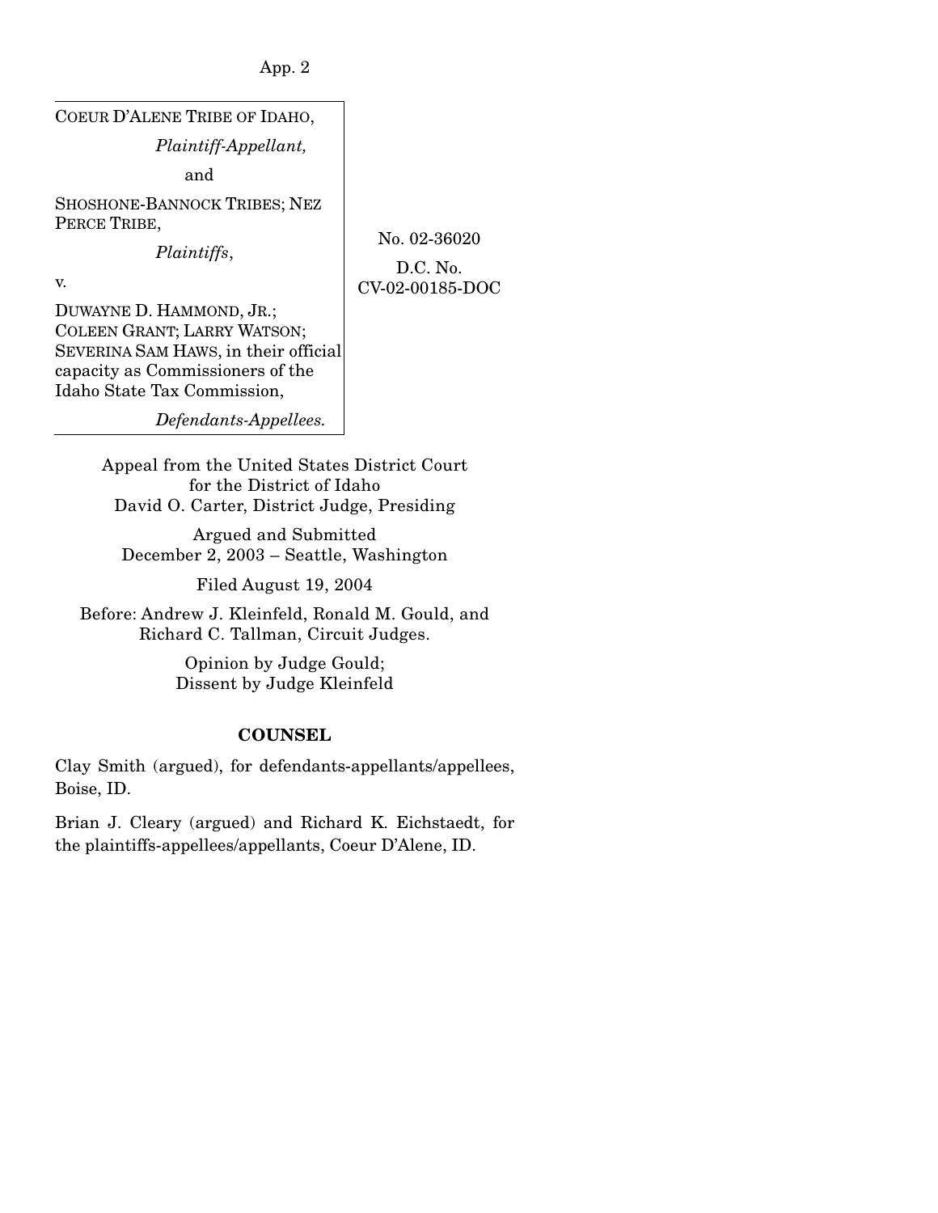COEUR D'ALENE TRIBE OF IDAHO,

*Plaintiff-Appellant,*

and

SHOSHONE-BANNOCK TRIBES; NEZ PERCE TRIBE,

*Plaintiffs*,

v.

DUWAYNE D. HAMMOND, JR.; COLEEN GRANT; LARRY WATSON; SEVERINA SAM HAWS, in their official capacity as Commissioners of the Idaho State Tax Commission,

*Defendants-Appellees.*

No. 02-36020

D.C. No. CV-02-00185-DOC

Appeal from the United States District Court for the District of Idaho
David O. Carter, District Judge, Presiding

Argued and Submitted
December 2, 2003 – Seattle, Washington

Filed August 19, 2004

Before: Andrew J. Kleinfeld, Ronald M. Gould, and Richard C. Tallman, Circuit Judges.

Opinion by Judge Gould;
Dissent by Judge Kleinfeld

## COUNSEL

Clay Smith (argued), for defendants-appellants/appellees, Boise, ID.

Brian J. Cleary (argued) and Richard K. Eichstaedt, for the plaintiffs-appellees/appellants, Coeur D'Alene, ID.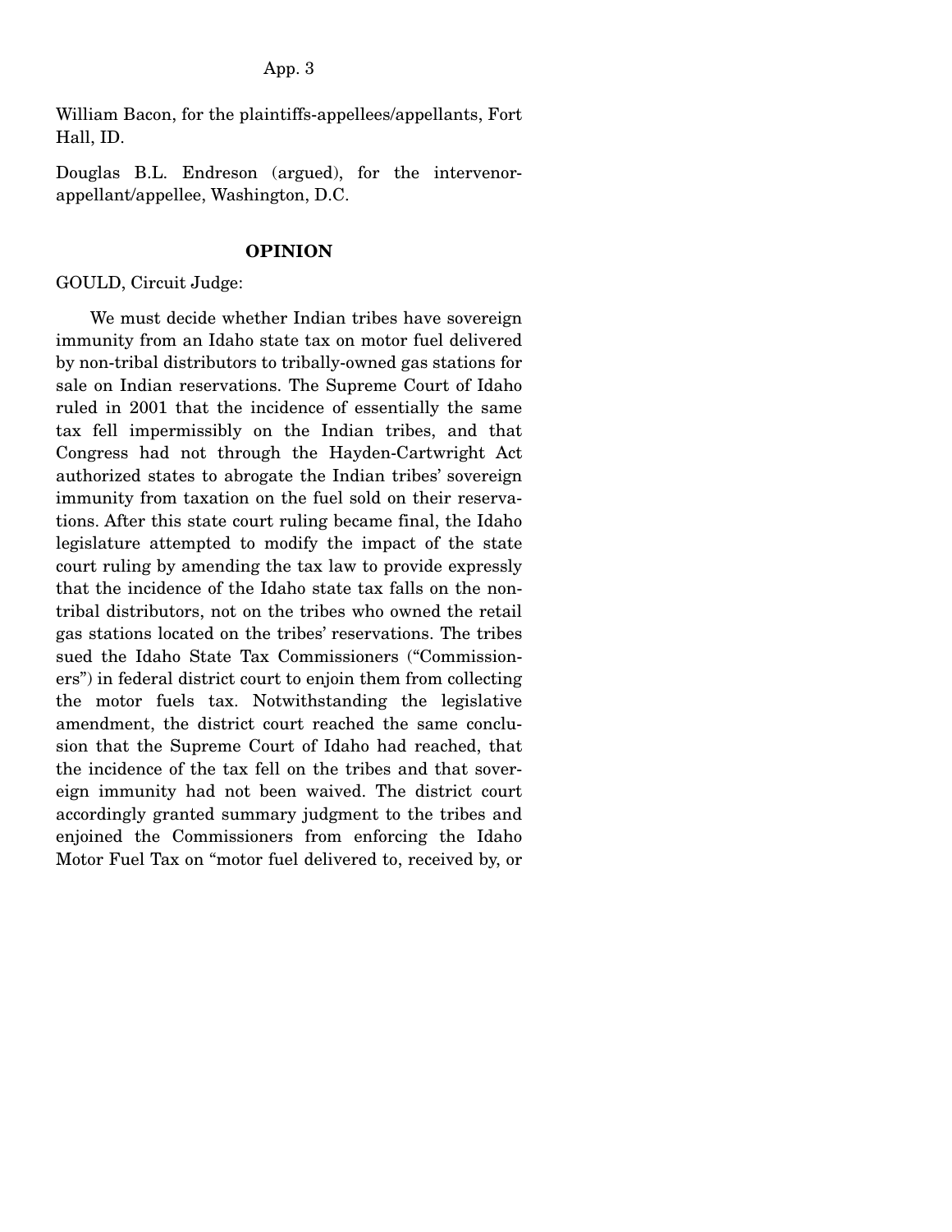William Bacon, for the plaintiffs-appellees/appellants, Fort Hall, ID.

Douglas B.L. Endreson (argued), for the intervenor-appellant/appellee, Washington, D.C.

## OPINION

GOULD, Circuit Judge:

We must decide whether Indian tribes have sovereign immunity from an Idaho state tax on motor fuel delivered by non-tribal distributors to tribally-owned gas stations for sale on Indian reservations. The Supreme Court of Idaho ruled in 2001 that the incidence of essentially the same tax fell impermissibly on the Indian tribes, and that Congress had not through the Hayden-Cartwright Act authorized states to abrogate the Indian tribes' sovereign immunity from taxation on the fuel sold on their reservations. After this state court ruling became final, the Idaho legislature attempted to modify the impact of the state court ruling by amending the tax law to provide expressly that the incidence of the Idaho state tax falls on the non-tribal distributors, not on the tribes who owned the retail gas stations located on the tribes' reservations. The tribes sued the Idaho State Tax Commissioners ("Commissioners") in federal district court to enjoin them from collecting the motor fuels tax. Notwithstanding the legislative amendment, the district court reached the same conclusion that the Supreme Court of Idaho had reached, that the incidence of the tax fell on the tribes and that sovereign immunity had not been waived. The district court accordingly granted summary judgment to the tribes and enjoined the Commissioners from enforcing the Idaho Motor Fuel Tax on "motor fuel delivered to, received by, or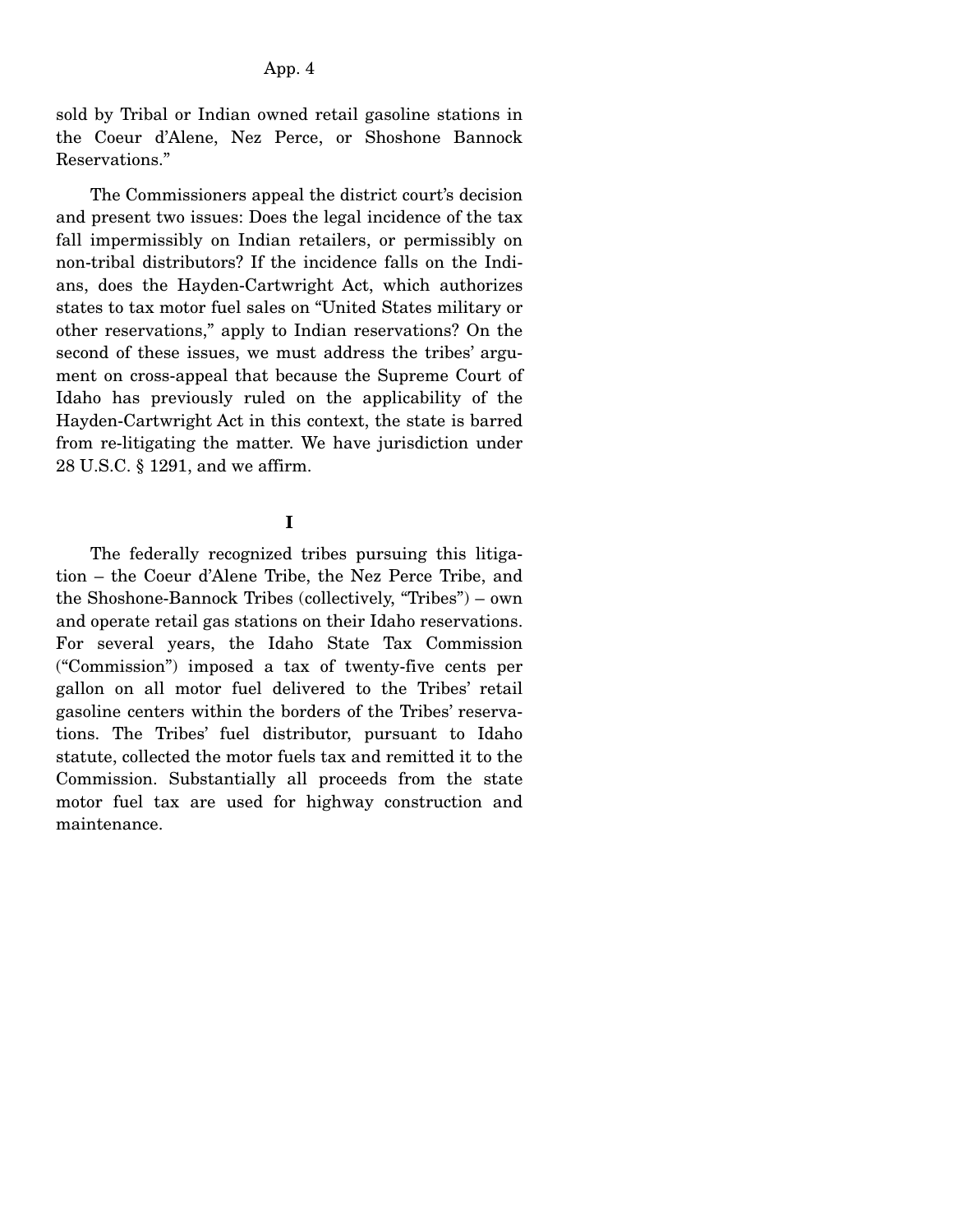sold by Tribal or Indian owned retail gasoline stations in the Coeur d'Alene, Nez Perce, or Shoshone Bannock Reservations."

The Commissioners appeal the district court's decision and present two issues: Does the legal incidence of the tax fall impermissibly on Indian retailers, or permissibly on non-tribal distributors? If the incidence falls on the Indians, does the Hayden-Cartwright Act, which authorizes states to tax motor fuel sales on "United States military or other reservations," apply to Indian reservations? On the second of these issues, we must address the tribes' argument on cross-appeal that because the Supreme Court of Idaho has previously ruled on the applicability of the Hayden-Cartwright Act in this context, the state is barred from re-litigating the matter. We have jurisdiction under 28 U.S.C. § 1291, and we affirm.

## I

The federally recognized tribes pursuing this litigation – the Coeur d'Alene Tribe, the Nez Perce Tribe, and the Shoshone-Bannock Tribes (collectively, "Tribes") – own and operate retail gas stations on their Idaho reservations. For several years, the Idaho State Tax Commission ("Commission") imposed a tax of twenty-five cents per gallon on all motor fuel delivered to the Tribes' retail gasoline centers within the borders of the Tribes' reservations. The Tribes' fuel distributor, pursuant to Idaho statute, collected the motor fuels tax and remitted it to the Commission. Substantially all proceeds from the state motor fuel tax are used for highway construction and maintenance.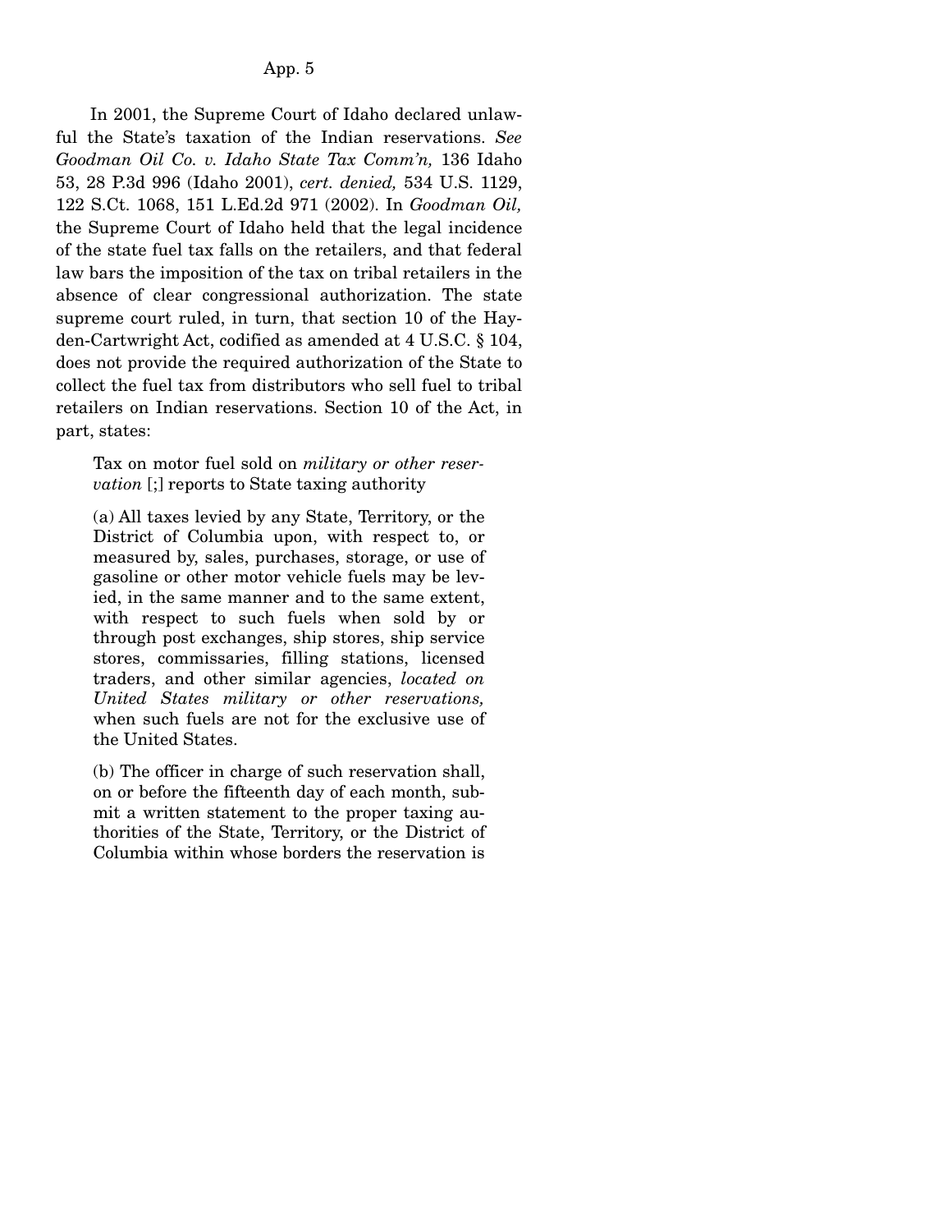In 2001, the Supreme Court of Idaho declared unlawful the State's taxation of the Indian reservations. *See Goodman Oil Co. v. Idaho State Tax Comm'n,* 136 Idaho 53, 28 P.3d 996 (Idaho 2001), *cert. denied,* 534 U.S. 1129, 122 S.Ct. 1068, 151 L.Ed.2d 971 (2002). In *Goodman Oil,* the Supreme Court of Idaho held that the legal incidence of the state fuel tax falls on the retailers, and that federal law bars the imposition of the tax on tribal retailers in the absence of clear congressional authorization. The state supreme court ruled, in turn, that section 10 of the Hayden-Cartwright Act, codified as amended at 4 U.S.C. § 104, does not provide the required authorization of the State to collect the fuel tax from distributors who sell fuel to tribal retailers on Indian reservations. Section 10 of the Act, in part, states:

> Tax on motor fuel sold on *military or other reservation* [;] reports to State taxing authority
>
> (a) All taxes levied by any State, Territory, or the District of Columbia upon, with respect to, or measured by, sales, purchases, storage, or use of gasoline or other motor vehicle fuels may be levied, in the same manner and to the same extent, with respect to such fuels when sold by or through post exchanges, ship stores, ship service stores, commissaries, filling stations, licensed traders, and other similar agencies, *located on United States military or other reservations,* when such fuels are not for the exclusive use of the United States.
>
> (b) The officer in charge of such reservation shall, on or before the fifteenth day of each month, submit a written statement to the proper taxing authorities of the State, Territory, or the District of Columbia within whose borders the reservation is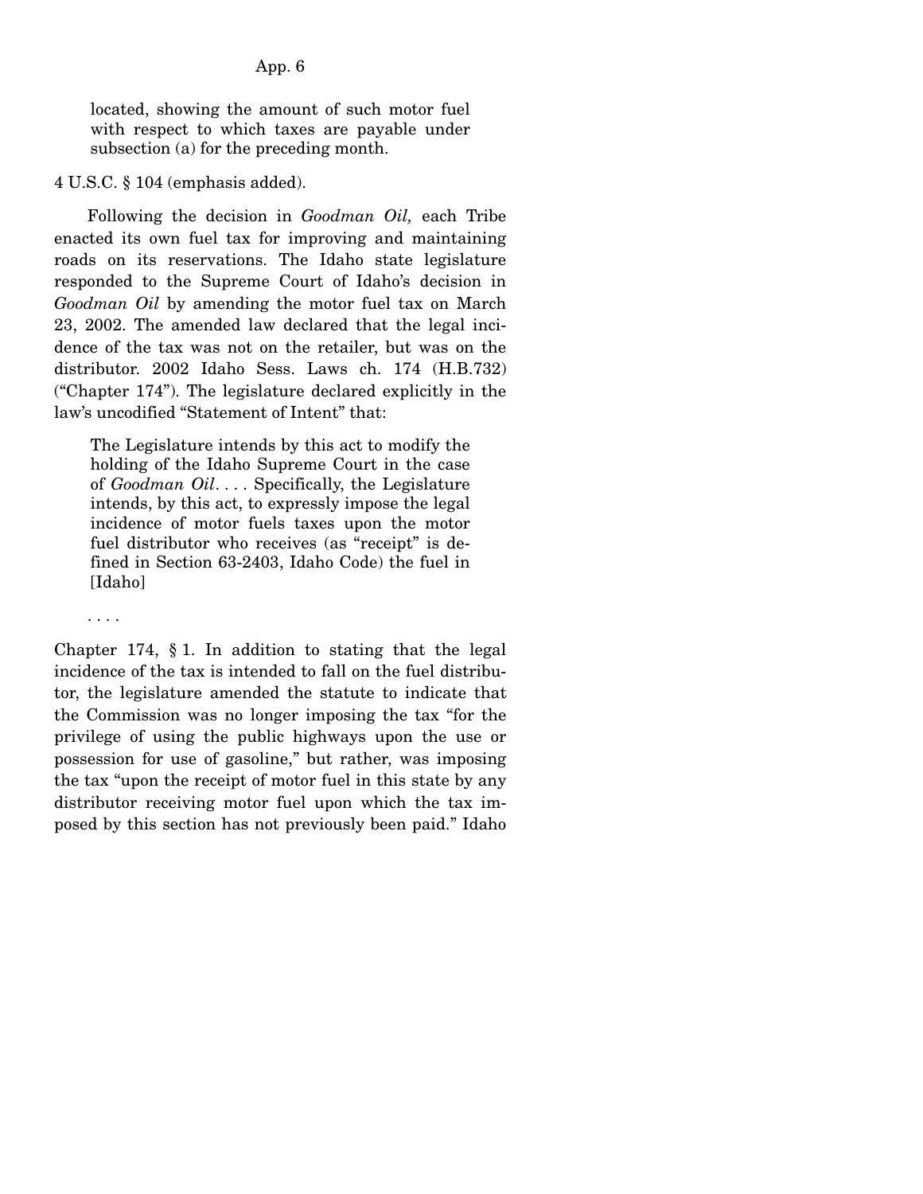> located, showing the amount of such motor fuel with respect to which taxes are payable under subsection (a) for the preceding month.

4 U.S.C. § 104 (emphasis added).

Following the decision in *Goodman Oil,* each Tribe enacted its own fuel tax for improving and maintaining roads on its reservations. The Idaho state legislature responded to the Supreme Court of Idaho's decision in *Goodman Oil* by amending the motor fuel tax on March 23, 2002. The amended law declared that the legal incidence of the tax was not on the retailer, but was on the distributor. 2002 Idaho Sess. Laws ch. 174 (H.B.732) ("Chapter 174"). The legislature declared explicitly in the law's uncodified "Statement of Intent" that:

> The Legislature intends by this act to modify the holding of the Idaho Supreme Court in the case of *Goodman Oil*. . . . Specifically, the Legislature intends, by this act, to expressly impose the legal incidence of motor fuels taxes upon the motor fuel distributor who receives (as "receipt" is defined in Section 63-2403, Idaho Code) the fuel in [Idaho]
>
> . . . .

Chapter 174, § 1. In addition to stating that the legal incidence of the tax is intended to fall on the fuel distributor, the legislature amended the statute to indicate that the Commission was no longer imposing the tax "for the privilege of using the public highways upon the use or possession for use of gasoline," but rather, was imposing the tax "upon the receipt of motor fuel in this state by any distributor receiving motor fuel upon which the tax imposed by this section has not previously been paid." Idaho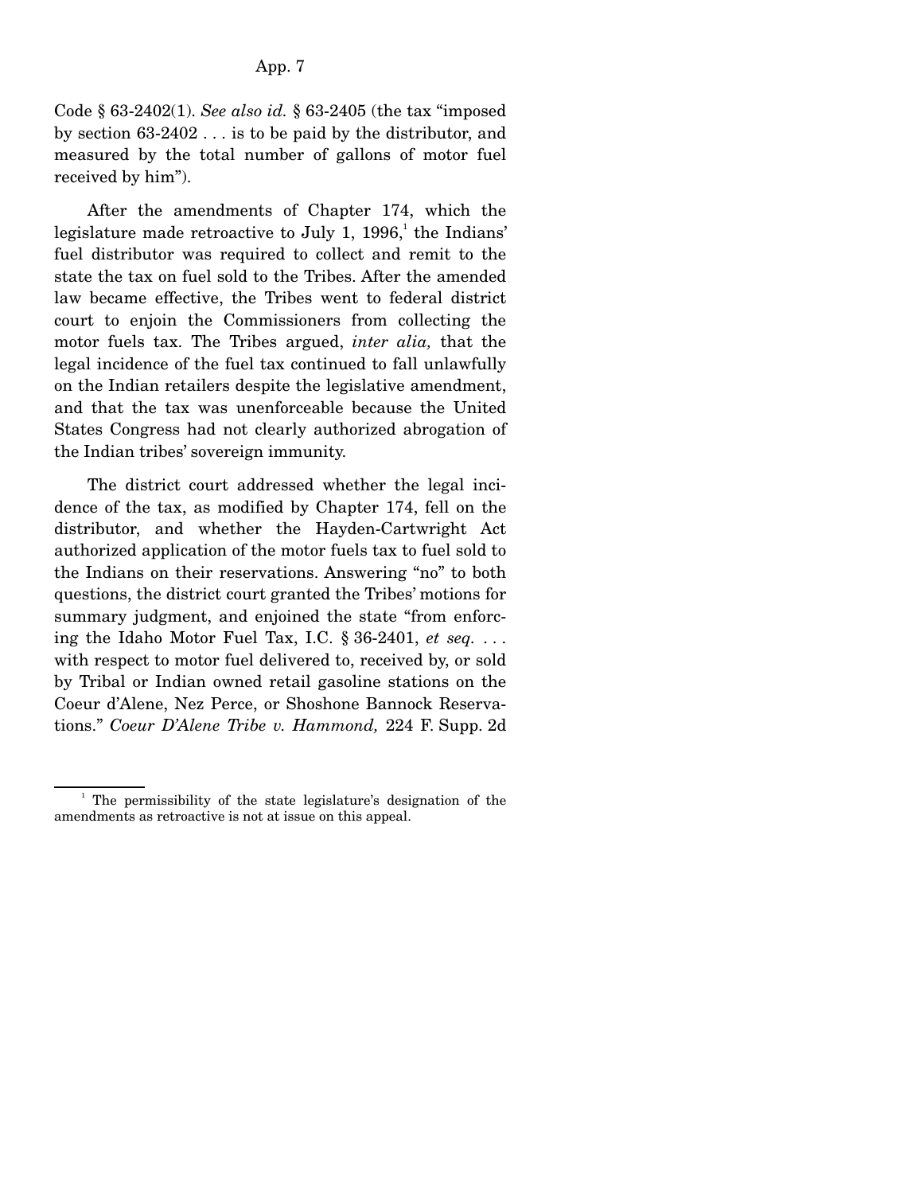Code § 63-2402(1). *See also id.* § 63-2405 (the tax "imposed by section 63-2402 . . . is to be paid by the distributor, and measured by the total number of gallons of motor fuel received by him").

After the amendments of Chapter 174, which the legislature made retroactive to July 1, 1996,[1] the Indians' fuel distributor was required to collect and remit to the state the tax on fuel sold to the Tribes. After the amended law became effective, the Tribes went to federal district court to enjoin the Commissioners from collecting the motor fuels tax. The Tribes argued, *inter alia,* that the legal incidence of the fuel tax continued to fall unlawfully on the Indian retailers despite the legislative amendment, and that the tax was unenforceable because the United States Congress had not clearly authorized abrogation of the Indian tribes' sovereign immunity.

The district court addressed whether the legal incidence of the tax, as modified by Chapter 174, fell on the distributor, and whether the Hayden-Cartwright Act authorized application of the motor fuels tax to fuel sold to the Indians on their reservations. Answering "no" to both questions, the district court granted the Tribes' motions for summary judgment, and enjoined the state "from enforcing the Idaho Motor Fuel Tax, I.C. § 36-2401, *et seq.* . . . with respect to motor fuel delivered to, received by, or sold by Tribal or Indian owned retail gasoline stations on the Coeur d'Alene, Nez Perce, or Shoshone Bannock Reservations." *Coeur D'Alene Tribe v. Hammond,* 224 F. Supp. 2d

[1] The permissibility of the state legislature's designation of the amendments as retroactive is not at issue on this appeal.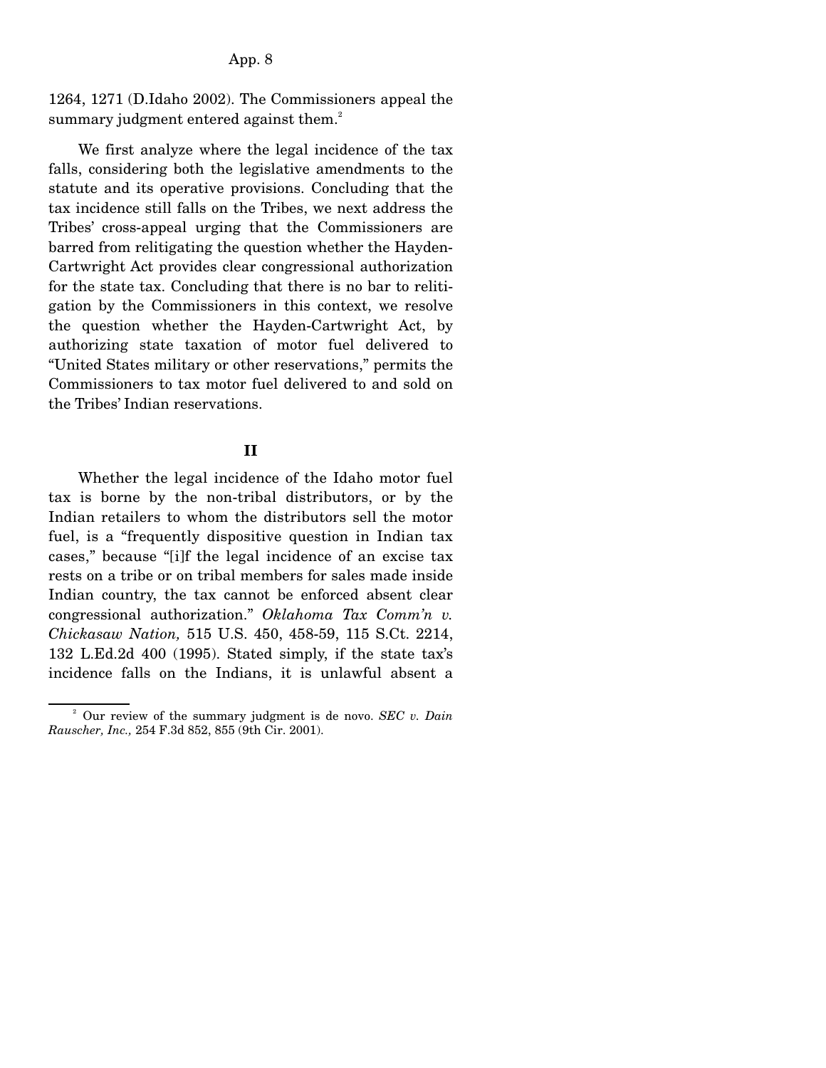1264, 1271 (D.Idaho 2002). The Commissioners appeal the summary judgment entered against them.[2]

We first analyze where the legal incidence of the tax falls, considering both the legislative amendments to the statute and its operative provisions. Concluding that the tax incidence still falls on the Tribes, we next address the Tribes' cross-appeal urging that the Commissioners are barred from relitigating the question whether the Hayden-Cartwright Act provides clear congressional authorization for the state tax. Concluding that there is no bar to relitigation by the Commissioners in this context, we resolve the question whether the Hayden-Cartwright Act, by authorizing state taxation of motor fuel delivered to "United States military or other reservations," permits the Commissioners to tax motor fuel delivered to and sold on the Tribes' Indian reservations.

## II

Whether the legal incidence of the Idaho motor fuel tax is borne by the non-tribal distributors, or by the Indian retailers to whom the distributors sell the motor fuel, is a "frequently dispositive question in Indian tax cases," because "[i]f the legal incidence of an excise tax rests on a tribe or on tribal members for sales made inside Indian country, the tax cannot be enforced absent clear congressional authorization." *Oklahoma Tax Comm'n v. Chickasaw Nation,* 515 U.S. 450, 458-59, 115 S.Ct. 2214, 132 L.Ed.2d 400 (1995). Stated simply, if the state tax's incidence falls on the Indians, it is unlawful absent a

[2] Our review of the summary judgment is de novo. *SEC v. Dain Rauscher, Inc.,* 254 F.3d 852, 855 (9th Cir. 2001).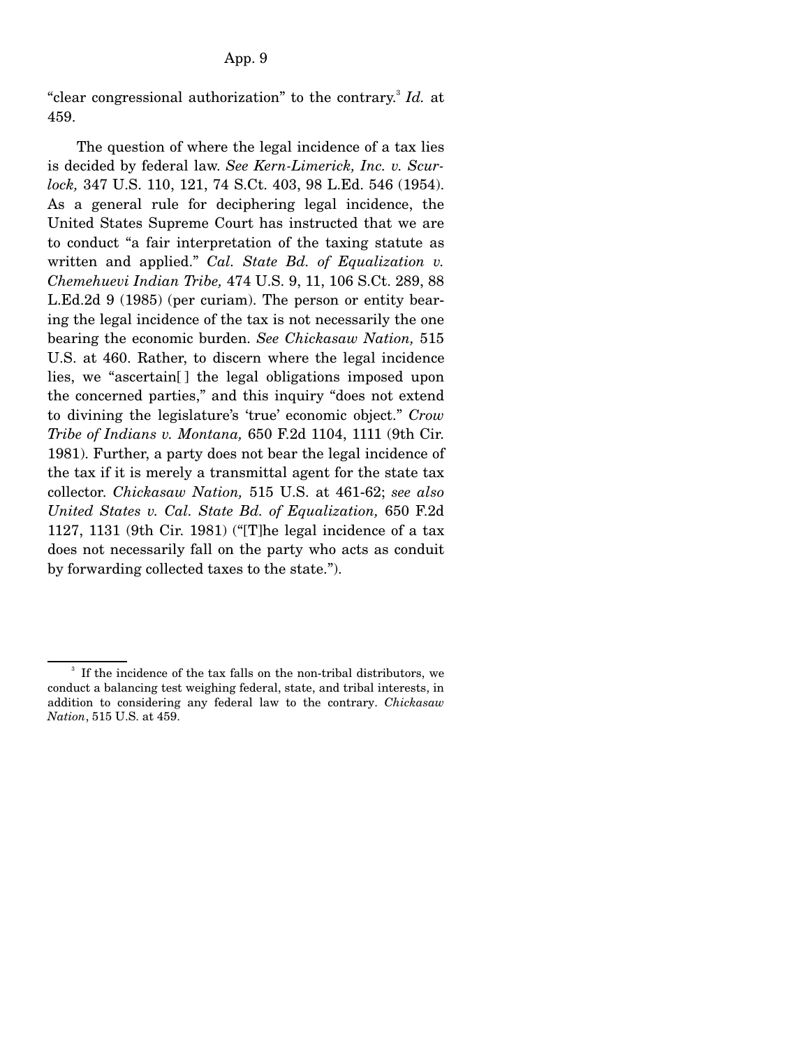"clear congressional authorization" to the contrary.[3] *Id.* at 459.

The question of where the legal incidence of a tax lies is decided by federal law. *See Kern-Limerick, Inc. v. Scurlock,* 347 U.S. 110, 121, 74 S.Ct. 403, 98 L.Ed. 546 (1954). As a general rule for deciphering legal incidence, the United States Supreme Court has instructed that we are to conduct "a fair interpretation of the taxing statute as written and applied." *Cal. State Bd. of Equalization v. Chemehuevi Indian Tribe,* 474 U.S. 9, 11, 106 S.Ct. 289, 88 L.Ed.2d 9 (1985) (per curiam). The person or entity bearing the legal incidence of the tax is not necessarily the one bearing the economic burden. *See Chickasaw Nation,* 515 U.S. at 460. Rather, to discern where the legal incidence lies, we "ascertain[ ] the legal obligations imposed upon the concerned parties," and this inquiry "does not extend to divining the legislature's 'true' economic object." *Crow Tribe of Indians v. Montana,* 650 F.2d 1104, 1111 (9th Cir. 1981). Further, a party does not bear the legal incidence of the tax if it is merely a transmittal agent for the state tax collector. *Chickasaw Nation,* 515 U.S. at 461-62; *see also United States v. Cal. State Bd. of Equalization,* 650 F.2d 1127, 1131 (9th Cir. 1981) ("[T]he legal incidence of a tax does not necessarily fall on the party who acts as conduit by forwarding collected taxes to the state.").

---

[3] If the incidence of the tax falls on the non-tribal distributors, we conduct a balancing test weighing federal, state, and tribal interests, in addition to considering any federal law to the contrary. *Chickasaw Nation*, 515 U.S. at 459.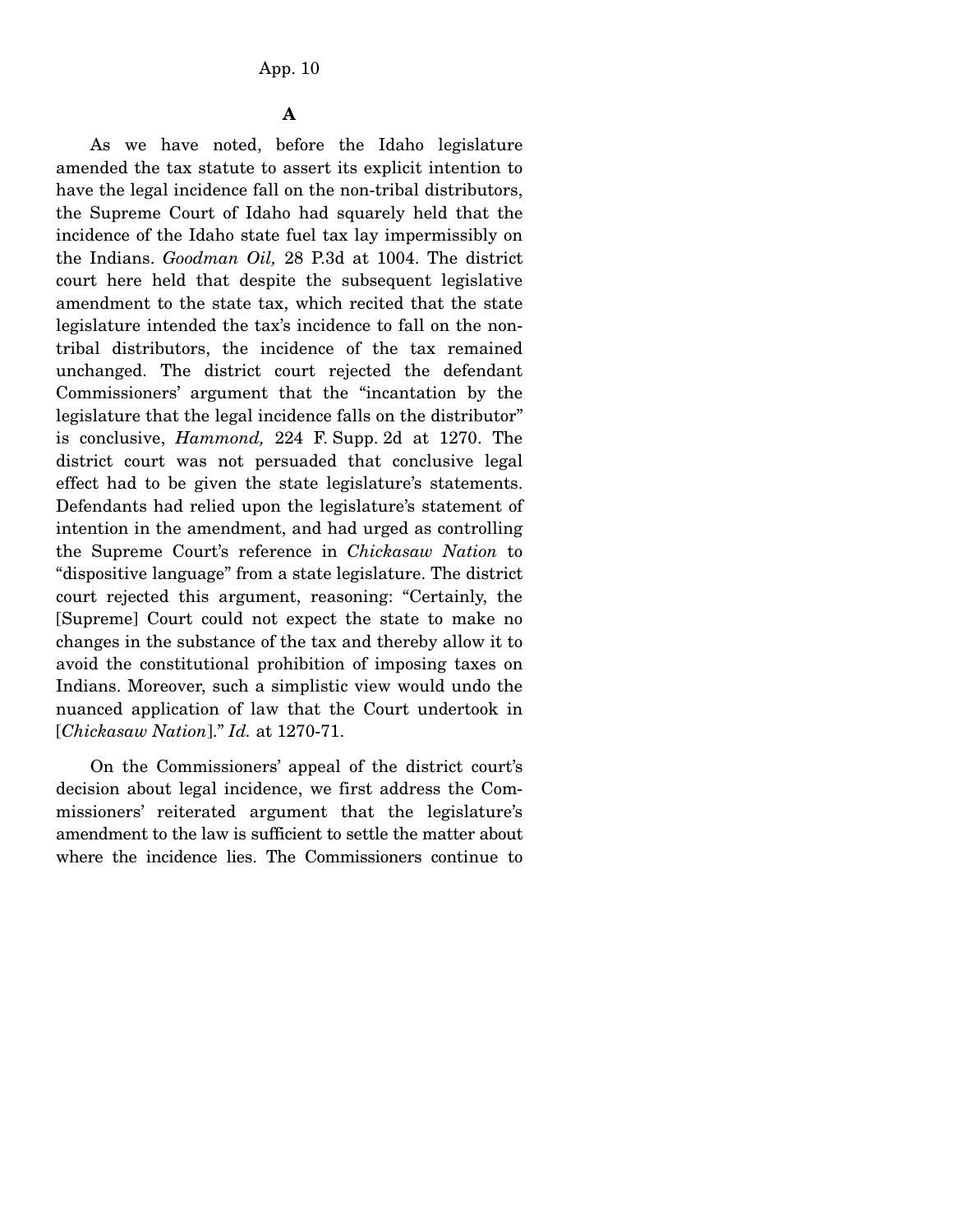### A

As we have noted, before the Idaho legislature amended the tax statute to assert its explicit intention to have the legal incidence fall on the non-tribal distributors, the Supreme Court of Idaho had squarely held that the incidence of the Idaho state fuel tax lay impermissibly on the Indians. *Goodman Oil,* 28 P.3d at 1004. The district court here held that despite the subsequent legislative amendment to the state tax, which recited that the state legislature intended the tax's incidence to fall on the non-tribal distributors, the incidence of the tax remained unchanged. The district court rejected the defendant Commissioners' argument that the "incantation by the legislature that the legal incidence falls on the distributor" is conclusive, *Hammond,* 224 F. Supp. 2d at 1270. The district court was not persuaded that conclusive legal effect had to be given the state legislature's statements. Defendants had relied upon the legislature's statement of intention in the amendment, and had urged as controlling the Supreme Court's reference in *Chickasaw Nation* to "dispositive language" from a state legislature. The district court rejected this argument, reasoning: "Certainly, the [Supreme] Court could not expect the state to make no changes in the substance of the tax and thereby allow it to avoid the constitutional prohibition of imposing taxes on Indians. Moreover, such a simplistic view would undo the nuanced application of law that the Court undertook in [*Chickasaw Nation*]." *Id.* at 1270-71.

On the Commissioners' appeal of the district court's decision about legal incidence, we first address the Commissioners' reiterated argument that the legislature's amendment to the law is sufficient to settle the matter about where the incidence lies. The Commissioners continue to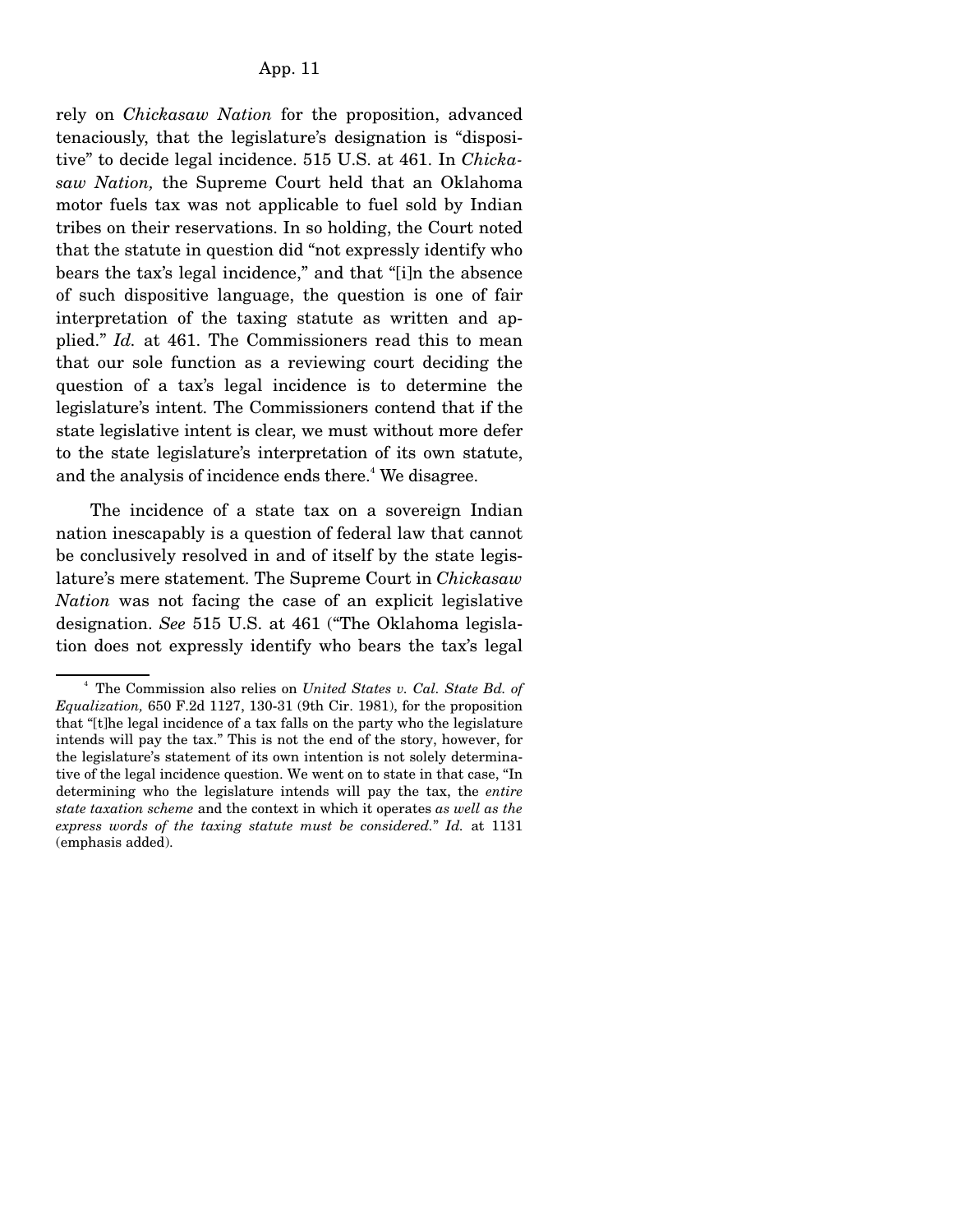rely on *Chickasaw Nation* for the proposition, advanced tenaciously, that the legislature's designation is "dispositive" to decide legal incidence. 515 U.S. at 461. In *Chickasaw Nation,* the Supreme Court held that an Oklahoma motor fuels tax was not applicable to fuel sold by Indian tribes on their reservations. In so holding, the Court noted that the statute in question did "not expressly identify who bears the tax's legal incidence," and that "[i]n the absence of such dispositive language, the question is one of fair interpretation of the taxing statute as written and applied." *Id.* at 461. The Commissioners read this to mean that our sole function as a reviewing court deciding the question of a tax's legal incidence is to determine the legislature's intent. The Commissioners contend that if the state legislative intent is clear, we must without more defer to the state legislature's interpretation of its own statute, and the analysis of incidence ends there.[4] We disagree.

The incidence of a state tax on a sovereign Indian nation inescapably is a question of federal law that cannot be conclusively resolved in and of itself by the state legislature's mere statement. The Supreme Court in *Chickasaw Nation* was not facing the case of an explicit legislative designation. *See* 515 U.S. at 461 ("The Oklahoma legislation does not expressly identify who bears the tax's legal

---

[4] The Commission also relies on *United States v. Cal. State Bd. of Equalization,* 650 F.2d 1127, 130-31 (9th Cir. 1981), for the proposition that "[t]he legal incidence of a tax falls on the party who the legislature intends will pay the tax." This is not the end of the story, however, for the legislature's statement of its own intention is not solely determinative of the legal incidence question. We went on to state in that case, "In determining who the legislature intends will pay the tax, the *entire state taxation scheme* and the context in which it operates *as well as the express words of the taxing statute must be considered.*" *Id.* at 1131 (emphasis added).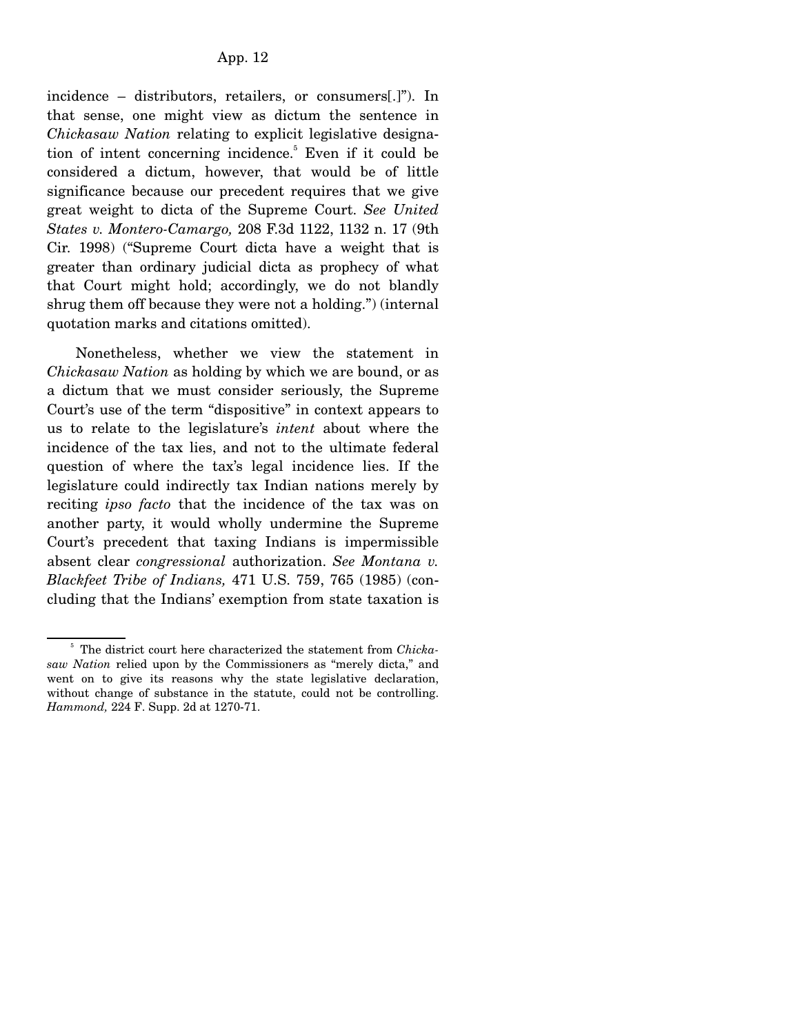incidence – distributors, retailers, or consumers[.]"). In that sense, one might view as dictum the sentence in *Chickasaw Nation* relating to explicit legislative designation of intent concerning incidence.[5] Even if it could be considered a dictum, however, that would be of little significance because our precedent requires that we give great weight to dicta of the Supreme Court. *See United States v. Montero-Camargo,* 208 F.3d 1122, 1132 n. 17 (9th Cir. 1998) ("Supreme Court dicta have a weight that is greater than ordinary judicial dicta as prophecy of what that Court might hold; accordingly, we do not blandly shrug them off because they were not a holding.") (internal quotation marks and citations omitted).

Nonetheless, whether we view the statement in *Chickasaw Nation* as holding by which we are bound, or as a dictum that we must consider seriously, the Supreme Court's use of the term "dispositive" in context appears to us to relate to the legislature's *intent* about where the incidence of the tax lies, and not to the ultimate federal question of where the tax's legal incidence lies. If the legislature could indirectly tax Indian nations merely by reciting *ipso facto* that the incidence of the tax was on another party, it would wholly undermine the Supreme Court's precedent that taxing Indians is impermissible absent clear *congressional* authorization. *See Montana v. Blackfeet Tribe of Indians,* 471 U.S. 759, 765 (1985) (concluding that the Indians' exemption from state taxation is

---

[5] The district court here characterized the statement from *Chickasaw Nation* relied upon by the Commissioners as "merely dicta," and went on to give its reasons why the state legislative declaration, without change of substance in the statute, could not be controlling. *Hammond,* 224 F. Supp. 2d at 1270-71.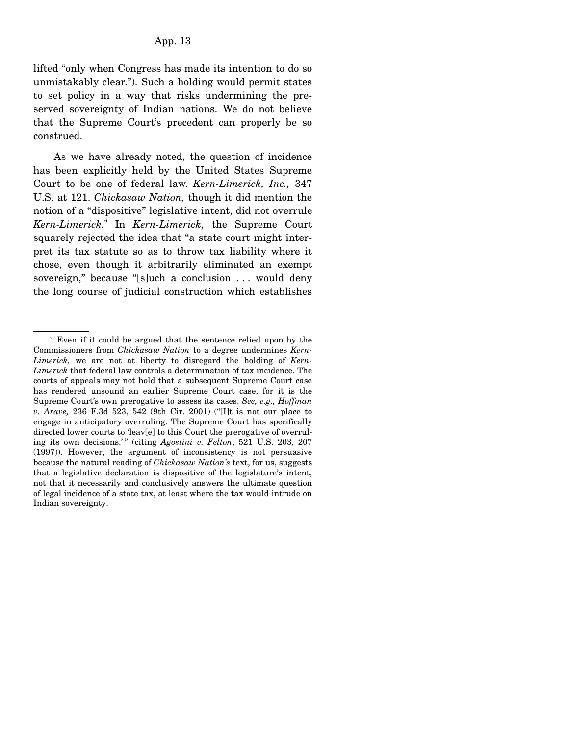lifted "only when Congress has made its intention to do so unmistakably clear."). Such a holding would permit states to set policy in a way that risks undermining the preserved sovereignty of Indian nations. We do not believe that the Supreme Court's precedent can properly be so construed.

As we have already noted, the question of incidence has been explicitly held by the United States Supreme Court to be one of federal law. *Kern-Limerick, Inc.,* 347 U.S. at 121. *Chickasaw Nation,* though it did mention the notion of a "dispositive" legislative intent, did not overrule *Kern-Limerick.*[6] In *Kern-Limerick,* the Supreme Court squarely rejected the idea that "a state court might interpret its tax statute so as to throw tax liability where it chose, even though it arbitrarily eliminated an exempt sovereign," because "[s]uch a conclusion . . . would deny the long course of judicial construction which establishes

---

[6] Even if it could be argued that the sentence relied upon by the Commissioners from *Chickasaw Nation* to a degree undermines *Kern-Limerick,* we are not at liberty to disregard the holding of *Kern-Limerick* that federal law controls a determination of tax incidence. The courts of appeals may not hold that a subsequent Supreme Court case has rendered unsound an earlier Supreme Court case, for it is the Supreme Court's own prerogative to assess its cases. *See, e.g., Hoffman v. Arave,* 236 F.3d 523, 542 (9th Cir. 2001) ("[I]t is not our place to engage in anticipatory overruling. The Supreme Court has specifically directed lower courts to 'leav[e] to this Court the prerogative of overruling its own decisions.'" (citing *Agostini v. Felton*, 521 U.S. 203, 207 (1997)). However, the argument of inconsistency is not persuasive because the natural reading of *Chickasaw Nation's* text, for us, suggests that a legislative declaration is dispositive of the legislature's intent, not that it necessarily and conclusively answers the ultimate question of legal incidence of a state tax, at least where the tax would intrude on Indian sovereignty.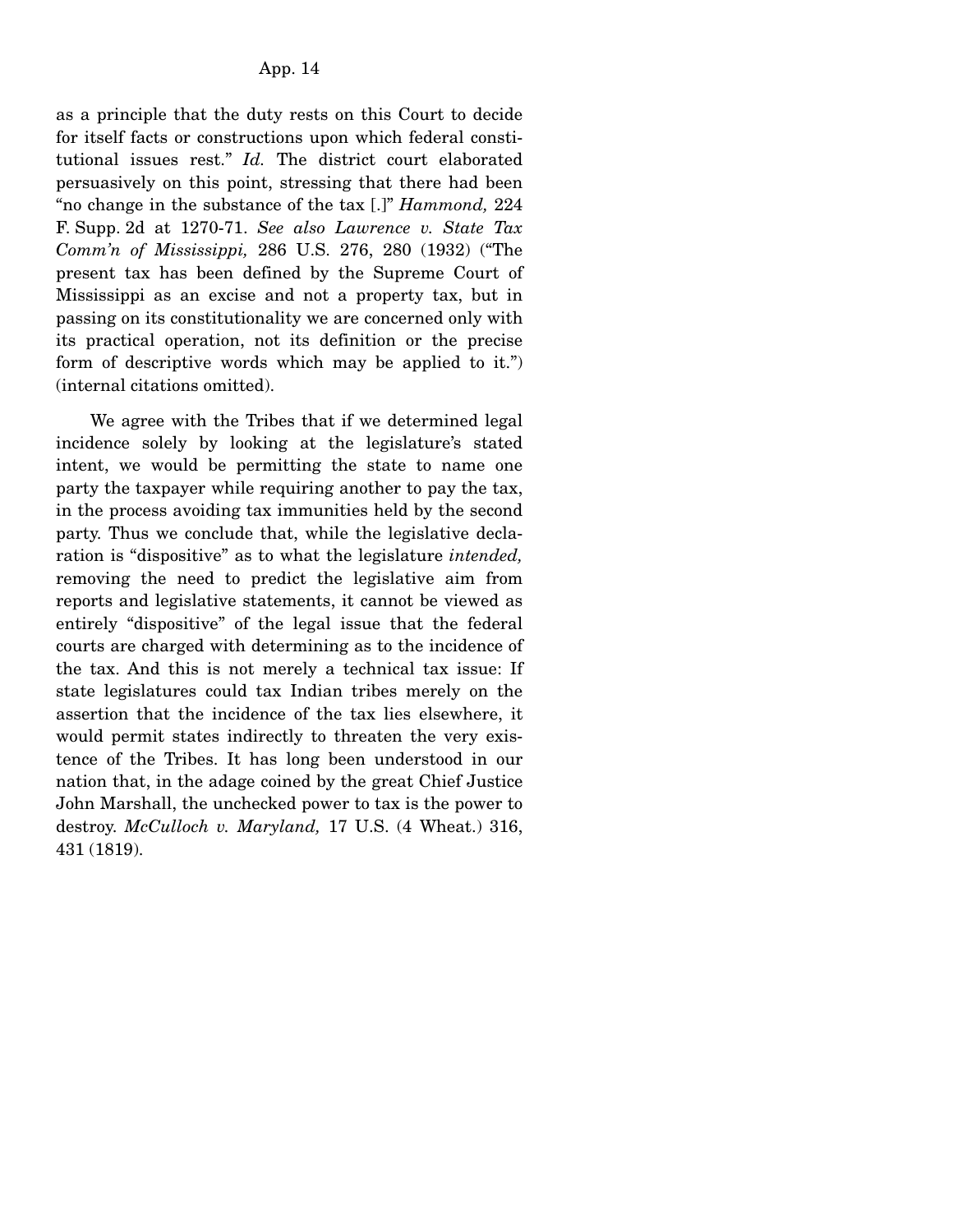as a principle that the duty rests on this Court to decide for itself facts or constructions upon which federal constitutional issues rest." *Id.* The district court elaborated persuasively on this point, stressing that there had been "no change in the substance of the tax [.]" *Hammond,* 224 F. Supp. 2d at 1270-71. *See also Lawrence v. State Tax Comm'n of Mississippi,* 286 U.S. 276, 280 (1932) ("The present tax has been defined by the Supreme Court of Mississippi as an excise and not a property tax, but in passing on its constitutionality we are concerned only with its practical operation, not its definition or the precise form of descriptive words which may be applied to it.") (internal citations omitted).

We agree with the Tribes that if we determined legal incidence solely by looking at the legislature's stated intent, we would be permitting the state to name one party the taxpayer while requiring another to pay the tax, in the process avoiding tax immunities held by the second party. Thus we conclude that, while the legislative declaration is "dispositive" as to what the legislature *intended,* removing the need to predict the legislative aim from reports and legislative statements, it cannot be viewed as entirely "dispositive" of the legal issue that the federal courts are charged with determining as to the incidence of the tax. And this is not merely a technical tax issue: If state legislatures could tax Indian tribes merely on the assertion that the incidence of the tax lies elsewhere, it would permit states indirectly to threaten the very existence of the Tribes. It has long been understood in our nation that, in the adage coined by the great Chief Justice John Marshall, the unchecked power to tax is the power to destroy. *McCulloch v. Maryland,* 17 U.S. (4 Wheat.) 316, 431 (1819).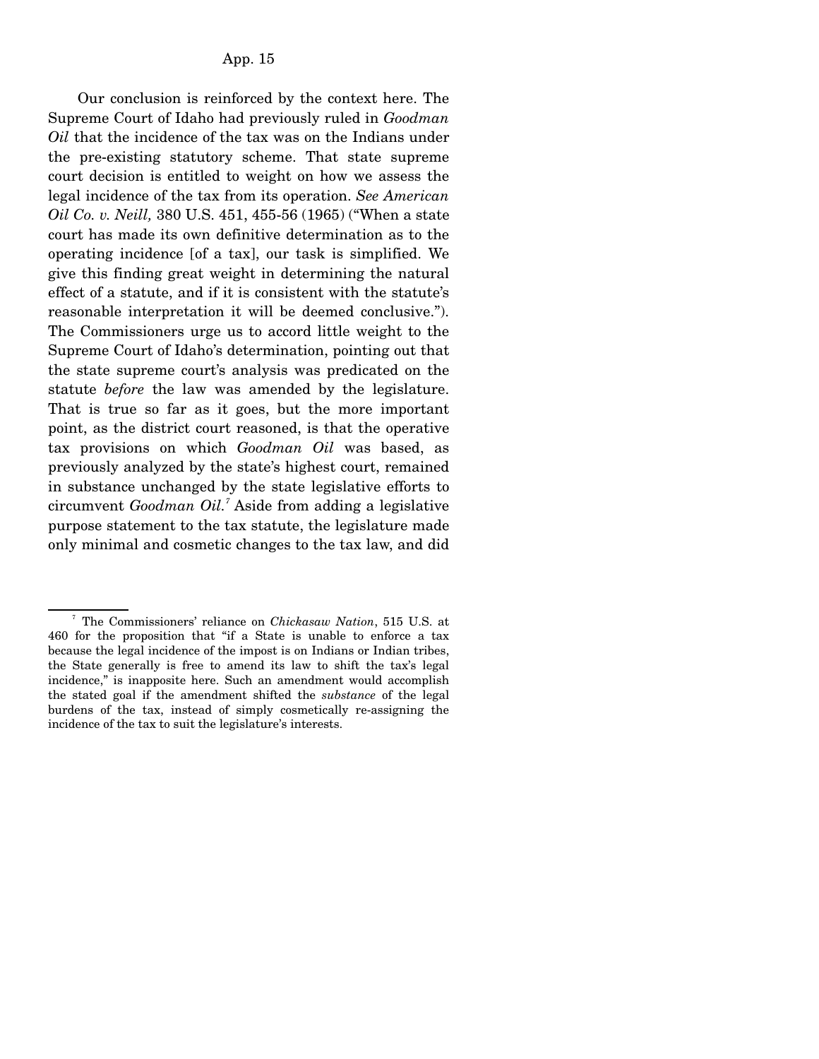Our conclusion is reinforced by the context here. The Supreme Court of Idaho had previously ruled in *Goodman Oil* that the incidence of the tax was on the Indians under the pre-existing statutory scheme. That state supreme court decision is entitled to weight on how we assess the legal incidence of the tax from its operation. *See American Oil Co. v. Neill,* 380 U.S. 451, 455-56 (1965) ("When a state court has made its own definitive determination as to the operating incidence [of a tax], our task is simplified. We give this finding great weight in determining the natural effect of a statute, and if it is consistent with the statute's reasonable interpretation it will be deemed conclusive."). The Commissioners urge us to accord little weight to the Supreme Court of Idaho's determination, pointing out that the state supreme court's analysis was predicated on the statute *before* the law was amended by the legislature. That is true so far as it goes, but the more important point, as the district court reasoned, is that the operative tax provisions on which *Goodman Oil* was based, as previously analyzed by the state's highest court, remained in substance unchanged by the state legislative efforts to circumvent *Goodman Oil.*[7] Aside from adding a legislative purpose statement to the tax statute, the legislature made only minimal and cosmetic changes to the tax law, and did

---

[7] The Commissioners' reliance on *Chickasaw Nation*, 515 U.S. at 460 for the proposition that "if a State is unable to enforce a tax because the legal incidence of the impost is on Indians or Indian tribes, the State generally is free to amend its law to shift the tax's legal incidence," is inapposite here. Such an amendment would accomplish the stated goal if the amendment shifted the *substance* of the legal burdens of the tax, instead of simply cosmetically re-assigning the incidence of the tax to suit the legislature's interests.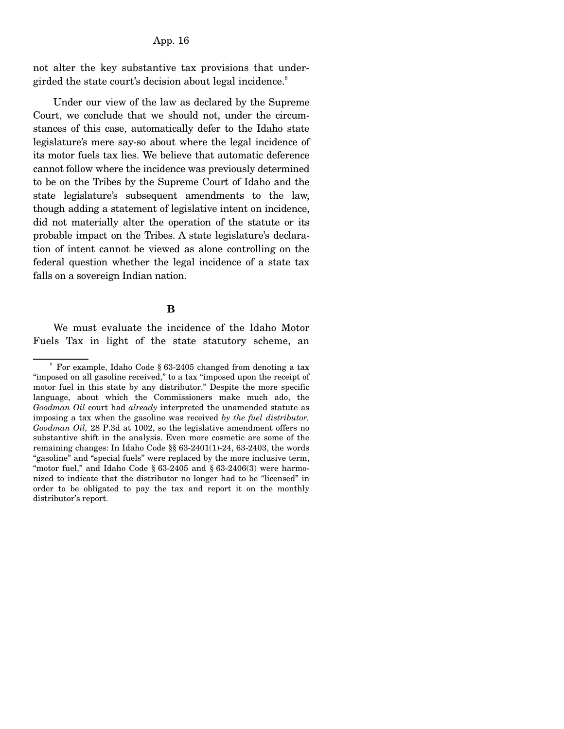not alter the key substantive tax provisions that undergirded the state court's decision about legal incidence.[8]

Under our view of the law as declared by the Supreme Court, we conclude that we should not, under the circumstances of this case, automatically defer to the Idaho state legislature's mere say-so about where the legal incidence of its motor fuels tax lies. We believe that automatic deference cannot follow where the incidence was previously determined to be on the Tribes by the Supreme Court of Idaho and the state legislature's subsequent amendments to the law, though adding a statement of legislative intent on incidence, did not materially alter the operation of the statute or its probable impact on the Tribes. A state legislature's declaration of intent cannot be viewed as alone controlling on the federal question whether the legal incidence of a state tax falls on a sovereign Indian nation.

**B**

We must evaluate the incidence of the Idaho Motor Fuels Tax in light of the state statutory scheme, an

---

[8] For example, Idaho Code § 63-2405 changed from denoting a tax "imposed on all gasoline received," to a tax "imposed upon the receipt of motor fuel in this state by any distributor." Despite the more specific language, about which the Commissioners make much ado, the *Goodman Oil* court had *already* interpreted the unamended statute as imposing a tax when the gasoline was received *by the fuel distributor, Goodman Oil,* 28 P.3d at 1002, so the legislative amendment offers no substantive shift in the analysis. Even more cosmetic are some of the remaining changes: In Idaho Code §§ 63-2401(1)-24, 63-2403, the words "gasoline" and "special fuels" were replaced by the more inclusive term, "motor fuel," and Idaho Code § 63-2405 and § 63-2406(3) were harmonized to indicate that the distributor no longer had to be "licensed" in order to be obligated to pay the tax and report it on the monthly distributor's report.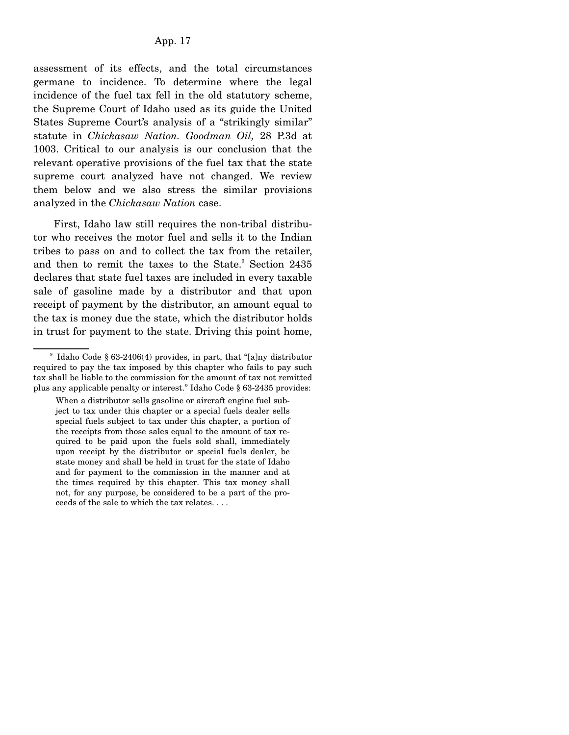assessment of its effects, and the total circumstances germane to incidence. To determine where the legal incidence of the fuel tax fell in the old statutory scheme, the Supreme Court of Idaho used as its guide the United States Supreme Court's analysis of a "strikingly similar" statute in *Chickasaw Nation. Goodman Oil,* 28 P.3d at 1003. Critical to our analysis is our conclusion that the relevant operative provisions of the fuel tax that the state supreme court analyzed have not changed. We review them below and we also stress the similar provisions analyzed in the *Chickasaw Nation* case.

First, Idaho law still requires the non-tribal distributor who receives the motor fuel and sells it to the Indian tribes to pass on and to collect the tax from the retailer, and then to remit the taxes to the State.[9] Section 2435 declares that state fuel taxes are included in every taxable sale of gasoline made by a distributor and that upon receipt of payment by the distributor, an amount equal to the tax is money due the state, which the distributor holds in trust for payment to the state. Driving this point home,

---

[9] Idaho Code § 63-2406(4) provides, in part, that "[a]ny distributor required to pay the tax imposed by this chapter who fails to pay such tax shall be liable to the commission for the amount of tax not remitted plus any applicable penalty or interest." Idaho Code § 63-2435 provides:

> When a distributor sells gasoline or aircraft engine fuel subject to tax under this chapter or a special fuels dealer sells special fuels subject to tax under this chapter, a portion of the receipts from those sales equal to the amount of tax required to be paid upon the fuels sold shall, immediately upon receipt by the distributor or special fuels dealer, be state money and shall be held in trust for the state of Idaho and for payment to the commission in the manner and at the times required by this chapter. This tax money shall not, for any purpose, be considered to be a part of the proceeds of the sale to which the tax relates. . . .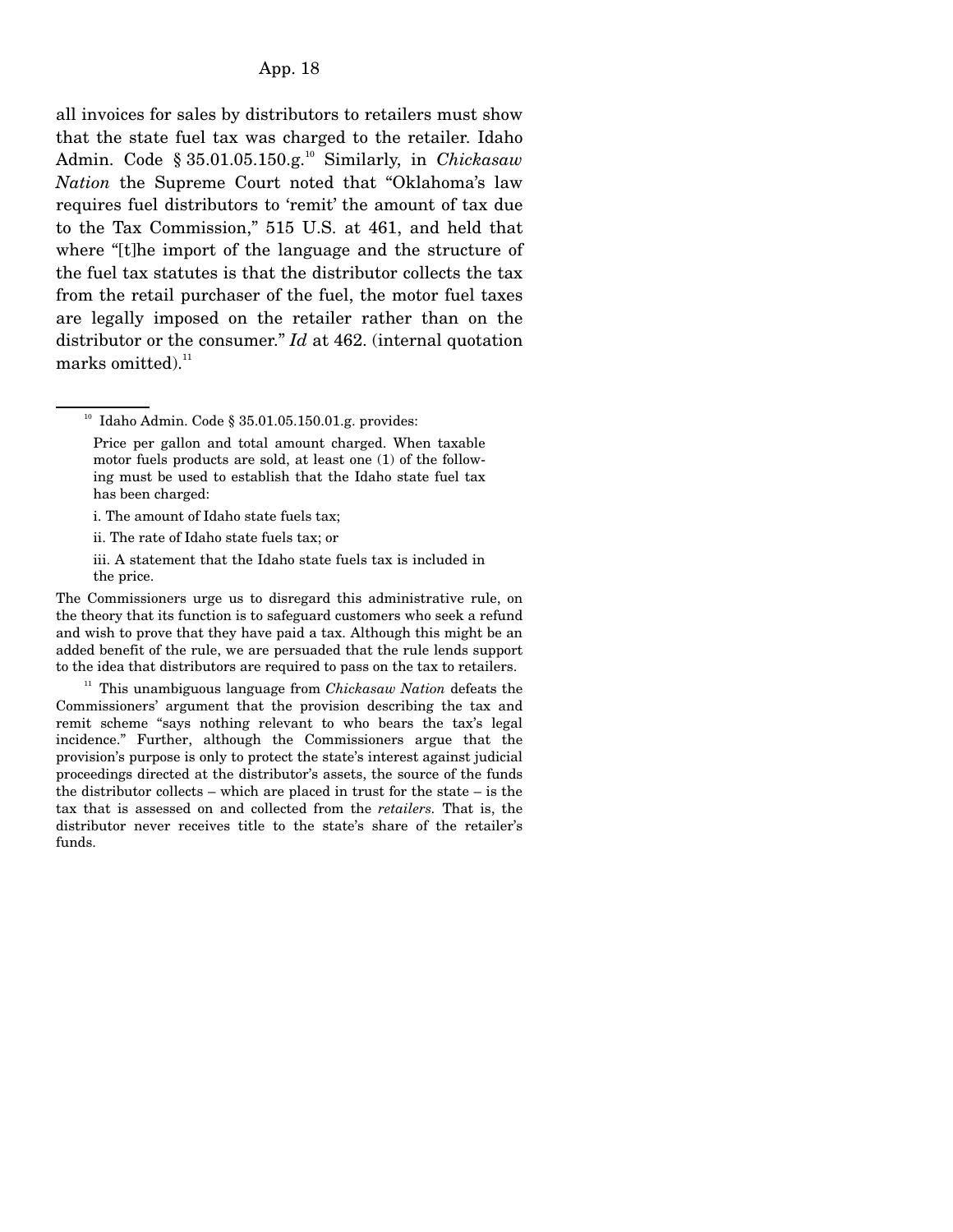all invoices for sales by distributors to retailers must show that the state fuel tax was charged to the retailer. Idaho Admin. Code § 35.01.05.150.g.[10] Similarly, in *Chickasaw Nation* the Supreme Court noted that "Oklahoma's law requires fuel distributors to 'remit' the amount of tax due to the Tax Commission," 515 U.S. at 461, and held that where "[t]he import of the language and the structure of the fuel tax statutes is that the distributor collects the tax from the retail purchaser of the fuel, the motor fuel taxes are legally imposed on the retailer rather than on the distributor or the consumer." *Id* at 462. (internal quotation marks omitted).[11]

---

[10] Idaho Admin. Code § 35.01.05.150.01.g. provides:

> Price per gallon and total amount charged. When taxable motor fuels products are sold, at least one (1) of the following must be used to establish that the Idaho state fuel tax has been charged:
>
> i. The amount of Idaho state fuels tax;
>
> ii. The rate of Idaho state fuels tax; or
>
> iii. A statement that the Idaho state fuels tax is included in the price.

The Commissioners urge us to disregard this administrative rule, on the theory that its function is to safeguard customers who seek a refund and wish to prove that they have paid a tax. Although this might be an added benefit of the rule, we are persuaded that the rule lends support to the idea that distributors are required to pass on the tax to retailers.

[11] This unambiguous language from *Chickasaw Nation* defeats the Commissioners' argument that the provision describing the tax and remit scheme "says nothing relevant to who bears the tax's legal incidence." Further, although the Commissioners argue that the provision's purpose is only to protect the state's interest against judicial proceedings directed at the distributor's assets, the source of the funds the distributor collects – which are placed in trust for the state – is the tax that is assessed on and collected from the *retailers*. That is, the distributor never receives title to the state's share of the retailer's funds.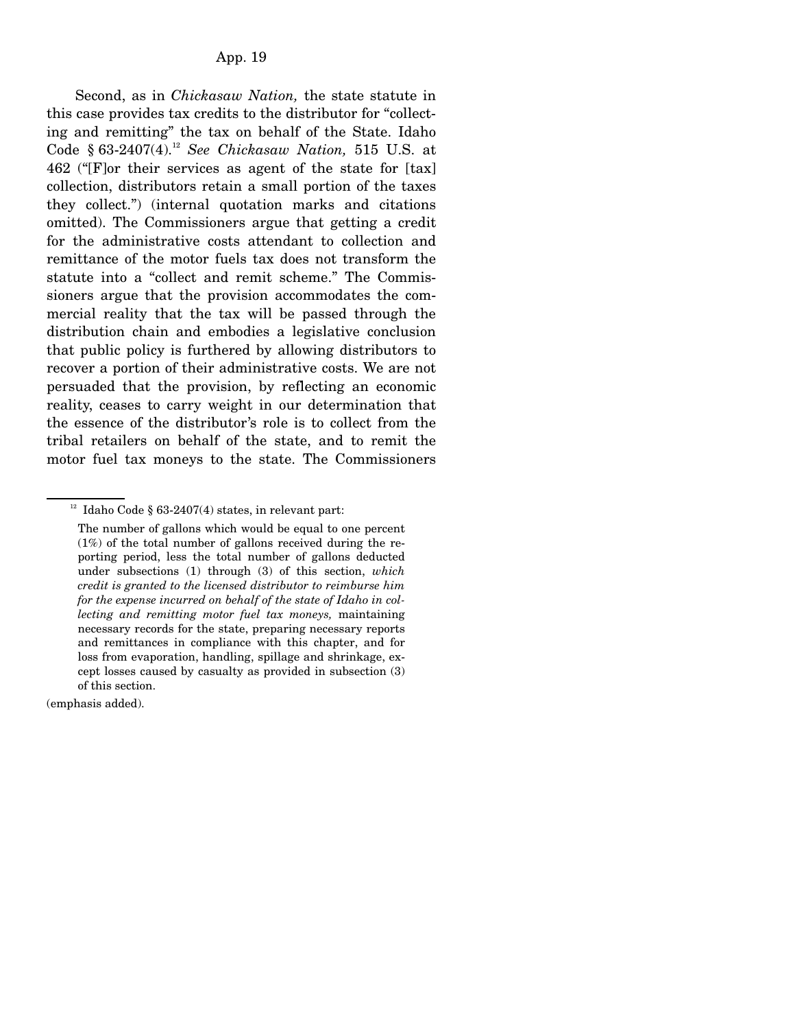Second, as in *Chickasaw Nation,* the state statute in this case provides tax credits to the distributor for "collecting and remitting" the tax on behalf of the State. Idaho Code § 63-2407(4).[12] *See Chickasaw Nation,* 515 U.S. at 462 ("[F]or their services as agent of the state for [tax] collection, distributors retain a small portion of the taxes they collect.") (internal quotation marks and citations omitted). The Commissioners argue that getting a credit for the administrative costs attendant to collection and remittance of the motor fuels tax does not transform the statute into a "collect and remit scheme." The Commissioners argue that the provision accommodates the commercial reality that the tax will be passed through the distribution chain and embodies a legislative conclusion that public policy is furthered by allowing distributors to recover a portion of their administrative costs. We are not persuaded that the provision, by reflecting an economic reality, ceases to carry weight in our determination that the essence of the distributor's role is to collect from the tribal retailers on behalf of the state, and to remit the motor fuel tax moneys to the state. The Commissioners

---

[12] Idaho Code § 63-2407(4) states, in relevant part:

> The number of gallons which would be equal to one percent (1%) of the total number of gallons received during the reporting period, less the total number of gallons deducted under subsections (1) through (3) of this section, *which credit is granted to the licensed distributor to reimburse him for the expense incurred on behalf of the state of Idaho in collecting and remitting motor fuel tax moneys,* maintaining necessary records for the state, preparing necessary reports and remittances in compliance with this chapter, and for loss from evaporation, handling, spillage and shrinkage, except losses caused by casualty as provided in subsection (3) of this section.

(emphasis added).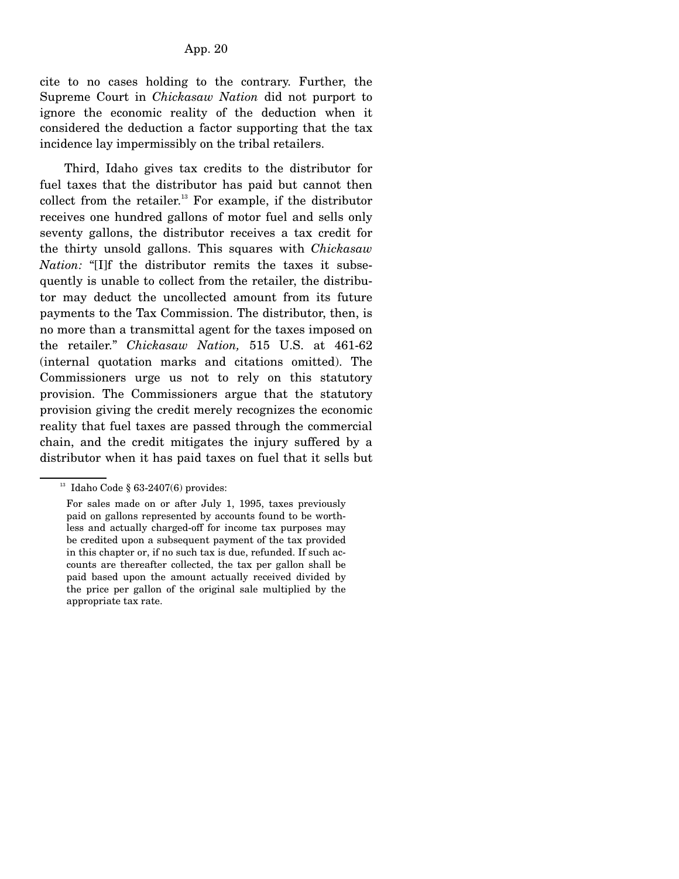cite to no cases holding to the contrary. Further, the Supreme Court in *Chickasaw Nation* did not purport to ignore the economic reality of the deduction when it considered the deduction a factor supporting that the tax incidence lay impermissibly on the tribal retailers.

Third, Idaho gives tax credits to the distributor for fuel taxes that the distributor has paid but cannot then collect from the retailer.[13] For example, if the distributor receives one hundred gallons of motor fuel and sells only seventy gallons, the distributor receives a tax credit for the thirty unsold gallons. This squares with *Chickasaw Nation:* "[I]f the distributor remits the taxes it subsequently is unable to collect from the retailer, the distributor may deduct the uncollected amount from its future payments to the Tax Commission. The distributor, then, is no more than a transmittal agent for the taxes imposed on the retailer." *Chickasaw Nation,* 515 U.S. at 461-62 (internal quotation marks and citations omitted). The Commissioners urge us not to rely on this statutory provision. The Commissioners argue that the statutory provision giving the credit merely recognizes the economic reality that fuel taxes are passed through the commercial chain, and the credit mitigates the injury suffered by a distributor when it has paid taxes on fuel that it sells but

---

[13] Idaho Code § 63-2407(6) provides:

For sales made on or after July 1, 1995, taxes previously paid on gallons represented by accounts found to be worthless and actually charged-off for income tax purposes may be credited upon a subsequent payment of the tax provided in this chapter or, if no such tax is due, refunded. If such accounts are thereafter collected, the tax per gallon shall be paid based upon the amount actually received divided by the price per gallon of the original sale multiplied by the appropriate tax rate.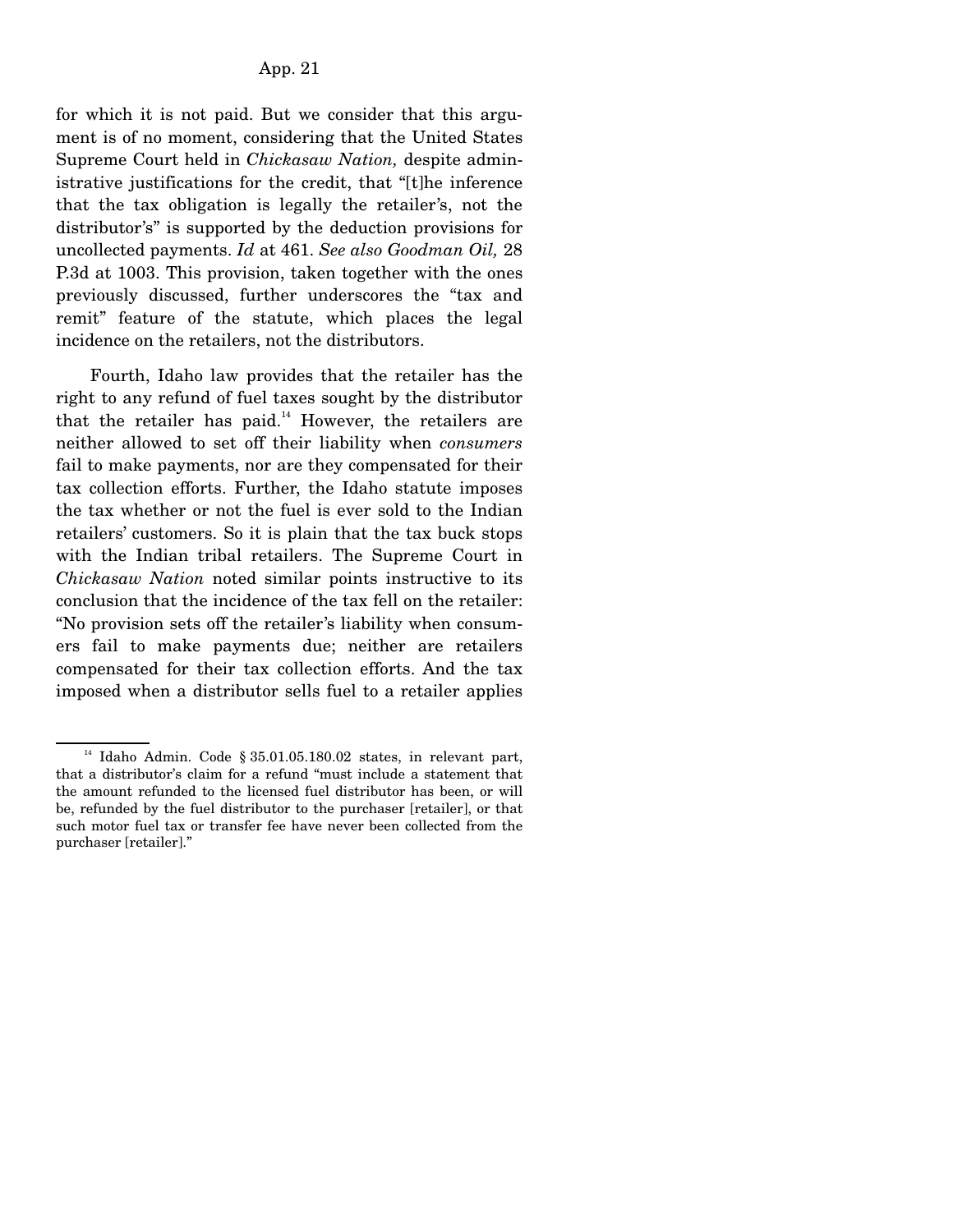for which it is not paid. But we consider that this argument is of no moment, considering that the United States Supreme Court held in *Chickasaw Nation,* despite administrative justifications for the credit, that "[t]he inference that the tax obligation is legally the retailer's, not the distributor's" is supported by the deduction provisions for uncollected payments. *Id* at 461. *See also Goodman Oil,* 28 P.3d at 1003. This provision, taken together with the ones previously discussed, further underscores the "tax and remit" feature of the statute, which places the legal incidence on the retailers, not the distributors.

Fourth, Idaho law provides that the retailer has the right to any refund of fuel taxes sought by the distributor that the retailer has paid.[14] However, the retailers are neither allowed to set off their liability when *consumers* fail to make payments, nor are they compensated for their tax collection efforts. Further, the Idaho statute imposes the tax whether or not the fuel is ever sold to the Indian retailers' customers. So it is plain that the tax buck stops with the Indian tribal retailers. The Supreme Court in *Chickasaw Nation* noted similar points instructive to its conclusion that the incidence of the tax fell on the retailer: "No provision sets off the retailer's liability when consumers fail to make payments due; neither are retailers compensated for their tax collection efforts. And the tax imposed when a distributor sells fuel to a retailer applies

---

[14] Idaho Admin. Code § 35.01.05.180.02 states, in relevant part, that a distributor's claim for a refund "must include a statement that the amount refunded to the licensed fuel distributor has been, or will be, refunded by the fuel distributor to the purchaser [retailer], or that such motor fuel tax or transfer fee have never been collected from the purchaser [retailer]."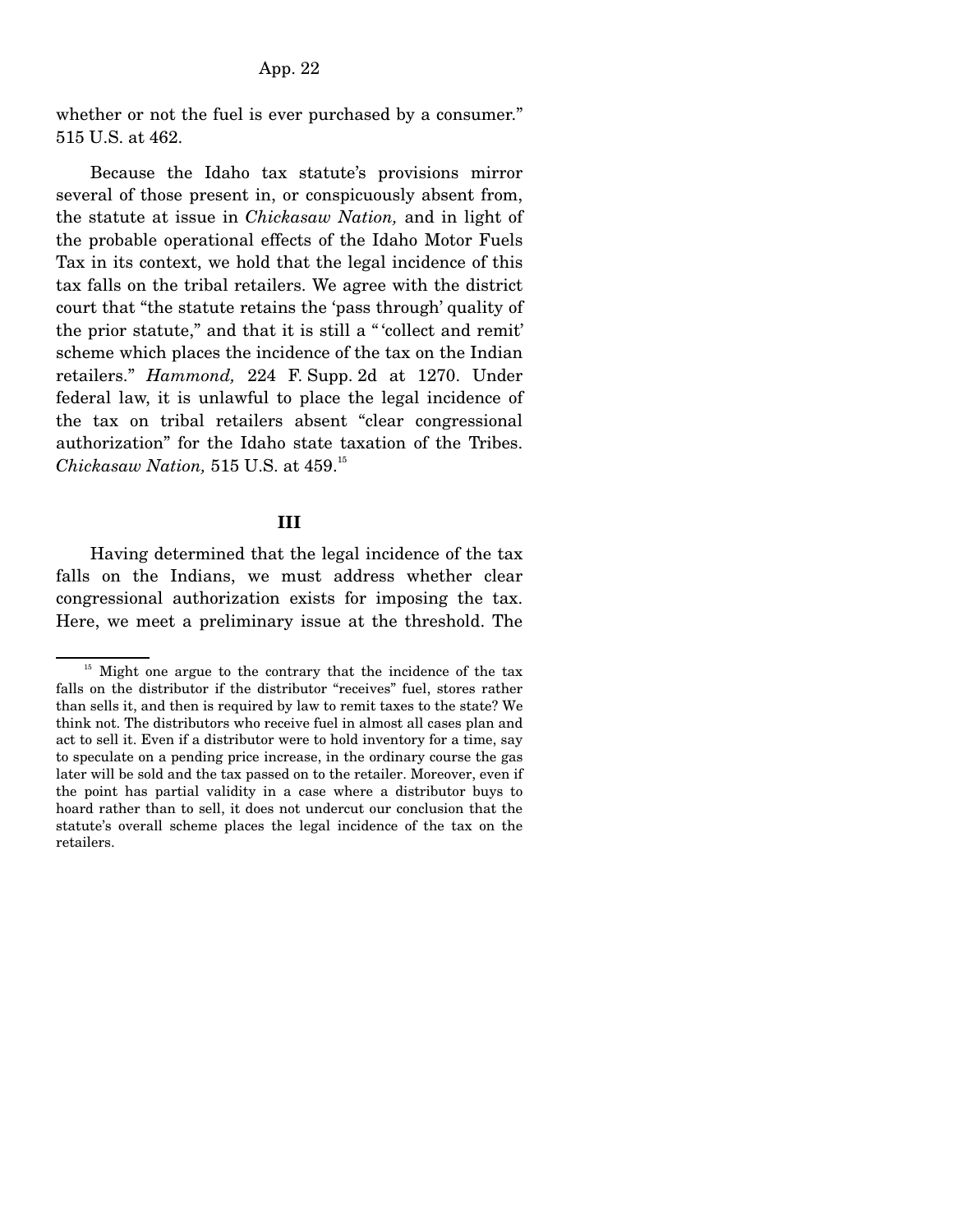whether or not the fuel is ever purchased by a consumer." 515 U.S. at 462.

Because the Idaho tax statute's provisions mirror several of those present in, or conspicuously absent from, the statute at issue in *Chickasaw Nation,* and in light of the probable operational effects of the Idaho Motor Fuels Tax in its context, we hold that the legal incidence of this tax falls on the tribal retailers. We agree with the district court that "the statute retains the 'pass through' quality of the prior statute," and that it is still a "'collect and remit' scheme which places the incidence of the tax on the Indian retailers." *Hammond,* 224 F. Supp. 2d at 1270. Under federal law, it is unlawful to place the legal incidence of the tax on tribal retailers absent "clear congressional authorization" for the Idaho state taxation of the Tribes. *Chickasaw Nation,* 515 U.S. at 459.[15]

## III

Having determined that the legal incidence of the tax falls on the Indians, we must address whether clear congressional authorization exists for imposing the tax. Here, we meet a preliminary issue at the threshold. The

---

[15] Might one argue to the contrary that the incidence of the tax falls on the distributor if the distributor "receives" fuel, stores rather than sells it, and then is required by law to remit taxes to the state? We think not. The distributors who receive fuel in almost all cases plan and act to sell it. Even if a distributor were to hold inventory for a time, say to speculate on a pending price increase, in the ordinary course the gas later will be sold and the tax passed on to the retailer. Moreover, even if the point has partial validity in a case where a distributor buys to hoard rather than to sell, it does not undercut our conclusion that the statute's overall scheme places the legal incidence of the tax on the retailers.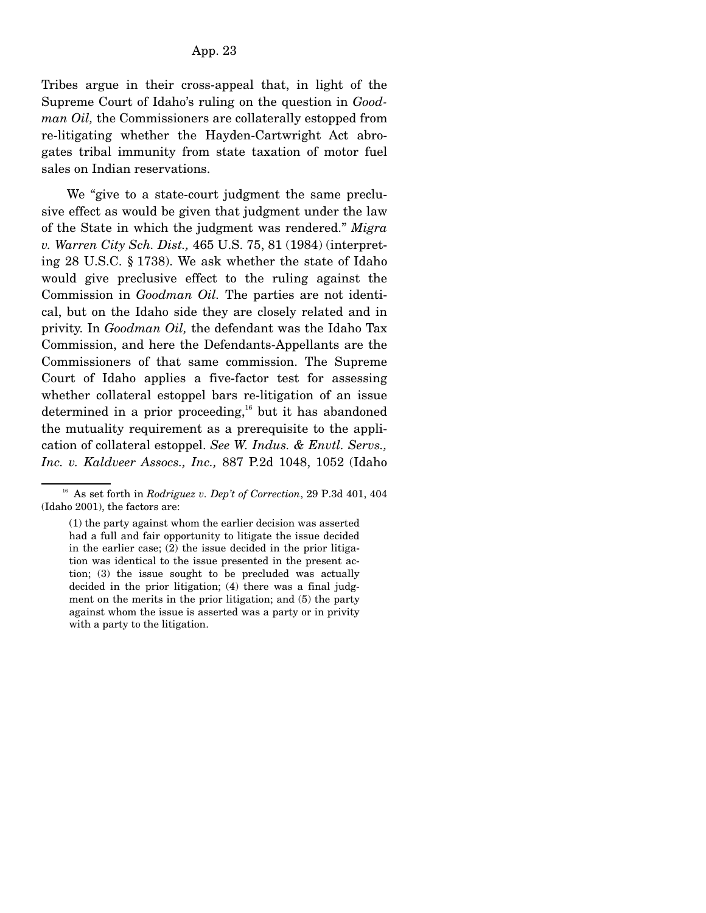Tribes argue in their cross-appeal that, in light of the Supreme Court of Idaho's ruling on the question in *Goodman Oil,* the Commissioners are collaterally estopped from re-litigating whether the Hayden-Cartwright Act abrogates tribal immunity from state taxation of motor fuel sales on Indian reservations.

We "give to a state-court judgment the same preclusive effect as would be given that judgment under the law of the State in which the judgment was rendered." *Migra v. Warren City Sch. Dist.,* 465 U.S. 75, 81 (1984) (interpreting 28 U.S.C. § 1738). We ask whether the state of Idaho would give preclusive effect to the ruling against the Commission in *Goodman Oil.* The parties are not identical, but on the Idaho side they are closely related and in privity. In *Goodman Oil,* the defendant was the Idaho Tax Commission, and here the Defendants-Appellants are the Commissioners of that same commission. The Supreme Court of Idaho applies a five-factor test for assessing whether collateral estoppel bars re-litigation of an issue determined in a prior proceeding,[16] but it has abandoned the mutuality requirement as a prerequisite to the application of collateral estoppel. *See W. Indus. & Envtl. Servs., Inc. v. Kaldveer Assocs., Inc.,* 887 P.2d 1048, 1052 (Idaho

[16] As set forth in *Rodriguez v. Dep't of Correction*, 29 P.3d 401, 404 (Idaho 2001), the factors are:

> (1) the party against whom the earlier decision was asserted had a full and fair opportunity to litigate the issue decided in the earlier case; (2) the issue decided in the prior litigation was identical to the issue presented in the present action; (3) the issue sought to be precluded was actually decided in the prior litigation; (4) there was a final judgment on the merits in the prior litigation; and (5) the party against whom the issue is asserted was a party or in privity with a party to the litigation.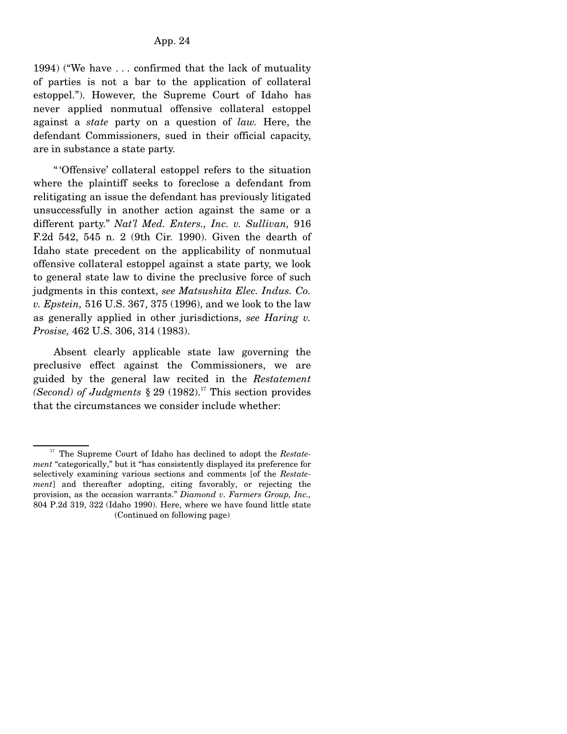1994) ("We have . . . confirmed that the lack of mutuality of parties is not a bar to the application of collateral estoppel."). However, the Supreme Court of Idaho has never applied nonmutual offensive collateral estoppel against a *state* party on a question of *law.* Here, the defendant Commissioners, sued in their official capacity, are in substance a state party.

" 'Offensive' collateral estoppel refers to the situation where the plaintiff seeks to foreclose a defendant from relitigating an issue the defendant has previously litigated unsuccessfully in another action against the same or a different party." *Nat'l Med. Enters., Inc. v. Sullivan,* 916 F.2d 542, 545 n. 2 (9th Cir. 1990). Given the dearth of Idaho state precedent on the applicability of nonmutual offensive collateral estoppel against a state party, we look to general state law to divine the preclusive force of such judgments in this context, *see Matsushita Elec. Indus. Co. v. Epstein,* 516 U.S. 367, 375 (1996), and we look to the law as generally applied in other jurisdictions, *see Haring v. Prosise,* 462 U.S. 306, 314 (1983).

Absent clearly applicable state law governing the preclusive effect against the Commissioners, we are guided by the general law recited in the *Restatement (Second) of Judgments* § 29 (1982).[17] This section provides that the circumstances we consider include whether:

---

[17] The Supreme Court of Idaho has declined to adopt the *Restatement* "categorically," but it "has consistently displayed its preference for selectively examining various sections and comments [of the *Restatement*] and thereafter adopting, citing favorably, or rejecting the provision, as the occasion warrants." *Diamond v. Farmers Group, Inc.,* 804 P.2d 319, 322 (Idaho 1990). Here, where we have found little state

(Continued on following page)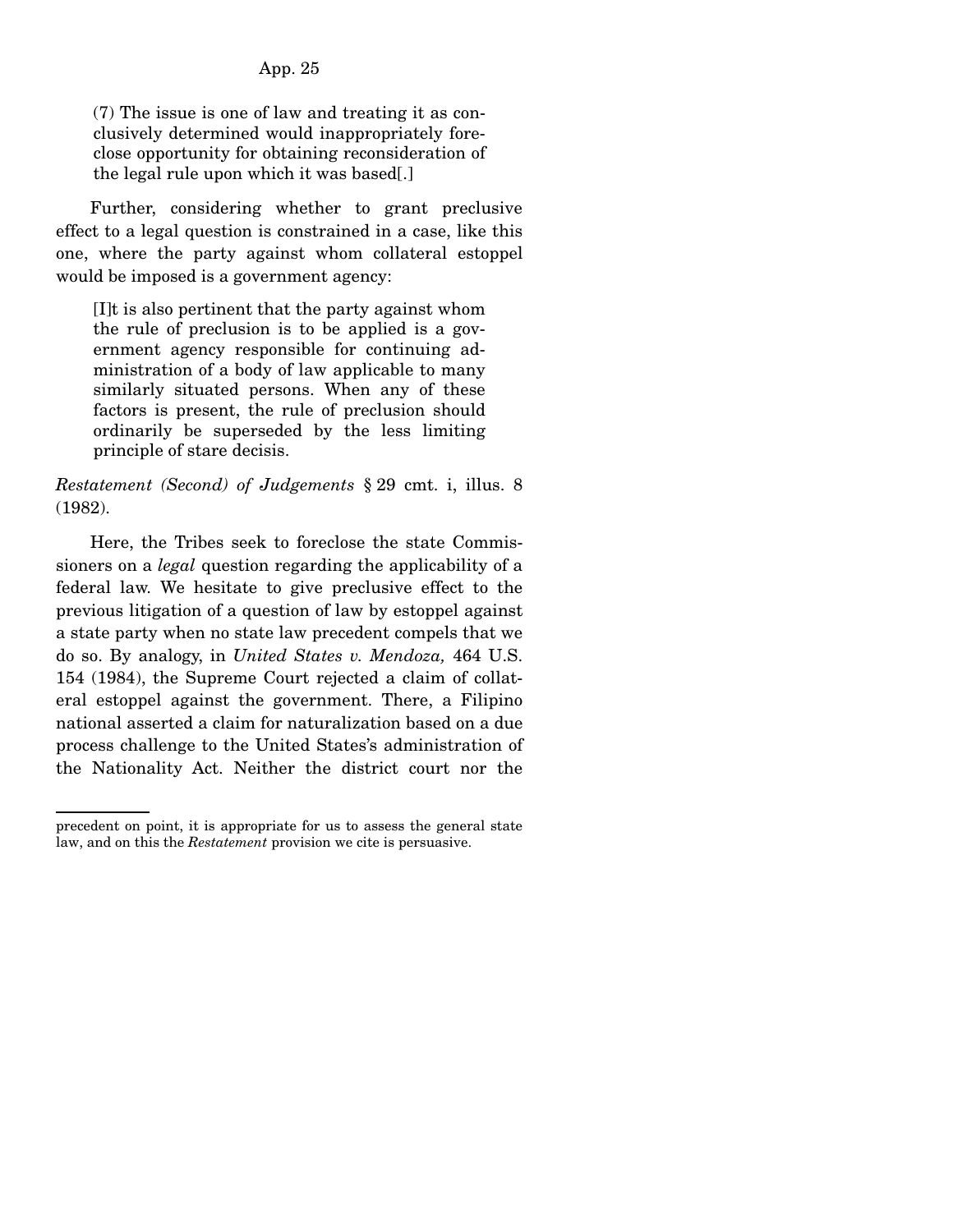> (7) The issue is one of law and treating it as conclusively determined would inappropriately foreclose opportunity for obtaining reconsideration of the legal rule upon which it was based[.]

Further, considering whether to grant preclusive effect to a legal question is constrained in a case, like this one, where the party against whom collateral estoppel would be imposed is a government agency:

> [I]t is also pertinent that the party against whom the rule of preclusion is to be applied is a government agency responsible for continuing administration of a body of law applicable to many similarly situated persons. When any of these factors is present, the rule of preclusion should ordinarily be superseded by the less limiting principle of stare decisis.

*Restatement (Second) of Judgements* § 29 cmt. i, illus. 8 (1982).

Here, the Tribes seek to foreclose the state Commissioners on a *legal* question regarding the applicability of a federal law. We hesitate to give preclusive effect to the previous litigation of a question of law by estoppel against a state party when no state law precedent compels that we do so. By analogy, in *United States v. Mendoza,* 464 U.S. 154 (1984), the Supreme Court rejected a claim of collateral estoppel against the government. There, a Filipino national asserted a claim for naturalization based on a due process challenge to the United States's administration of the Nationality Act. Neither the district court nor the

---

precedent on point, it is appropriate for us to assess the general state law, and on this the *Restatement* provision we cite is persuasive.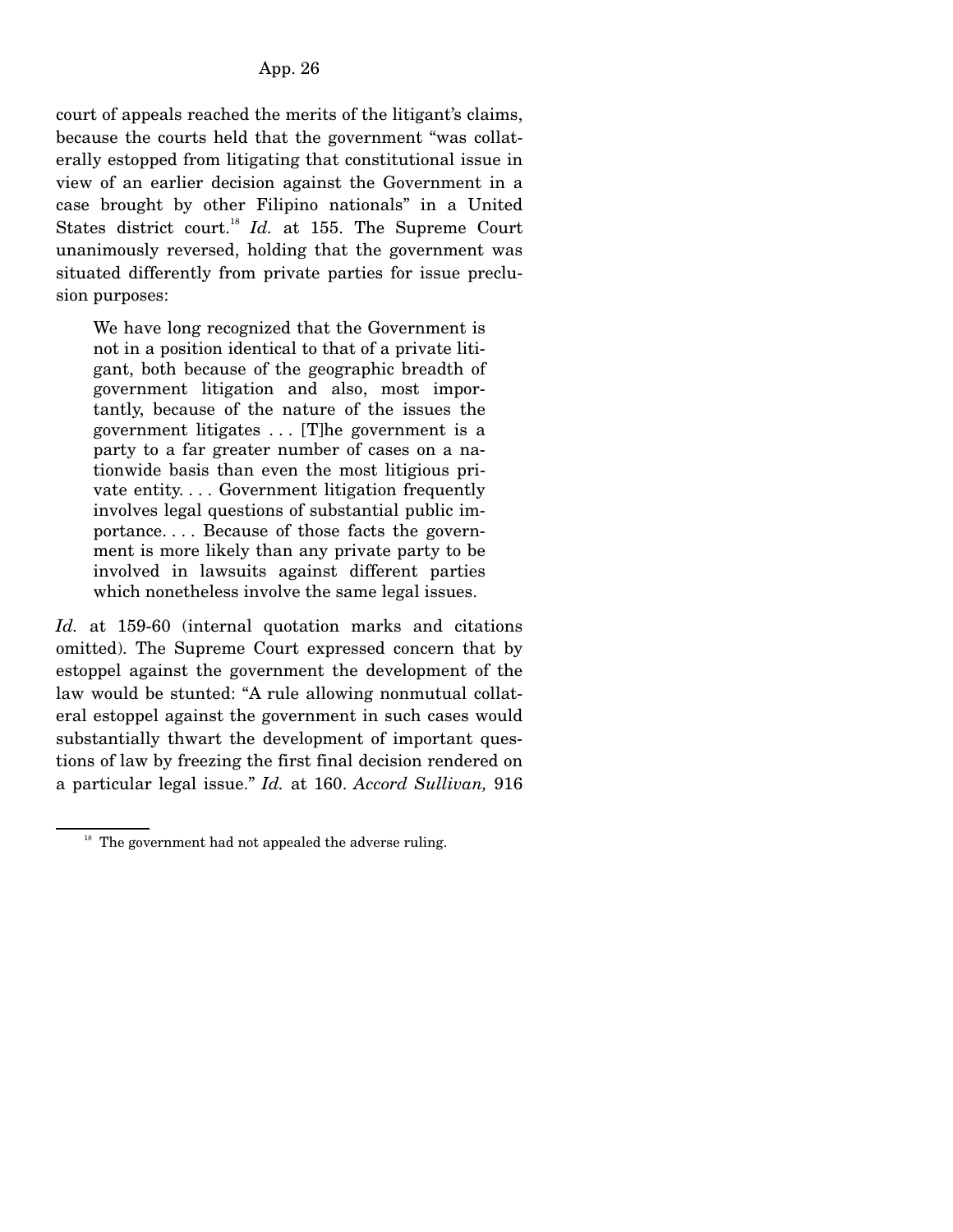court of appeals reached the merits of the litigant's claims, because the courts held that the government "was collaterally estopped from litigating that constitutional issue in view of an earlier decision against the Government in a case brought by other Filipino nationals" in a United States district court.[18] *Id.* at 155. The Supreme Court unanimously reversed, holding that the government was situated differently from private parties for issue preclusion purposes:

> We have long recognized that the Government is not in a position identical to that of a private litigant, both because of the geographic breadth of government litigation and also, most importantly, because of the nature of the issues the government litigates . . . [T]he government is a party to a far greater number of cases on a nationwide basis than even the most litigious private entity. . . . Government litigation frequently involves legal questions of substantial public importance. . . . Because of those facts the government is more likely than any private party to be involved in lawsuits against different parties which nonetheless involve the same legal issues.

*Id.* at 159-60 (internal quotation marks and citations omitted). The Supreme Court expressed concern that by estoppel against the government the development of the law would be stunted: "A rule allowing nonmutual collateral estoppel against the government in such cases would substantially thwart the development of important questions of law by freezing the first final decision rendered on a particular legal issue." *Id.* at 160. *Accord Sullivan,* 916

[18] The government had not appealed the adverse ruling.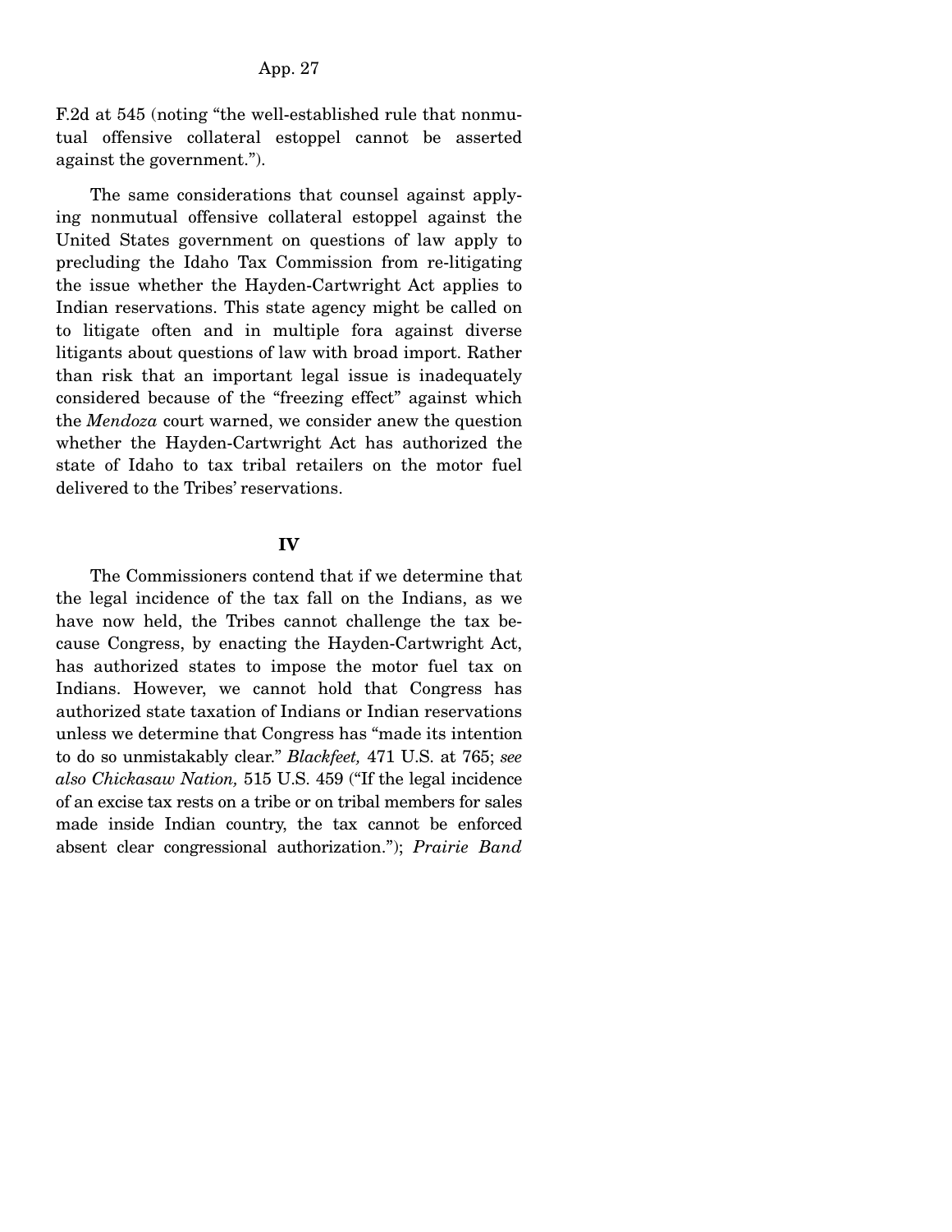F.2d at 545 (noting "the well-established rule that nonmutual offensive collateral estoppel cannot be asserted against the government.").

The same considerations that counsel against applying nonmutual offensive collateral estoppel against the United States government on questions of law apply to precluding the Idaho Tax Commission from re-litigating the issue whether the Hayden-Cartwright Act applies to Indian reservations. This state agency might be called on to litigate often and in multiple fora against diverse litigants about questions of law with broad import. Rather than risk that an important legal issue is inadequately considered because of the "freezing effect" against which the *Mendoza* court warned, we consider anew the question whether the Hayden-Cartwright Act has authorized the state of Idaho to tax tribal retailers on the motor fuel delivered to the Tribes' reservations.

## IV

The Commissioners contend that if we determine that the legal incidence of the tax fall on the Indians, as we have now held, the Tribes cannot challenge the tax because Congress, by enacting the Hayden-Cartwright Act, has authorized states to impose the motor fuel tax on Indians. However, we cannot hold that Congress has authorized state taxation of Indians or Indian reservations unless we determine that Congress has "made its intention to do so unmistakably clear." *Blackfeet,* 471 U.S. at 765; *see also Chickasaw Nation,* 515 U.S. 459 ("If the legal incidence of an excise tax rests on a tribe or on tribal members for sales made inside Indian country, the tax cannot be enforced absent clear congressional authorization."); *Prairie Band*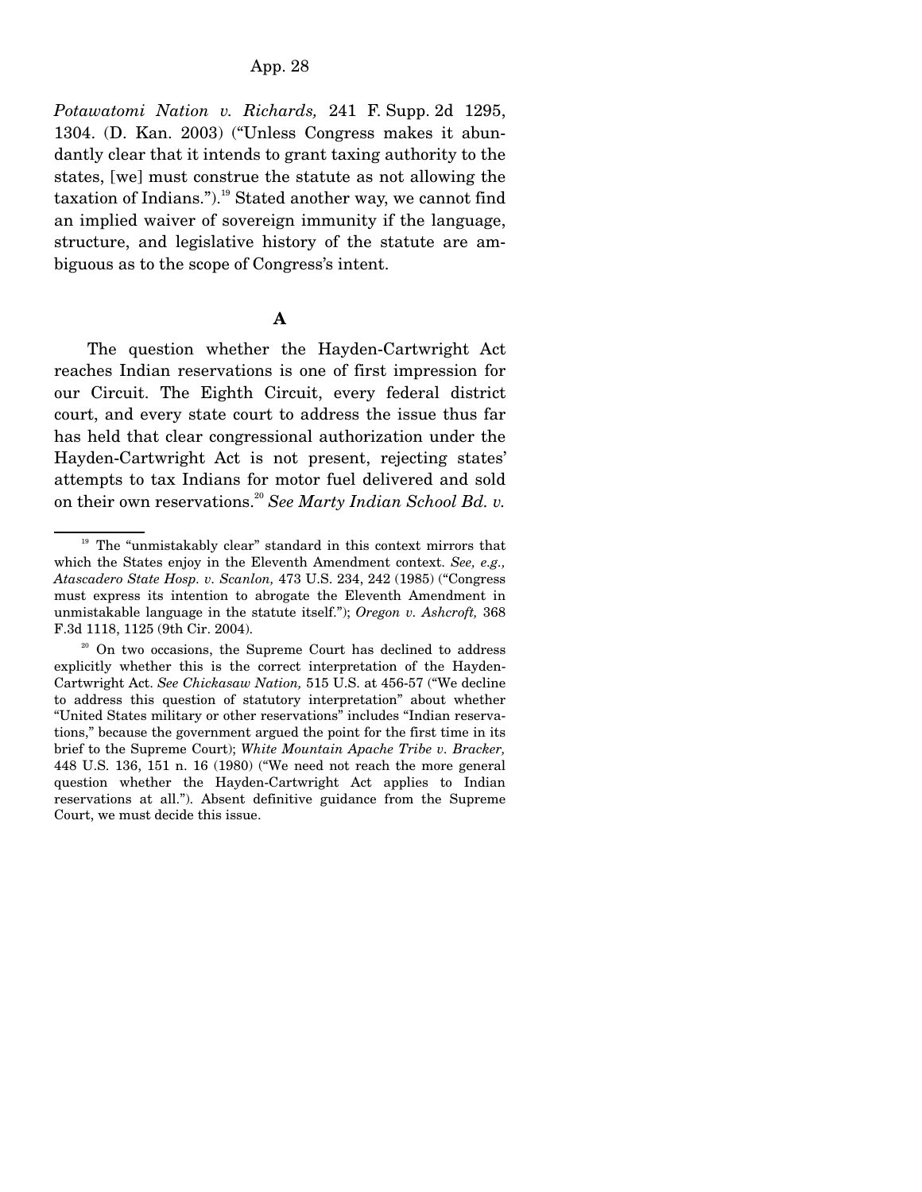*Potawatomi Nation v. Richards,* 241 F. Supp. 2d 1295, 1304. (D. Kan. 2003) ("Unless Congress makes it abundantly clear that it intends to grant taxing authority to the states, [we] must construe the statute as not allowing the taxation of Indians.").[19] Stated another way, we cannot find an implied waiver of sovereign immunity if the language, structure, and legislative history of the statute are ambiguous as to the scope of Congress's intent.

**A**

The question whether the Hayden-Cartwright Act reaches Indian reservations is one of first impression for our Circuit. The Eighth Circuit, every federal district court, and every state court to address the issue thus far has held that clear congressional authorization under the Hayden-Cartwright Act is not present, rejecting states' attempts to tax Indians for motor fuel delivered and sold on their own reservations.[20] *See Marty Indian School Bd. v.*

---

[19] The "unmistakably clear" standard in this context mirrors that which the States enjoy in the Eleventh Amendment context. *See, e.g., Atascadero State Hosp. v. Scanlon,* 473 U.S. 234, 242 (1985) ("Congress must express its intention to abrogate the Eleventh Amendment in unmistakable language in the statute itself."); *Oregon v. Ashcroft,* 368 F.3d 1118, 1125 (9th Cir. 2004).

[20] On two occasions, the Supreme Court has declined to address explicitly whether this is the correct interpretation of the Hayden-Cartwright Act. *See Chickasaw Nation,* 515 U.S. at 456-57 ("We decline to address this question of statutory interpretation" about whether "United States military or other reservations" includes "Indian reservations," because the government argued the point for the first time in its brief to the Supreme Court); *White Mountain Apache Tribe v. Bracker,* 448 U.S. 136, 151 n. 16 (1980) ("We need not reach the more general question whether the Hayden-Cartwright Act applies to Indian reservations at all."). Absent definitive guidance from the Supreme Court, we must decide this issue.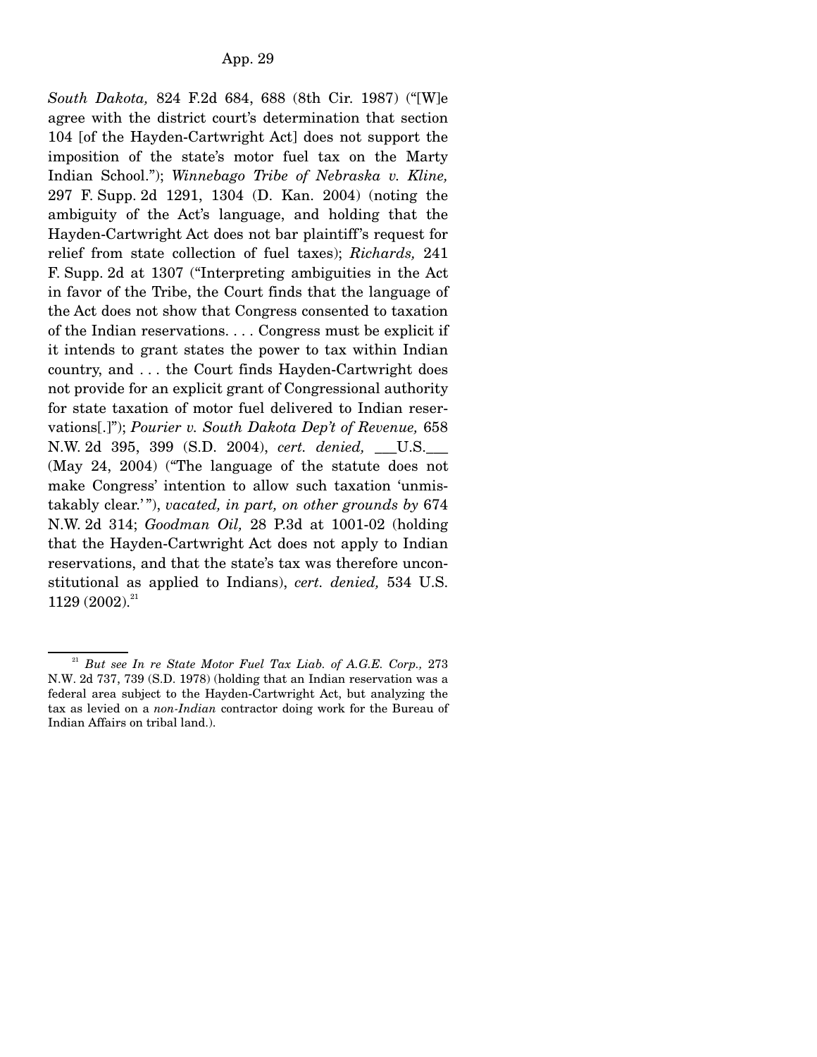*South Dakota,* 824 F.2d 684, 688 (8th Cir. 1987) ("[W]e agree with the district court's determination that section 104 [of the Hayden-Cartwright Act] does not support the imposition of the state's motor fuel tax on the Marty Indian School."); *Winnebago Tribe of Nebraska v. Kline,* 297 F. Supp. 2d 1291, 1304 (D. Kan. 2004) (noting the ambiguity of the Act's language, and holding that the Hayden-Cartwright Act does not bar plaintiff's request for relief from state collection of fuel taxes); *Richards,* 241 F. Supp. 2d at 1307 ("Interpreting ambiguities in the Act in favor of the Tribe, the Court finds that the language of the Act does not show that Congress consented to taxation of the Indian reservations. . . . Congress must be explicit if it intends to grant states the power to tax within Indian country, and . . . the Court finds Hayden-Cartwright does not provide for an explicit grant of Congressional authority for state taxation of motor fuel delivered to Indian reservations[.]"); *Pourier v. South Dakota Dep't of Revenue,* 658 N.W. 2d 395, 399 (S.D. 2004), *cert. denied,* ___U.S.___ (May 24, 2004) ("The language of the statute does not make Congress' intention to allow such taxation 'unmistakably clear.'"), *vacated, in part, on other grounds by* 674 N.W. 2d 314; *Goodman Oil,* 28 P.3d at 1001-02 (holding that the Hayden-Cartwright Act does not apply to Indian reservations, and that the state's tax was therefore unconstitutional as applied to Indians), *cert. denied,* 534 U.S. 1129 (2002).[21]

---

[21] *But see In re State Motor Fuel Tax Liab. of A.G.E. Corp.,* 273 N.W. 2d 737, 739 (S.D. 1978) (holding that an Indian reservation was a federal area subject to the Hayden-Cartwright Act, but analyzing the tax as levied on a *non-Indian* contractor doing work for the Bureau of Indian Affairs on tribal land.).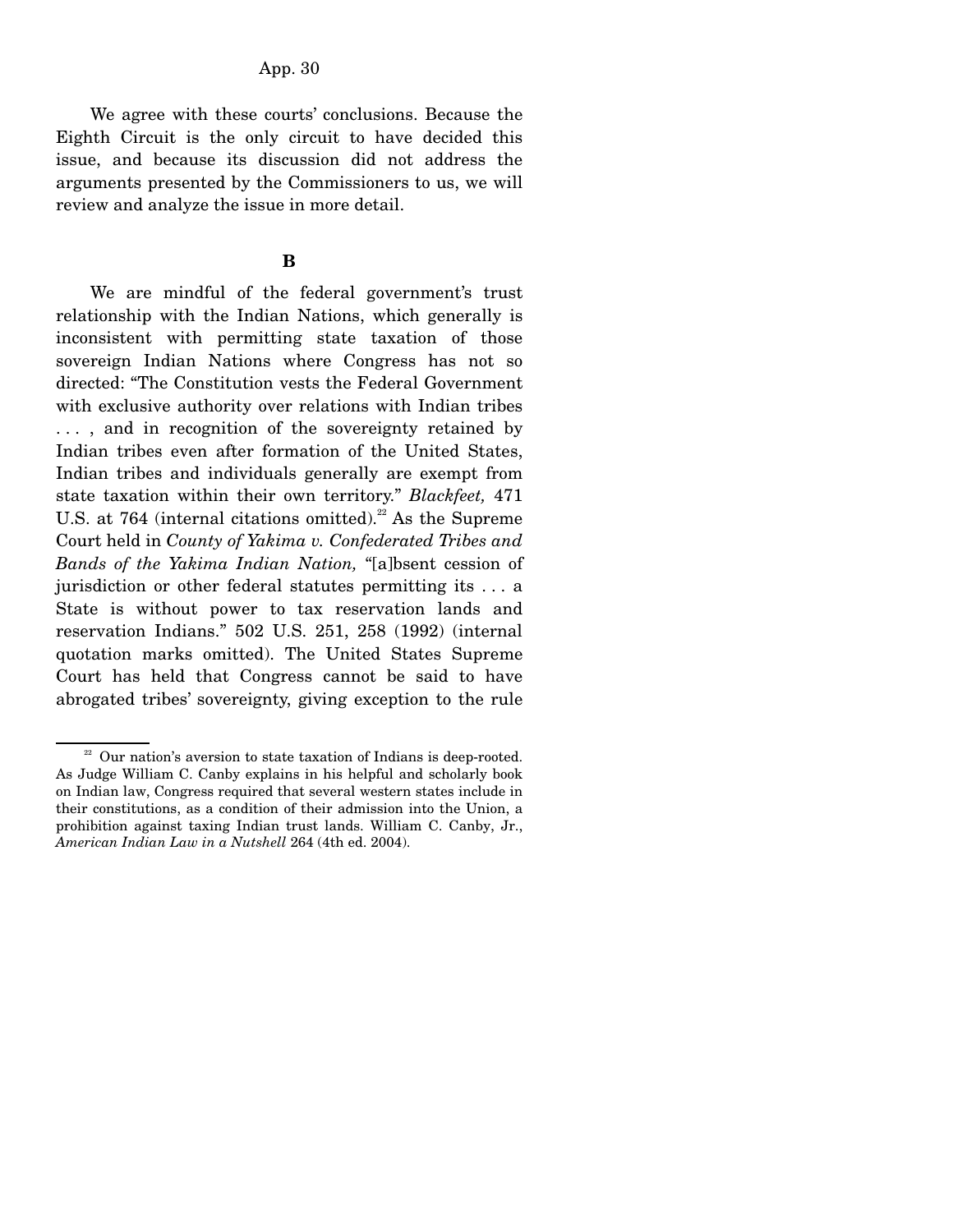We agree with these courts' conclusions. Because the Eighth Circuit is the only circuit to have decided this issue, and because its discussion did not address the arguments presented by the Commissioners to us, we will review and analyze the issue in more detail.

**B**

We are mindful of the federal government's trust relationship with the Indian Nations, which generally is inconsistent with permitting state taxation of those sovereign Indian Nations where Congress has not so directed: "The Constitution vests the Federal Government with exclusive authority over relations with Indian tribes . . . , and in recognition of the sovereignty retained by Indian tribes even after formation of the United States, Indian tribes and individuals generally are exempt from state taxation within their own territory." *Blackfeet,* 471 U.S. at 764 (internal citations omitted).[22] As the Supreme Court held in *County of Yakima v. Confederated Tribes and Bands of the Yakima Indian Nation,* "[a]bsent cession of jurisdiction or other federal statutes permitting its . . . a State is without power to tax reservation lands and reservation Indians." 502 U.S. 251, 258 (1992) (internal quotation marks omitted). The United States Supreme Court has held that Congress cannot be said to have abrogated tribes' sovereignty, giving exception to the rule

---

[22] Our nation's aversion to state taxation of Indians is deep-rooted. As Judge William C. Canby explains in his helpful and scholarly book on Indian law, Congress required that several western states include in their constitutions, as a condition of their admission into the Union, a prohibition against taxing Indian trust lands. William C. Canby, Jr., *American Indian Law in a Nutshell* 264 (4th ed. 2004).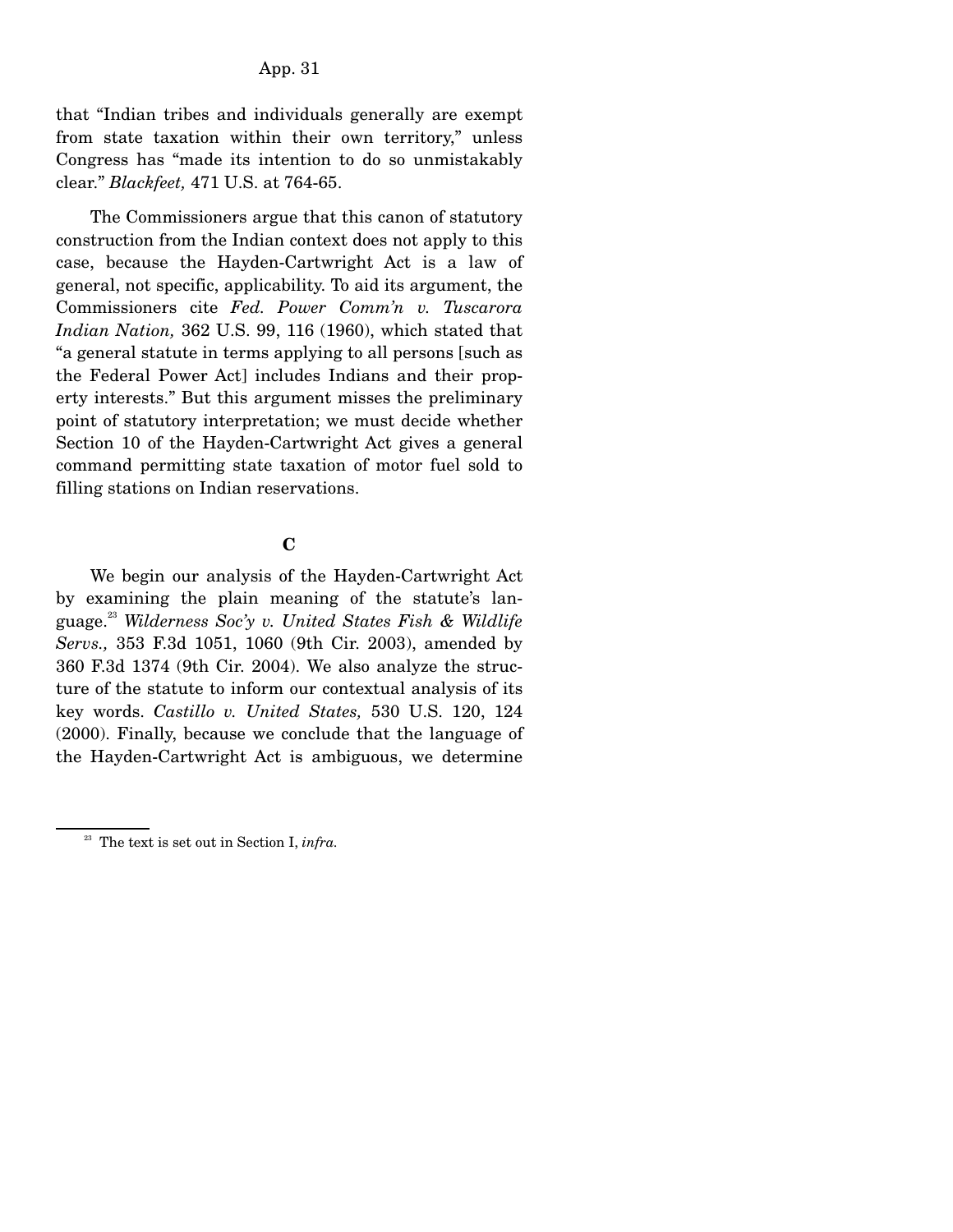that "Indian tribes and individuals generally are exempt from state taxation within their own territory," unless Congress has "made its intention to do so unmistakably clear." *Blackfeet,* 471 U.S. at 764-65.

The Commissioners argue that this canon of statutory construction from the Indian context does not apply to this case, because the Hayden-Cartwright Act is a law of general, not specific, applicability. To aid its argument, the Commissioners cite *Fed. Power Comm'n v. Tuscarora Indian Nation,* 362 U.S. 99, 116 (1960), which stated that "a general statute in terms applying to all persons [such as the Federal Power Act] includes Indians and their property interests." But this argument misses the preliminary point of statutory interpretation; we must decide whether Section 10 of the Hayden-Cartwright Act gives a general command permitting state taxation of motor fuel sold to filling stations on Indian reservations.

### C

We begin our analysis of the Hayden-Cartwright Act by examining the plain meaning of the statute's language.[23] *Wilderness Soc'y v. United States Fish & Wildlife Servs.,* 353 F.3d 1051, 1060 (9th Cir. 2003), amended by 360 F.3d 1374 (9th Cir. 2004). We also analyze the structure of the statute to inform our contextual analysis of its key words. *Castillo v. United States,* 530 U.S. 120, 124 (2000). Finally, because we conclude that the language of the Hayden-Cartwright Act is ambiguous, we determine

[23] The text is set out in Section I, *infra.*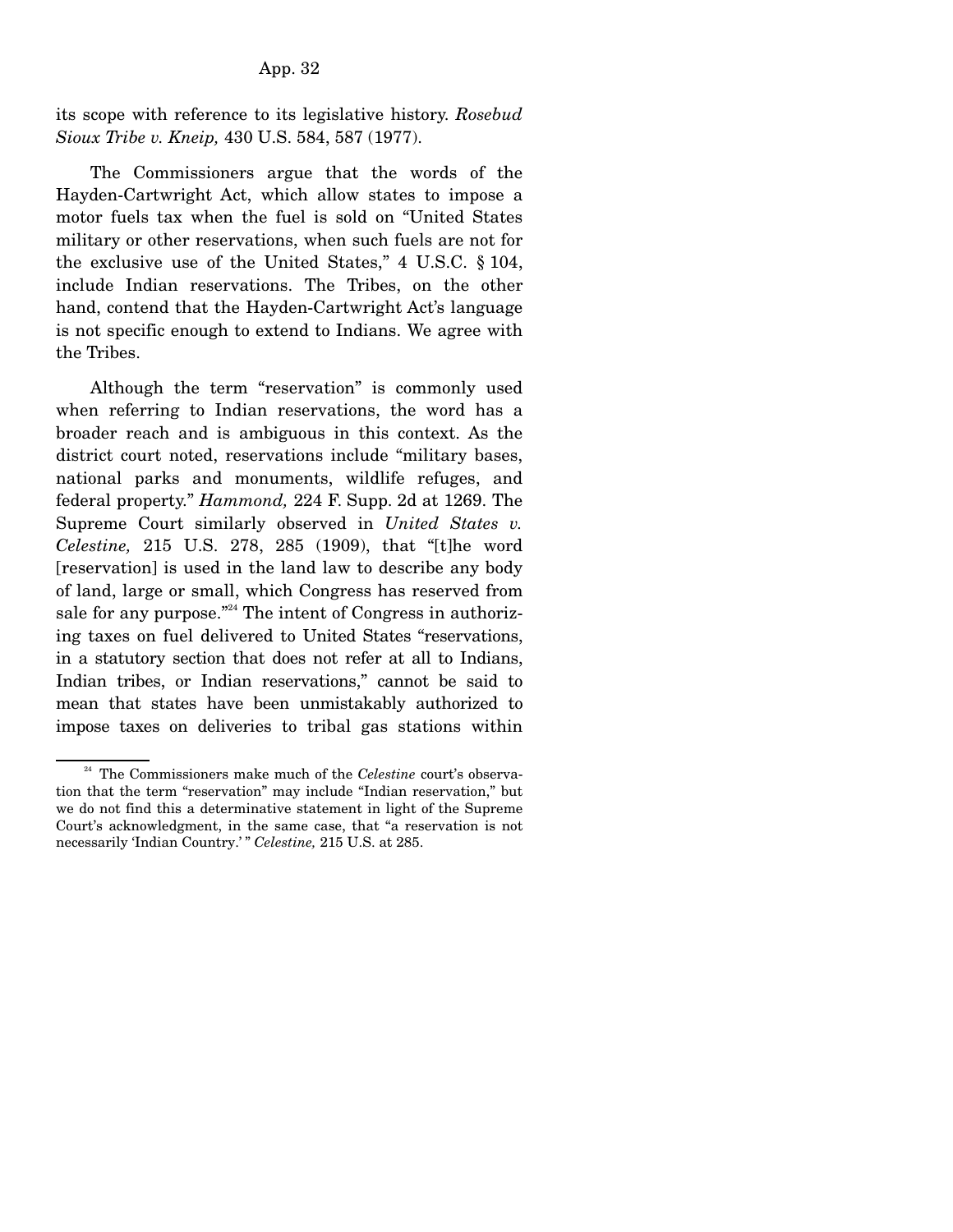its scope with reference to its legislative history. *Rosebud Sioux Tribe v. Kneip,* 430 U.S. 584, 587 (1977).

The Commissioners argue that the words of the Hayden-Cartwright Act, which allow states to impose a motor fuels tax when the fuel is sold on "United States military or other reservations, when such fuels are not for the exclusive use of the United States," 4 U.S.C. § 104, include Indian reservations. The Tribes, on the other hand, contend that the Hayden-Cartwright Act's language is not specific enough to extend to Indians. We agree with the Tribes.

Although the term "reservation" is commonly used when referring to Indian reservations, the word has a broader reach and is ambiguous in this context. As the district court noted, reservations include "military bases, national parks and monuments, wildlife refuges, and federal property." *Hammond,* 224 F. Supp. 2d at 1269. The Supreme Court similarly observed in *United States v. Celestine,* 215 U.S. 278, 285 (1909), that "[t]he word [reservation] is used in the land law to describe any body of land, large or small, which Congress has reserved from sale for any purpose."[24] The intent of Congress in authorizing taxes on fuel delivered to United States "reservations, in a statutory section that does not refer at all to Indians, Indian tribes, or Indian reservations," cannot be said to mean that states have been unmistakably authorized to impose taxes on deliveries to tribal gas stations within

[24] The Commissioners make much of the *Celestine* court's observation that the term "reservation" may include "Indian reservation," but we do not find this a determinative statement in light of the Supreme Court's acknowledgment, in the same case, that "a reservation is not necessarily 'Indian Country.'" *Celestine,* 215 U.S. at 285.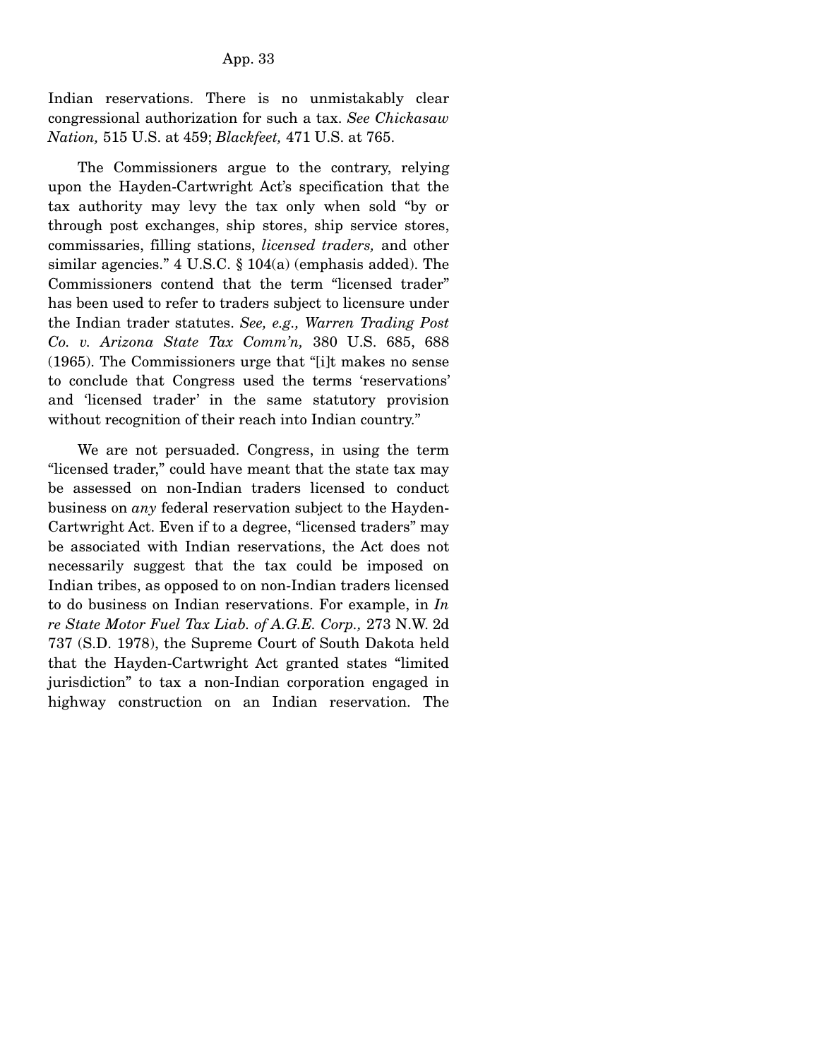Indian reservations. There is no unmistakably clear congressional authorization for such a tax. *See Chickasaw Nation,* 515 U.S. at 459; *Blackfeet,* 471 U.S. at 765.

The Commissioners argue to the contrary, relying upon the Hayden-Cartwright Act's specification that the tax authority may levy the tax only when sold "by or through post exchanges, ship stores, ship service stores, commissaries, filling stations, *licensed traders,* and other similar agencies." 4 U.S.C. § 104(a) (emphasis added). The Commissioners contend that the term "licensed trader" has been used to refer to traders subject to licensure under the Indian trader statutes. *See, e.g., Warren Trading Post Co. v. Arizona State Tax Comm'n,* 380 U.S. 685, 688 (1965). The Commissioners urge that "[i]t makes no sense to conclude that Congress used the terms 'reservations' and 'licensed trader' in the same statutory provision without recognition of their reach into Indian country."

We are not persuaded. Congress, in using the term "licensed trader," could have meant that the state tax may be assessed on non-Indian traders licensed to conduct business on *any* federal reservation subject to the Hayden-Cartwright Act. Even if to a degree, "licensed traders" may be associated with Indian reservations, the Act does not necessarily suggest that the tax could be imposed on Indian tribes, as opposed to on non-Indian traders licensed to do business on Indian reservations. For example, in *In re State Motor Fuel Tax Liab. of A.G.E. Corp.,* 273 N.W. 2d 737 (S.D. 1978), the Supreme Court of South Dakota held that the Hayden-Cartwright Act granted states "limited jurisdiction" to tax a non-Indian corporation engaged in highway construction on an Indian reservation. The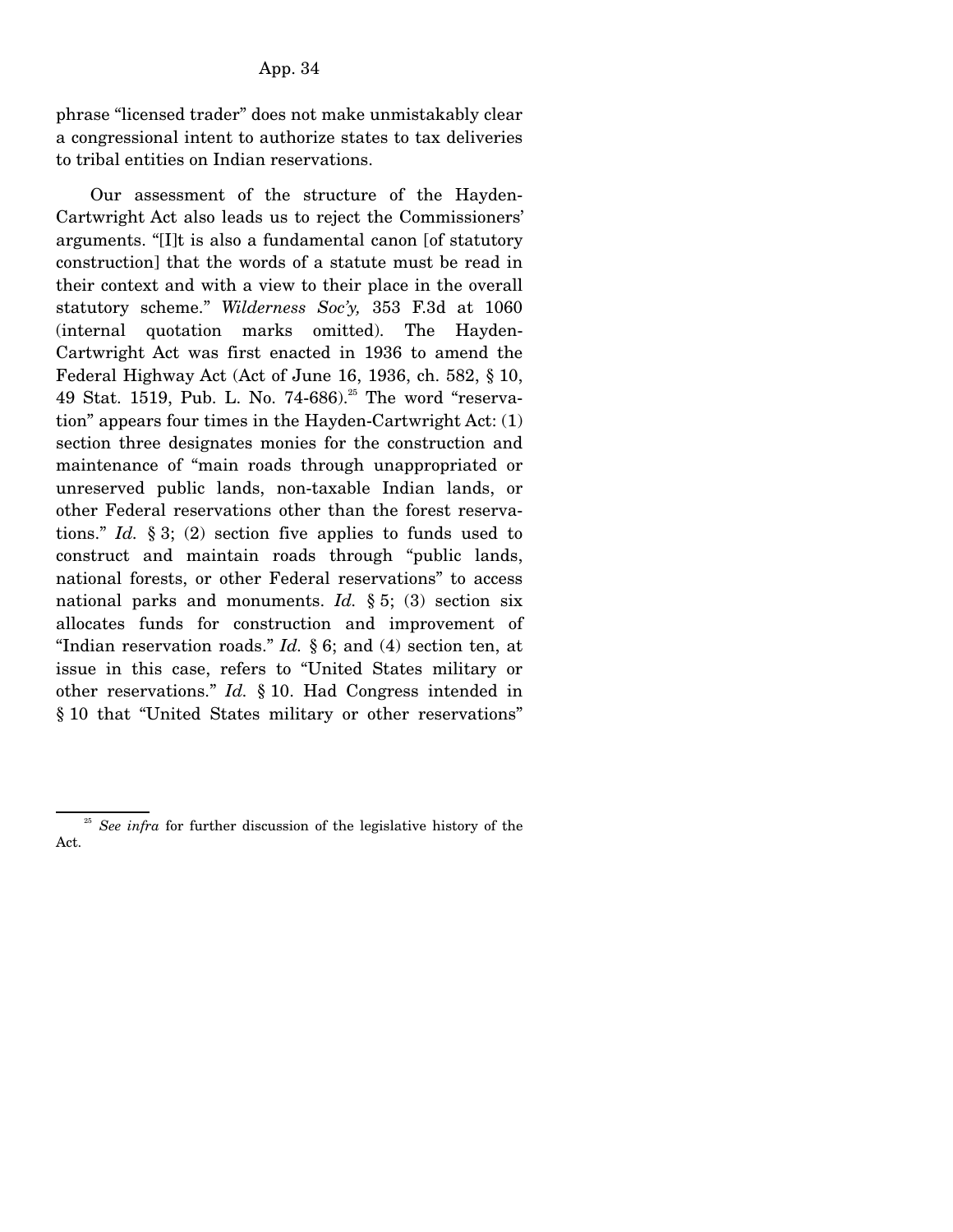phrase "licensed trader" does not make unmistakably clear a congressional intent to authorize states to tax deliveries to tribal entities on Indian reservations.

Our assessment of the structure of the Hayden-Cartwright Act also leads us to reject the Commissioners' arguments. "[I]t is also a fundamental canon [of statutory construction] that the words of a statute must be read in their context and with a view to their place in the overall statutory scheme." *Wilderness Soc'y,* 353 F.3d at 1060 (internal quotation marks omitted). The Hayden-Cartwright Act was first enacted in 1936 to amend the Federal Highway Act (Act of June 16, 1936, ch. 582, § 10, 49 Stat. 1519, Pub. L. No. 74-686).[25] The word "reservation" appears four times in the Hayden-Cartwright Act: (1) section three designates monies for the construction and maintenance of "main roads through unappropriated or unreserved public lands, non-taxable Indian lands, or other Federal reservations other than the forest reservations." *Id.* § 3; (2) section five applies to funds used to construct and maintain roads through "public lands, national forests, or other Federal reservations" to access national parks and monuments. *Id.* § 5; (3) section six allocates funds for construction and improvement of "Indian reservation roads." *Id.* § 6; and (4) section ten, at issue in this case, refers to "United States military or other reservations." *Id.* § 10. Had Congress intended in § 10 that "United States military or other reservations"

---

[25] *See infra* for further discussion of the legislative history of the Act.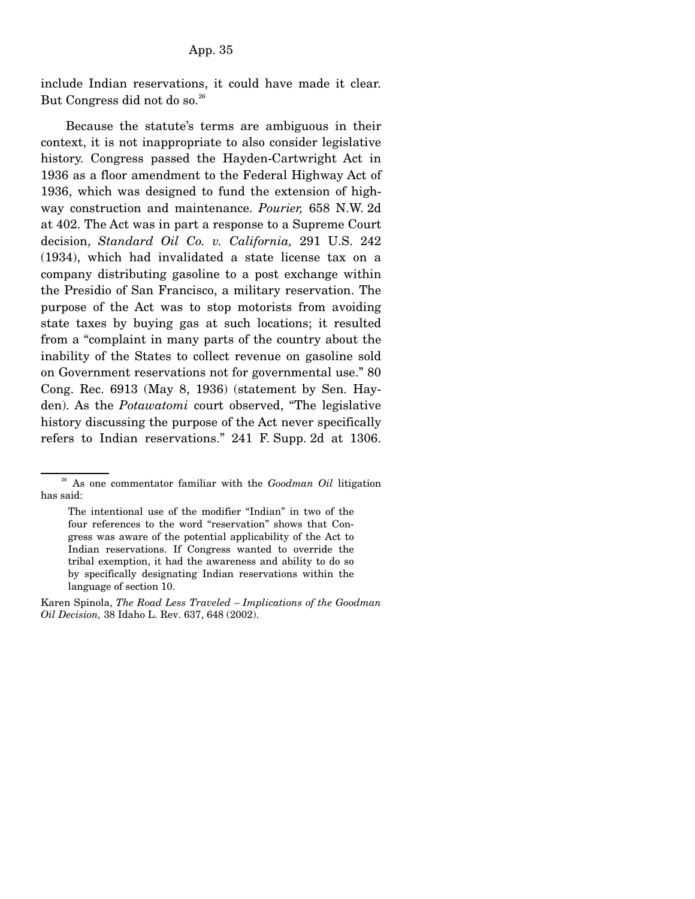include Indian reservations, it could have made it clear. But Congress did not do so.[26]

Because the statute's terms are ambiguous in their context, it is not inappropriate to also consider legislative history. Congress passed the Hayden-Cartwright Act in 1936 as a floor amendment to the Federal Highway Act of 1936, which was designed to fund the extension of highway construction and maintenance. *Pourier,* 658 N.W. 2d at 402. The Act was in part a response to a Supreme Court decision, *Standard Oil Co. v. California,* 291 U.S. 242 (1934), which had invalidated a state license tax on a company distributing gasoline to a post exchange within the Presidio of San Francisco, a military reservation. The purpose of the Act was to stop motorists from avoiding state taxes by buying gas at such locations; it resulted from a "complaint in many parts of the country about the inability of the States to collect revenue on gasoline sold on Government reservations not for governmental use." 80 Cong. Rec. 6913 (May 8, 1936) (statement by Sen. Hayden). As the *Potawatomi* court observed, "The legislative history discussing the purpose of the Act never specifically refers to Indian reservations." 241 F. Supp. 2d at 1306.

---

[26] As one commentator familiar with the *Goodman Oil* litigation has said:

> The intentional use of the modifier "Indian" in two of the four references to the word "reservation" shows that Congress was aware of the potential applicability of the Act to Indian reservations. If Congress wanted to override the tribal exemption, it had the awareness and ability to do so by specifically designating Indian reservations within the language of section 10.

Karen Spinola, *The Road Less Traveled – Implications of the Goodman Oil Decision,* 38 Idaho L. Rev. 637, 648 (2002).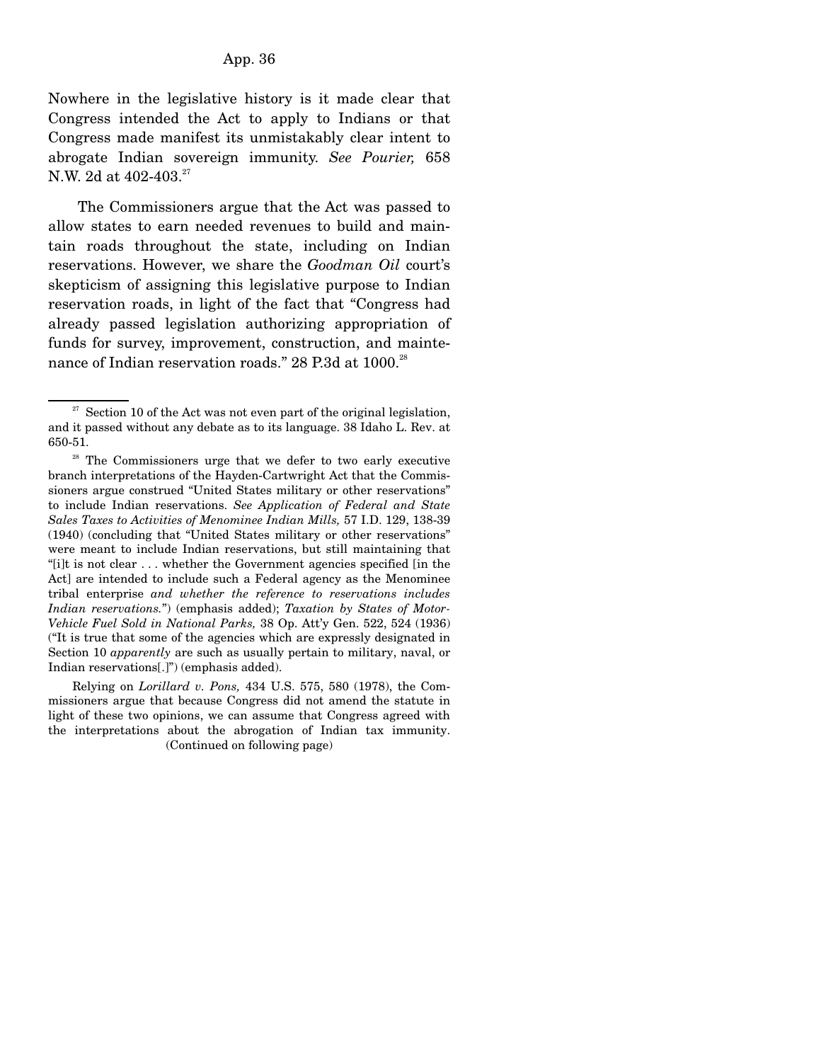Nowhere in the legislative history is it made clear that Congress intended the Act to apply to Indians or that Congress made manifest its unmistakably clear intent to abrogate Indian sovereign immunity. *See Pourier,* 658 N.W. 2d at 402-403.[27]

The Commissioners argue that the Act was passed to allow states to earn needed revenues to build and maintain roads throughout the state, including on Indian reservations. However, we share the *Goodman Oil* court's skepticism of assigning this legislative purpose to Indian reservation roads, in light of the fact that "Congress had already passed legislation authorizing appropriation of funds for survey, improvement, construction, and maintenance of Indian reservation roads." 28 P.3d at 1000.[28]

---

[27] Section 10 of the Act was not even part of the original legislation, and it passed without any debate as to its language. 38 Idaho L. Rev. at 650-51.

[28] The Commissioners urge that we defer to two early executive branch interpretations of the Hayden-Cartwright Act that the Commissioners argue construed "United States military or other reservations" to include Indian reservations. *See Application of Federal and State Sales Taxes to Activities of Menominee Indian Mills,* 57 I.D. 129, 138-39 (1940) (concluding that "United States military or other reservations" were meant to include Indian reservations, but still maintaining that "[i]t is not clear . . . whether the Government agencies specified [in the Act] are intended to include such a Federal agency as the Menominee tribal enterprise *and whether the reference to reservations includes Indian reservations.*") (emphasis added); *Taxation by States of Motor-Vehicle Fuel Sold in National Parks,* 38 Op. Att'y Gen. 522, 524 (1936) ("It is true that some of the agencies which are expressly designated in Section 10 *apparently* are such as usually pertain to military, naval, or Indian reservations[.]") (emphasis added).

Relying on *Lorillard v. Pons,* 434 U.S. 575, 580 (1978), the Commissioners argue that because Congress did not amend the statute in light of these two opinions, we can assume that Congress agreed with the interpretations about the abrogation of Indian tax immunity. (Continued on following page)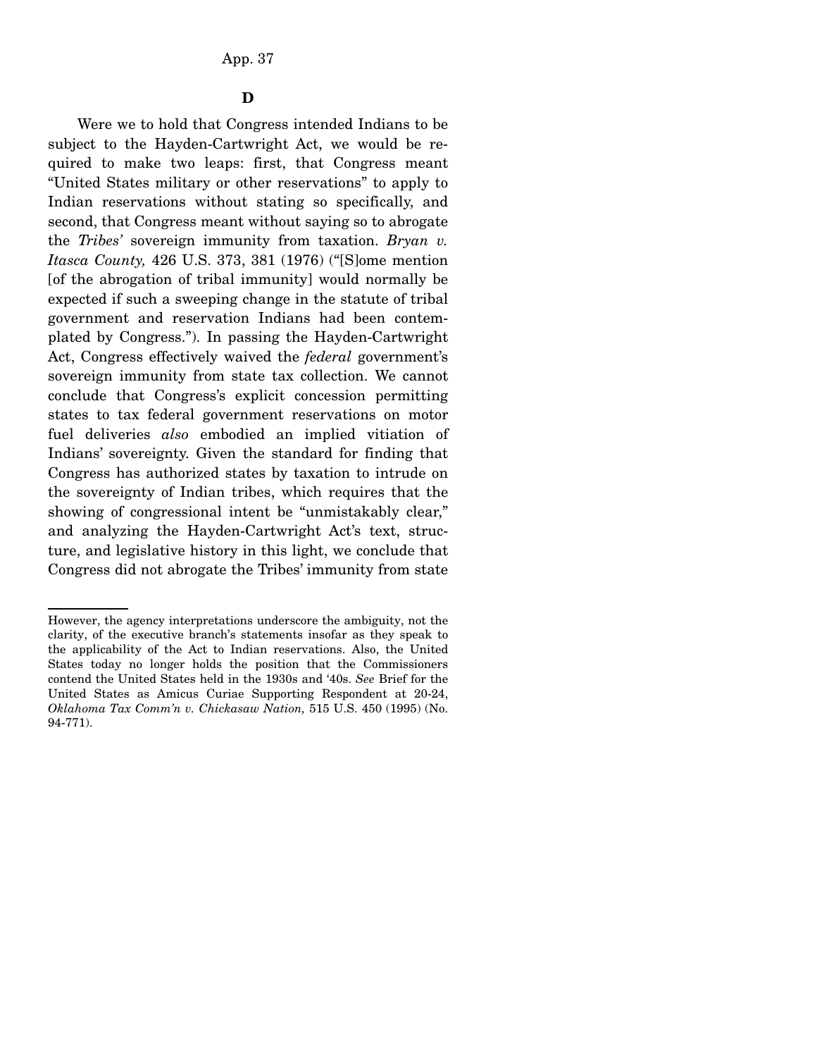### D

Were we to hold that Congress intended Indians to be subject to the Hayden-Cartwright Act, we would be required to make two leaps: first, that Congress meant "United States military or other reservations" to apply to Indian reservations without stating so specifically, and second, that Congress meant without saying so to abrogate the *Tribes'* sovereign immunity from taxation. *Bryan v. Itasca County,* 426 U.S. 373, 381 (1976) ("[S]ome mention [of the abrogation of tribal immunity] would normally be expected if such a sweeping change in the statute of tribal government and reservation Indians had been contemplated by Congress."). In passing the Hayden-Cartwright Act, Congress effectively waived the *federal* government's sovereign immunity from state tax collection. We cannot conclude that Congress's explicit concession permitting states to tax federal government reservations on motor fuel deliveries *also* embodied an implied vitiation of Indians' sovereignty. Given the standard for finding that Congress has authorized states by taxation to intrude on the sovereignty of Indian tribes, which requires that the showing of congressional intent be "unmistakably clear," and analyzing the Hayden-Cartwright Act's text, structure, and legislative history in this light, we conclude that Congress did not abrogate the Tribes' immunity from state

---

However, the agency interpretations underscore the ambiguity, not the clarity, of the executive branch's statements insofar as they speak to the applicability of the Act to Indian reservations. Also, the United States today no longer holds the position that the Commissioners contend the United States held in the 1930s and '40s. *See* Brief for the United States as Amicus Curiae Supporting Respondent at 20-24, *Oklahoma Tax Comm'n v. Chickasaw Nation,* 515 U.S. 450 (1995) (No. 94-771).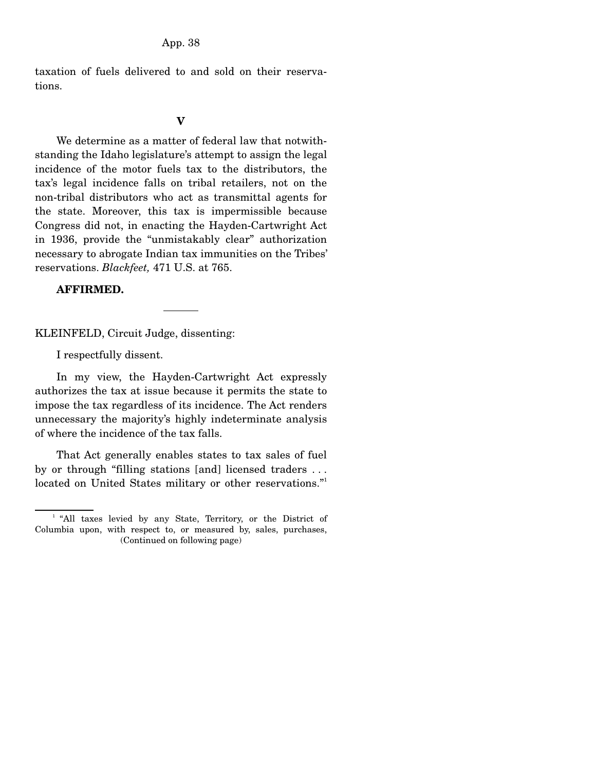taxation of fuels delivered to and sold on their reservations.

## V

We determine as a matter of federal law that notwithstanding the Idaho legislature's attempt to assign the legal incidence of the motor fuels tax to the distributors, the tax's legal incidence falls on tribal retailers, not on the non-tribal distributors who act as transmittal agents for the state. Moreover, this tax is impermissible because Congress did not, in enacting the Hayden-Cartwright Act in 1936, provide the "unmistakably clear" authorization necessary to abrogate Indian tax immunities on the Tribes' reservations. *Blackfeet,* 471 U.S. at 765.

**AFFIRMED.**

---

KLEINFELD, Circuit Judge, dissenting:

I respectfully dissent.

In my view, the Hayden-Cartwright Act expressly authorizes the tax at issue because it permits the state to impose the tax regardless of its incidence. The Act renders unnecessary the majority's highly indeterminate analysis of where the incidence of the tax falls.

That Act generally enables states to tax sales of fuel by or through "filling stations [and] licensed traders . . . located on United States military or other reservations."[1]

---

[1] "All taxes levied by any State, Territory, or the District of Columbia upon, with respect to, or measured by, sales, purchases, (Continued on following page)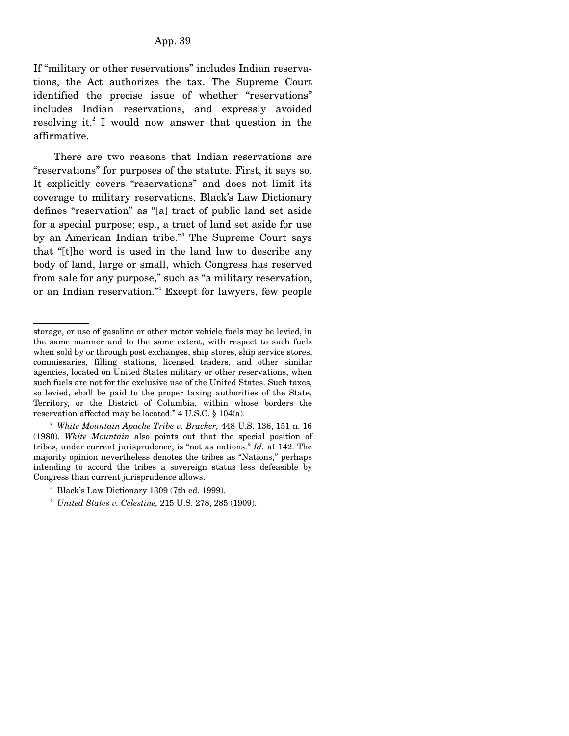If "military or other reservations" includes Indian reservations, the Act authorizes the tax. The Supreme Court identified the precise issue of whether "reservations" includes Indian reservations, and expressly avoided resolving it.[2] I would now answer that question in the affirmative.

There are two reasons that Indian reservations are "reservations" for purposes of the statute. First, it says so. It explicitly covers "reservations" and does not limit its coverage to military reservations. Black's Law Dictionary defines "reservation" as "[a] tract of public land set aside for a special purpose; esp., a tract of land set aside for use by an American Indian tribe."[3] The Supreme Court says that "[t]he word is used in the land law to describe any body of land, large or small, which Congress has reserved from sale for any purpose," such as "a military reservation, or an Indian reservation."[4] Except for lawyers, few people

---

storage, or use of gasoline or other motor vehicle fuels may be levied, in the same manner and to the same extent, with respect to such fuels when sold by or through post exchanges, ship stores, ship service stores, commissaries, filling stations, licensed traders, and other similar agencies, located on United States military or other reservations, when such fuels are not for the exclusive use of the United States. Such taxes, so levied, shall be paid to the proper taxing authorities of the State, Territory, or the District of Columbia, within whose borders the reservation affected may be located." 4 U.S.C. § 104(a).

[2] *White Mountain Apache Tribe v. Bracker,* 448 U.S. 136, 151 n. 16 (1980). *White Mountain* also points out that the special position of tribes, under current jurisprudence, is "not as nations." *Id.* at 142. The majority opinion nevertheless denotes the tribes as "Nations," perhaps intending to accord the tribes a sovereign status less defeasible by Congress than current jurisprudence allows.

[3] Black's Law Dictionary 1309 (7th ed. 1999).

[4] *United States v. Celestine,* 215 U.S. 278, 285 (1909).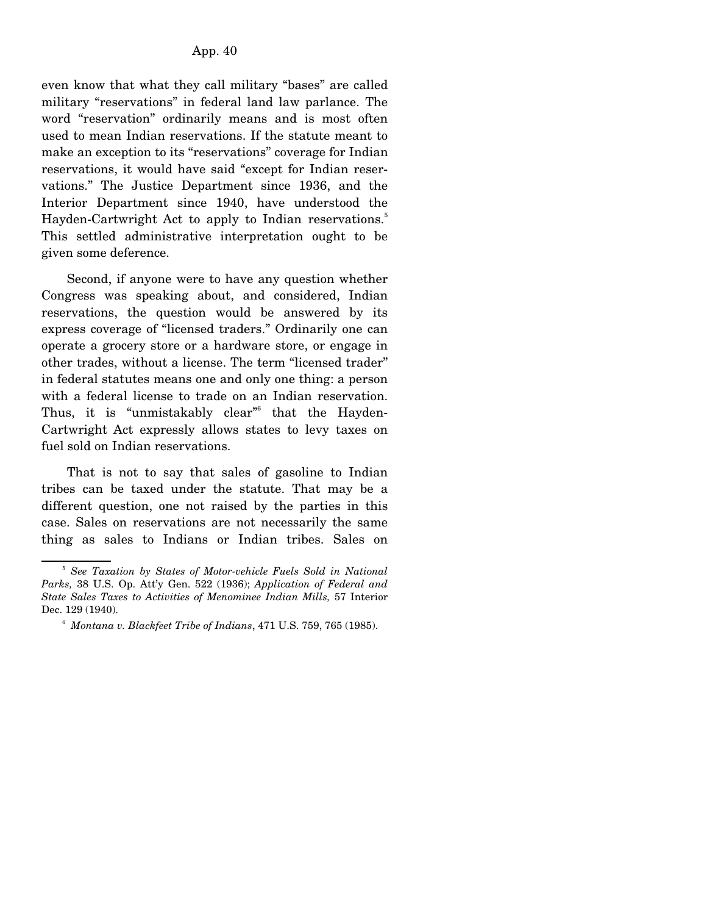even know that what they call military "bases" are called military "reservations" in federal land law parlance. The word "reservation" ordinarily means and is most often used to mean Indian reservations. If the statute meant to make an exception to its "reservations" coverage for Indian reservations, it would have said "except for Indian reservations." The Justice Department since 1936, and the Interior Department since 1940, have understood the Hayden-Cartwright Act to apply to Indian reservations.[5] This settled administrative interpretation ought to be given some deference.

Second, if anyone were to have any question whether Congress was speaking about, and considered, Indian reservations, the question would be answered by its express coverage of "licensed traders." Ordinarily one can operate a grocery store or a hardware store, or engage in other trades, without a license. The term "licensed trader" in federal statutes means one and only one thing: a person with a federal license to trade on an Indian reservation. Thus, it is "unmistakably clear"[6] that the Hayden-Cartwright Act expressly allows states to levy taxes on fuel sold on Indian reservations.

That is not to say that sales of gasoline to Indian tribes can be taxed under the statute. That may be a different question, one not raised by the parties in this case. Sales on reservations are not necessarily the same thing as sales to Indians or Indian tribes. Sales on

---

[5] *See Taxation by States of Motor-vehicle Fuels Sold in National Parks,* 38 U.S. Op. Att'y Gen. 522 (1936); *Application of Federal and State Sales Taxes to Activities of Menominee Indian Mills,* 57 Interior Dec. 129 (1940).

[6] *Montana v. Blackfeet Tribe of Indians*, 471 U.S. 759, 765 (1985).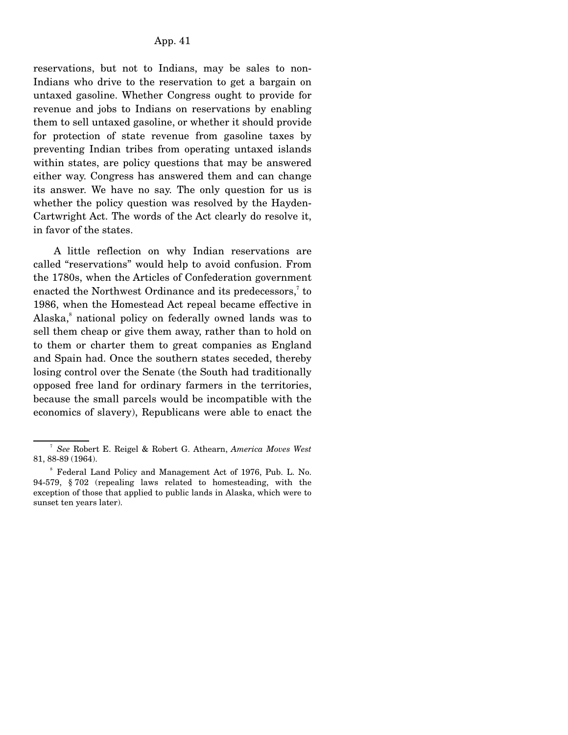reservations, but not to Indians, may be sales to non-Indians who drive to the reservation to get a bargain on untaxed gasoline. Whether Congress ought to provide for revenue and jobs to Indians on reservations by enabling them to sell untaxed gasoline, or whether it should provide for protection of state revenue from gasoline taxes by preventing Indian tribes from operating untaxed islands within states, are policy questions that may be answered either way. Congress has answered them and can change its answer. We have no say. The only question for us is whether the policy question was resolved by the Hayden-Cartwright Act. The words of the Act clearly do resolve it, in favor of the states.

A little reflection on why Indian reservations are called "reservations" would help to avoid confusion. From the 1780s, when the Articles of Confederation government enacted the Northwest Ordinance and its predecessors,[7] to 1986, when the Homestead Act repeal became effective in Alaska,[8] national policy on federally owned lands was to sell them cheap or give them away, rather than to hold on to them or charter them to great companies as England and Spain had. Once the southern states seceded, thereby losing control over the Senate (the South had traditionally opposed free land for ordinary farmers in the territories, because the small parcels would be incompatible with the economics of slavery), Republicans were able to enact the

---

[7] *See* Robert E. Reigel & Robert G. Athearn, *America Moves West* 81, 88-89 (1964).

[8] Federal Land Policy and Management Act of 1976, Pub. L. No. 94-579, § 702 (repealing laws related to homesteading, with the exception of those that applied to public lands in Alaska, which were to sunset ten years later).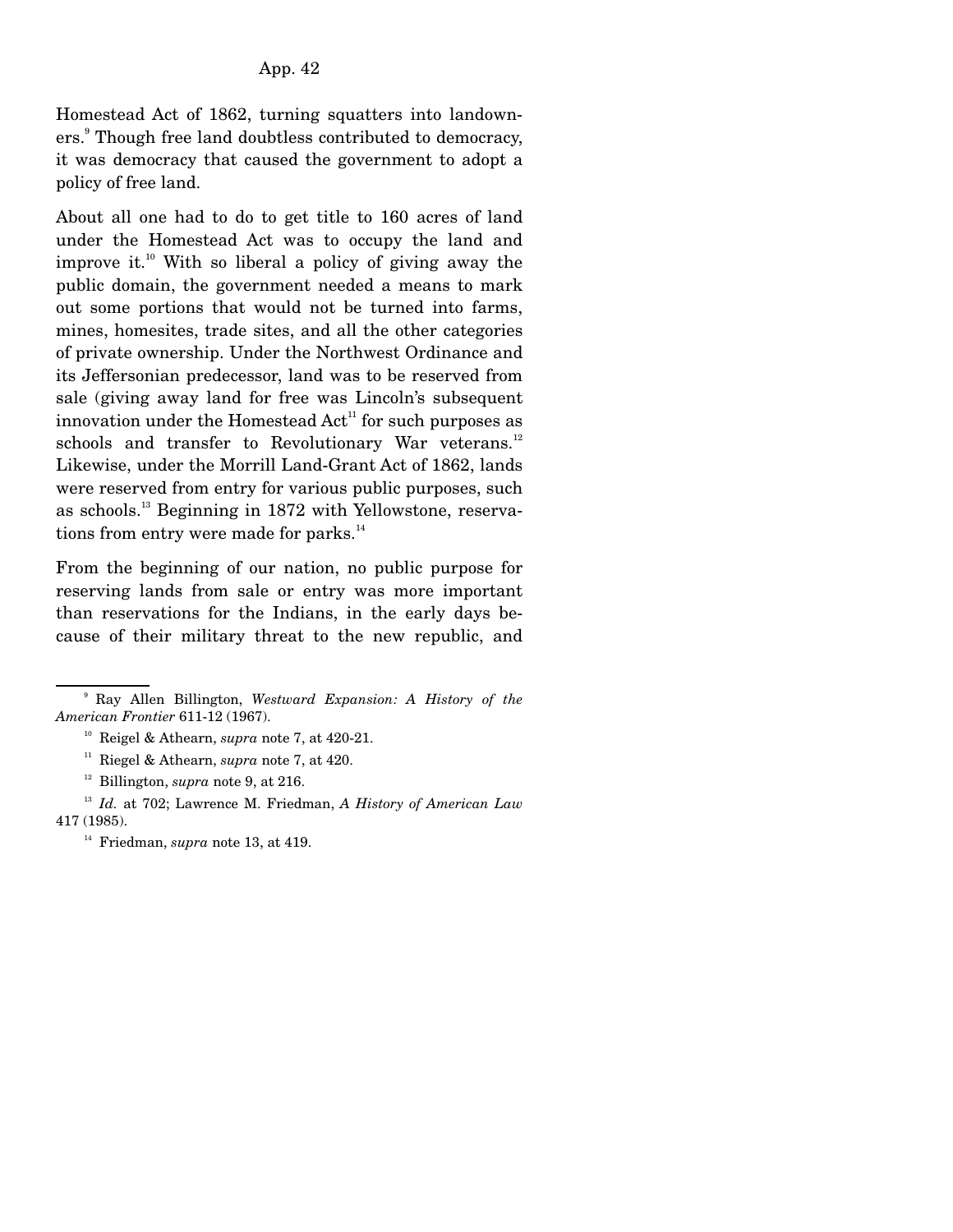Homestead Act of 1862, turning squatters into landowners.[9] Though free land doubtless contributed to democracy, it was democracy that caused the government to adopt a policy of free land.

About all one had to do to get title to 160 acres of land under the Homestead Act was to occupy the land and improve it.[10] With so liberal a policy of giving away the public domain, the government needed a means to mark out some portions that would not be turned into farms, mines, homesites, trade sites, and all the other categories of private ownership. Under the Northwest Ordinance and its Jeffersonian predecessor, land was to be reserved from sale (giving away land for free was Lincoln's subsequent innovation under the Homestead Act[11] for such purposes as schools and transfer to Revolutionary War veterans.[12] Likewise, under the Morrill Land-Grant Act of 1862, lands were reserved from entry for various public purposes, such as schools.[13] Beginning in 1872 with Yellowstone, reservations from entry were made for parks.[14]

From the beginning of our nation, no public purpose for reserving lands from sale or entry was more important than reservations for the Indians, in the early days because of their military threat to the new republic, and

---

[9] Ray Allen Billington, *Westward Expansion: A History of the American Frontier* 611-12 (1967).

[10] Reigel & Athearn, *supra* note 7, at 420-21.

[11] Riegel & Athearn, *supra* note 7, at 420.

[12] Billington, *supra* note 9, at 216.

[13] *Id.* at 702; Lawrence M. Friedman, *A History of American Law* 417 (1985).

[14] Friedman, *supra* note 13, at 419.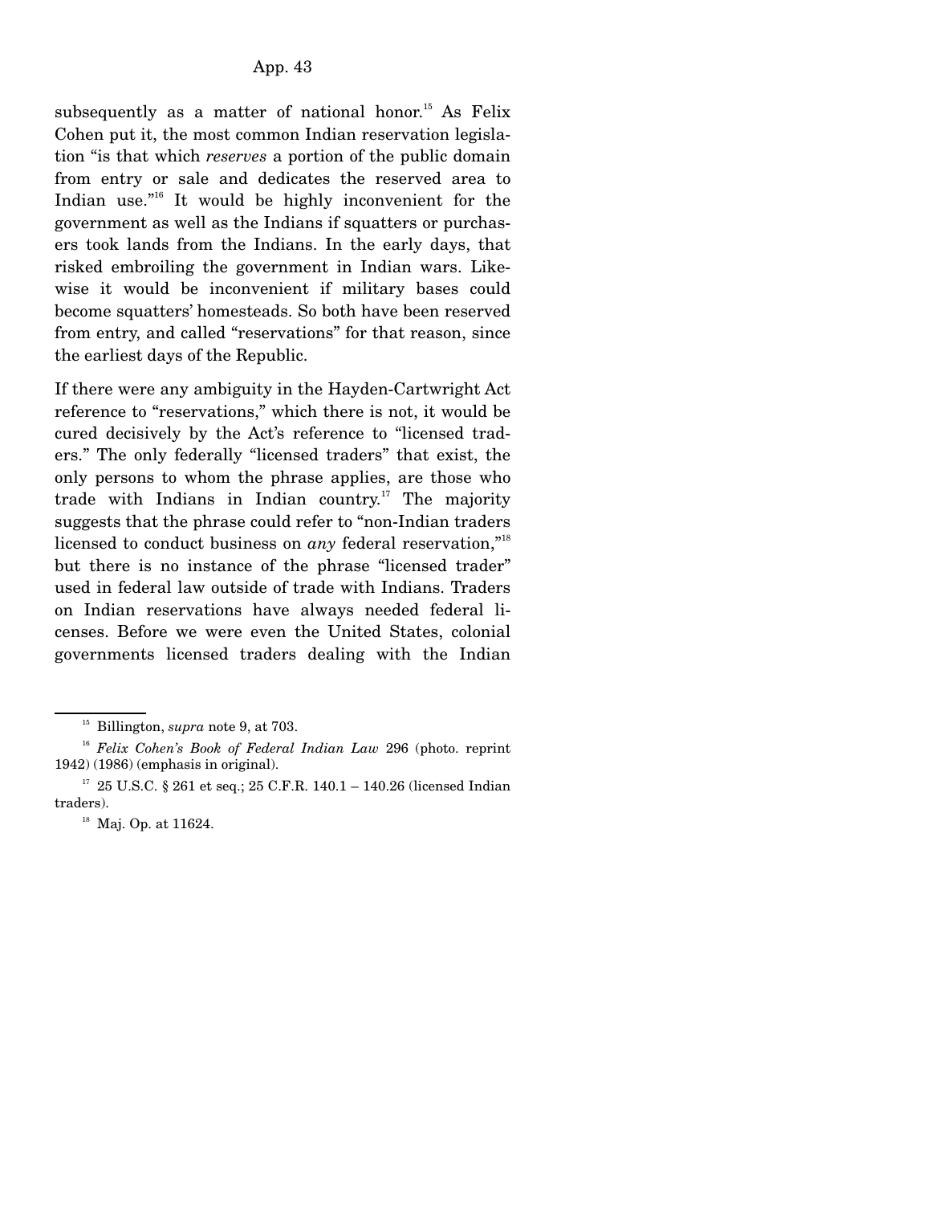subsequently as a matter of national honor.[15] As Felix Cohen put it, the most common Indian reservation legislation "is that which *reserves* a portion of the public domain from entry or sale and dedicates the reserved area to Indian use."[16] It would be highly inconvenient for the government as well as the Indians if squatters or purchasers took lands from the Indians. In the early days, that risked embroiling the government in Indian wars. Likewise it would be inconvenient if military bases could become squatters' homesteads. So both have been reserved from entry, and called "reservations" for that reason, since the earliest days of the Republic.

If there were any ambiguity in the Hayden-Cartwright Act reference to "reservations," which there is not, it would be cured decisively by the Act's reference to "licensed traders." The only federally "licensed traders" that exist, the only persons to whom the phrase applies, are those who trade with Indians in Indian country.[17] The majority suggests that the phrase could refer to "non-Indian traders licensed to conduct business on *any* federal reservation,"[18] but there is no instance of the phrase "licensed trader" used in federal law outside of trade with Indians. Traders on Indian reservations have always needed federal licenses. Before we were even the United States, colonial governments licensed traders dealing with the Indian

---

[15] Billington, *supra* note 9, at 703.

[16] *Felix Cohen's Book of Federal Indian Law* 296 (photo. reprint 1942) (1986) (emphasis in original).

[17] 25 U.S.C. § 261 et seq.; 25 C.F.R. 140.1 – 140.26 (licensed Indian traders).

[18] Maj. Op. at 11624.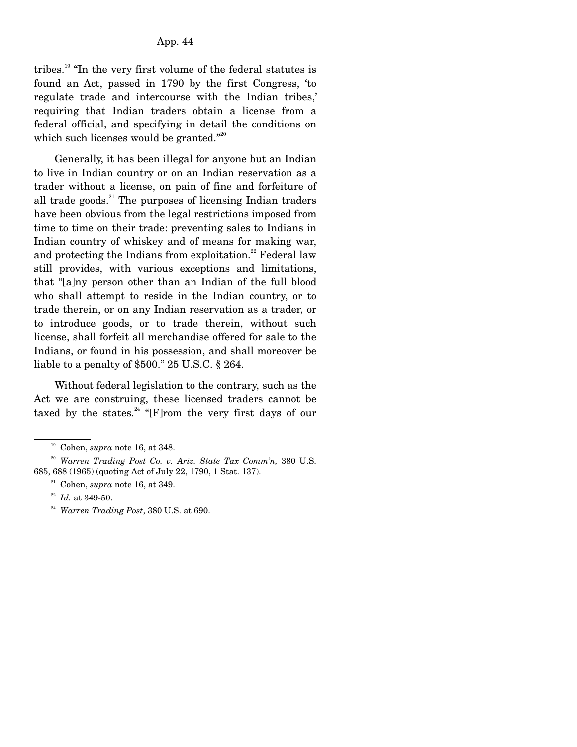tribes.[19] "In the very first volume of the federal statutes is found an Act, passed in 1790 by the first Congress, 'to regulate trade and intercourse with the Indian tribes,' requiring that Indian traders obtain a license from a federal official, and specifying in detail the conditions on which such licenses would be granted."[20]

Generally, it has been illegal for anyone but an Indian to live in Indian country or on an Indian reservation as a trader without a license, on pain of fine and forfeiture of all trade goods.[21] The purposes of licensing Indian traders have been obvious from the legal restrictions imposed from time to time on their trade: preventing sales to Indians in Indian country of whiskey and of means for making war, and protecting the Indians from exploitation.[22] Federal law still provides, with various exceptions and limitations, that "[a]ny person other than an Indian of the full blood who shall attempt to reside in the Indian country, or to trade therein, or on any Indian reservation as a trader, or to introduce goods, or to trade therein, without such license, shall forfeit all merchandise offered for sale to the Indians, or found in his possession, and shall moreover be liable to a penalty of $500." 25 U.S.C. § 264.

Without federal legislation to the contrary, such as the Act we are construing, these licensed traders cannot be taxed by the states.[24] "[F]rom the very first days of our

---

[19] Cohen, *supra* note 16, at 348.

[20] *Warren Trading Post Co. v. Ariz. State Tax Comm'n,* 380 U.S. 685, 688 (1965) (quoting Act of July 22, 1790, 1 Stat. 137).

[21] Cohen, *supra* note 16, at 349.

[22] *Id.* at 349-50.

[24] *Warren Trading Post*, 380 U.S. at 690.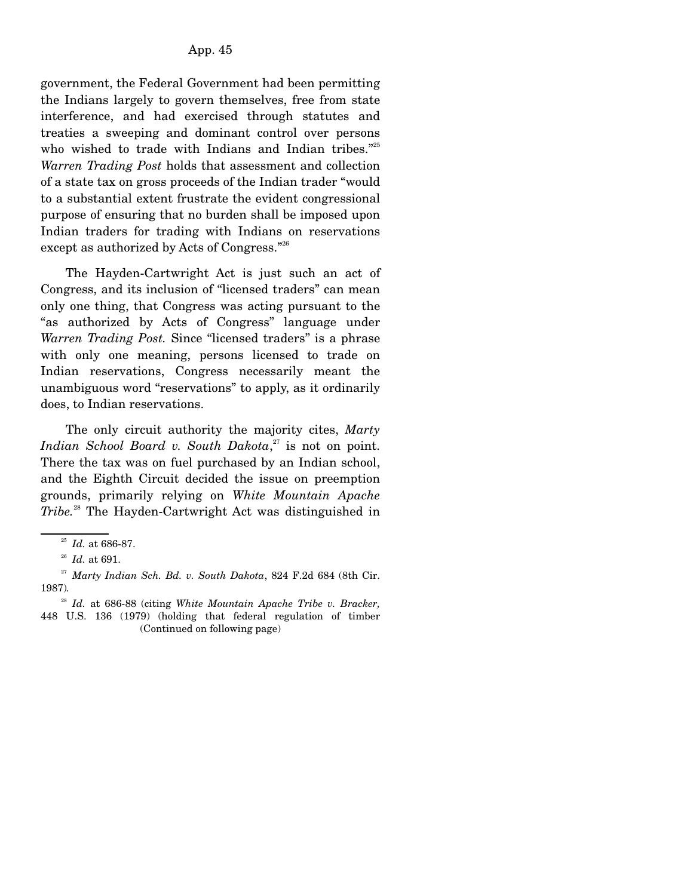government, the Federal Government had been permitting the Indians largely to govern themselves, free from state interference, and had exercised through statutes and treaties a sweeping and dominant control over persons who wished to trade with Indians and Indian tribes."[25] *Warren Trading Post* holds that assessment and collection of a state tax on gross proceeds of the Indian trader "would to a substantial extent frustrate the evident congressional purpose of ensuring that no burden shall be imposed upon Indian traders for trading with Indians on reservations except as authorized by Acts of Congress."[26]

The Hayden-Cartwright Act is just such an act of Congress, and its inclusion of "licensed traders" can mean only one thing, that Congress was acting pursuant to the "as authorized by Acts of Congress" language under *Warren Trading Post.* Since "licensed traders" is a phrase with only one meaning, persons licensed to trade on Indian reservations, Congress necessarily meant the unambiguous word "reservations" to apply, as it ordinarily does, to Indian reservations.

The only circuit authority the majority cites, *Marty Indian School Board v. South Dakota*,[27] is not on point. There the tax was on fuel purchased by an Indian school, and the Eighth Circuit decided the issue on preemption grounds, primarily relying on *White Mountain Apache Tribe.*[28] The Hayden-Cartwright Act was distinguished in

---

[25] *Id.* at 686-87.

[26] *Id.* at 691.

[27] *Marty Indian Sch. Bd. v. South Dakota*, 824 F.2d 684 (8th Cir. 1987).

[28] *Id.* at 686-88 (citing *White Mountain Apache Tribe v. Bracker,* 448 U.S. 136 (1979) (holding that federal regulation of timber (Continued on following page)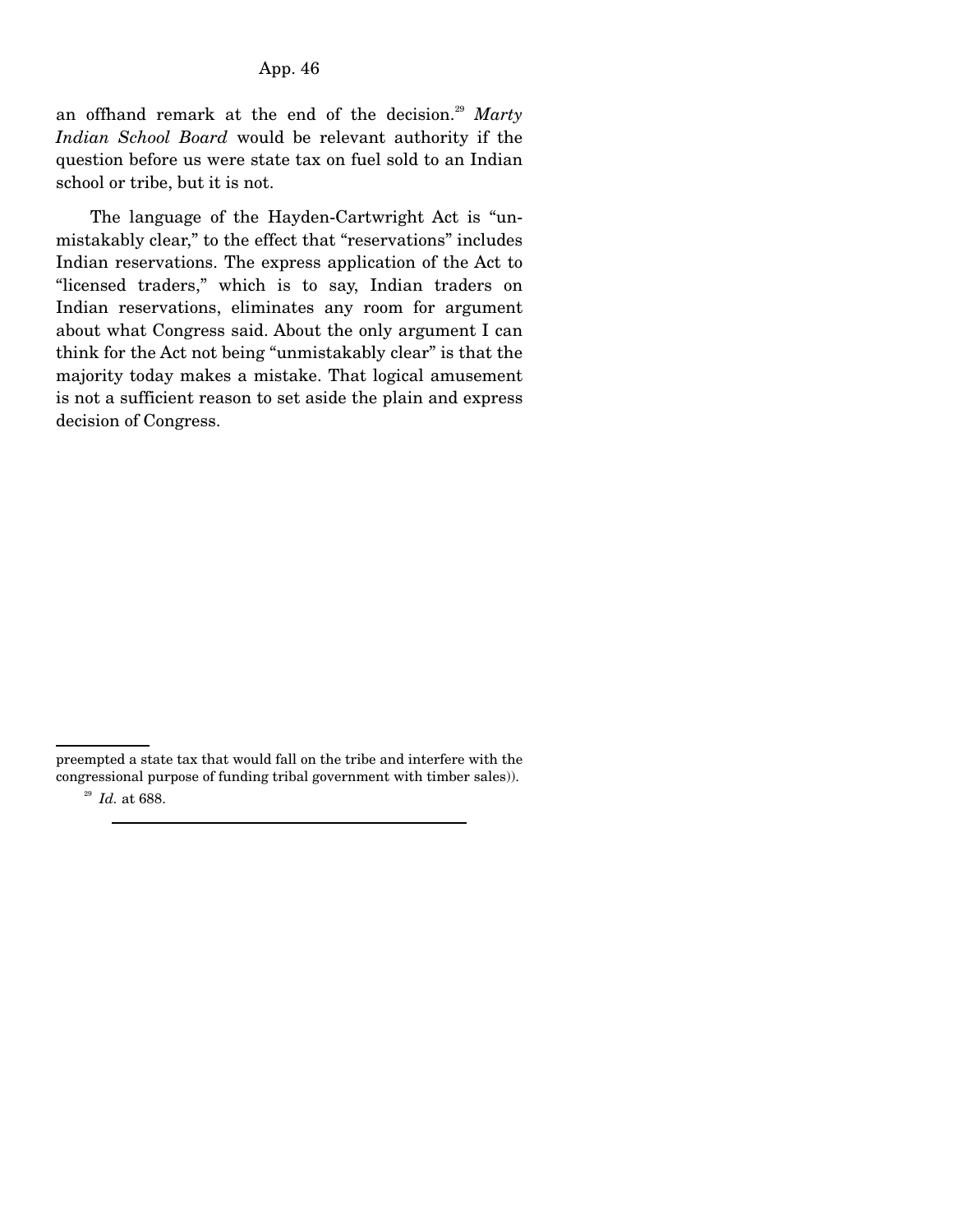an offhand remark at the end of the decision.[29] *Marty Indian School Board* would be relevant authority if the question before us were state tax on fuel sold to an Indian school or tribe, but it is not.

The language of the Hayden-Cartwright Act is "unmistakably clear," to the effect that "reservations" includes Indian reservations. The express application of the Act to "licensed traders," which is to say, Indian traders on Indian reservations, eliminates any room for argument about what Congress said. About the only argument I can think for the Act not being "unmistakably clear" is that the majority today makes a mistake. That logical amusement is not a sufficient reason to set aside the plain and express decision of Congress.

---

preempted a state tax that would fall on the tribe and interfere with the congressional purpose of funding tribal government with timber sales)).

[29] *Id.* at 688.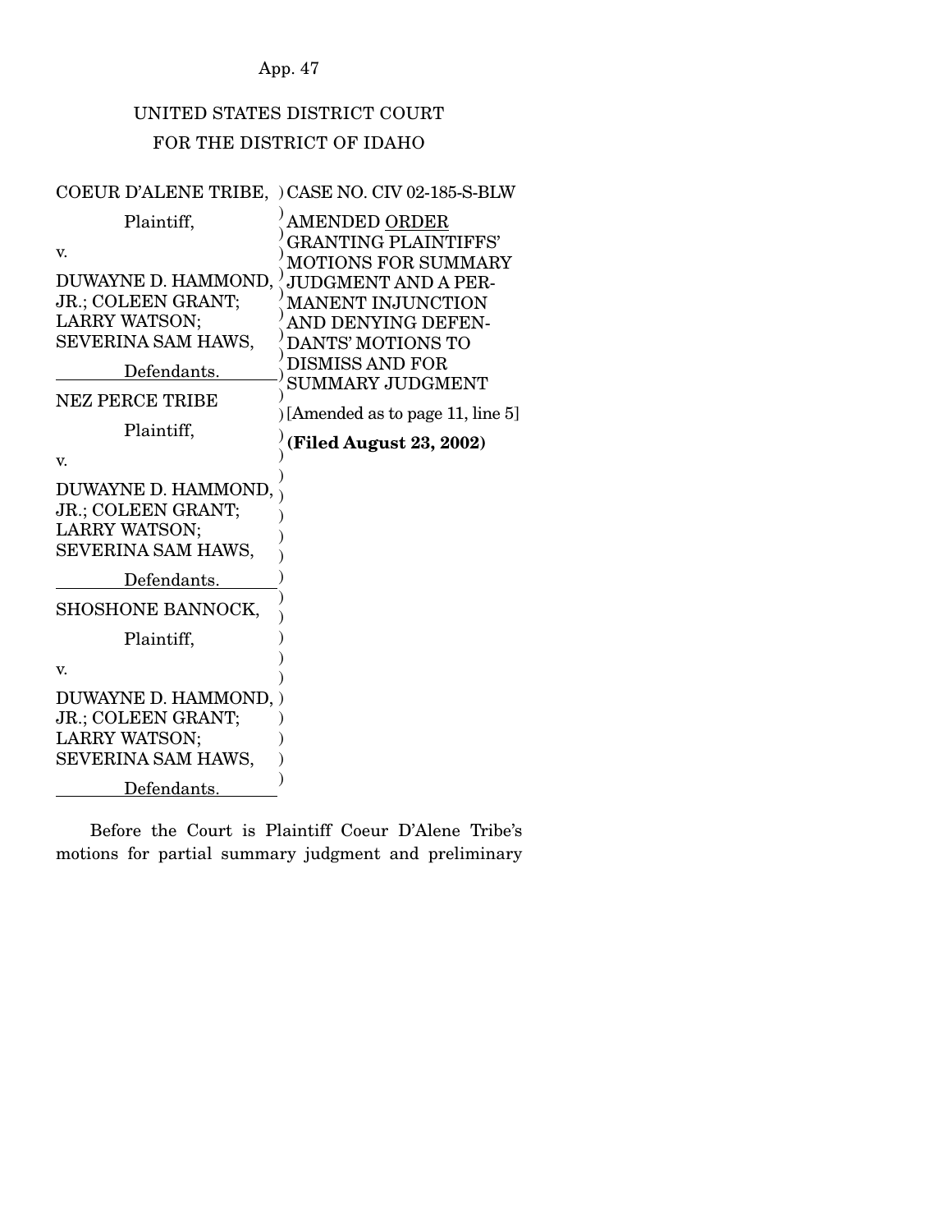UNITED STATES DISTRICT COURT
FOR THE DISTRICT OF IDAHO

| | |
|---|---|
| COEUR D'ALENE TRIBE,<br>Plaintiff,<br>v.<br>DUWAYNE D. HAMMOND, JR.; COLEEN GRANT; LARRY WATSON; SEVERINA SAM HAWS,<br>Defendants. | CASE NO. CIV 02-185-S-BLW<br><br>AMENDED ORDER GRANTING PLAINTIFFS' MOTIONS FOR SUMMARY JUDGMENT AND A PERMANENT INJUNCTION AND DENYING DEFENDANTS' MOTIONS TO DISMISS AND FOR SUMMARY JUDGMENT<br><br>[Amended as to page 11, line 5]<br><br>**(Filed August 23, 2002)** |
| NEZ PERCE TRIBE<br>Plaintiff,<br>v.<br>DUWAYNE D. HAMMOND, JR.; COLEEN GRANT; LARRY WATSON; SEVERINA SAM HAWS,<br>Defendants. | |
| SHOSHONE BANNOCK,<br>Plaintiff,<br>v.<br>DUWAYNE D. HAMMOND, JR.; COLEEN GRANT; LARRY WATSON; SEVERINA SAM HAWS,<br>Defendants. | |

Before the Court is Plaintiff Coeur D'Alene Tribe's motions for partial summary judgment and preliminary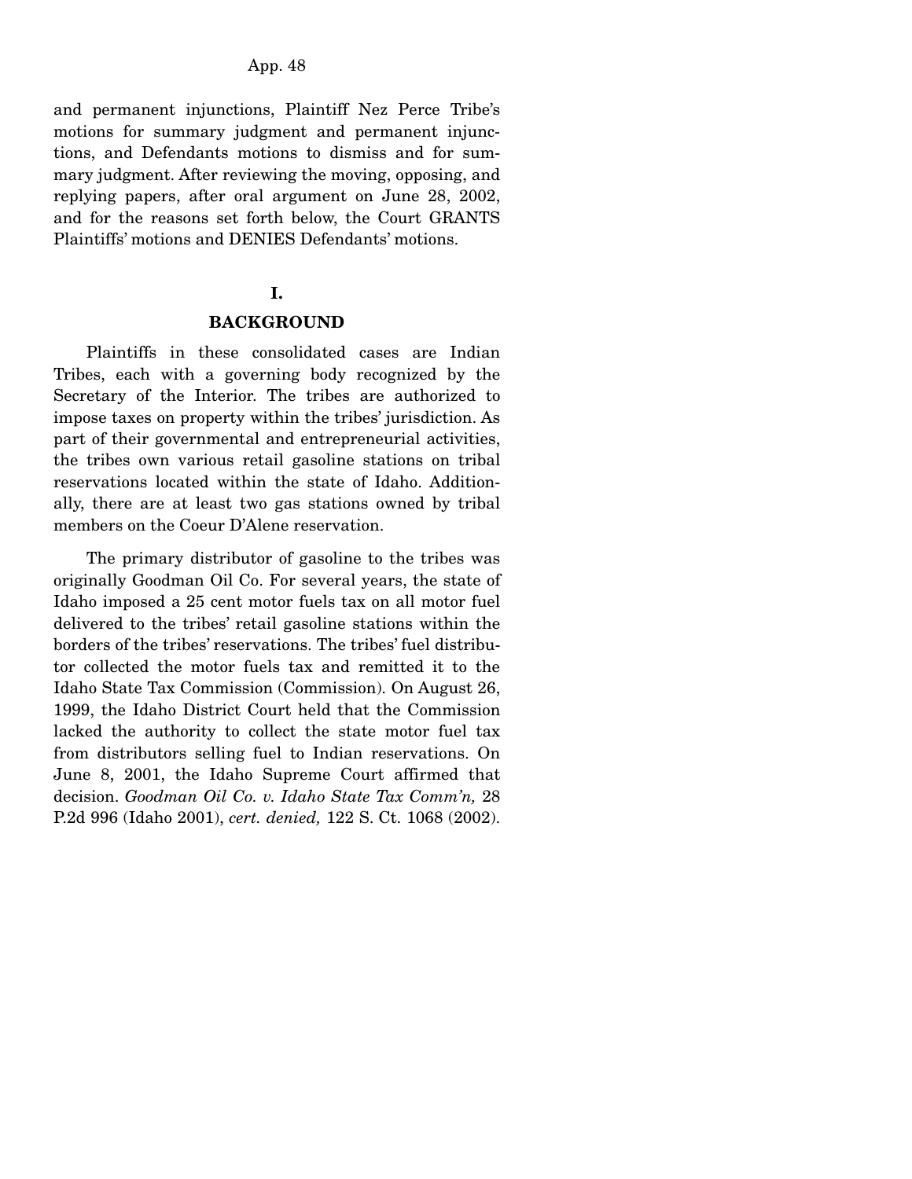and permanent injunctions, Plaintiff Nez Perce Tribe's motions for summary judgment and permanent injunctions, and Defendants motions to dismiss and for summary judgment. After reviewing the moving, opposing, and replying papers, after oral argument on June 28, 2002, and for the reasons set forth below, the Court GRANTS Plaintiffs' motions and DENIES Defendants' motions.

## I.

## BACKGROUND

Plaintiffs in these consolidated cases are Indian Tribes, each with a governing body recognized by the Secretary of the Interior. The tribes are authorized to impose taxes on property within the tribes' jurisdiction. As part of their governmental and entrepreneurial activities, the tribes own various retail gasoline stations on tribal reservations located within the state of Idaho. Additionally, there are at least two gas stations owned by tribal members on the Coeur D'Alene reservation.

The primary distributor of gasoline to the tribes was originally Goodman Oil Co. For several years, the state of Idaho imposed a 25 cent motor fuels tax on all motor fuel delivered to the tribes' retail gasoline stations within the borders of the tribes' reservations. The tribes' fuel distributor collected the motor fuels tax and remitted it to the Idaho State Tax Commission (Commission). On August 26, 1999, the Idaho District Court held that the Commission lacked the authority to collect the state motor fuel tax from distributors selling fuel to Indian reservations. On June 8, 2001, the Idaho Supreme Court affirmed that decision. *Goodman Oil Co. v. Idaho State Tax Comm'n,* 28 P.2d 996 (Idaho 2001), *cert. denied,* 122 S. Ct. 1068 (2002).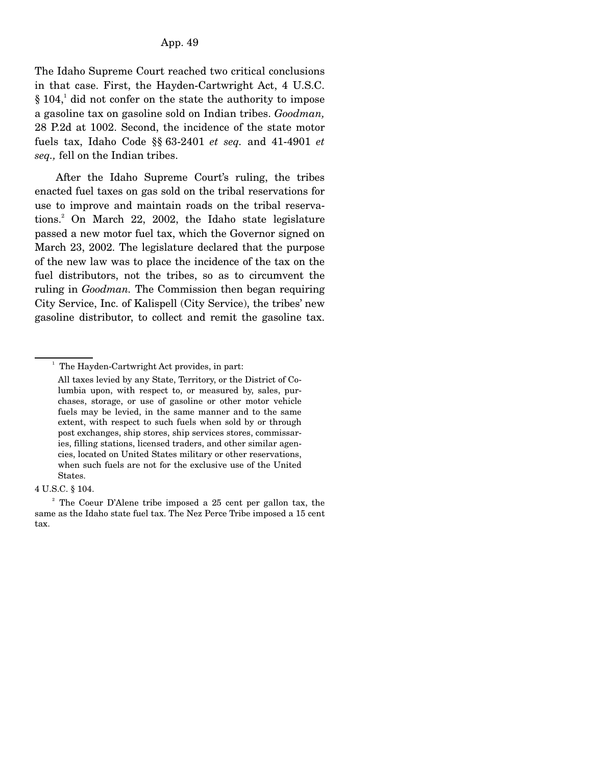The Idaho Supreme Court reached two critical conclusions in that case. First, the Hayden-Cartwright Act, 4 U.S.C. § 104,[1] did not confer on the state the authority to impose a gasoline tax on gasoline sold on Indian tribes. *Goodman,* 28 P.2d at 1002. Second, the incidence of the state motor fuels tax, Idaho Code §§ 63-2401 *et seq.* and 41-4901 *et seq.,* fell on the Indian tribes.

After the Idaho Supreme Court's ruling, the tribes enacted fuel taxes on gas sold on the tribal reservations for use to improve and maintain roads on the tribal reservations.[2] On March 22, 2002, the Idaho state legislature passed a new motor fuel tax, which the Governor signed on March 23, 2002. The legislature declared that the purpose of the new law was to place the incidence of the tax on the fuel distributors, not the tribes, so as to circumvent the ruling in *Goodman.* The Commission then began requiring City Service, Inc. of Kalispell (City Service), the tribes' new gasoline distributor, to collect and remit the gasoline tax.

---

[1] The Hayden-Cartwright Act provides, in part:

> All taxes levied by any State, Territory, or the District of Columbia upon, with respect to, or measured by, sales, purchases, storage, or use of gasoline or other motor vehicle fuels may be levied, in the same manner and to the same extent, with respect to such fuels when sold by or through post exchanges, ship stores, ship services stores, commissaries, filling stations, licensed traders, and other similar agencies, located on United States military or other reservations, when such fuels are not for the exclusive use of the United States.

4 U.S.C. § 104.

[2] The Coeur D'Alene tribe imposed a 25 cent per gallon tax, the same as the Idaho state fuel tax. The Nez Perce Tribe imposed a 15 cent tax.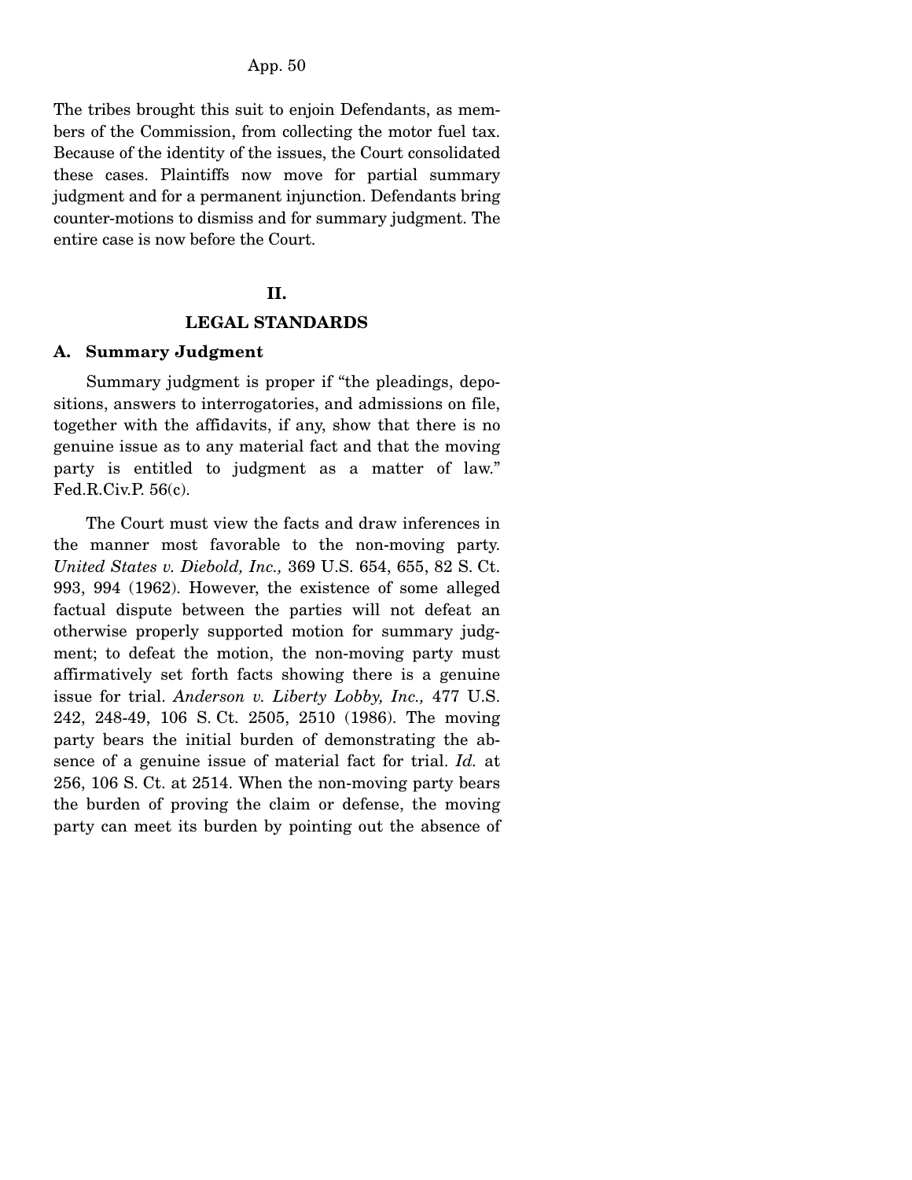The tribes brought this suit to enjoin Defendants, as members of the Commission, from collecting the motor fuel tax. Because of the identity of the issues, the Court consolidated these cases. Plaintiffs now move for partial summary judgment and for a permanent injunction. Defendants bring counter-motions to dismiss and for summary judgment. The entire case is now before the Court.

## II.

## LEGAL STANDARDS

### A. Summary Judgment

Summary judgment is proper if "the pleadings, depositions, answers to interrogatories, and admissions on file, together with the affidavits, if any, show that there is no genuine issue as to any material fact and that the moving party is entitled to judgment as a matter of law." Fed.R.Civ.P. 56(c).

The Court must view the facts and draw inferences in the manner most favorable to the non-moving party. *United States v. Diebold, Inc.,* 369 U.S. 654, 655, 82 S. Ct. 993, 994 (1962). However, the existence of some alleged factual dispute between the parties will not defeat an otherwise properly supported motion for summary judgment; to defeat the motion, the non-moving party must affirmatively set forth facts showing there is a genuine issue for trial. *Anderson v. Liberty Lobby, Inc.,* 477 U.S. 242, 248-49, 106 S. Ct. 2505, 2510 (1986). The moving party bears the initial burden of demonstrating the absence of a genuine issue of material fact for trial. *Id.* at 256, 106 S. Ct. at 2514. When the non-moving party bears the burden of proving the claim or defense, the moving party can meet its burden by pointing out the absence of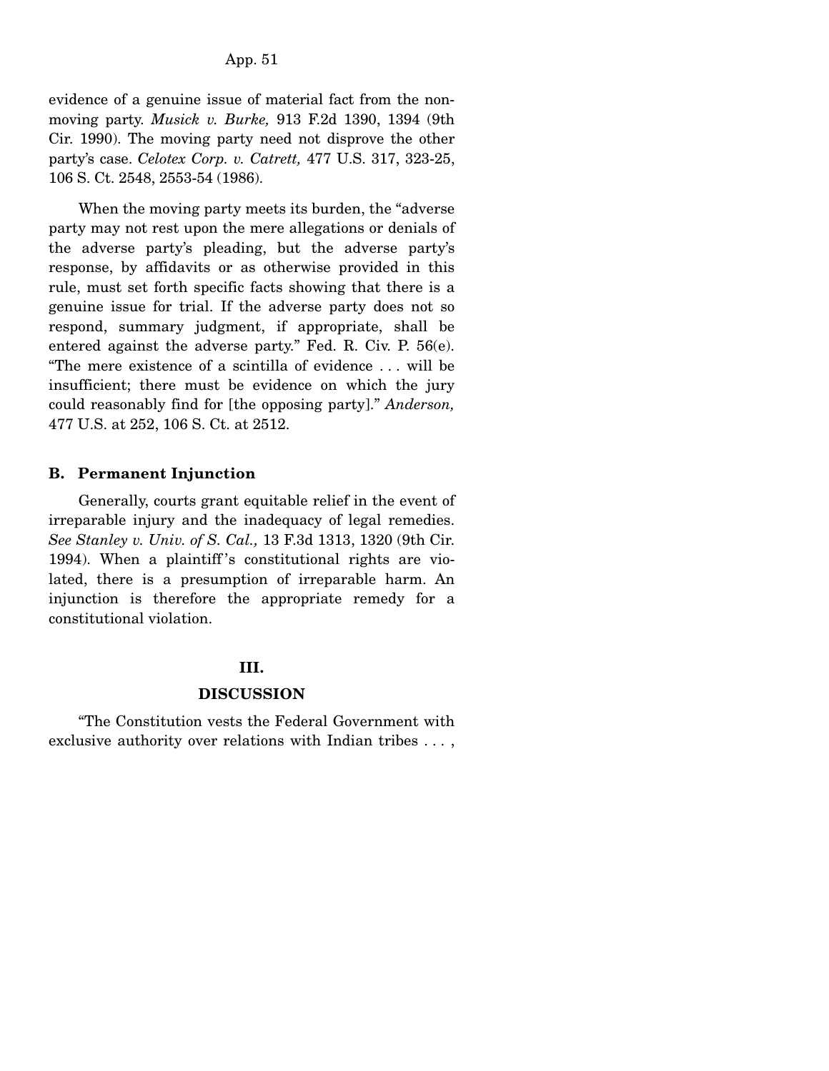evidence of a genuine issue of material fact from the non-moving party. *Musick v. Burke,* 913 F.2d 1390, 1394 (9th Cir. 1990). The moving party need not disprove the other party's case. *Celotex Corp. v. Catrett,* 477 U.S. 317, 323-25, 106 S. Ct. 2548, 2553-54 (1986).

When the moving party meets its burden, the "adverse party may not rest upon the mere allegations or denials of the adverse party's pleading, but the adverse party's response, by affidavits or as otherwise provided in this rule, must set forth specific facts showing that there is a genuine issue for trial. If the adverse party does not so respond, summary judgment, if appropriate, shall be entered against the adverse party." Fed. R. Civ. P. 56(e). "The mere existence of a scintilla of evidence . . . will be insufficient; there must be evidence on which the jury could reasonably find for [the opposing party]." *Anderson,* 477 U.S. at 252, 106 S. Ct. at 2512.

### B. Permanent Injunction

Generally, courts grant equitable relief in the event of irreparable injury and the inadequacy of legal remedies. *See Stanley v. Univ. of S. Cal.,* 13 F.3d 1313, 1320 (9th Cir. 1994). When a plaintiff's constitutional rights are violated, there is a presumption of irreparable harm. An injunction is therefore the appropriate remedy for a constitutional violation.

## III.

## DISCUSSION

"The Constitution vests the Federal Government with exclusive authority over relations with Indian tribes . . . ,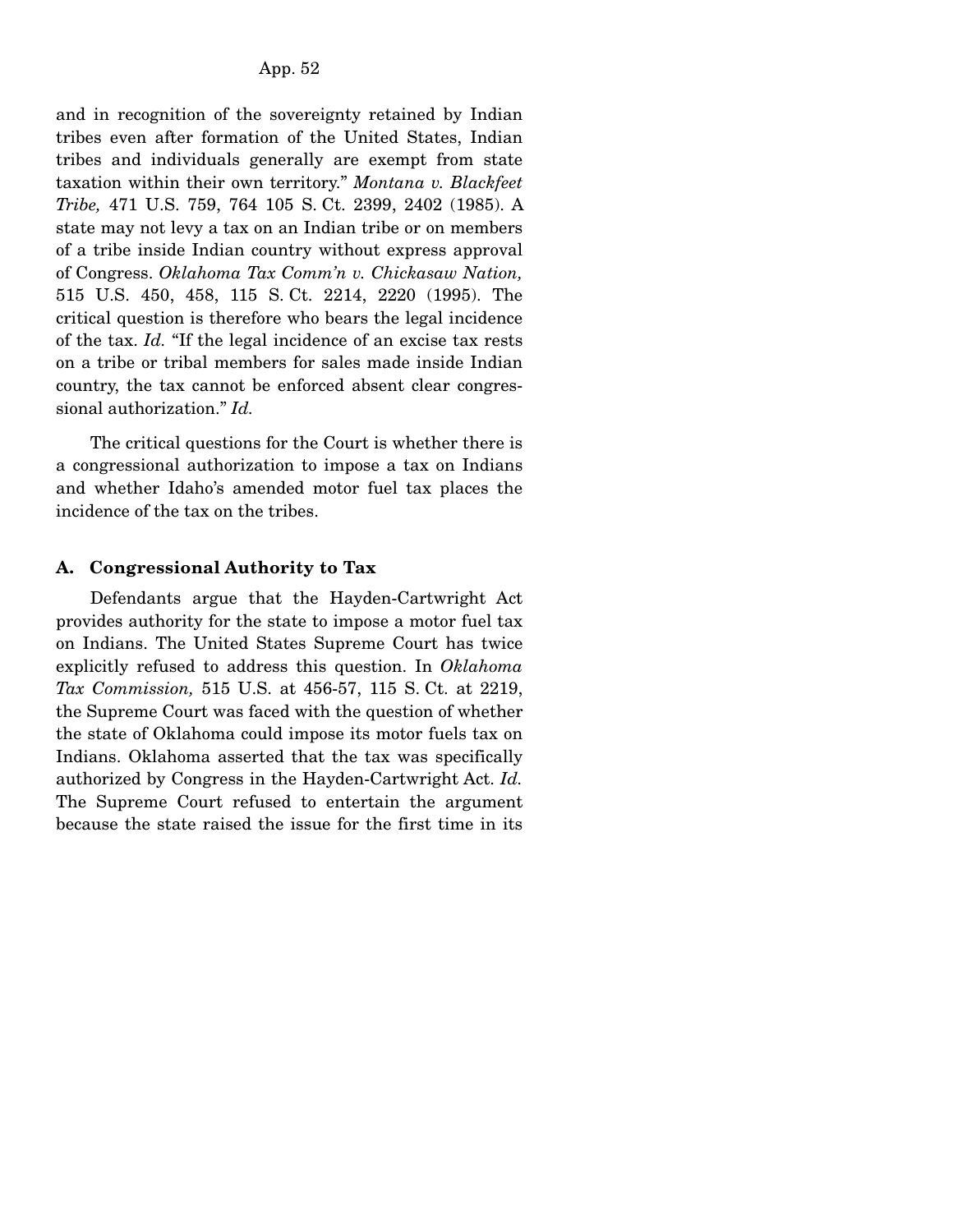and in recognition of the sovereignty retained by Indian tribes even after formation of the United States, Indian tribes and individuals generally are exempt from state taxation within their own territory." *Montana v. Blackfeet Tribe,* 471 U.S. 759, 764 105 S. Ct. 2399, 2402 (1985). A state may not levy a tax on an Indian tribe or on members of a tribe inside Indian country without express approval of Congress. *Oklahoma Tax Comm'n v. Chickasaw Nation,* 515 U.S. 450, 458, 115 S. Ct. 2214, 2220 (1995). The critical question is therefore who bears the legal incidence of the tax. *Id.* "If the legal incidence of an excise tax rests on a tribe or tribal members for sales made inside Indian country, the tax cannot be enforced absent clear congressional authorization." *Id.*

The critical questions for the Court is whether there is a congressional authorization to impose a tax on Indians and whether Idaho's amended motor fuel tax places the incidence of the tax on the tribes.

### A. Congressional Authority to Tax

Defendants argue that the Hayden-Cartwright Act provides authority for the state to impose a motor fuel tax on Indians. The United States Supreme Court has twice explicitly refused to address this question. In *Oklahoma Tax Commission,* 515 U.S. at 456-57, 115 S. Ct. at 2219, the Supreme Court was faced with the question of whether the state of Oklahoma could impose its motor fuels tax on Indians. Oklahoma asserted that the tax was specifically authorized by Congress in the Hayden-Cartwright Act. *Id.* The Supreme Court refused to entertain the argument because the state raised the issue for the first time in its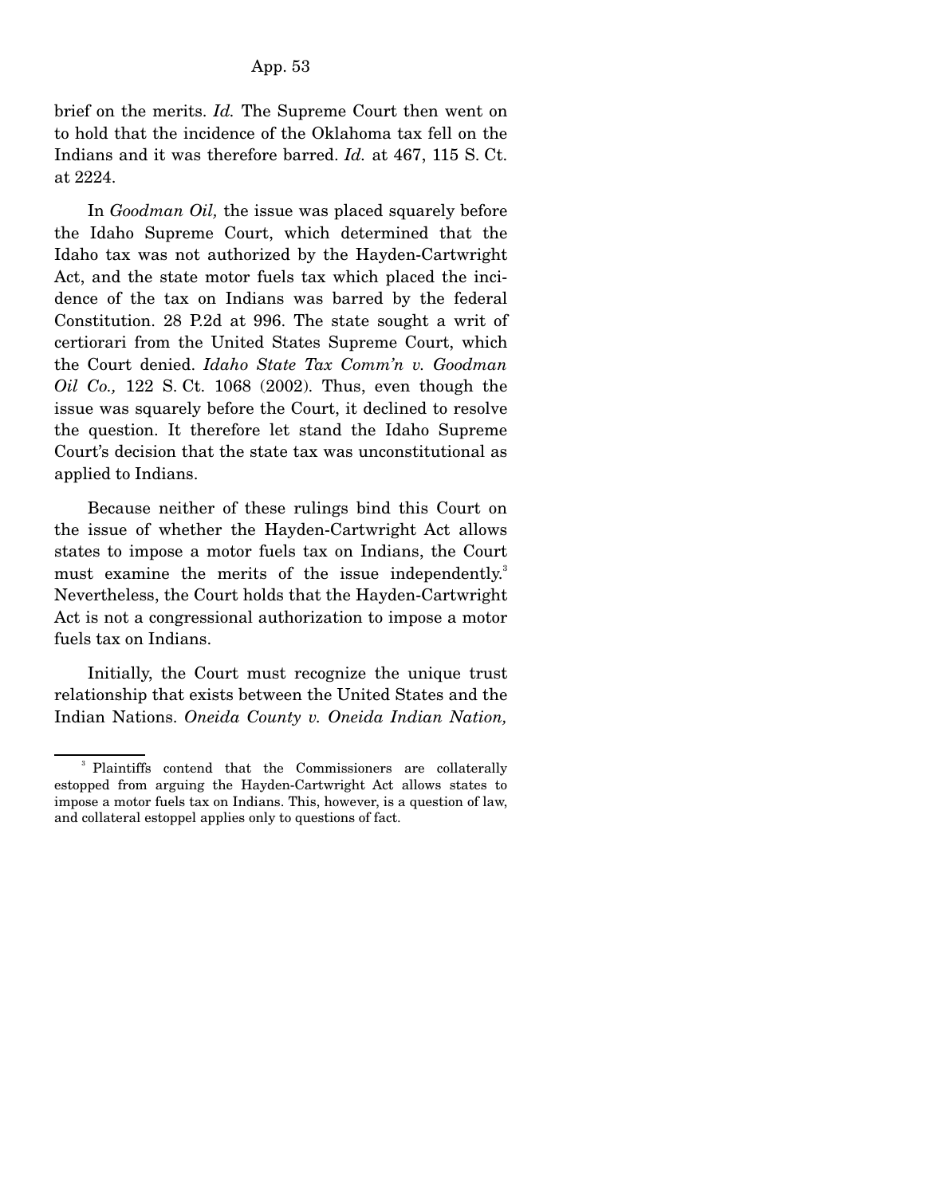brief on the merits. *Id.* The Supreme Court then went on to hold that the incidence of the Oklahoma tax fell on the Indians and it was therefore barred. *Id.* at 467, 115 S. Ct. at 2224.

In *Goodman Oil,* the issue was placed squarely before the Idaho Supreme Court, which determined that the Idaho tax was not authorized by the Hayden-Cartwright Act, and the state motor fuels tax which placed the incidence of the tax on Indians was barred by the federal Constitution. 28 P.2d at 996. The state sought a writ of certiorari from the United States Supreme Court, which the Court denied. *Idaho State Tax Comm'n v. Goodman Oil Co.,* 122 S. Ct. 1068 (2002). Thus, even though the issue was squarely before the Court, it declined to resolve the question. It therefore let stand the Idaho Supreme Court's decision that the state tax was unconstitutional as applied to Indians.

Because neither of these rulings bind this Court on the issue of whether the Hayden-Cartwright Act allows states to impose a motor fuels tax on Indians, the Court must examine the merits of the issue independently.[3] Nevertheless, the Court holds that the Hayden-Cartwright Act is not a congressional authorization to impose a motor fuels tax on Indians.

Initially, the Court must recognize the unique trust relationship that exists between the United States and the Indian Nations. *Oneida County v. Oneida Indian Nation,*

---

[3] Plaintiffs contend that the Commissioners are collaterally estopped from arguing the Hayden-Cartwright Act allows states to impose a motor fuels tax on Indians. This, however, is a question of law, and collateral estoppel applies only to questions of fact.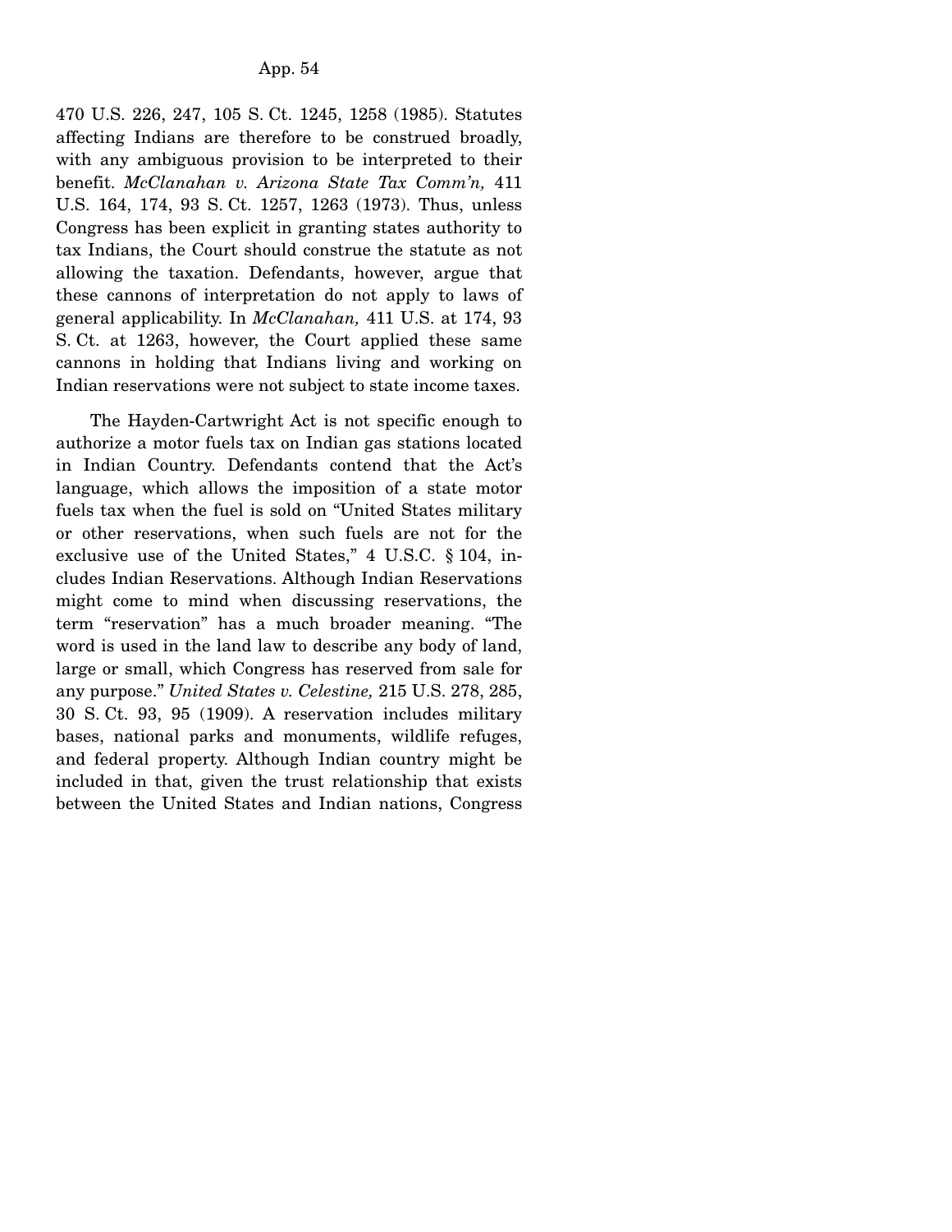470 U.S. 226, 247, 105 S. Ct. 1245, 1258 (1985). Statutes affecting Indians are therefore to be construed broadly, with any ambiguous provision to be interpreted to their benefit. *McClanahan v. Arizona State Tax Comm'n,* 411 U.S. 164, 174, 93 S. Ct. 1257, 1263 (1973). Thus, unless Congress has been explicit in granting states authority to tax Indians, the Court should construe the statute as not allowing the taxation. Defendants, however, argue that these cannons of interpretation do not apply to laws of general applicability. In *McClanahan,* 411 U.S. at 174, 93 S. Ct. at 1263, however, the Court applied these same cannons in holding that Indians living and working on Indian reservations were not subject to state income taxes.

The Hayden-Cartwright Act is not specific enough to authorize a motor fuels tax on Indian gas stations located in Indian Country. Defendants contend that the Act's language, which allows the imposition of a state motor fuels tax when the fuel is sold on "United States military or other reservations, when such fuels are not for the exclusive use of the United States," 4 U.S.C. § 104, includes Indian Reservations. Although Indian Reservations might come to mind when discussing reservations, the term "reservation" has a much broader meaning. "The word is used in the land law to describe any body of land, large or small, which Congress has reserved from sale for any purpose." *United States v. Celestine,* 215 U.S. 278, 285, 30 S. Ct. 93, 95 (1909). A reservation includes military bases, national parks and monuments, wildlife refuges, and federal property. Although Indian country might be included in that, given the trust relationship that exists between the United States and Indian nations, Congress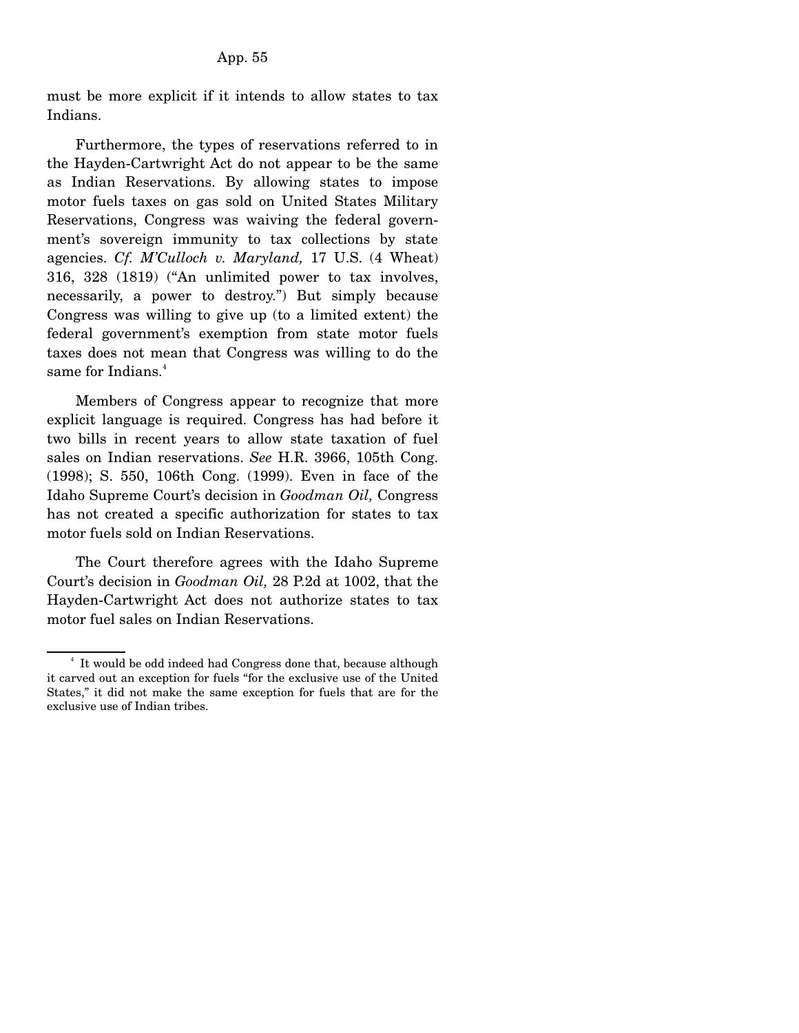must be more explicit if it intends to allow states to tax Indians.

Furthermore, the types of reservations referred to in the Hayden-Cartwright Act do not appear to be the same as Indian Reservations. By allowing states to impose motor fuels taxes on gas sold on United States Military Reservations, Congress was waiving the federal government's sovereign immunity to tax collections by state agencies. *Cf. M'Culloch v. Maryland,* 17 U.S. (4 Wheat) 316, 328 (1819) ("An unlimited power to tax involves, necessarily, a power to destroy.") But simply because Congress was willing to give up (to a limited extent) the federal government's exemption from state motor fuels taxes does not mean that Congress was willing to do the same for Indians.[4]

Members of Congress appear to recognize that more explicit language is required. Congress has had before it two bills in recent years to allow state taxation of fuel sales on Indian reservations. *See* H.R. 3966, 105th Cong. (1998); S. 550, 106th Cong. (1999). Even in face of the Idaho Supreme Court's decision in *Goodman Oil,* Congress has not created a specific authorization for states to tax motor fuels sold on Indian Reservations.

The Court therefore agrees with the Idaho Supreme Court's decision in *Goodman Oil,* 28 P.2d at 1002, that the Hayden-Cartwright Act does not authorize states to tax motor fuel sales on Indian Reservations.

---

[4] It would be odd indeed had Congress done that, because although it carved out an exception for fuels "for the exclusive use of the United States," it did not make the same exception for fuels that are for the exclusive use of Indian tribes.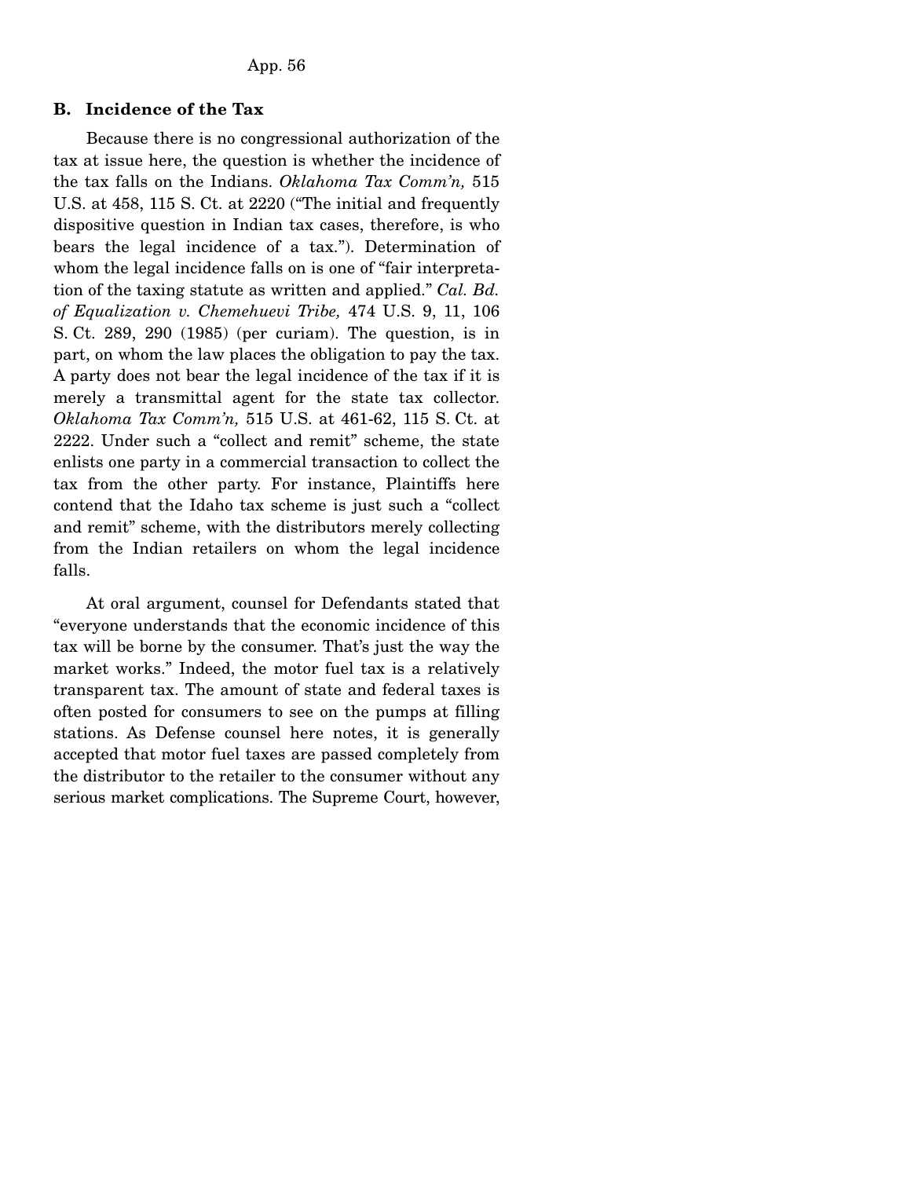### B. Incidence of the Tax

Because there is no congressional authorization of the tax at issue here, the question is whether the incidence of the tax falls on the Indians. *Oklahoma Tax Comm'n,* 515 U.S. at 458, 115 S. Ct. at 2220 ("The initial and frequently dispositive question in Indian tax cases, therefore, is who bears the legal incidence of a tax."). Determination of whom the legal incidence falls on is one of "fair interpretation of the taxing statute as written and applied." *Cal. Bd. of Equalization v. Chemehuevi Tribe,* 474 U.S. 9, 11, 106 S. Ct. 289, 290 (1985) (per curiam). The question, is in part, on whom the law places the obligation to pay the tax. A party does not bear the legal incidence of the tax if it is merely a transmittal agent for the state tax collector. *Oklahoma Tax Comm'n,* 515 U.S. at 461-62, 115 S. Ct. at 2222. Under such a "collect and remit" scheme, the state enlists one party in a commercial transaction to collect the tax from the other party. For instance, Plaintiffs here contend that the Idaho tax scheme is just such a "collect and remit" scheme, with the distributors merely collecting from the Indian retailers on whom the legal incidence falls.

At oral argument, counsel for Defendants stated that "everyone understands that the economic incidence of this tax will be borne by the consumer. That's just the way the market works." Indeed, the motor fuel tax is a relatively transparent tax. The amount of state and federal taxes is often posted for consumers to see on the pumps at filling stations. As Defense counsel here notes, it is generally accepted that motor fuel taxes are passed completely from the distributor to the retailer to the consumer without any serious market complications. The Supreme Court, however,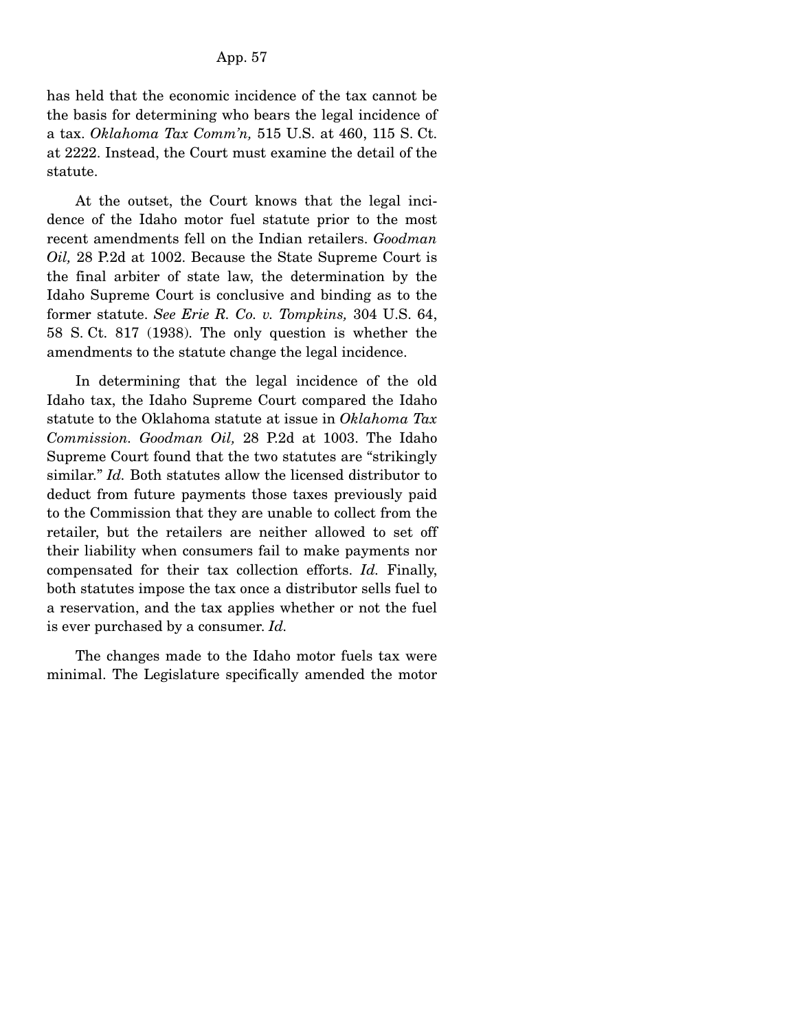has held that the economic incidence of the tax cannot be the basis for determining who bears the legal incidence of a tax. *Oklahoma Tax Comm'n,* 515 U.S. at 460, 115 S. Ct. at 2222. Instead, the Court must examine the detail of the statute.

At the outset, the Court knows that the legal incidence of the Idaho motor fuel statute prior to the most recent amendments fell on the Indian retailers. *Goodman Oil,* 28 P.2d at 1002. Because the State Supreme Court is the final arbiter of state law, the determination by the Idaho Supreme Court is conclusive and binding as to the former statute. *See Erie R. Co. v. Tompkins,* 304 U.S. 64, 58 S. Ct. 817 (1938). The only question is whether the amendments to the statute change the legal incidence.

In determining that the legal incidence of the old Idaho tax, the Idaho Supreme Court compared the Idaho statute to the Oklahoma statute at issue in *Oklahoma Tax Commission. Goodman Oil,* 28 P.2d at 1003. The Idaho Supreme Court found that the two statutes are "strikingly similar." *Id.* Both statutes allow the licensed distributor to deduct from future payments those taxes previously paid to the Commission that they are unable to collect from the retailer, but the retailers are neither allowed to set off their liability when consumers fail to make payments nor compensated for their tax collection efforts. *Id.* Finally, both statutes impose the tax once a distributor sells fuel to a reservation, and the tax applies whether or not the fuel is ever purchased by a consumer. *Id.*

The changes made to the Idaho motor fuels tax were minimal. The Legislature specifically amended the motor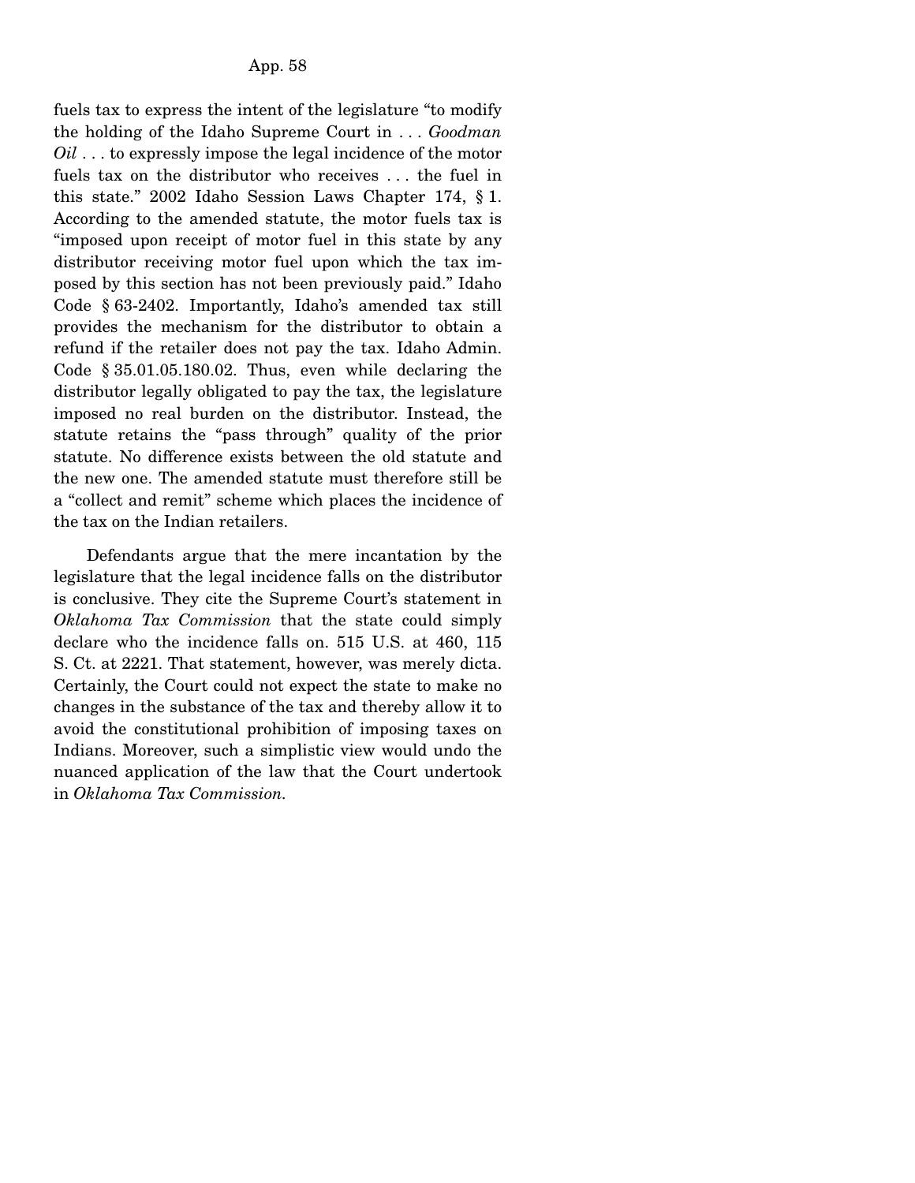fuels tax to express the intent of the legislature "to modify the holding of the Idaho Supreme Court in . . . *Goodman Oil* . . . to expressly impose the legal incidence of the motor fuels tax on the distributor who receives . . . the fuel in this state." 2002 Idaho Session Laws Chapter 174, § 1. According to the amended statute, the motor fuels tax is "imposed upon receipt of motor fuel in this state by any distributor receiving motor fuel upon which the tax imposed by this section has not been previously paid." Idaho Code § 63-2402. Importantly, Idaho's amended tax still provides the mechanism for the distributor to obtain a refund if the retailer does not pay the tax. Idaho Admin. Code § 35.01.05.180.02. Thus, even while declaring the distributor legally obligated to pay the tax, the legislature imposed no real burden on the distributor. Instead, the statute retains the "pass through" quality of the prior statute. No difference exists between the old statute and the new one. The amended statute must therefore still be a "collect and remit" scheme which places the incidence of the tax on the Indian retailers.

Defendants argue that the mere incantation by the legislature that the legal incidence falls on the distributor is conclusive. They cite the Supreme Court's statement in *Oklahoma Tax Commission* that the state could simply declare who the incidence falls on. 515 U.S. at 460, 115 S. Ct. at 2221. That statement, however, was merely dicta. Certainly, the Court could not expect the state to make no changes in the substance of the tax and thereby allow it to avoid the constitutional prohibition of imposing taxes on Indians. Moreover, such a simplistic view would undo the nuanced application of the law that the Court undertook in *Oklahoma Tax Commission.*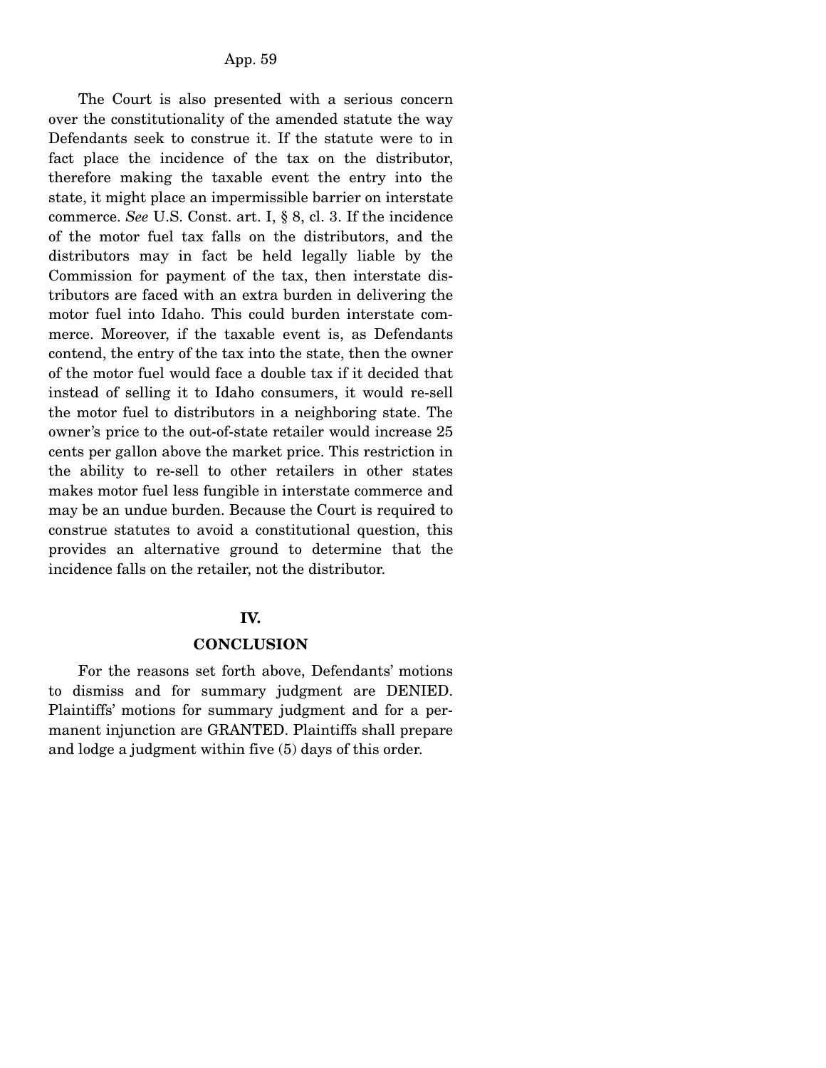The Court is also presented with a serious concern over the constitutionality of the amended statute the way Defendants seek to construe it. If the statute were to in fact place the incidence of the tax on the distributor, therefore making the taxable event the entry into the state, it might place an impermissible barrier on interstate commerce. *See* U.S. Const. art. I, § 8, cl. 3. If the incidence of the motor fuel tax falls on the distributors, and the distributors may in fact be held legally liable by the Commission for payment of the tax, then interstate distributors are faced with an extra burden in delivering the motor fuel into Idaho. This could burden interstate commerce. Moreover, if the taxable event is, as Defendants contend, the entry of the tax into the state, then the owner of the motor fuel would face a double tax if it decided that instead of selling it to Idaho consumers, it would re-sell the motor fuel to distributors in a neighboring state. The owner's price to the out-of-state retailer would increase 25 cents per gallon above the market price. This restriction in the ability to re-sell to other retailers in other states makes motor fuel less fungible in interstate commerce and may be an undue burden. Because the Court is required to construe statutes to avoid a constitutional question, this provides an alternative ground to determine that the incidence falls on the retailer, not the distributor.

## IV.

## CONCLUSION

For the reasons set forth above, Defendants' motions to dismiss and for summary judgment are DENIED. Plaintiffs' motions for summary judgment and for a permanent injunction are GRANTED. Plaintiffs shall prepare and lodge a judgment within five (5) days of this order.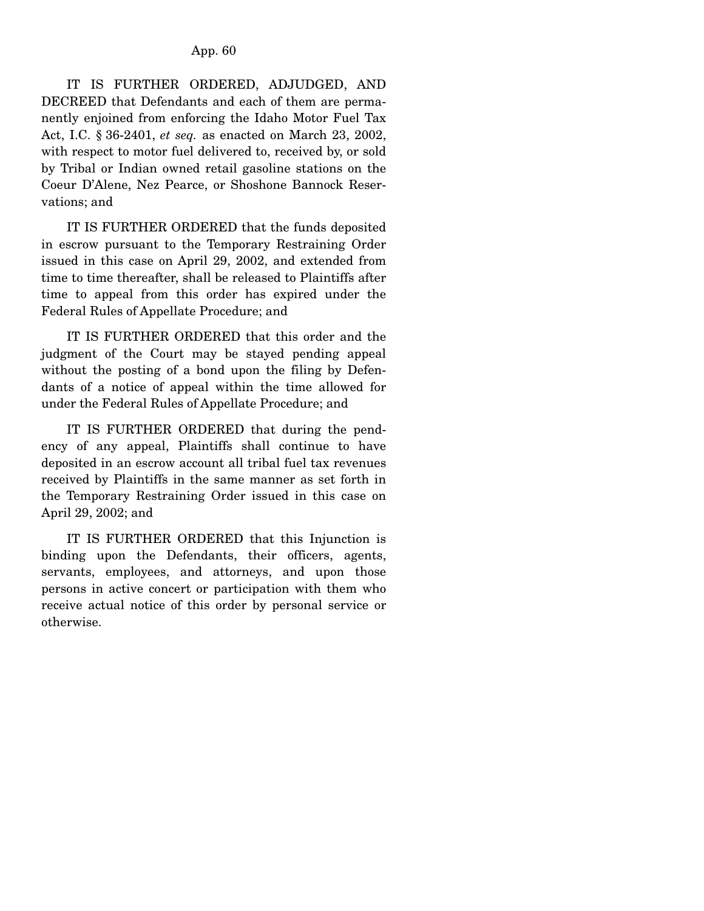IT IS FURTHER ORDERED, ADJUDGED, AND DECREED that Defendants and each of them are permanently enjoined from enforcing the Idaho Motor Fuel Tax Act, I.C. § 36-2401, *et seq.* as enacted on March 23, 2002, with respect to motor fuel delivered to, received by, or sold by Tribal or Indian owned retail gasoline stations on the Coeur D'Alene, Nez Pearce, or Shoshone Bannock Reservations; and

IT IS FURTHER ORDERED that the funds deposited in escrow pursuant to the Temporary Restraining Order issued in this case on April 29, 2002, and extended from time to time thereafter, shall be released to Plaintiffs after time to appeal from this order has expired under the Federal Rules of Appellate Procedure; and

IT IS FURTHER ORDERED that this order and the judgment of the Court may be stayed pending appeal without the posting of a bond upon the filing by Defendants of a notice of appeal within the time allowed for under the Federal Rules of Appellate Procedure; and

IT IS FURTHER ORDERED that during the pendency of any appeal, Plaintiffs shall continue to have deposited in an escrow account all tribal fuel tax revenues received by Plaintiffs in the same manner as set forth in the Temporary Restraining Order issued in this case on April 29, 2002; and

IT IS FURTHER ORDERED that this Injunction is binding upon the Defendants, their officers, agents, servants, employees, and attorneys, and upon those persons in active concert or participation with them who receive actual notice of this order by personal service or otherwise.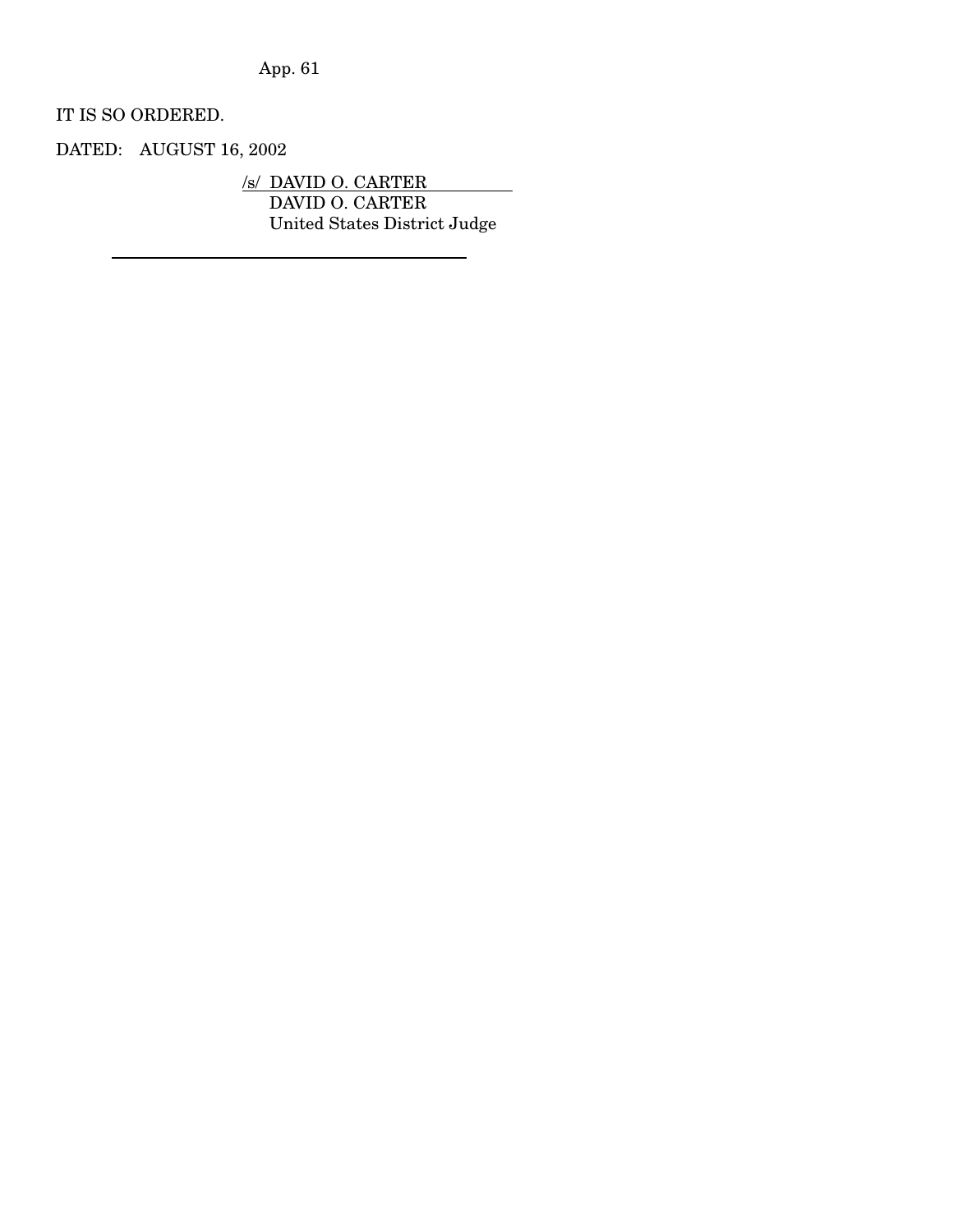IT IS SO ORDERED.

DATED: AUGUST 16, 2002

/s/ DAVID O. CARTER
DAVID O. CARTER
United States District Judge

---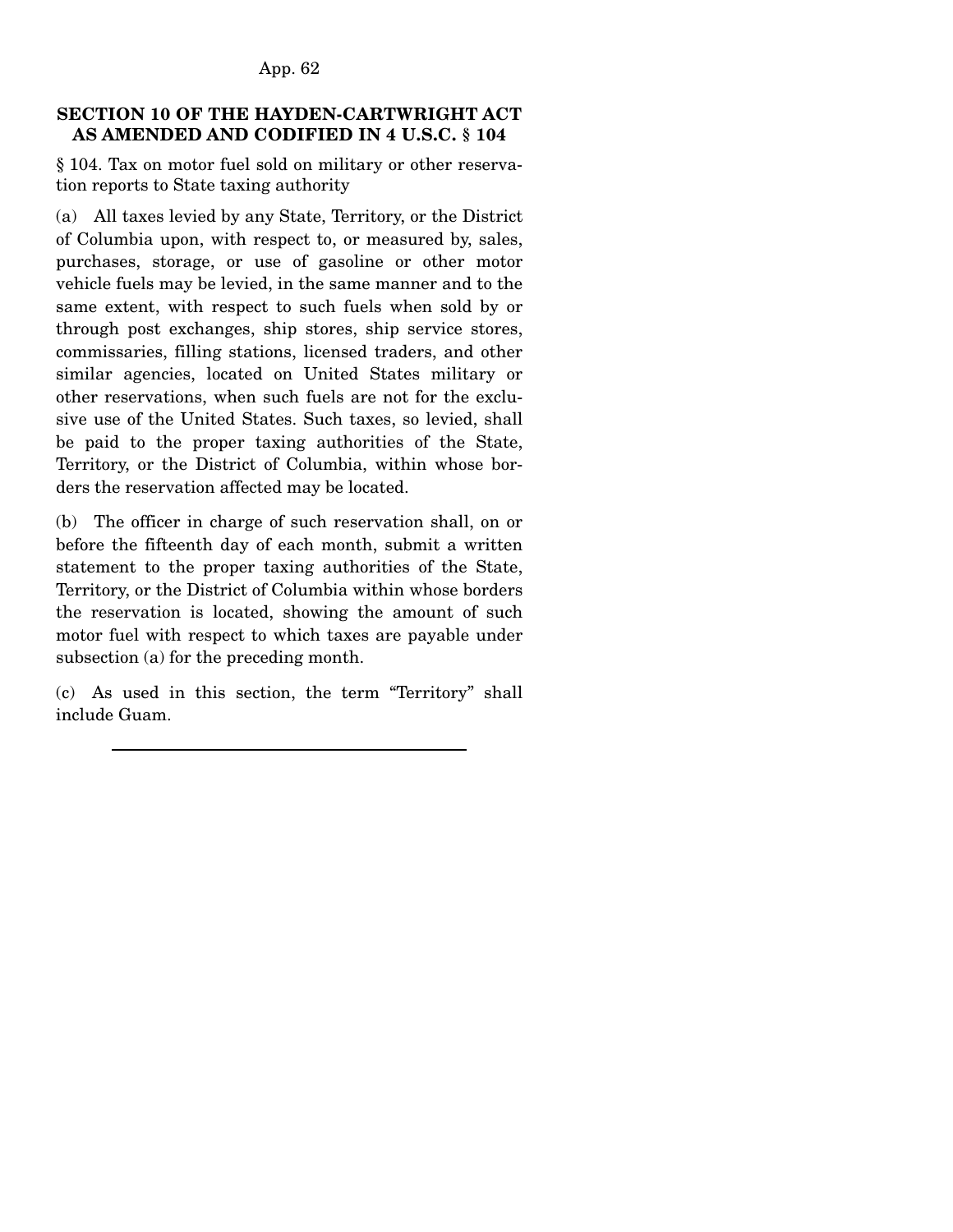## SECTION 10 OF THE HAYDEN-CARTWRIGHT ACT AS AMENDED AND CODIFIED IN 4 U.S.C. § 104

§ 104. Tax on motor fuel sold on military or other reservation reports to State taxing authority

(a) All taxes levied by any State, Territory, or the District of Columbia upon, with respect to, or measured by, sales, purchases, storage, or use of gasoline or other motor vehicle fuels may be levied, in the same manner and to the same extent, with respect to such fuels when sold by or through post exchanges, ship stores, ship service stores, commissaries, filling stations, licensed traders, and other similar agencies, located on United States military or other reservations, when such fuels are not for the exclusive use of the United States. Such taxes, so levied, shall be paid to the proper taxing authorities of the State, Territory, or the District of Columbia, within whose borders the reservation affected may be located.

(b) The officer in charge of such reservation shall, on or before the fifteenth day of each month, submit a written statement to the proper taxing authorities of the State, Territory, or the District of Columbia within whose borders the reservation is located, showing the amount of such motor fuel with respect to which taxes are payable under subsection (a) for the preceding month.

(c) As used in this section, the term "Territory" shall include Guam.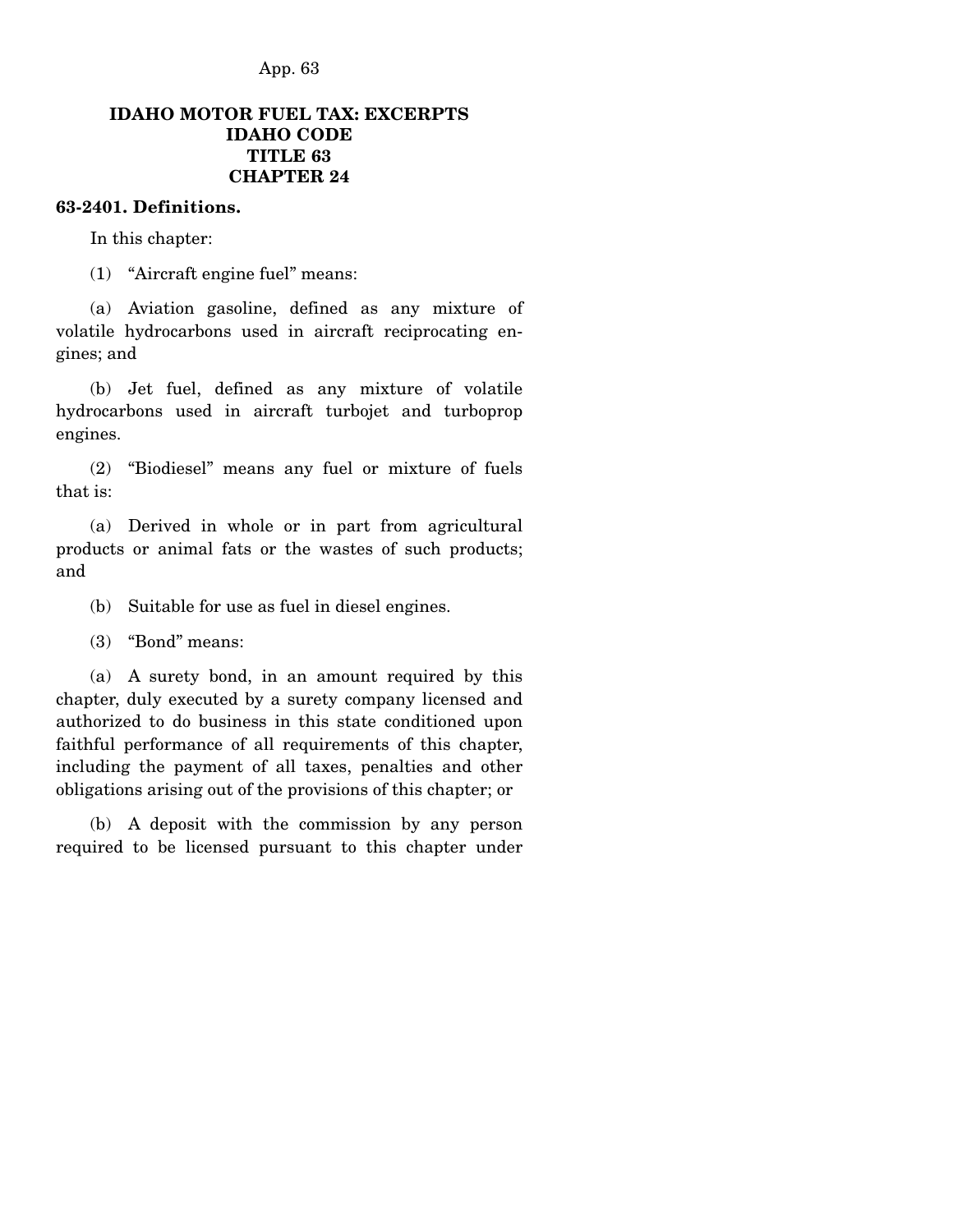## IDAHO MOTOR FUEL TAX: EXCERPTS
## IDAHO CODE
## TITLE 63
## CHAPTER 24

**63-2401. Definitions.**

In this chapter:

(1) "Aircraft engine fuel" means:

(a) Aviation gasoline, defined as any mixture of volatile hydrocarbons used in aircraft reciprocating engines; and

(b) Jet fuel, defined as any mixture of volatile hydrocarbons used in aircraft turbojet and turboprop engines.

(2) "Biodiesel" means any fuel or mixture of fuels that is:

(a) Derived in whole or in part from agricultural products or animal fats or the wastes of such products; and

(b) Suitable for use as fuel in diesel engines.

(3) "Bond" means:

(a) A surety bond, in an amount required by this chapter, duly executed by a surety company licensed and authorized to do business in this state conditioned upon faithful performance of all requirements of this chapter, including the payment of all taxes, penalties and other obligations arising out of the provisions of this chapter; or

(b) A deposit with the commission by any person required to be licensed pursuant to this chapter under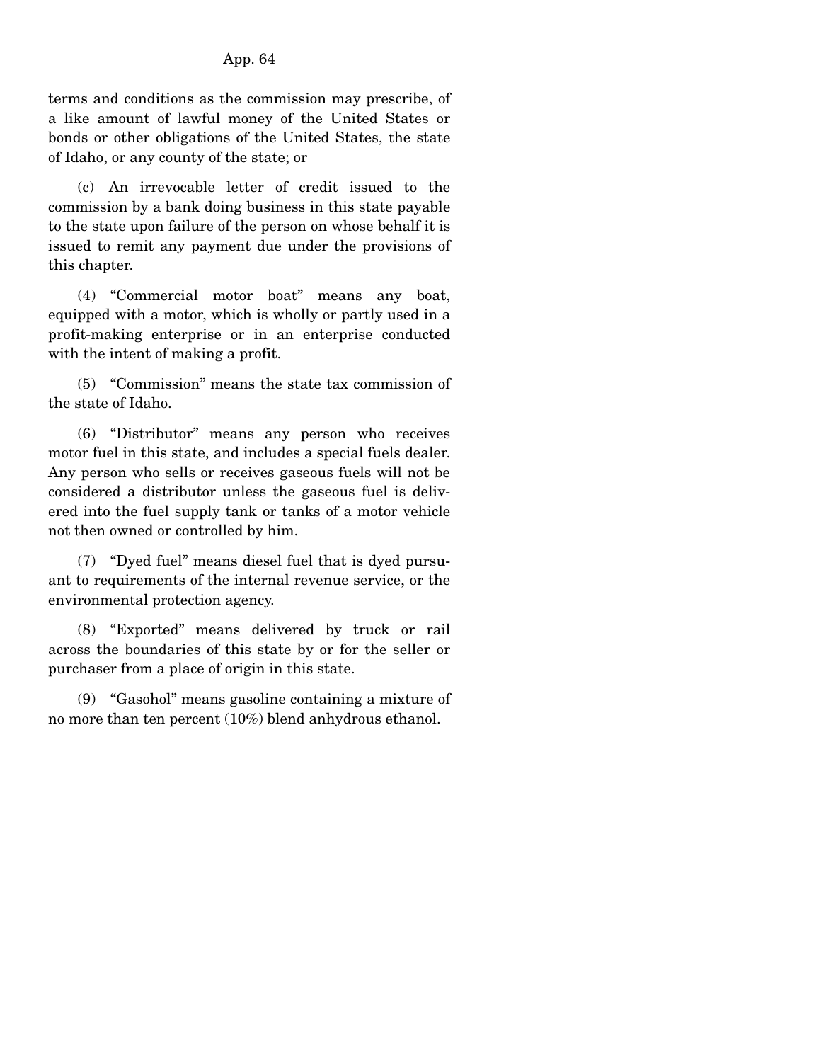terms and conditions as the commission may prescribe, of a like amount of lawful money of the United States or bonds or other obligations of the United States, the state of Idaho, or any county of the state; or

(c) An irrevocable letter of credit issued to the commission by a bank doing business in this state payable to the state upon failure of the person on whose behalf it is issued to remit any payment due under the provisions of this chapter.

(4) "Commercial motor boat" means any boat, equipped with a motor, which is wholly or partly used in a profit-making enterprise or in an enterprise conducted with the intent of making a profit.

(5) "Commission" means the state tax commission of the state of Idaho.

(6) "Distributor" means any person who receives motor fuel in this state, and includes a special fuels dealer. Any person who sells or receives gaseous fuels will not be considered a distributor unless the gaseous fuel is delivered into the fuel supply tank or tanks of a motor vehicle not then owned or controlled by him.

(7) "Dyed fuel" means diesel fuel that is dyed pursuant to requirements of the internal revenue service, or the environmental protection agency.

(8) "Exported" means delivered by truck or rail across the boundaries of this state by or for the seller or purchaser from a place of origin in this state.

(9) "Gasohol" means gasoline containing a mixture of no more than ten percent (10%) blend anhydrous ethanol.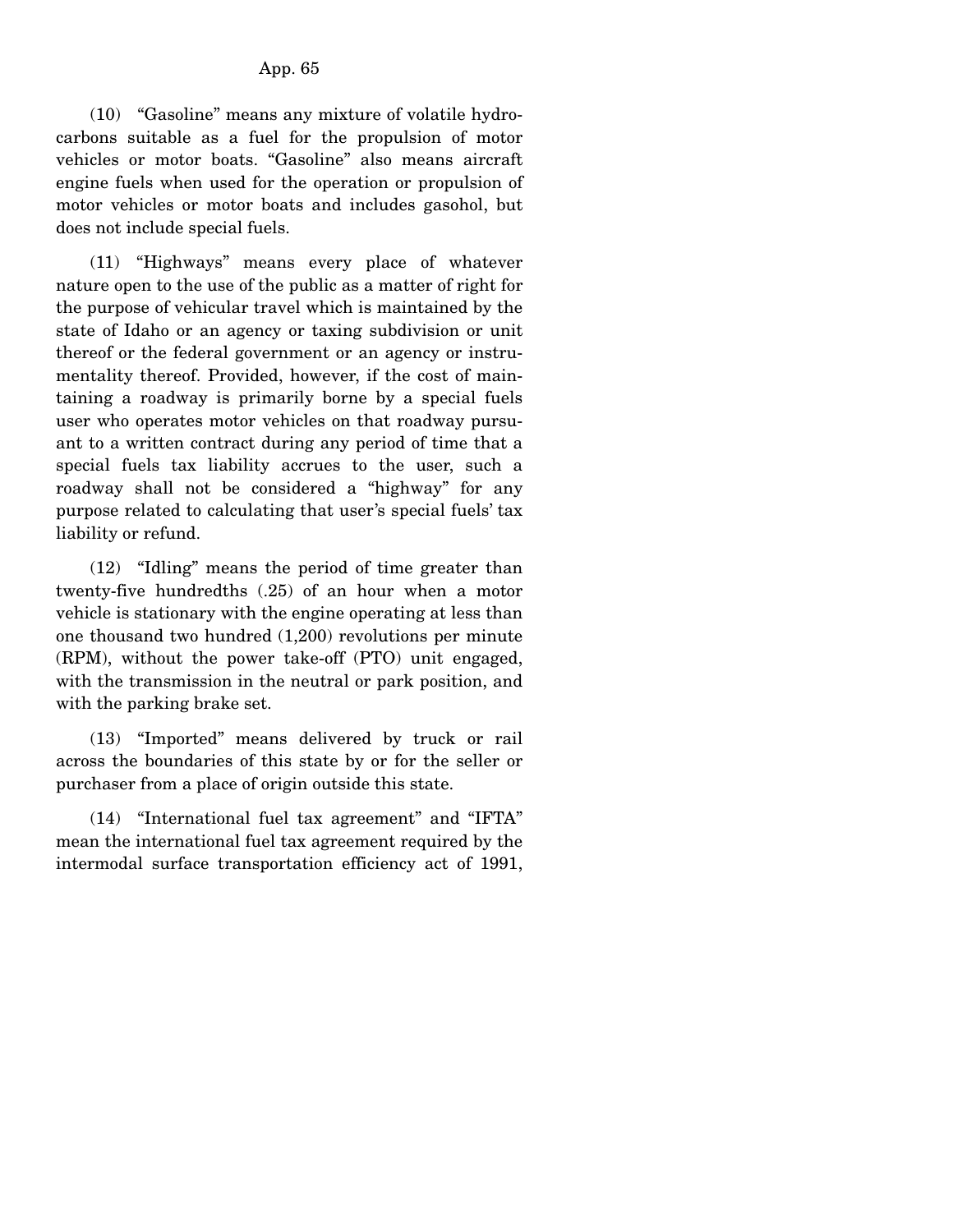(10) "Gasoline" means any mixture of volatile hydrocarbons suitable as a fuel for the propulsion of motor vehicles or motor boats. "Gasoline" also means aircraft engine fuels when used for the operation or propulsion of motor vehicles or motor boats and includes gasohol, but does not include special fuels.

(11) "Highways" means every place of whatever nature open to the use of the public as a matter of right for the purpose of vehicular travel which is maintained by the state of Idaho or an agency or taxing subdivision or unit thereof or the federal government or an agency or instrumentality thereof. Provided, however, if the cost of maintaining a roadway is primarily borne by a special fuels user who operates motor vehicles on that roadway pursuant to a written contract during any period of time that a special fuels tax liability accrues to the user, such a roadway shall not be considered a "highway" for any purpose related to calculating that user's special fuels' tax liability or refund.

(12) "Idling" means the period of time greater than twenty-five hundredths (.25) of an hour when a motor vehicle is stationary with the engine operating at less than one thousand two hundred (1,200) revolutions per minute (RPM), without the power take-off (PTO) unit engaged, with the transmission in the neutral or park position, and with the parking brake set.

(13) "Imported" means delivered by truck or rail across the boundaries of this state by or for the seller or purchaser from a place of origin outside this state.

(14) "International fuel tax agreement" and "IFTA" mean the international fuel tax agreement required by the intermodal surface transportation efficiency act of 1991,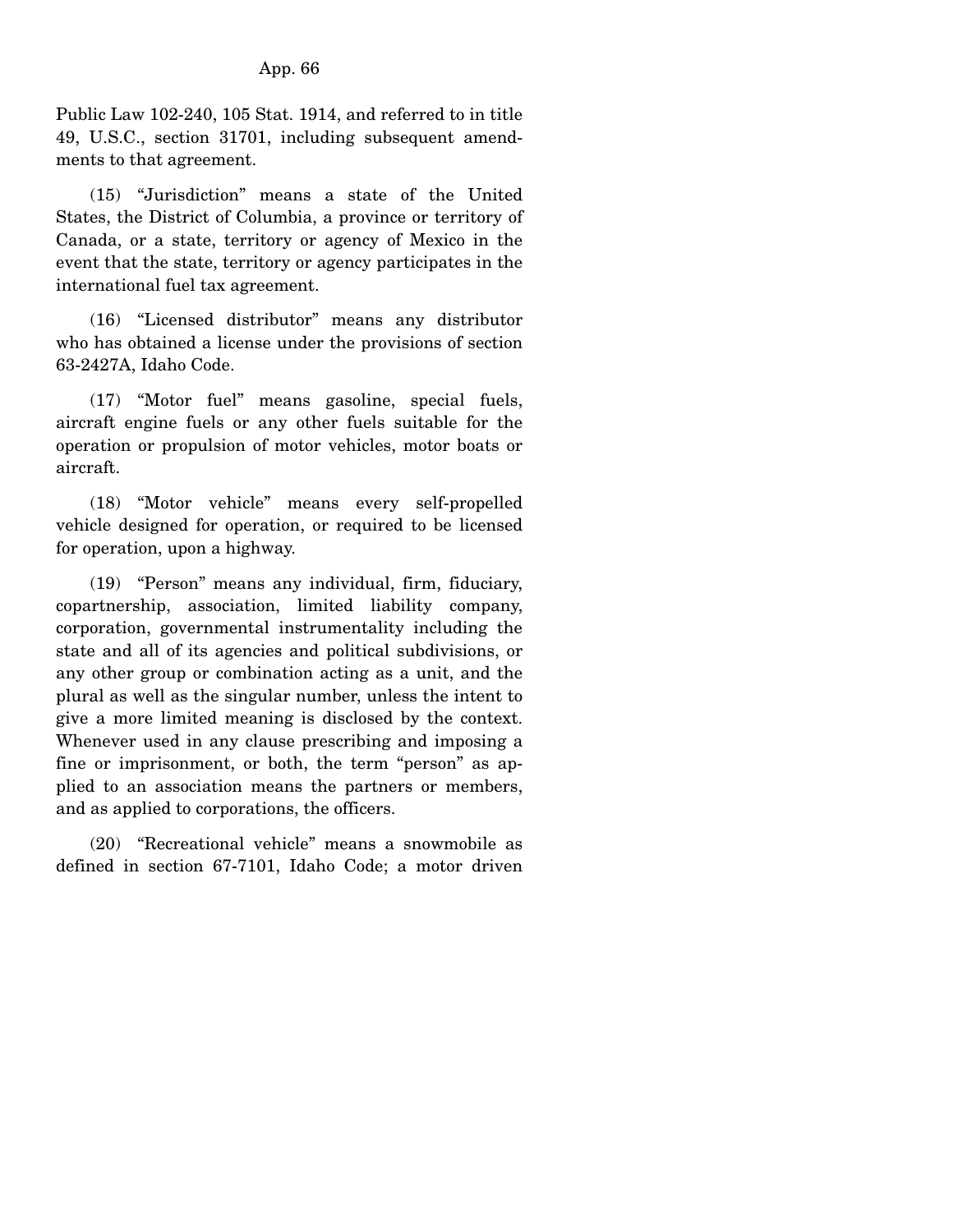Public Law 102-240, 105 Stat. 1914, and referred to in title 49, U.S.C., section 31701, including subsequent amendments to that agreement.

(15) "Jurisdiction" means a state of the United States, the District of Columbia, a province or territory of Canada, or a state, territory or agency of Mexico in the event that the state, territory or agency participates in the international fuel tax agreement.

(16) "Licensed distributor" means any distributor who has obtained a license under the provisions of section 63-2427A, Idaho Code.

(17) "Motor fuel" means gasoline, special fuels, aircraft engine fuels or any other fuels suitable for the operation or propulsion of motor vehicles, motor boats or aircraft.

(18) "Motor vehicle" means every self-propelled vehicle designed for operation, or required to be licensed for operation, upon a highway.

(19) "Person" means any individual, firm, fiduciary, copartnership, association, limited liability company, corporation, governmental instrumentality including the state and all of its agencies and political subdivisions, or any other group or combination acting as a unit, and the plural as well as the singular number, unless the intent to give a more limited meaning is disclosed by the context. Whenever used in any clause prescribing and imposing a fine or imprisonment, or both, the term "person" as applied to an association means the partners or members, and as applied to corporations, the officers.

(20) "Recreational vehicle" means a snowmobile as defined in section 67-7101, Idaho Code; a motor driven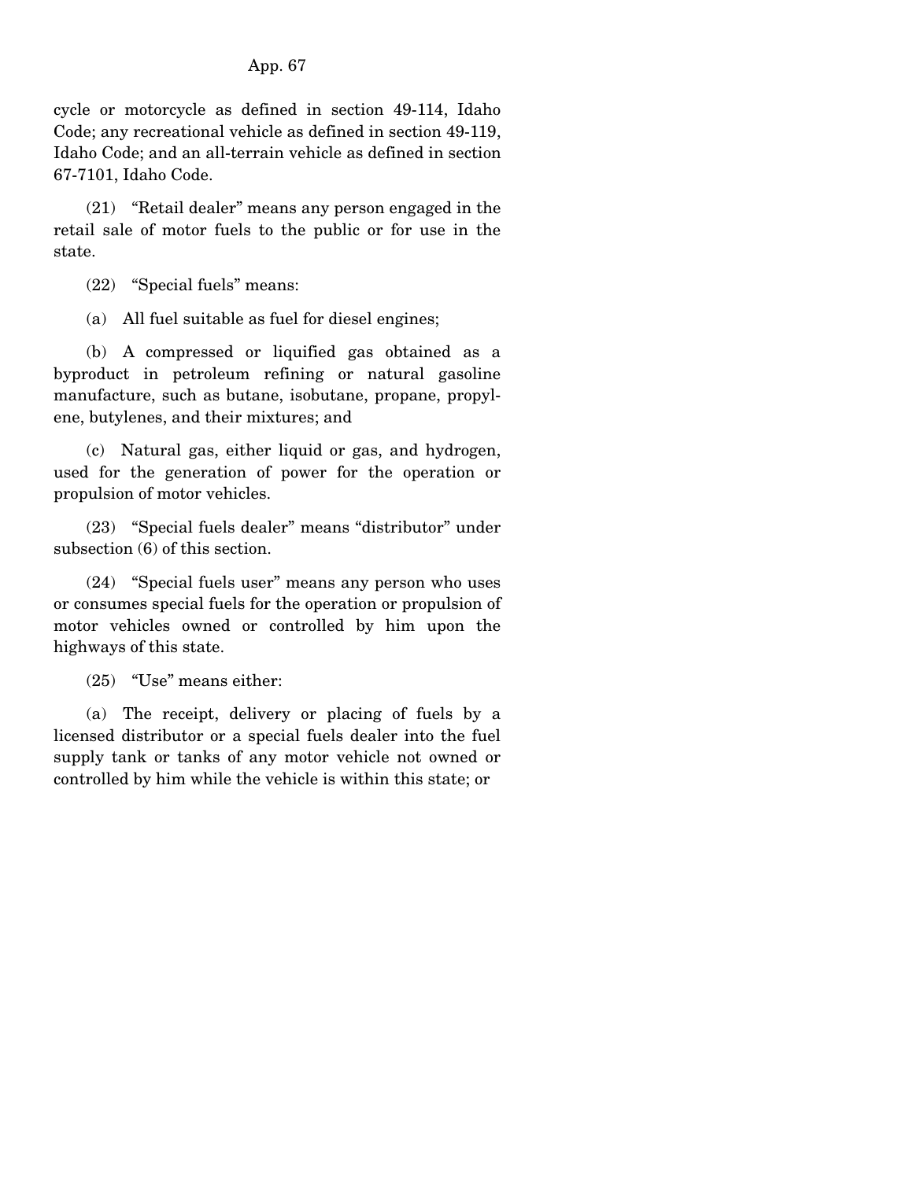cycle or motorcycle as defined in section 49-114, Idaho Code; any recreational vehicle as defined in section 49-119, Idaho Code; and an all-terrain vehicle as defined in section 67-7101, Idaho Code.

(21) "Retail dealer" means any person engaged in the retail sale of motor fuels to the public or for use in the state.

(22) "Special fuels" means:

(a) All fuel suitable as fuel for diesel engines;

(b) A compressed or liquified gas obtained as a byproduct in petroleum refining or natural gasoline manufacture, such as butane, isobutane, propane, propylene, butylenes, and their mixtures; and

(c) Natural gas, either liquid or gas, and hydrogen, used for the generation of power for the operation or propulsion of motor vehicles.

(23) "Special fuels dealer" means "distributor" under subsection (6) of this section.

(24) "Special fuels user" means any person who uses or consumes special fuels for the operation or propulsion of motor vehicles owned or controlled by him upon the highways of this state.

(25) "Use" means either:

(a) The receipt, delivery or placing of fuels by a licensed distributor or a special fuels dealer into the fuel supply tank or tanks of any motor vehicle not owned or controlled by him while the vehicle is within this state; or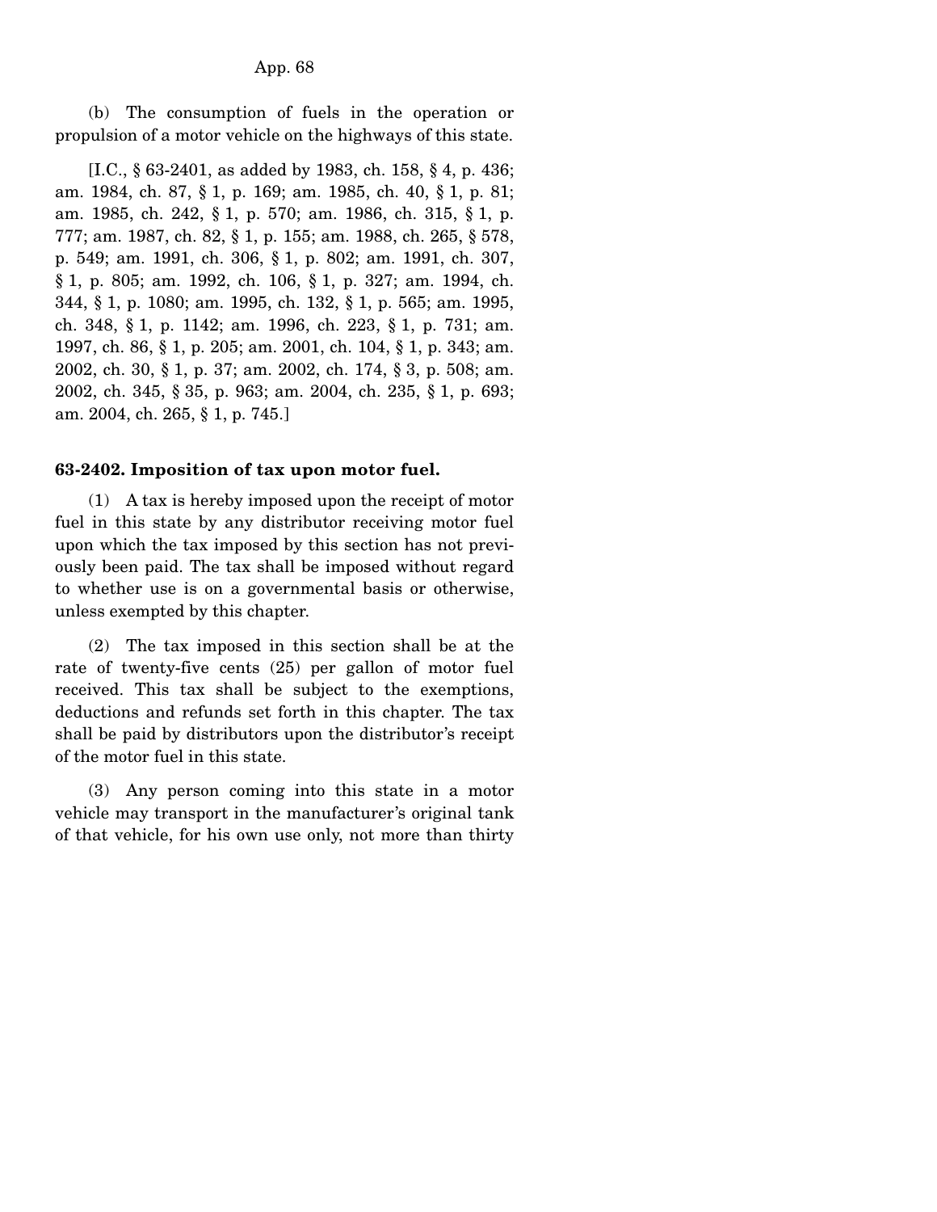(b) The consumption of fuels in the operation or propulsion of a motor vehicle on the highways of this state.

[I.C., § 63-2401, as added by 1983, ch. 158, § 4, p. 436; am. 1984, ch. 87, § 1, p. 169; am. 1985, ch. 40, § 1, p. 81; am. 1985, ch. 242, § 1, p. 570; am. 1986, ch. 315, § 1, p. 777; am. 1987, ch. 82, § 1, p. 155; am. 1988, ch. 265, § 578, p. 549; am. 1991, ch. 306, § 1, p. 802; am. 1991, ch. 307, § 1, p. 805; am. 1992, ch. 106, § 1, p. 327; am. 1994, ch. 344, § 1, p. 1080; am. 1995, ch. 132, § 1, p. 565; am. 1995, ch. 348, § 1, p. 1142; am. 1996, ch. 223, § 1, p. 731; am. 1997, ch. 86, § 1, p. 205; am. 2001, ch. 104, § 1, p. 343; am. 2002, ch. 30, § 1, p. 37; am. 2002, ch. 174, § 3, p. 508; am. 2002, ch. 345, § 35, p. 963; am. 2004, ch. 235, § 1, p. 693; am. 2004, ch. 265, § 1, p. 745.]

**63-2402. Imposition of tax upon motor fuel.**

(1) A tax is hereby imposed upon the receipt of motor fuel in this state by any distributor receiving motor fuel upon which the tax imposed by this section has not previously been paid. The tax shall be imposed without regard to whether use is on a governmental basis or otherwise, unless exempted by this chapter.

(2) The tax imposed in this section shall be at the rate of twenty-five cents (25) per gallon of motor fuel received. This tax shall be subject to the exemptions, deductions and refunds set forth in this chapter. The tax shall be paid by distributors upon the distributor's receipt of the motor fuel in this state.

(3) Any person coming into this state in a motor vehicle may transport in the manufacturer's original tank of that vehicle, for his own use only, not more than thirty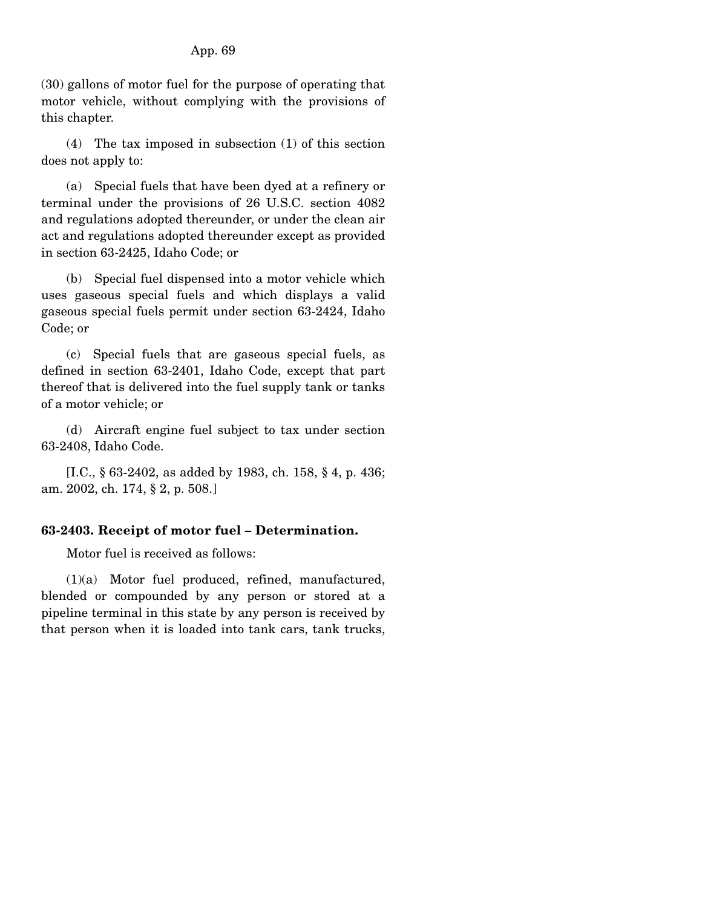(30) gallons of motor fuel for the purpose of operating that motor vehicle, without complying with the provisions of this chapter.

(4) The tax imposed in subsection (1) of this section does not apply to:

(a) Special fuels that have been dyed at a refinery or terminal under the provisions of 26 U.S.C. section 4082 and regulations adopted thereunder, or under the clean air act and regulations adopted thereunder except as provided in section 63-2425, Idaho Code; or

(b) Special fuel dispensed into a motor vehicle which uses gaseous special fuels and which displays a valid gaseous special fuels permit under section 63-2424, Idaho Code; or

(c) Special fuels that are gaseous special fuels, as defined in section 63-2401, Idaho Code, except that part thereof that is delivered into the fuel supply tank or tanks of a motor vehicle; or

(d) Aircraft engine fuel subject to tax under section 63-2408, Idaho Code.

[I.C., § 63-2402, as added by 1983, ch. 158, § 4, p. 436; am. 2002, ch. 174, § 2, p. 508.]

**63-2403. Receipt of motor fuel – Determination.**

Motor fuel is received as follows:

(1)(a) Motor fuel produced, refined, manufactured, blended or compounded by any person or stored at a pipeline terminal in this state by any person is received by that person when it is loaded into tank cars, tank trucks,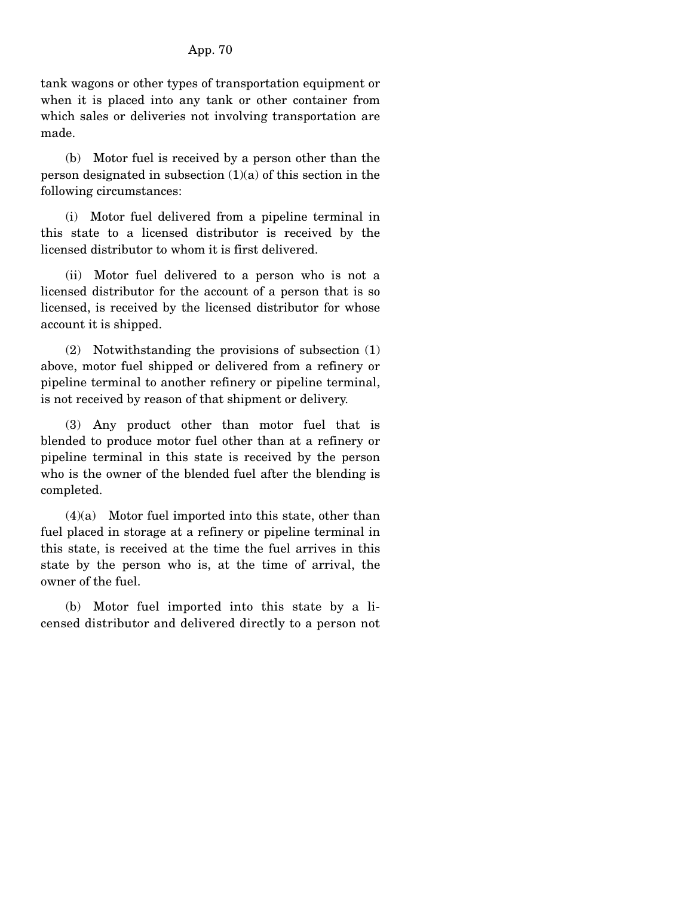tank wagons or other types of transportation equipment or when it is placed into any tank or other container from which sales or deliveries not involving transportation are made.

(b) Motor fuel is received by a person other than the person designated in subsection (1)(a) of this section in the following circumstances:

(i) Motor fuel delivered from a pipeline terminal in this state to a licensed distributor is received by the licensed distributor to whom it is first delivered.

(ii) Motor fuel delivered to a person who is not a licensed distributor for the account of a person that is so licensed, is received by the licensed distributor for whose account it is shipped.

(2) Notwithstanding the provisions of subsection (1) above, motor fuel shipped or delivered from a refinery or pipeline terminal to another refinery or pipeline terminal, is not received by reason of that shipment or delivery.

(3) Any product other than motor fuel that is blended to produce motor fuel other than at a refinery or pipeline terminal in this state is received by the person who is the owner of the blended fuel after the blending is completed.

(4)(a) Motor fuel imported into this state, other than fuel placed in storage at a refinery or pipeline terminal in this state, is received at the time the fuel arrives in this state by the person who is, at the time of arrival, the owner of the fuel.

(b) Motor fuel imported into this state by a licensed distributor and delivered directly to a person not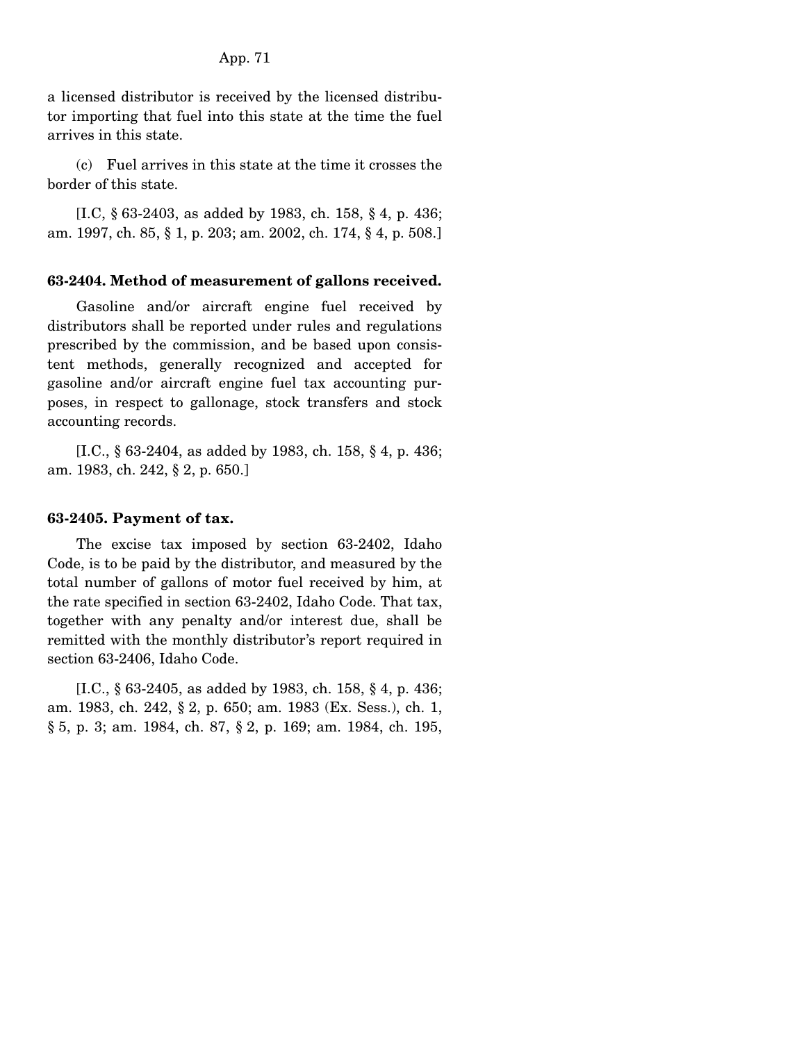a licensed distributor is received by the licensed distributor importing that fuel into this state at the time the fuel arrives in this state.

(c) Fuel arrives in this state at the time it crosses the border of this state.

[I.C, § 63-2403, as added by 1983, ch. 158, § 4, p. 436; am. 1997, ch. 85, § 1, p. 203; am. 2002, ch. 174, § 4, p. 508.]

**63-2404. Method of measurement of gallons received.**

Gasoline and/or aircraft engine fuel received by distributors shall be reported under rules and regulations prescribed by the commission, and be based upon consistent methods, generally recognized and accepted for gasoline and/or aircraft engine fuel tax accounting purposes, in respect to gallonage, stock transfers and stock accounting records.

[I.C., § 63-2404, as added by 1983, ch. 158, § 4, p. 436; am. 1983, ch. 242, § 2, p. 650.]

**63-2405. Payment of tax.**

The excise tax imposed by section 63-2402, Idaho Code, is to be paid by the distributor, and measured by the total number of gallons of motor fuel received by him, at the rate specified in section 63-2402, Idaho Code. That tax, together with any penalty and/or interest due, shall be remitted with the monthly distributor's report required in section 63-2406, Idaho Code.

[I.C., § 63-2405, as added by 1983, ch. 158, § 4, p. 436; am. 1983, ch. 242, § 2, p. 650; am. 1983 (Ex. Sess.), ch. 1, § 5, p. 3; am. 1984, ch. 87, § 2, p. 169; am. 1984, ch. 195,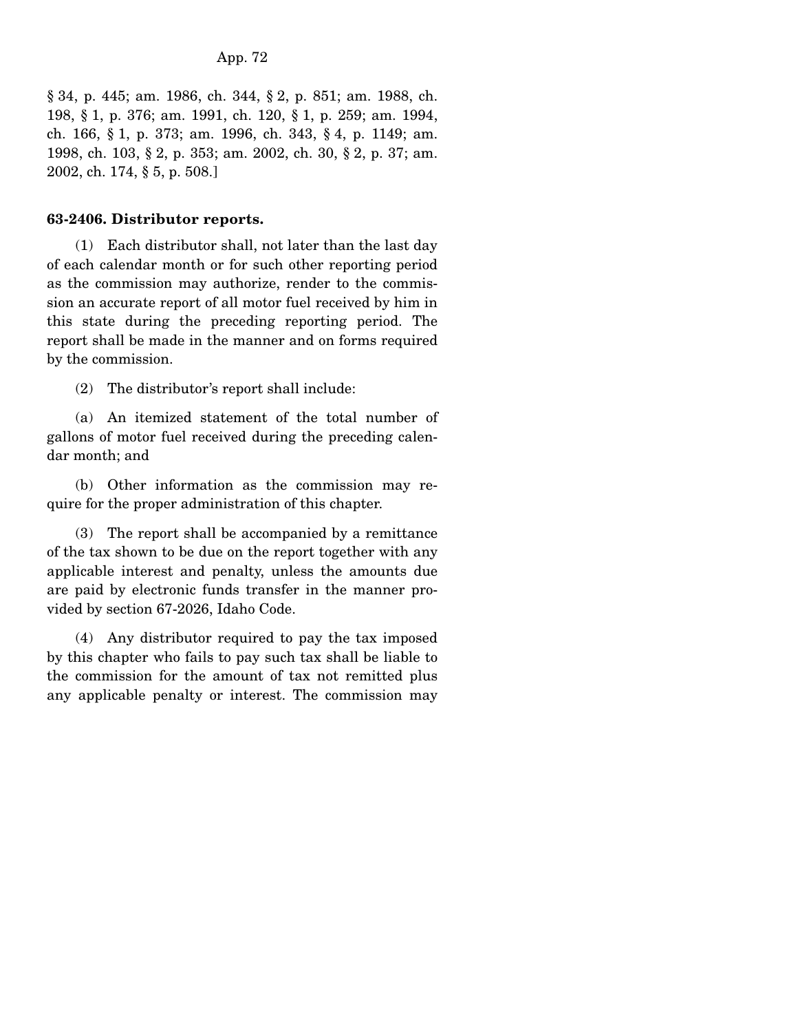§ 34, p. 445; am. 1986, ch. 344, § 2, p. 851; am. 1988, ch. 198, § 1, p. 376; am. 1991, ch. 120, § 1, p. 259; am. 1994, ch. 166, § 1, p. 373; am. 1996, ch. 343, § 4, p. 1149; am. 1998, ch. 103, § 2, p. 353; am. 2002, ch. 30, § 2, p. 37; am. 2002, ch. 174, § 5, p. 508.]

**63-2406. Distributor reports.**

(1) Each distributor shall, not later than the last day of each calendar month or for such other reporting period as the commission may authorize, render to the commission an accurate report of all motor fuel received by him in this state during the preceding reporting period. The report shall be made in the manner and on forms required by the commission.

(2) The distributor's report shall include:

(a) An itemized statement of the total number of gallons of motor fuel received during the preceding calendar month; and

(b) Other information as the commission may require for the proper administration of this chapter.

(3) The report shall be accompanied by a remittance of the tax shown to be due on the report together with any applicable interest and penalty, unless the amounts due are paid by electronic funds transfer in the manner provided by section 67-2026, Idaho Code.

(4) Any distributor required to pay the tax imposed by this chapter who fails to pay such tax shall be liable to the commission for the amount of tax not remitted plus any applicable penalty or interest. The commission may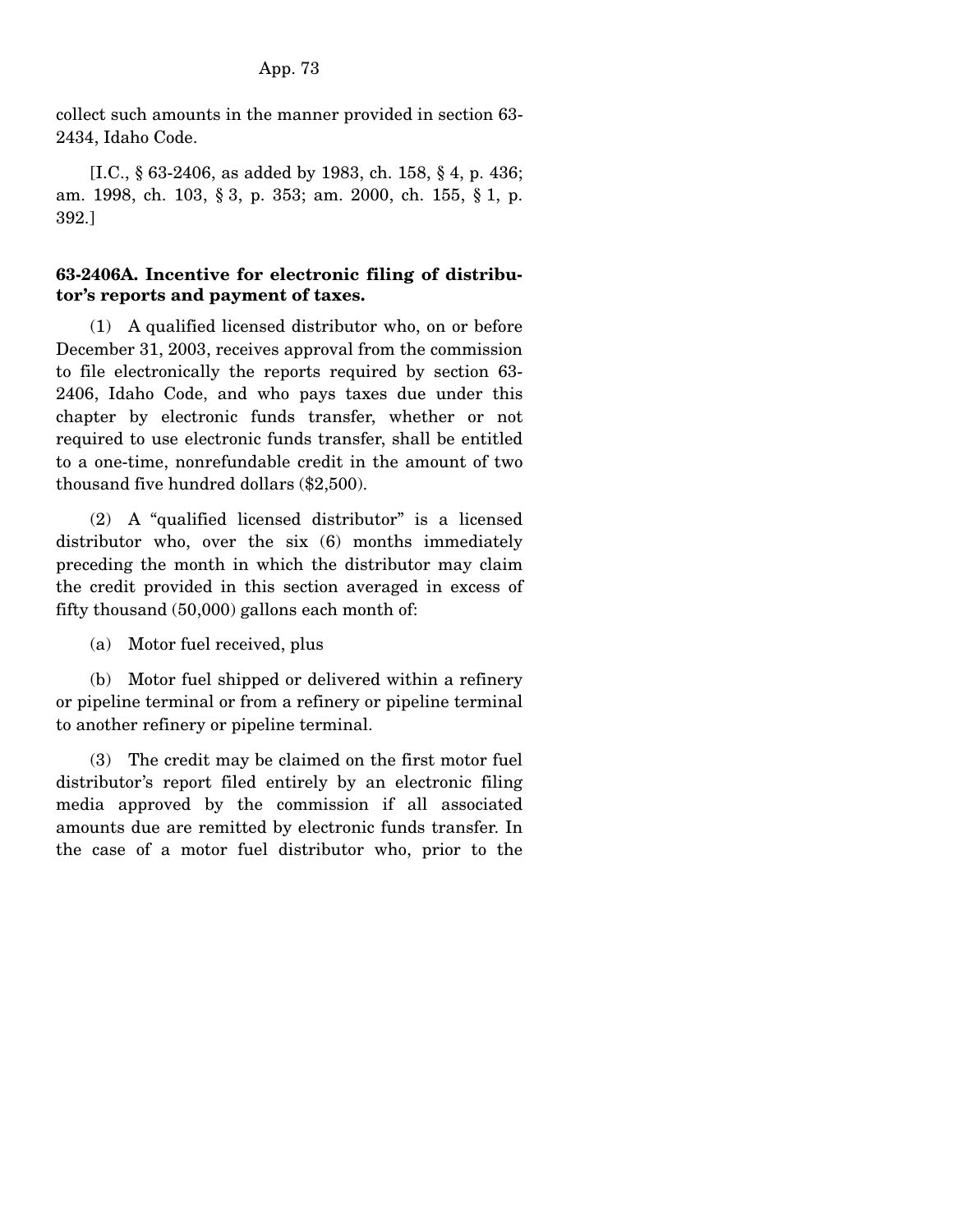collect such amounts in the manner provided in section 63-2434, Idaho Code.

[I.C., § 63-2406, as added by 1983, ch. 158, § 4, p. 436; am. 1998, ch. 103, § 3, p. 353; am. 2000, ch. 155, § 1, p. 392.]

**63-2406A. Incentive for electronic filing of distributor's reports and payment of taxes.**

(1) A qualified licensed distributor who, on or before December 31, 2003, receives approval from the commission to file electronically the reports required by section 63-2406, Idaho Code, and who pays taxes due under this chapter by electronic funds transfer, whether or not required to use electronic funds transfer, shall be entitled to a one-time, nonrefundable credit in the amount of two thousand five hundred dollars ($2,500).

(2) A "qualified licensed distributor" is a licensed distributor who, over the six (6) months immediately preceding the month in which the distributor may claim the credit provided in this section averaged in excess of fifty thousand (50,000) gallons each month of:

(a) Motor fuel received, plus

(b) Motor fuel shipped or delivered within a refinery or pipeline terminal or from a refinery or pipeline terminal to another refinery or pipeline terminal.

(3) The credit may be claimed on the first motor fuel distributor's report filed entirely by an electronic filing media approved by the commission if all associated amounts due are remitted by electronic funds transfer. In the case of a motor fuel distributor who, prior to the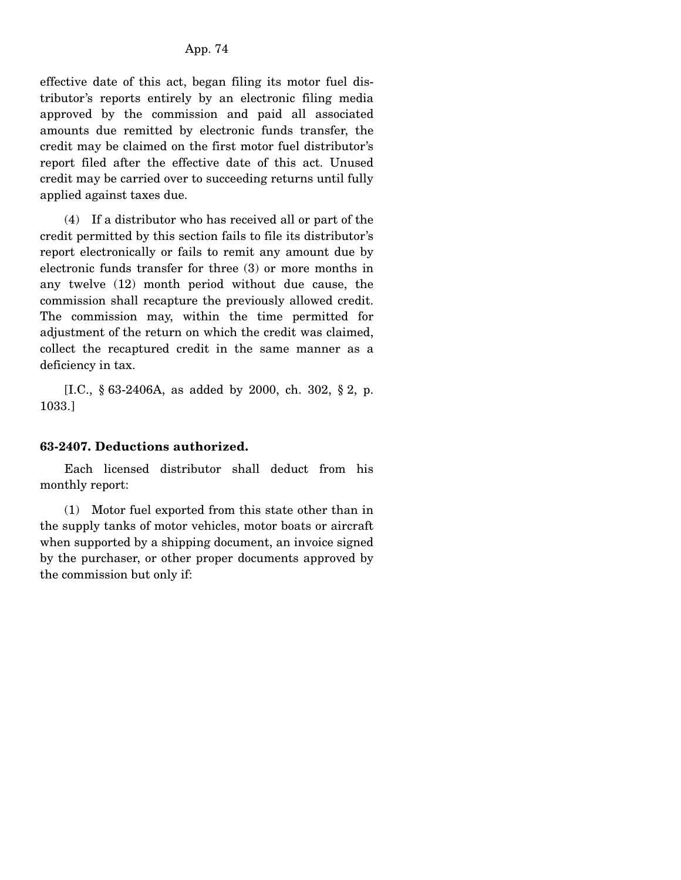effective date of this act, began filing its motor fuel distributor's reports entirely by an electronic filing media approved by the commission and paid all associated amounts due remitted by electronic funds transfer, the credit may be claimed on the first motor fuel distributor's report filed after the effective date of this act. Unused credit may be carried over to succeeding returns until fully applied against taxes due.

(4) If a distributor who has received all or part of the credit permitted by this section fails to file its distributor's report electronically or fails to remit any amount due by electronic funds transfer for three (3) or more months in any twelve (12) month period without due cause, the commission shall recapture the previously allowed credit. The commission may, within the time permitted for adjustment of the return on which the credit was claimed, collect the recaptured credit in the same manner as a deficiency in tax.

[I.C., § 63-2406A, as added by 2000, ch. 302, § 2, p. 1033.]

**63-2407. Deductions authorized.**

Each licensed distributor shall deduct from his monthly report:

(1) Motor fuel exported from this state other than in the supply tanks of motor vehicles, motor boats or aircraft when supported by a shipping document, an invoice signed by the purchaser, or other proper documents approved by the commission but only if: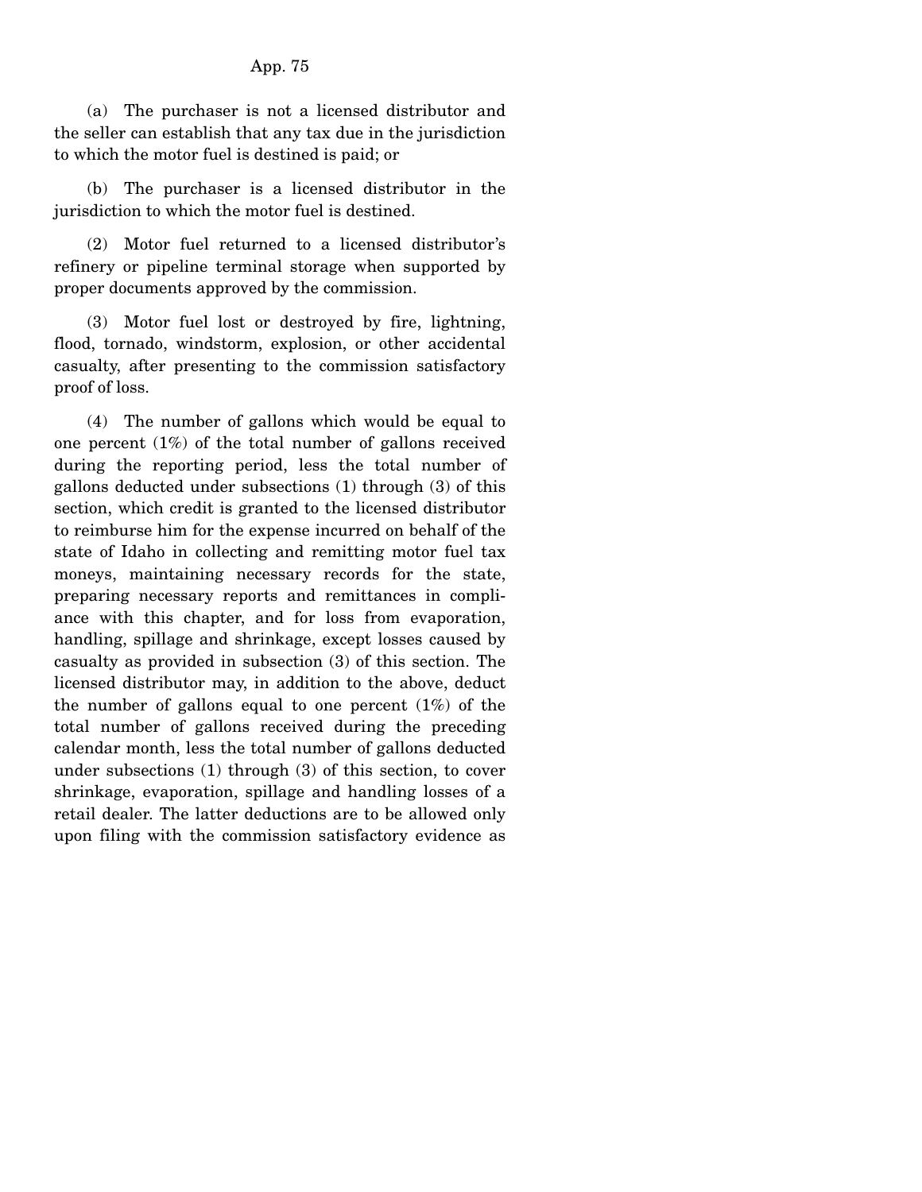(a) The purchaser is not a licensed distributor and the seller can establish that any tax due in the jurisdiction to which the motor fuel is destined is paid; or

(b) The purchaser is a licensed distributor in the jurisdiction to which the motor fuel is destined.

(2) Motor fuel returned to a licensed distributor's refinery or pipeline terminal storage when supported by proper documents approved by the commission.

(3) Motor fuel lost or destroyed by fire, lightning, flood, tornado, windstorm, explosion, or other accidental casualty, after presenting to the commission satisfactory proof of loss.

(4) The number of gallons which would be equal to one percent (1%) of the total number of gallons received during the reporting period, less the total number of gallons deducted under subsections (1) through (3) of this section, which credit is granted to the licensed distributor to reimburse him for the expense incurred on behalf of the state of Idaho in collecting and remitting motor fuel tax moneys, maintaining necessary records for the state, preparing necessary reports and remittances in compliance with this chapter, and for loss from evaporation, handling, spillage and shrinkage, except losses caused by casualty as provided in subsection (3) of this section. The licensed distributor may, in addition to the above, deduct the number of gallons equal to one percent (1%) of the total number of gallons received during the preceding calendar month, less the total number of gallons deducted under subsections (1) through (3) of this section, to cover shrinkage, evaporation, spillage and handling losses of a retail dealer. The latter deductions are to be allowed only upon filing with the commission satisfactory evidence as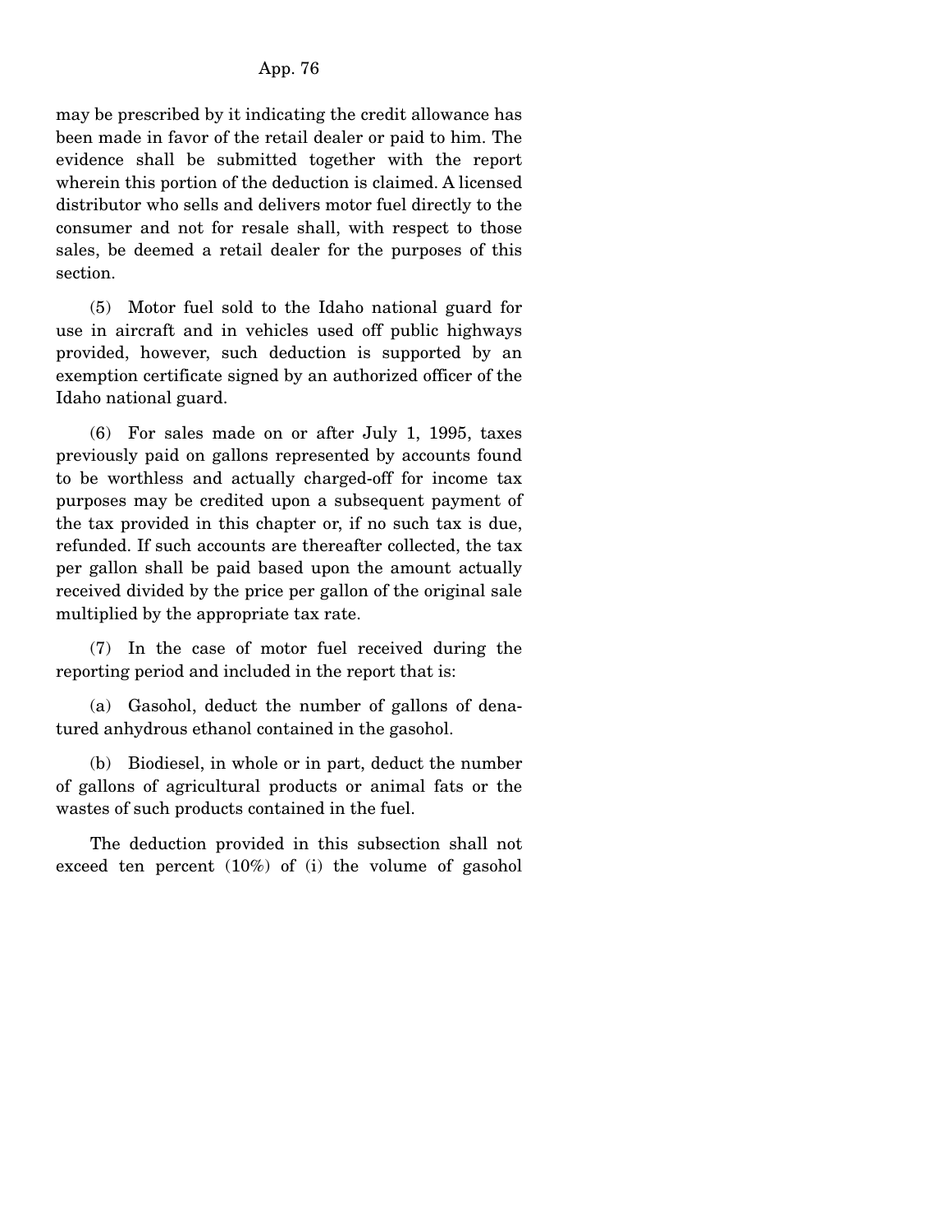may be prescribed by it indicating the credit allowance has been made in favor of the retail dealer or paid to him. The evidence shall be submitted together with the report wherein this portion of the deduction is claimed. A licensed distributor who sells and delivers motor fuel directly to the consumer and not for resale shall, with respect to those sales, be deemed a retail dealer for the purposes of this section.

(5) Motor fuel sold to the Idaho national guard for use in aircraft and in vehicles used off public highways provided, however, such deduction is supported by an exemption certificate signed by an authorized officer of the Idaho national guard.

(6) For sales made on or after July 1, 1995, taxes previously paid on gallons represented by accounts found to be worthless and actually charged-off for income tax purposes may be credited upon a subsequent payment of the tax provided in this chapter or, if no such tax is due, refunded. If such accounts are thereafter collected, the tax per gallon shall be paid based upon the amount actually received divided by the price per gallon of the original sale multiplied by the appropriate tax rate.

(7) In the case of motor fuel received during the reporting period and included in the report that is:

(a) Gasohol, deduct the number of gallons of denatured anhydrous ethanol contained in the gasohol.

(b) Biodiesel, in whole or in part, deduct the number of gallons of agricultural products or animal fats or the wastes of such products contained in the fuel.

The deduction provided in this subsection shall not exceed ten percent (10%) of (i) the volume of gasohol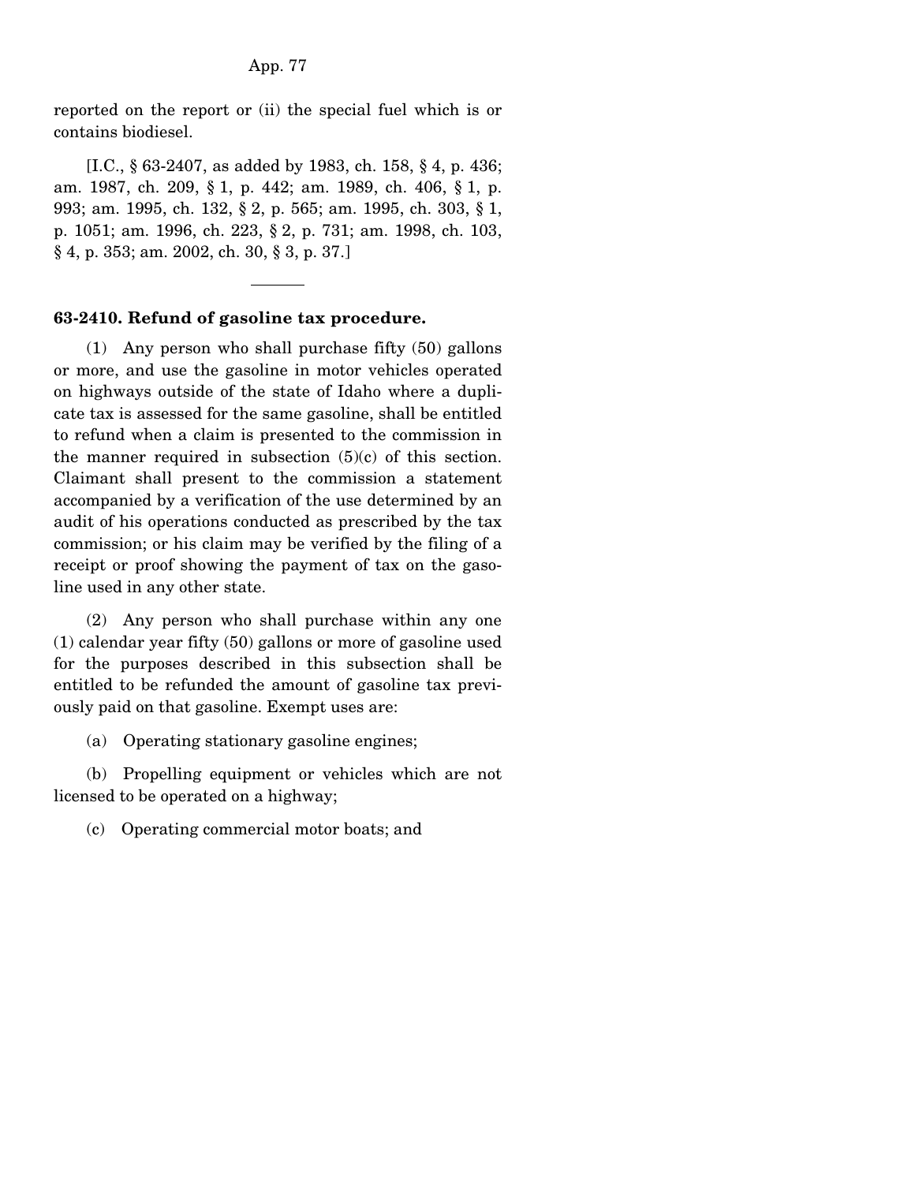reported on the report or (ii) the special fuel which is or contains biodiesel.

[I.C., § 63-2407, as added by 1983, ch. 158, § 4, p. 436; am. 1987, ch. 209, § 1, p. 442; am. 1989, ch. 406, § 1, p. 993; am. 1995, ch. 132, § 2, p. 565; am. 1995, ch. 303, § 1, p. 1051; am. 1996, ch. 223, § 2, p. 731; am. 1998, ch. 103, § 4, p. 353; am. 2002, ch. 30, § 3, p. 37.]

---

**63-2410. Refund of gasoline tax procedure.**

(1) Any person who shall purchase fifty (50) gallons or more, and use the gasoline in motor vehicles operated on highways outside of the state of Idaho where a duplicate tax is assessed for the same gasoline, shall be entitled to refund when a claim is presented to the commission in the manner required in subsection (5)(c) of this section. Claimant shall present to the commission a statement accompanied by a verification of the use determined by an audit of his operations conducted as prescribed by the tax commission; or his claim may be verified by the filing of a receipt or proof showing the payment of tax on the gasoline used in any other state.

(2) Any person who shall purchase within any one (1) calendar year fifty (50) gallons or more of gasoline used for the purposes described in this subsection shall be entitled to be refunded the amount of gasoline tax previously paid on that gasoline. Exempt uses are:

(a) Operating stationary gasoline engines;

(b) Propelling equipment or vehicles which are not licensed to be operated on a highway;

(c) Operating commercial motor boats; and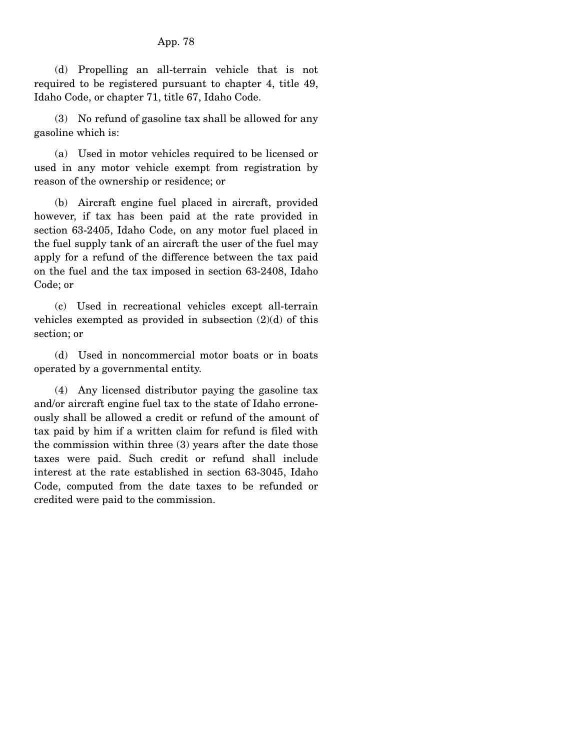(d) Propelling an all-terrain vehicle that is not required to be registered pursuant to chapter 4, title 49, Idaho Code, or chapter 71, title 67, Idaho Code.

(3) No refund of gasoline tax shall be allowed for any gasoline which is:

(a) Used in motor vehicles required to be licensed or used in any motor vehicle exempt from registration by reason of the ownership or residence; or

(b) Aircraft engine fuel placed in aircraft, provided however, if tax has been paid at the rate provided in section 63-2405, Idaho Code, on any motor fuel placed in the fuel supply tank of an aircraft the user of the fuel may apply for a refund of the difference between the tax paid on the fuel and the tax imposed in section 63-2408, Idaho Code; or

(c) Used in recreational vehicles except all-terrain vehicles exempted as provided in subsection (2)(d) of this section; or

(d) Used in noncommercial motor boats or in boats operated by a governmental entity.

(4) Any licensed distributor paying the gasoline tax and/or aircraft engine fuel tax to the state of Idaho erroneously shall be allowed a credit or refund of the amount of tax paid by him if a written claim for refund is filed with the commission within three (3) years after the date those taxes were paid. Such credit or refund shall include interest at the rate established in section 63-3045, Idaho Code, computed from the date taxes to be refunded or credited were paid to the commission.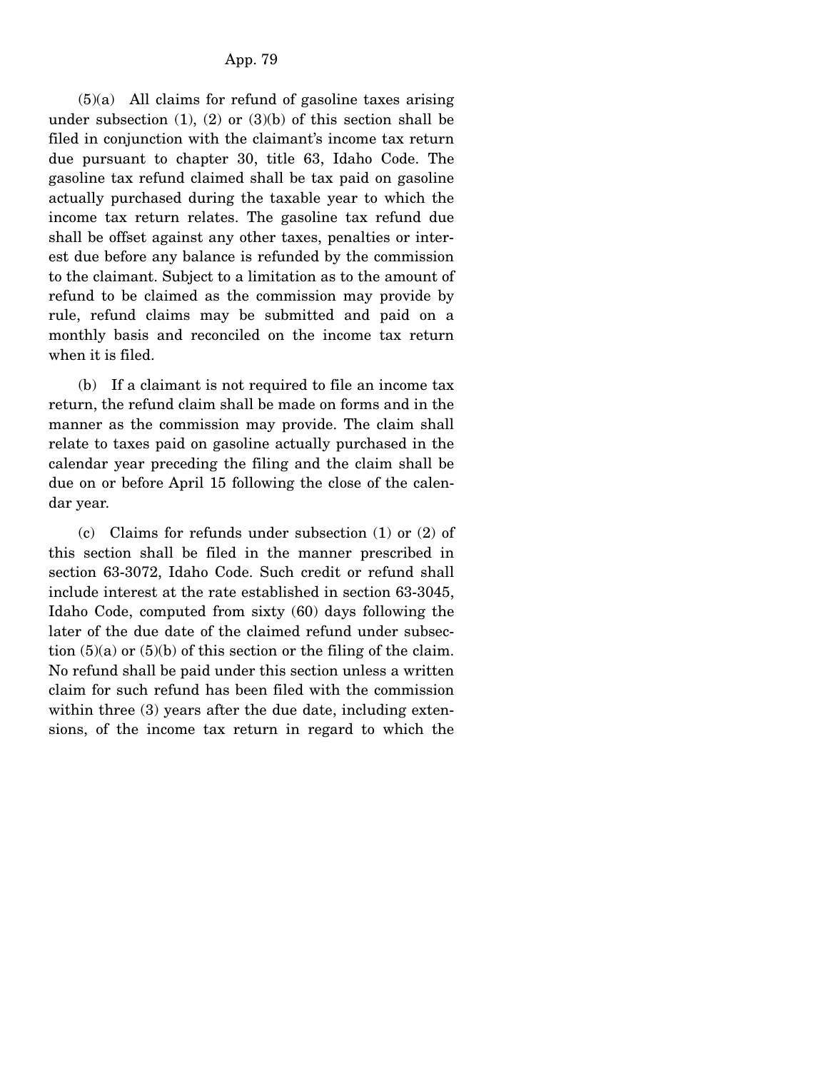(5)(a) All claims for refund of gasoline taxes arising under subsection (1), (2) or (3)(b) of this section shall be filed in conjunction with the claimant's income tax return due pursuant to chapter 30, title 63, Idaho Code. The gasoline tax refund claimed shall be tax paid on gasoline actually purchased during the taxable year to which the income tax return relates. The gasoline tax refund due shall be offset against any other taxes, penalties or interest due before any balance is refunded by the commission to the claimant. Subject to a limitation as to the amount of refund to be claimed as the commission may provide by rule, refund claims may be submitted and paid on a monthly basis and reconciled on the income tax return when it is filed.

(b) If a claimant is not required to file an income tax return, the refund claim shall be made on forms and in the manner as the commission may provide. The claim shall relate to taxes paid on gasoline actually purchased in the calendar year preceding the filing and the claim shall be due on or before April 15 following the close of the calendar year.

(c) Claims for refunds under subsection (1) or (2) of this section shall be filed in the manner prescribed in section 63-3072, Idaho Code. Such credit or refund shall include interest at the rate established in section 63-3045, Idaho Code, computed from sixty (60) days following the later of the due date of the claimed refund under subsection (5)(a) or (5)(b) of this section or the filing of the claim. No refund shall be paid under this section unless a written claim for such refund has been filed with the commission within three (3) years after the due date, including extensions, of the income tax return in regard to which the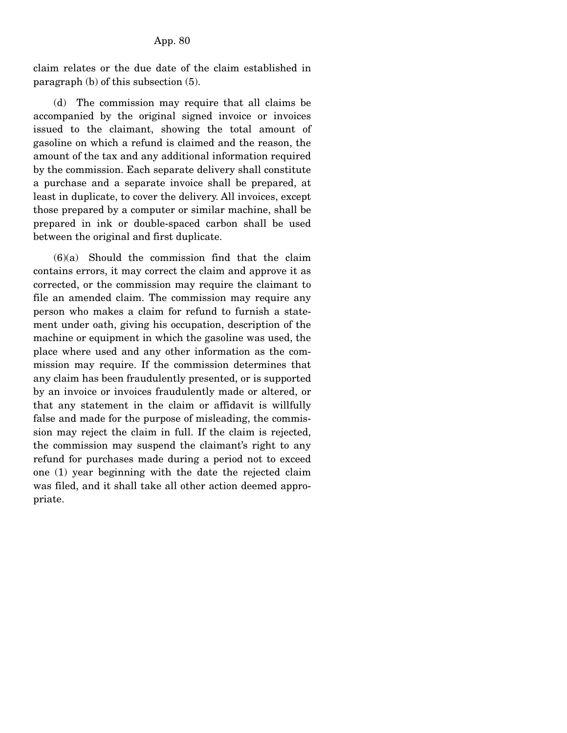claim relates or the due date of the claim established in paragraph (b) of this subsection (5).

(d) The commission may require that all claims be accompanied by the original signed invoice or invoices issued to the claimant, showing the total amount of gasoline on which a refund is claimed and the reason, the amount of the tax and any additional information required by the commission. Each separate delivery shall constitute a purchase and a separate invoice shall be prepared, at least in duplicate, to cover the delivery. All invoices, except those prepared by a computer or similar machine, shall be prepared in ink or double-spaced carbon shall be used between the original and first duplicate.

(6)(a) Should the commission find that the claim contains errors, it may correct the claim and approve it as corrected, or the commission may require the claimant to file an amended claim. The commission may require any person who makes a claim for refund to furnish a statement under oath, giving his occupation, description of the machine or equipment in which the gasoline was used, the place where used and any other information as the commission may require. If the commission determines that any claim has been fraudulently presented, or is supported by an invoice or invoices fraudulently made or altered, or that any statement in the claim or affidavit is willfully false and made for the purpose of misleading, the commission may reject the claim in full. If the claim is rejected, the commission may suspend the claimant's right to any refund for purchases made during a period not to exceed one (1) year beginning with the date the rejected claim was filed, and it shall take all other action deemed appropriate.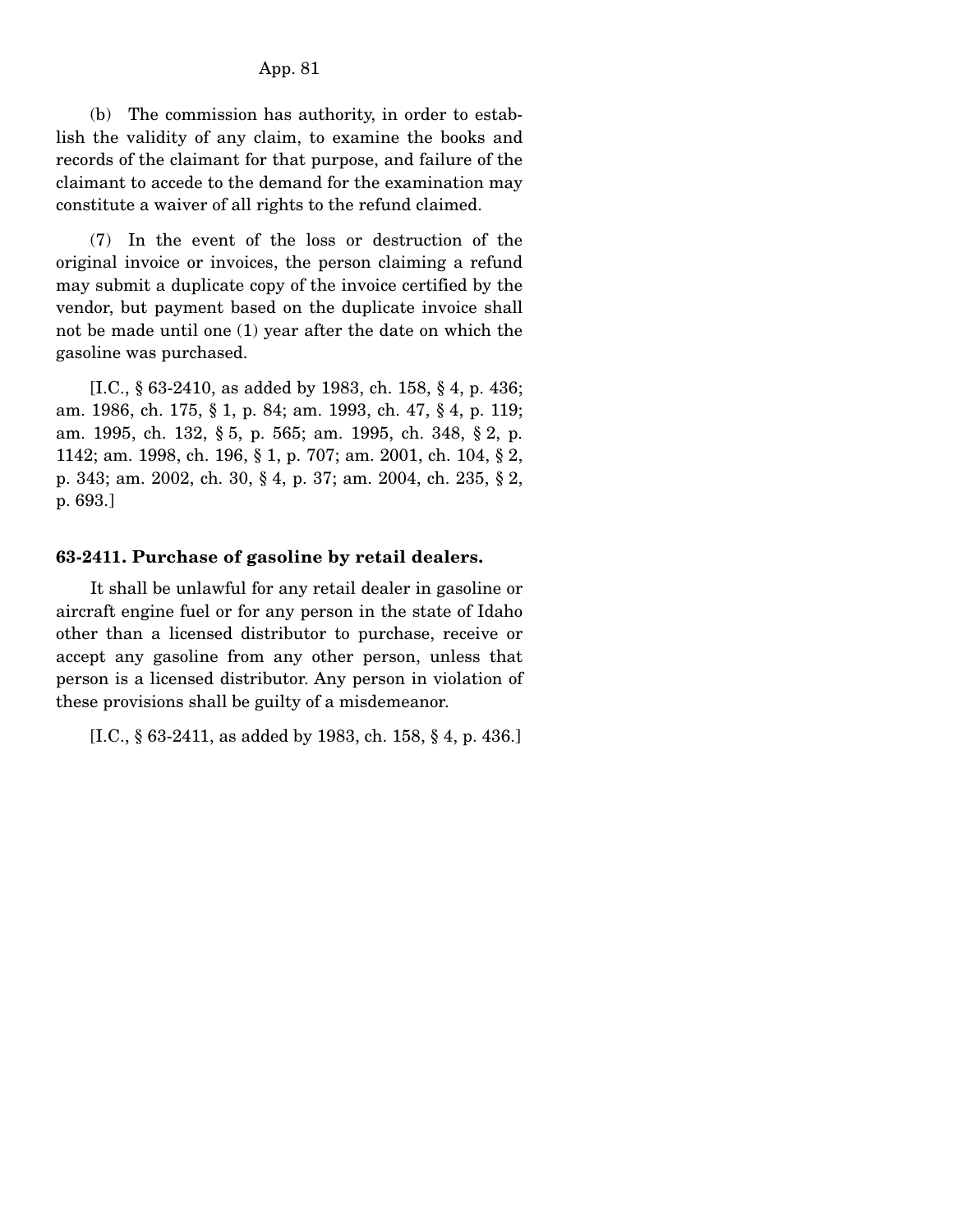(b) The commission has authority, in order to establish the validity of any claim, to examine the books and records of the claimant for that purpose, and failure of the claimant to accede to the demand for the examination may constitute a waiver of all rights to the refund claimed.

(7) In the event of the loss or destruction of the original invoice or invoices, the person claiming a refund may submit a duplicate copy of the invoice certified by the vendor, but payment based on the duplicate invoice shall not be made until one (1) year after the date on which the gasoline was purchased.

[I.C., § 63-2410, as added by 1983, ch. 158, § 4, p. 436; am. 1986, ch. 175, § 1, p. 84; am. 1993, ch. 47, § 4, p. 119; am. 1995, ch. 132, § 5, p. 565; am. 1995, ch. 348, § 2, p. 1142; am. 1998, ch. 196, § 1, p. 707; am. 2001, ch. 104, § 2, p. 343; am. 2002, ch. 30, § 4, p. 37; am. 2004, ch. 235, § 2, p. 693.]

**63-2411. Purchase of gasoline by retail dealers.**

It shall be unlawful for any retail dealer in gasoline or aircraft engine fuel or for any person in the state of Idaho other than a licensed distributor to purchase, receive or accept any gasoline from any other person, unless that person is a licensed distributor. Any person in violation of these provisions shall be guilty of a misdemeanor.

[I.C., § 63-2411, as added by 1983, ch. 158, § 4, p. 436.]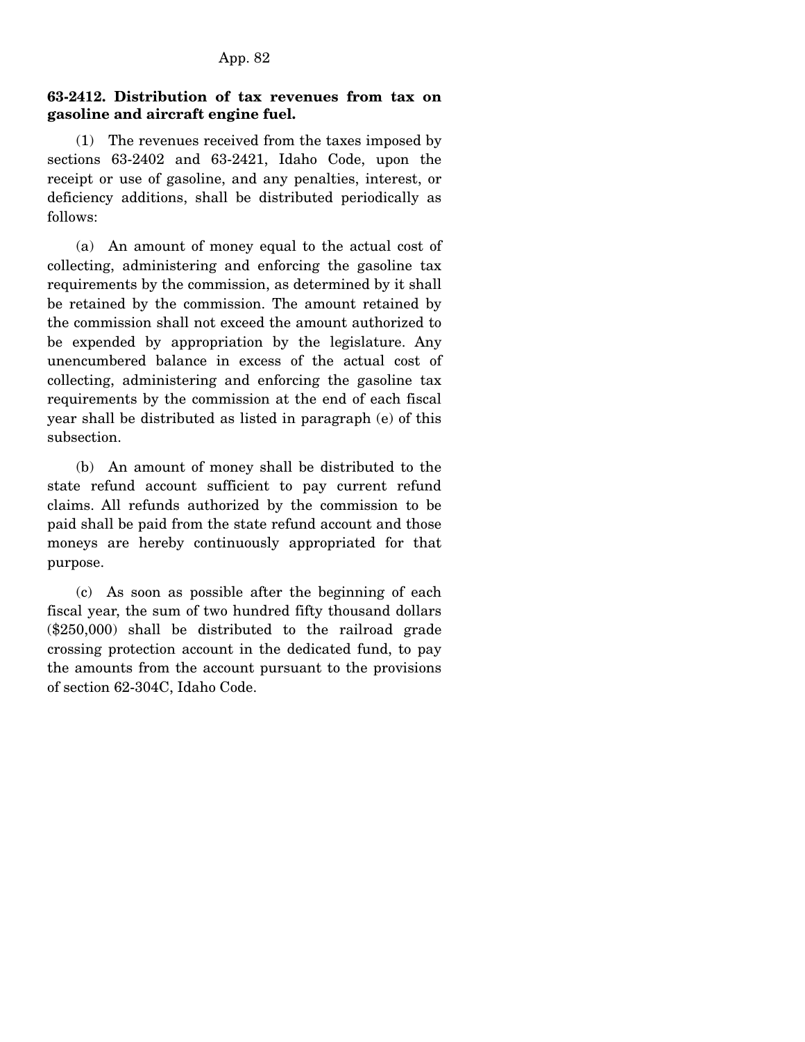**63-2412. Distribution of tax revenues from tax on gasoline and aircraft engine fuel.**

(1) The revenues received from the taxes imposed by sections 63-2402 and 63-2421, Idaho Code, upon the receipt or use of gasoline, and any penalties, interest, or deficiency additions, shall be distributed periodically as follows:

(a) An amount of money equal to the actual cost of collecting, administering and enforcing the gasoline tax requirements by the commission, as determined by it shall be retained by the commission. The amount retained by the commission shall not exceed the amount authorized to be expended by appropriation by the legislature. Any unencumbered balance in excess of the actual cost of collecting, administering and enforcing the gasoline tax requirements by the commission at the end of each fiscal year shall be distributed as listed in paragraph (e) of this subsection.

(b) An amount of money shall be distributed to the state refund account sufficient to pay current refund claims. All refunds authorized by the commission to be paid shall be paid from the state refund account and those moneys are hereby continuously appropriated for that purpose.

(c) As soon as possible after the beginning of each fiscal year, the sum of two hundred fifty thousand dollars ($250,000) shall be distributed to the railroad grade crossing protection account in the dedicated fund, to pay the amounts from the account pursuant to the provisions of section 62-304C, Idaho Code.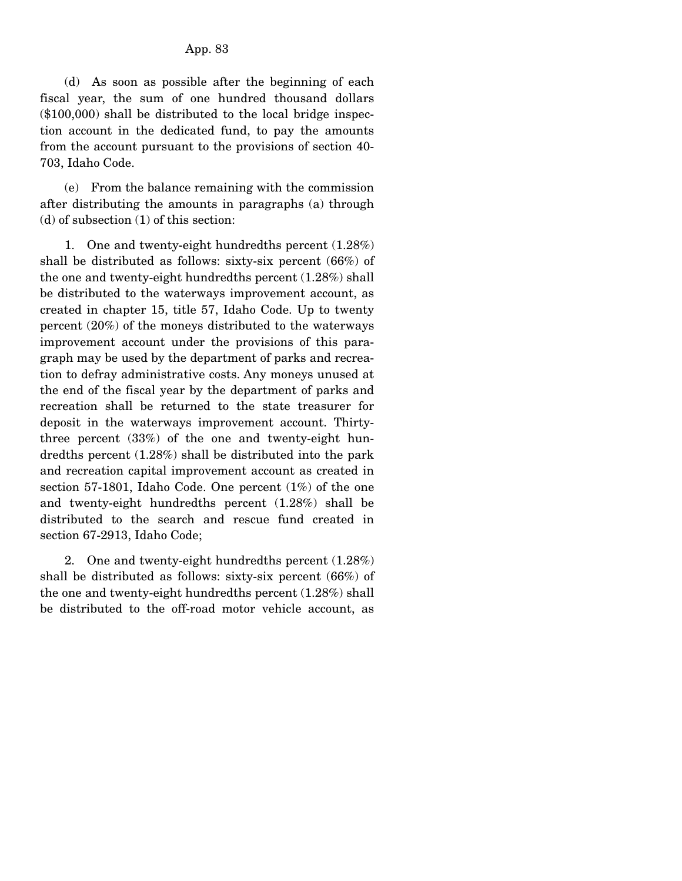(d) As soon as possible after the beginning of each fiscal year, the sum of one hundred thousand dollars ($100,000) shall be distributed to the local bridge inspection account in the dedicated fund, to pay the amounts from the account pursuant to the provisions of section 40-703, Idaho Code.

(e) From the balance remaining with the commission after distributing the amounts in paragraphs (a) through (d) of subsection (1) of this section:

1. One and twenty-eight hundredths percent (1.28%) shall be distributed as follows: sixty-six percent (66%) of the one and twenty-eight hundredths percent (1.28%) shall be distributed to the waterways improvement account, as created in chapter 15, title 57, Idaho Code. Up to twenty percent (20%) of the moneys distributed to the waterways improvement account under the provisions of this paragraph may be used by the department of parks and recreation to defray administrative costs. Any moneys unused at the end of the fiscal year by the department of parks and recreation shall be returned to the state treasurer for deposit in the waterways improvement account. Thirty-three percent (33%) of the one and twenty-eight hundredths percent (1.28%) shall be distributed into the park and recreation capital improvement account as created in section 57-1801, Idaho Code. One percent (1%) of the one and twenty-eight hundredths percent (1.28%) shall be distributed to the search and rescue fund created in section 67-2913, Idaho Code;

2. One and twenty-eight hundredths percent (1.28%) shall be distributed as follows: sixty-six percent (66%) of the one and twenty-eight hundredths percent (1.28%) shall be distributed to the off-road motor vehicle account, as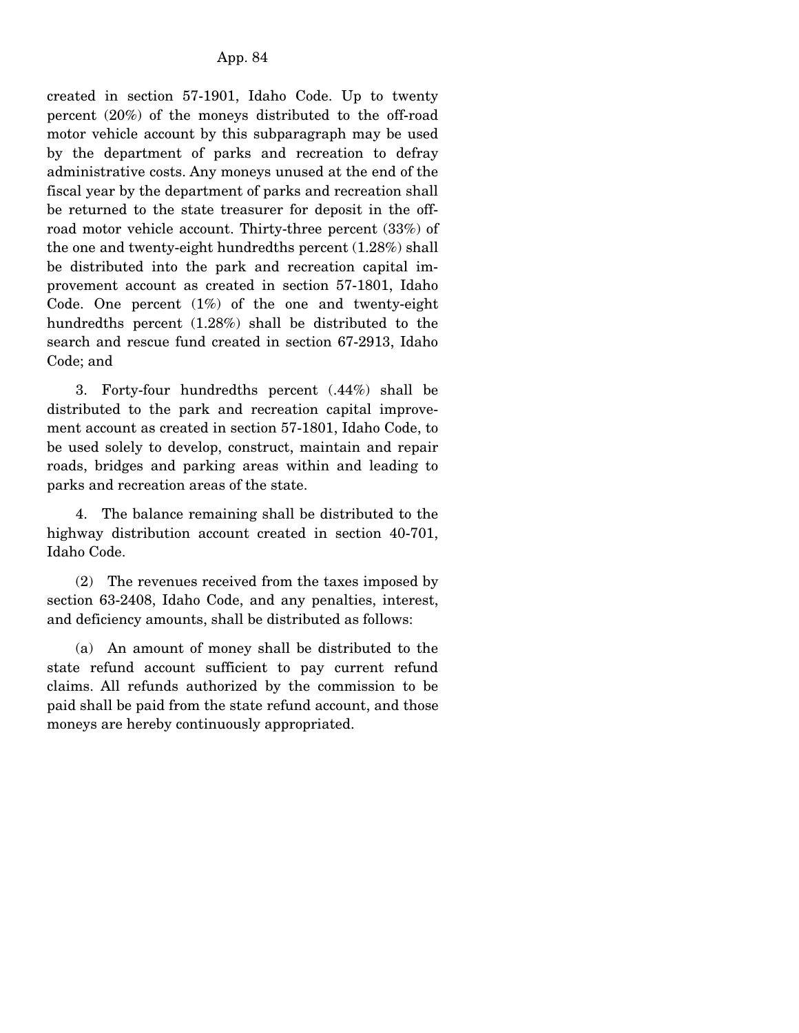created in section 57-1901, Idaho Code. Up to twenty percent (20%) of the moneys distributed to the off-road motor vehicle account by this subparagraph may be used by the department of parks and recreation to defray administrative costs. Any moneys unused at the end of the fiscal year by the department of parks and recreation shall be returned to the state treasurer for deposit in the off-road motor vehicle account. Thirty-three percent (33%) of the one and twenty-eight hundredths percent (1.28%) shall be distributed into the park and recreation capital improvement account as created in section 57-1801, Idaho Code. One percent (1%) of the one and twenty-eight hundredths percent (1.28%) shall be distributed to the search and rescue fund created in section 67-2913, Idaho Code; and

3. Forty-four hundredths percent (.44%) shall be distributed to the park and recreation capital improvement account as created in section 57-1801, Idaho Code, to be used solely to develop, construct, maintain and repair roads, bridges and parking areas within and leading to parks and recreation areas of the state.

4. The balance remaining shall be distributed to the highway distribution account created in section 40-701, Idaho Code.

(2) The revenues received from the taxes imposed by section 63-2408, Idaho Code, and any penalties, interest, and deficiency amounts, shall be distributed as follows:

(a) An amount of money shall be distributed to the state refund account sufficient to pay current refund claims. All refunds authorized by the commission to be paid shall be paid from the state refund account, and those moneys are hereby continuously appropriated.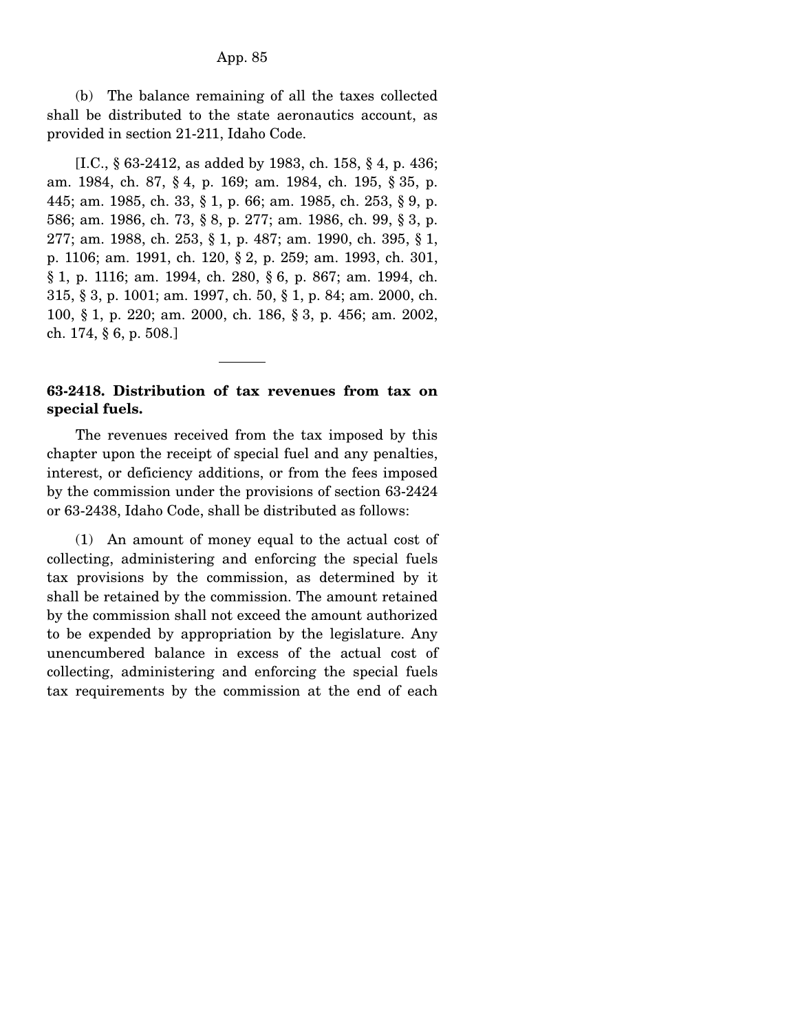(b) The balance remaining of all the taxes collected shall be distributed to the state aeronautics account, as provided in section 21-211, Idaho Code.

[I.C., § 63-2412, as added by 1983, ch. 158, § 4, p. 436; am. 1984, ch. 87, § 4, p. 169; am. 1984, ch. 195, § 35, p. 445; am. 1985, ch. 33, § 1, p. 66; am. 1985, ch. 253, § 9, p. 586; am. 1986, ch. 73, § 8, p. 277; am. 1986, ch. 99, § 3, p. 277; am. 1988, ch. 253, § 1, p. 487; am. 1990, ch. 395, § 1, p. 1106; am. 1991, ch. 120, § 2, p. 259; am. 1993, ch. 301, § 1, p. 1116; am. 1994, ch. 280, § 6, p. 867; am. 1994, ch. 315, § 3, p. 1001; am. 1997, ch. 50, § 1, p. 84; am. 2000, ch. 100, § 1, p. 220; am. 2000, ch. 186, § 3, p. 456; am. 2002, ch. 174, § 6, p. 508.]

---

**63-2418. Distribution of tax revenues from tax on special fuels.**

The revenues received from the tax imposed by this chapter upon the receipt of special fuel and any penalties, interest, or deficiency additions, or from the fees imposed by the commission under the provisions of section 63-2424 or 63-2438, Idaho Code, shall be distributed as follows:

(1) An amount of money equal to the actual cost of collecting, administering and enforcing the special fuels tax provisions by the commission, as determined by it shall be retained by the commission. The amount retained by the commission shall not exceed the amount authorized to be expended by appropriation by the legislature. Any unencumbered balance in excess of the actual cost of collecting, administering and enforcing the special fuels tax requirements by the commission at the end of each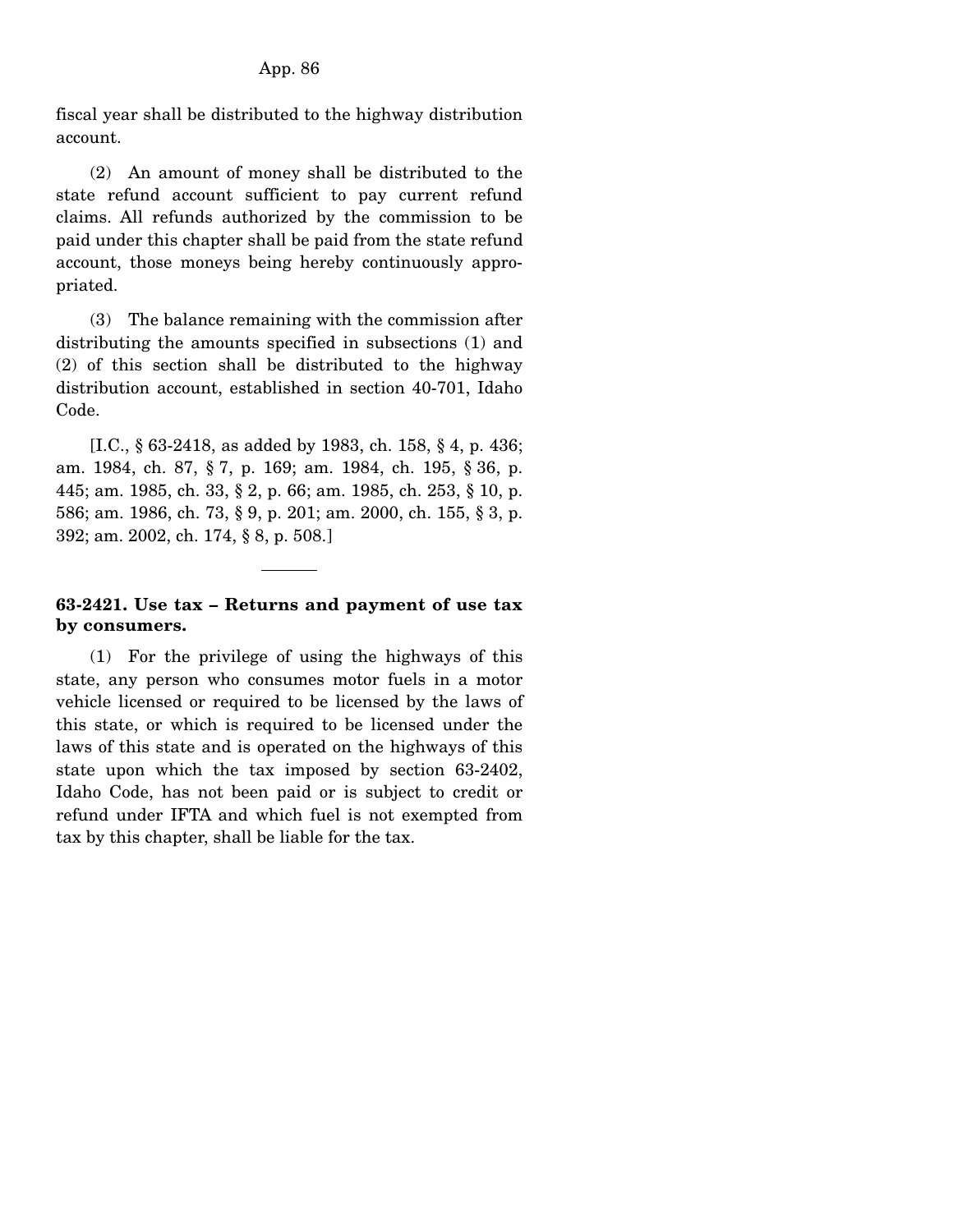fiscal year shall be distributed to the highway distribution account.

(2) An amount of money shall be distributed to the state refund account sufficient to pay current refund claims. All refunds authorized by the commission to be paid under this chapter shall be paid from the state refund account, those moneys being hereby continuously appropriated.

(3) The balance remaining with the commission after distributing the amounts specified in subsections (1) and (2) of this section shall be distributed to the highway distribution account, established in section 40-701, Idaho Code.

[I.C., § 63-2418, as added by 1983, ch. 158, § 4, p. 436; am. 1984, ch. 87, § 7, p. 169; am. 1984, ch. 195, § 36, p. 445; am. 1985, ch. 33, § 2, p. 66; am. 1985, ch. 253, § 10, p. 586; am. 1986, ch. 73, § 9, p. 201; am. 2000, ch. 155, § 3, p. 392; am. 2002, ch. 174, § 8, p. 508.]

---

**63-2421. Use tax – Returns and payment of use tax by consumers.**

(1) For the privilege of using the highways of this state, any person who consumes motor fuels in a motor vehicle licensed or required to be licensed by the laws of this state, or which is required to be licensed under the laws of this state and is operated on the highways of this state upon which the tax imposed by section 63-2402, Idaho Code, has not been paid or is subject to credit or refund under IFTA and which fuel is not exempted from tax by this chapter, shall be liable for the tax.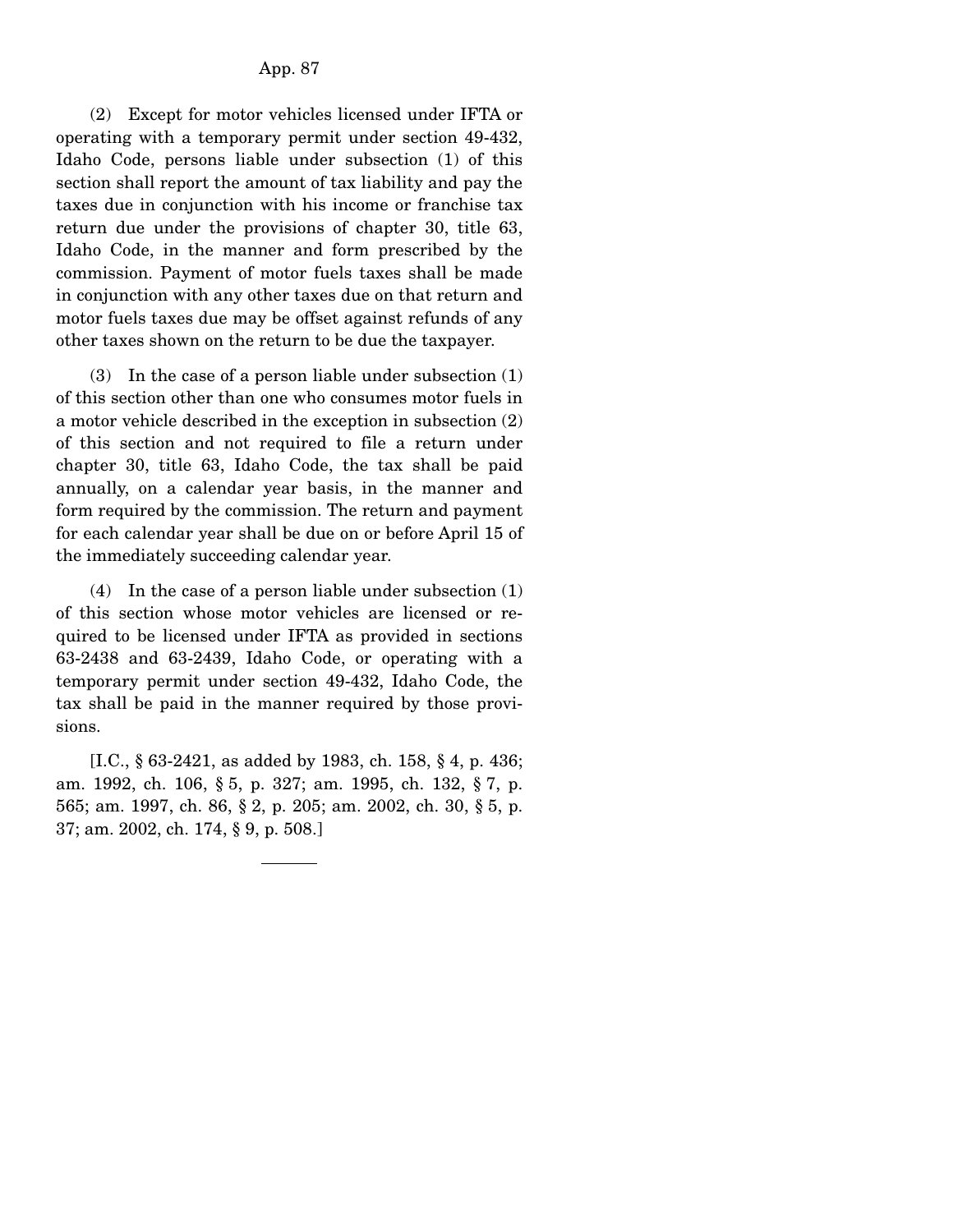(2) Except for motor vehicles licensed under IFTA or operating with a temporary permit under section 49-432, Idaho Code, persons liable under subsection (1) of this section shall report the amount of tax liability and pay the taxes due in conjunction with his income or franchise tax return due under the provisions of chapter 30, title 63, Idaho Code, in the manner and form prescribed by the commission. Payment of motor fuels taxes shall be made in conjunction with any other taxes due on that return and motor fuels taxes due may be offset against refunds of any other taxes shown on the return to be due the taxpayer.

(3) In the case of a person liable under subsection (1) of this section other than one who consumes motor fuels in a motor vehicle described in the exception in subsection (2) of this section and not required to file a return under chapter 30, title 63, Idaho Code, the tax shall be paid annually, on a calendar year basis, in the manner and form required by the commission. The return and payment for each calendar year shall be due on or before April 15 of the immediately succeeding calendar year.

(4) In the case of a person liable under subsection (1) of this section whose motor vehicles are licensed or required to be licensed under IFTA as provided in sections 63-2438 and 63-2439, Idaho Code, or operating with a temporary permit under section 49-432, Idaho Code, the tax shall be paid in the manner required by those provisions.

[I.C., § 63-2421, as added by 1983, ch. 158, § 4, p. 436; am. 1992, ch. 106, § 5, p. 327; am. 1995, ch. 132, § 7, p. 565; am. 1997, ch. 86, § 2, p. 205; am. 2002, ch. 30, § 5, p. 37; am. 2002, ch. 174, § 9, p. 508.]

---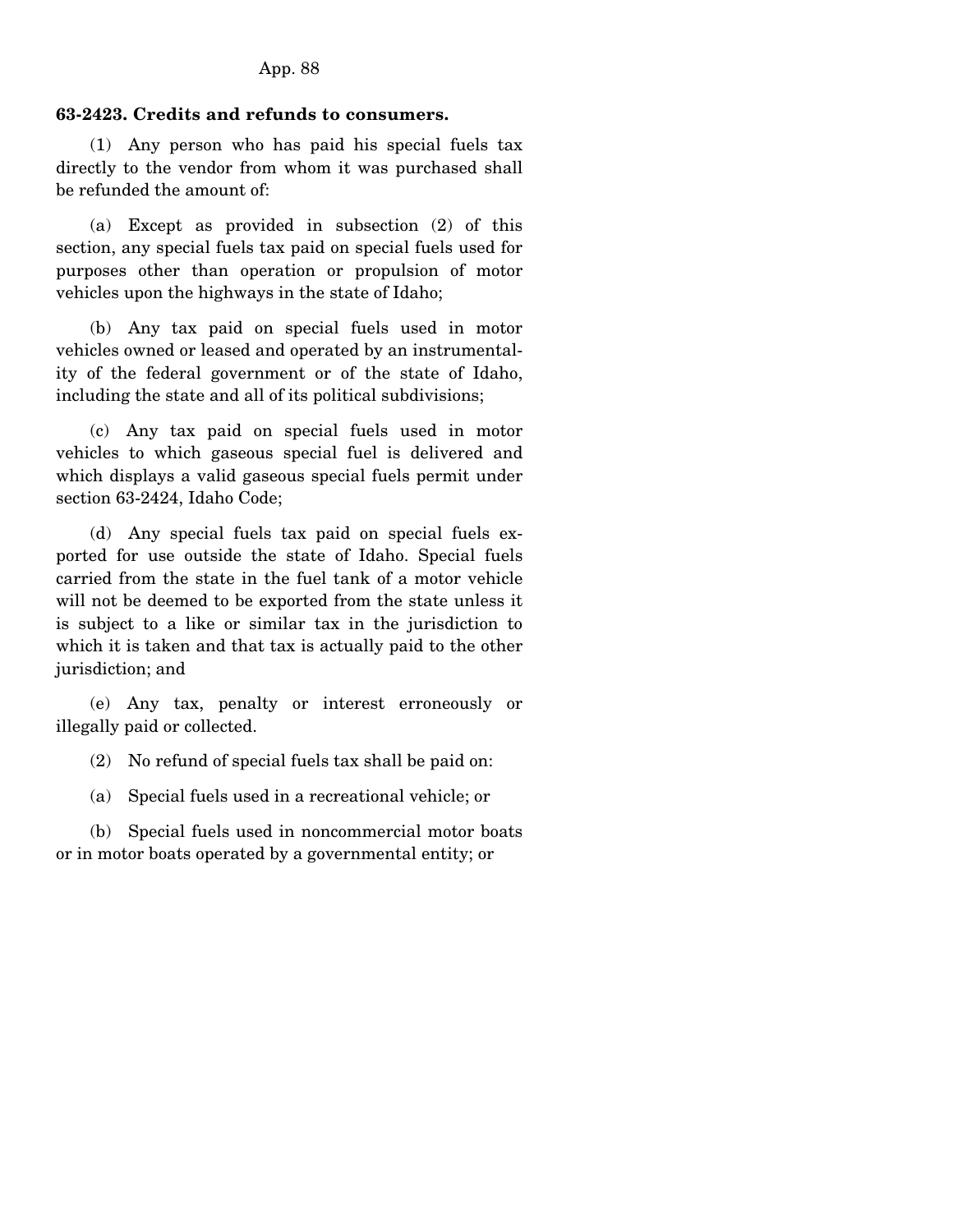**63-2423. Credits and refunds to consumers.**

(1) Any person who has paid his special fuels tax directly to the vendor from whom it was purchased shall be refunded the amount of:

(a) Except as provided in subsection (2) of this section, any special fuels tax paid on special fuels used for purposes other than operation or propulsion of motor vehicles upon the highways in the state of Idaho;

(b) Any tax paid on special fuels used in motor vehicles owned or leased and operated by an instrumentality of the federal government or of the state of Idaho, including the state and all of its political subdivisions;

(c) Any tax paid on special fuels used in motor vehicles to which gaseous special fuel is delivered and which displays a valid gaseous special fuels permit under section 63-2424, Idaho Code;

(d) Any special fuels tax paid on special fuels exported for use outside the state of Idaho. Special fuels carried from the state in the fuel tank of a motor vehicle will not be deemed to be exported from the state unless it is subject to a like or similar tax in the jurisdiction to which it is taken and that tax is actually paid to the other jurisdiction; and

(e) Any tax, penalty or interest erroneously or illegally paid or collected.

(2) No refund of special fuels tax shall be paid on:

(a) Special fuels used in a recreational vehicle; or

(b) Special fuels used in noncommercial motor boats or in motor boats operated by a governmental entity; or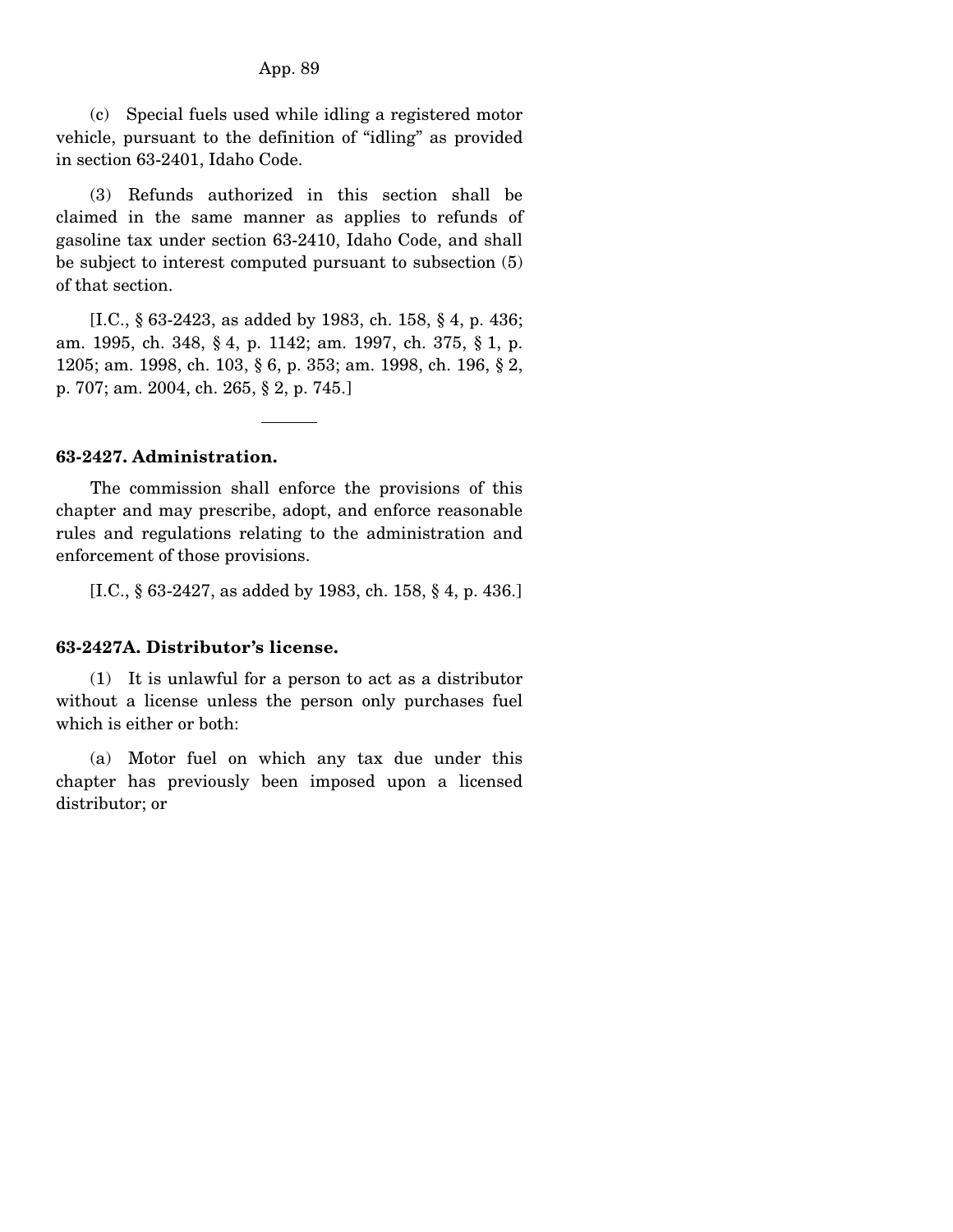(c) Special fuels used while idling a registered motor vehicle, pursuant to the definition of "idling" as provided in section 63-2401, Idaho Code.

(3) Refunds authorized in this section shall be claimed in the same manner as applies to refunds of gasoline tax under section 63-2410, Idaho Code, and shall be subject to interest computed pursuant to subsection (5) of that section.

[I.C., § 63-2423, as added by 1983, ch. 158, § 4, p. 436; am. 1995, ch. 348, § 4, p. 1142; am. 1997, ch. 375, § 1, p. 1205; am. 1998, ch. 103, § 6, p. 353; am. 1998, ch. 196, § 2, p. 707; am. 2004, ch. 265, § 2, p. 745.]

---

**63-2427. Administration.**

The commission shall enforce the provisions of this chapter and may prescribe, adopt, and enforce reasonable rules and regulations relating to the administration and enforcement of those provisions.

[I.C., § 63-2427, as added by 1983, ch. 158, § 4, p. 436.]

**63-2427A. Distributor's license.**

(1) It is unlawful for a person to act as a distributor without a license unless the person only purchases fuel which is either or both:

(a) Motor fuel on which any tax due under this chapter has previously been imposed upon a licensed distributor; or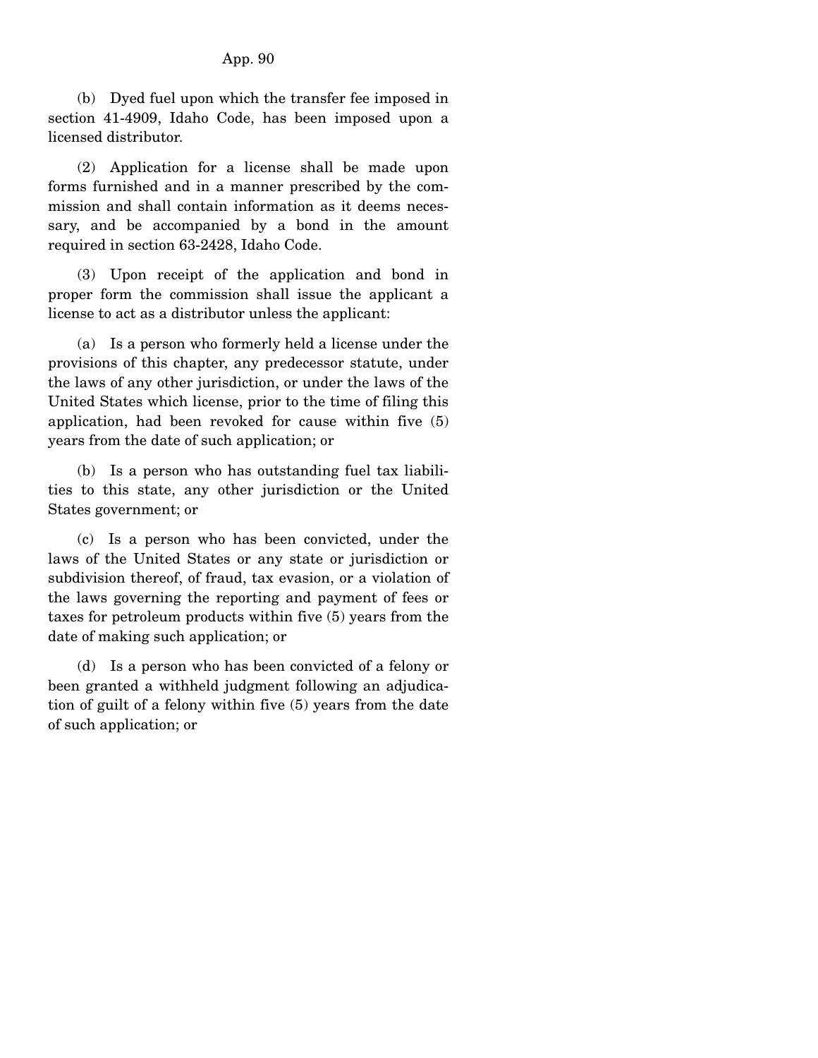(b) Dyed fuel upon which the transfer fee imposed in section 41-4909, Idaho Code, has been imposed upon a licensed distributor.

(2) Application for a license shall be made upon forms furnished and in a manner prescribed by the commission and shall contain information as it deems necessary, and be accompanied by a bond in the amount required in section 63-2428, Idaho Code.

(3) Upon receipt of the application and bond in proper form the commission shall issue the applicant a license to act as a distributor unless the applicant:

(a) Is a person who formerly held a license under the provisions of this chapter, any predecessor statute, under the laws of any other jurisdiction, or under the laws of the United States which license, prior to the time of filing this application, had been revoked for cause within five (5) years from the date of such application; or

(b) Is a person who has outstanding fuel tax liabilities to this state, any other jurisdiction or the United States government; or

(c) Is a person who has been convicted, under the laws of the United States or any state or jurisdiction or subdivision thereof, of fraud, tax evasion, or a violation of the laws governing the reporting and payment of fees or taxes for petroleum products within five (5) years from the date of making such application; or

(d) Is a person who has been convicted of a felony or been granted a withheld judgment following an adjudication of guilt of a felony within five (5) years from the date of such application; or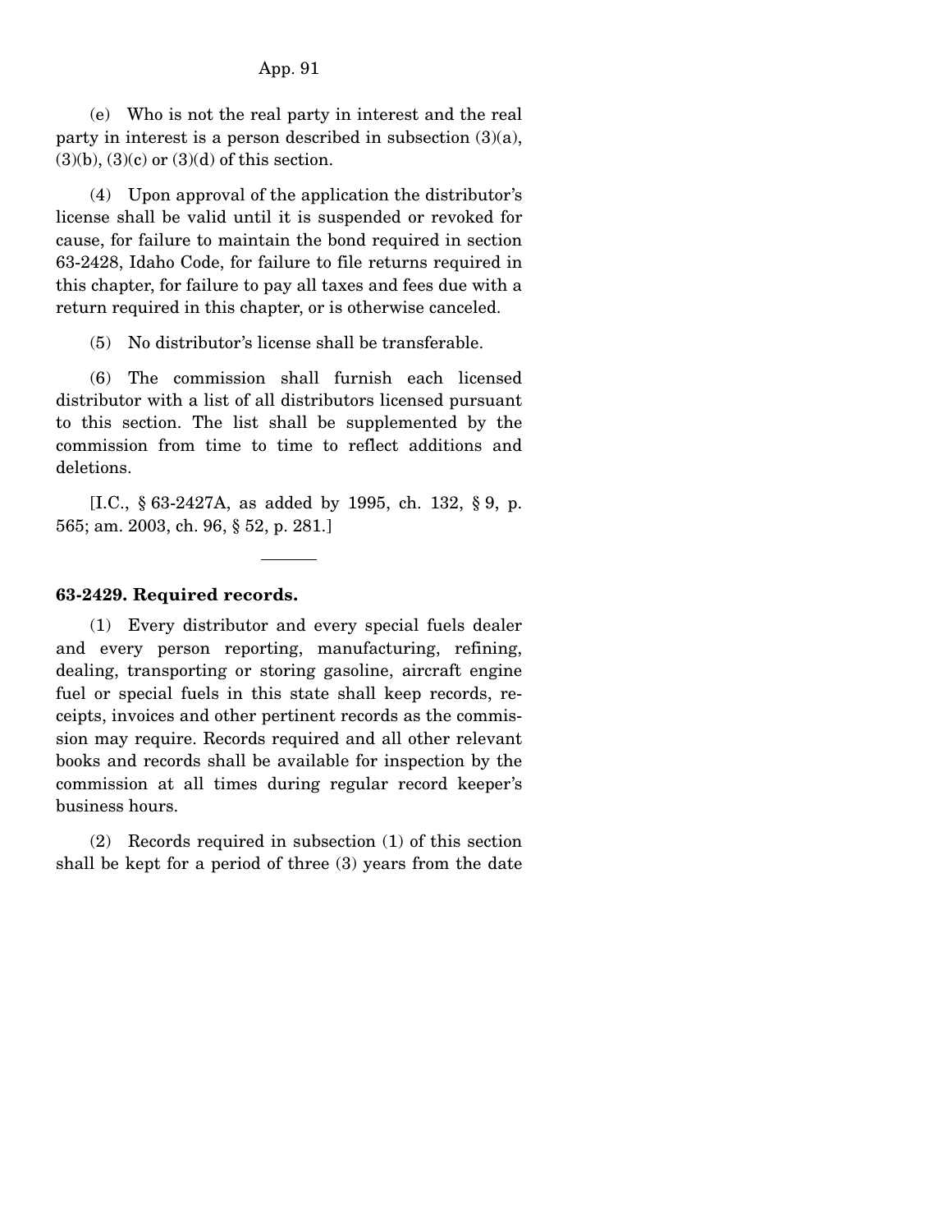(e) Who is not the real party in interest and the real party in interest is a person described in subsection (3)(a), (3)(b), (3)(c) or (3)(d) of this section.

(4) Upon approval of the application the distributor's license shall be valid until it is suspended or revoked for cause, for failure to maintain the bond required in section 63-2428, Idaho Code, for failure to file returns required in this chapter, for failure to pay all taxes and fees due with a return required in this chapter, or is otherwise canceled.

(5) No distributor's license shall be transferable.

(6) The commission shall furnish each licensed distributor with a list of all distributors licensed pursuant to this section. The list shall be supplemented by the commission from time to time to reflect additions and deletions.

[I.C., § 63-2427A, as added by 1995, ch. 132, § 9, p. 565; am. 2003, ch. 96, § 52, p. 281.]

---

**63-2429. Required records.**

(1) Every distributor and every special fuels dealer and every person reporting, manufacturing, refining, dealing, transporting or storing gasoline, aircraft engine fuel or special fuels in this state shall keep records, receipts, invoices and other pertinent records as the commission may require. Records required and all other relevant books and records shall be available for inspection by the commission at all times during regular record keeper's business hours.

(2) Records required in subsection (1) of this section shall be kept for a period of three (3) years from the date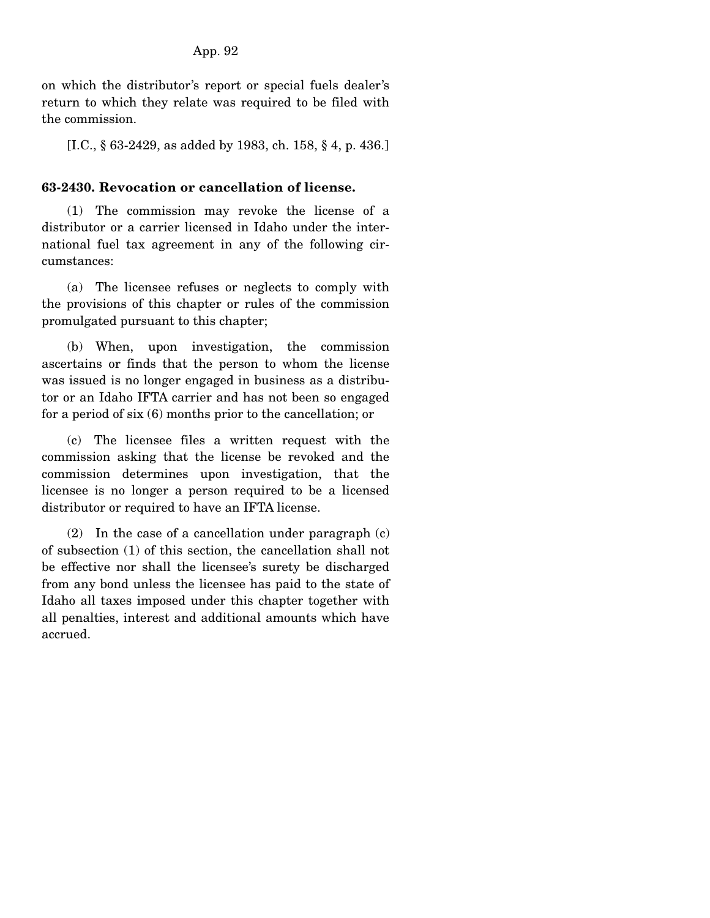on which the distributor's report or special fuels dealer's return to which they relate was required to be filed with the commission.

[I.C., § 63-2429, as added by 1983, ch. 158, § 4, p. 436.]

**63-2430. Revocation or cancellation of license.**

(1) The commission may revoke the license of a distributor or a carrier licensed in Idaho under the international fuel tax agreement in any of the following circumstances:

(a) The licensee refuses or neglects to comply with the provisions of this chapter or rules of the commission promulgated pursuant to this chapter;

(b) When, upon investigation, the commission ascertains or finds that the person to whom the license was issued is no longer engaged in business as a distributor or an Idaho IFTA carrier and has not been so engaged for a period of six (6) months prior to the cancellation; or

(c) The licensee files a written request with the commission asking that the license be revoked and the commission determines upon investigation, that the licensee is no longer a person required to be a licensed distributor or required to have an IFTA license.

(2) In the case of a cancellation under paragraph (c) of subsection (1) of this section, the cancellation shall not be effective nor shall the licensee's surety be discharged from any bond unless the licensee has paid to the state of Idaho all taxes imposed under this chapter together with all penalties, interest and additional amounts which have accrued.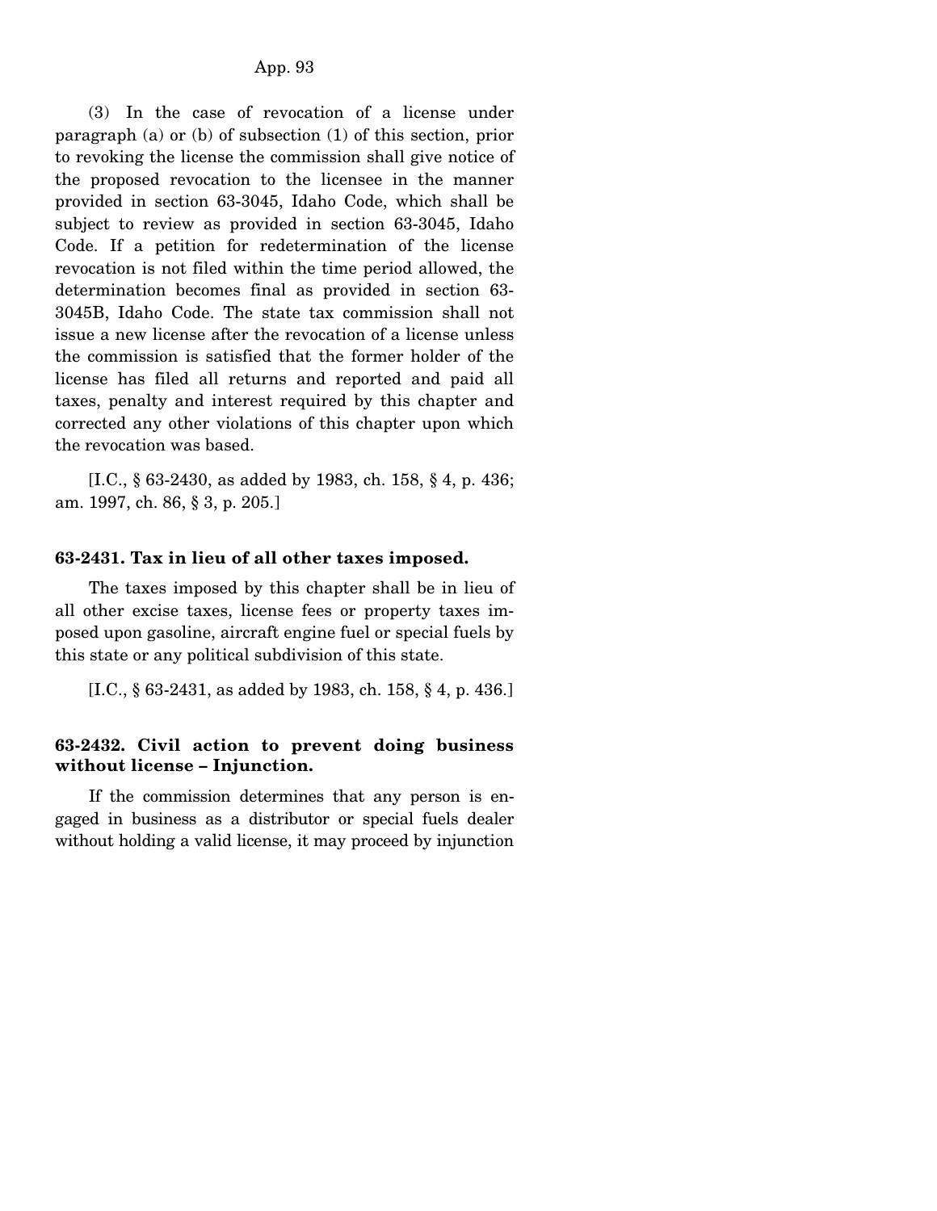(3) In the case of revocation of a license under paragraph (a) or (b) of subsection (1) of this section, prior to revoking the license the commission shall give notice of the proposed revocation to the licensee in the manner provided in section 63-3045, Idaho Code, which shall be subject to review as provided in section 63-3045, Idaho Code. If a petition for redetermination of the license revocation is not filed within the time period allowed, the determination becomes final as provided in section 63-3045B, Idaho Code. The state tax commission shall not issue a new license after the revocation of a license unless the commission is satisfied that the former holder of the license has filed all returns and reported and paid all taxes, penalty and interest required by this chapter and corrected any other violations of this chapter upon which the revocation was based.

[I.C., § 63-2430, as added by 1983, ch. 158, § 4, p. 436; am. 1997, ch. 86, § 3, p. 205.]

**63-2431. Tax in lieu of all other taxes imposed.**

The taxes imposed by this chapter shall be in lieu of all other excise taxes, license fees or property taxes imposed upon gasoline, aircraft engine fuel or special fuels by this state or any political subdivision of this state.

[I.C., § 63-2431, as added by 1983, ch. 158, § 4, p. 436.]

**63-2432. Civil action to prevent doing business without license – Injunction.**

If the commission determines that any person is engaged in business as a distributor or special fuels dealer without holding a valid license, it may proceed by injunction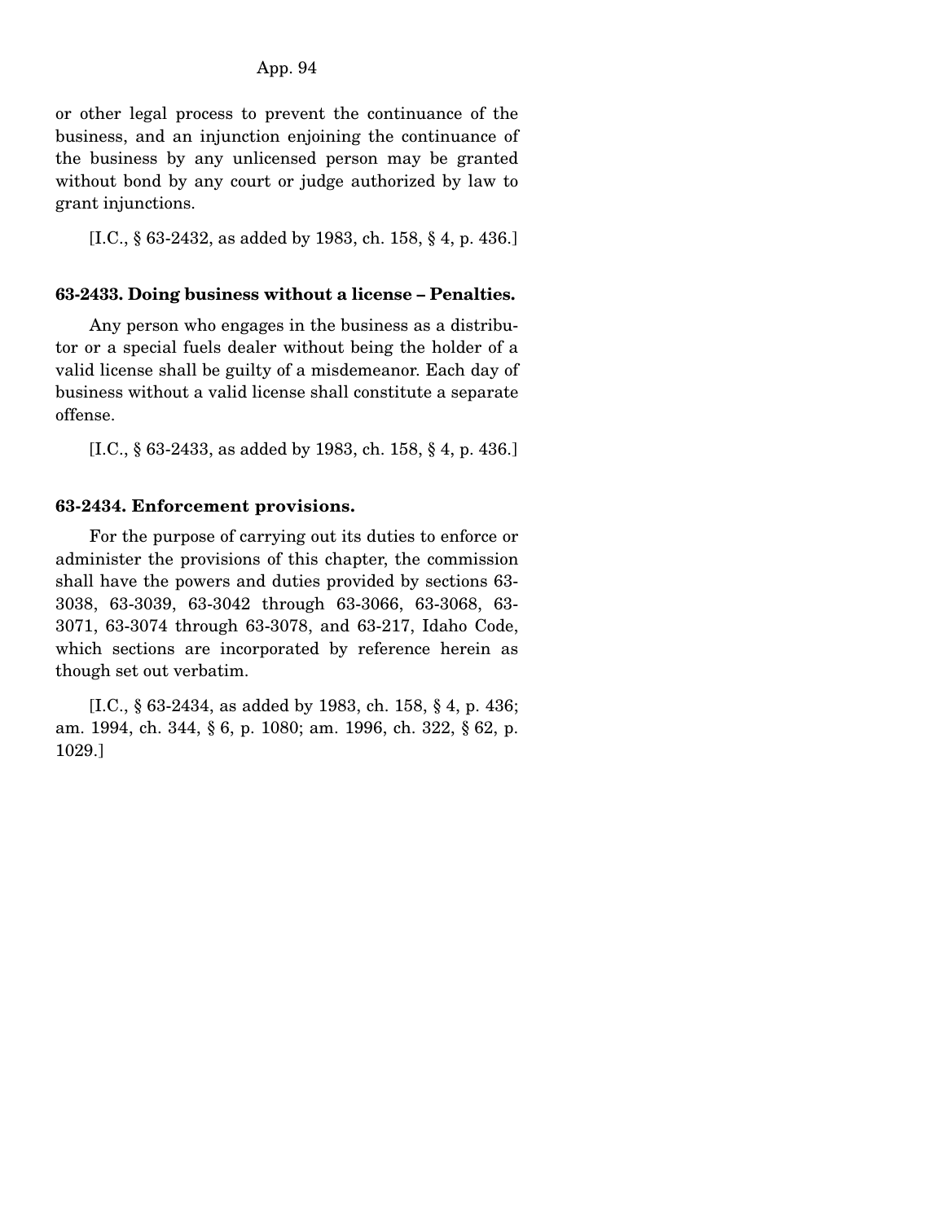or other legal process to prevent the continuance of the business, and an injunction enjoining the continuance of the business by any unlicensed person may be granted without bond by any court or judge authorized by law to grant injunctions.

[I.C., § 63-2432, as added by 1983, ch. 158, § 4, p. 436.]

**63-2433. Doing business without a license – Penalties.**

Any person who engages in the business as a distributor or a special fuels dealer without being the holder of a valid license shall be guilty of a misdemeanor. Each day of business without a valid license shall constitute a separate offense.

[I.C., § 63-2433, as added by 1983, ch. 158, § 4, p. 436.]

**63-2434. Enforcement provisions.**

For the purpose of carrying out its duties to enforce or administer the provisions of this chapter, the commission shall have the powers and duties provided by sections 63-3038, 63-3039, 63-3042 through 63-3066, 63-3068, 63-3071, 63-3074 through 63-3078, and 63-217, Idaho Code, which sections are incorporated by reference herein as though set out verbatim.

[I.C., § 63-2434, as added by 1983, ch. 158, § 4, p. 436; am. 1994, ch. 344, § 6, p. 1080; am. 1996, ch. 322, § 62, p. 1029.]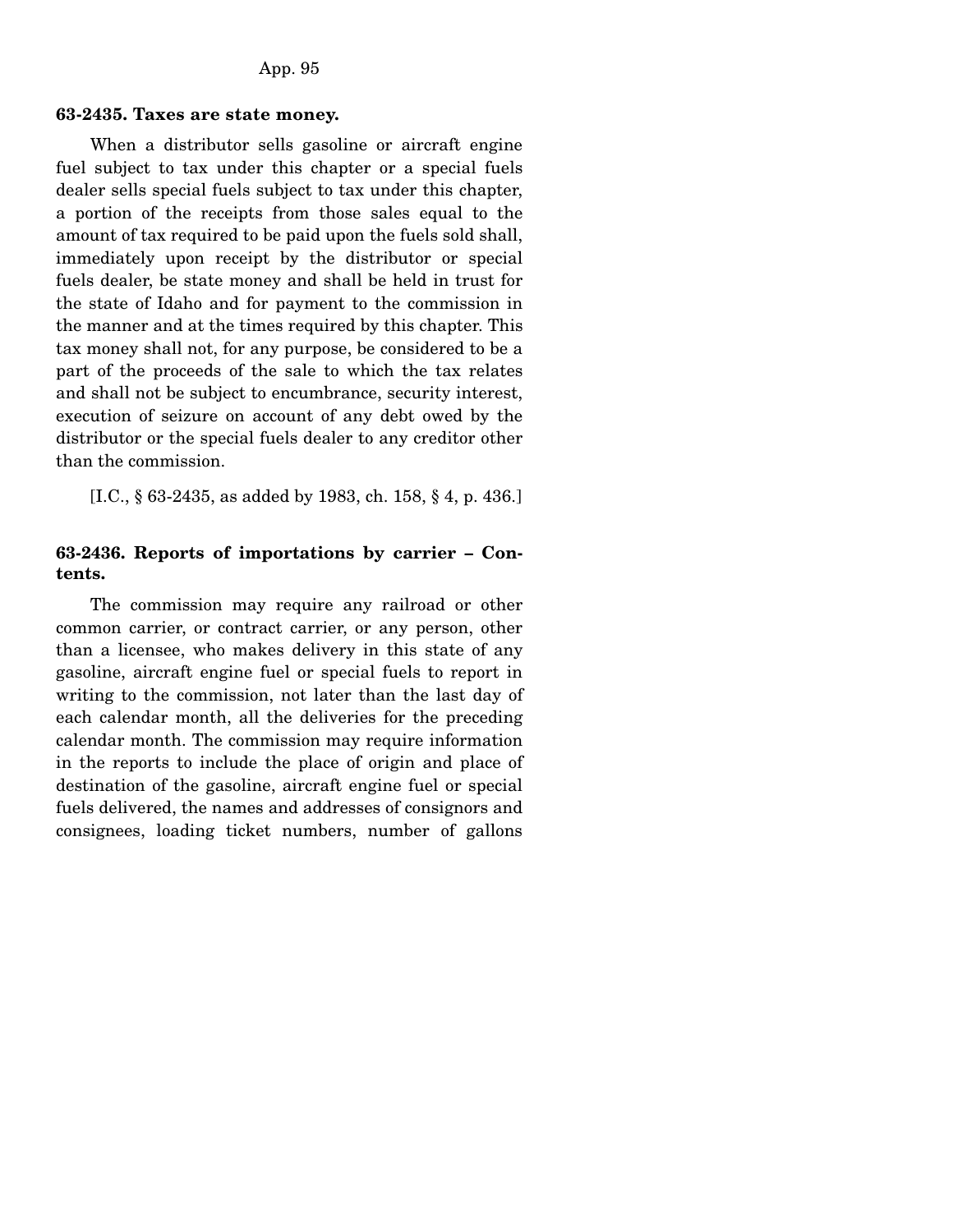**63-2435. Taxes are state money.**

When a distributor sells gasoline or aircraft engine fuel subject to tax under this chapter or a special fuels dealer sells special fuels subject to tax under this chapter, a portion of the receipts from those sales equal to the amount of tax required to be paid upon the fuels sold shall, immediately upon receipt by the distributor or special fuels dealer, be state money and shall be held in trust for the state of Idaho and for payment to the commission in the manner and at the times required by this chapter. This tax money shall not, for any purpose, be considered to be a part of the proceeds of the sale to which the tax relates and shall not be subject to encumbrance, security interest, execution of seizure on account of any debt owed by the distributor or the special fuels dealer to any creditor other than the commission.

[I.C., § 63-2435, as added by 1983, ch. 158, § 4, p. 436.]

**63-2436. Reports of importations by carrier – Contents.**

The commission may require any railroad or other common carrier, or contract carrier, or any person, other than a licensee, who makes delivery in this state of any gasoline, aircraft engine fuel or special fuels to report in writing to the commission, not later than the last day of each calendar month, all the deliveries for the preceding calendar month. The commission may require information in the reports to include the place of origin and place of destination of the gasoline, aircraft engine fuel or special fuels delivered, the names and addresses of consignors and consignees, loading ticket numbers, number of gallons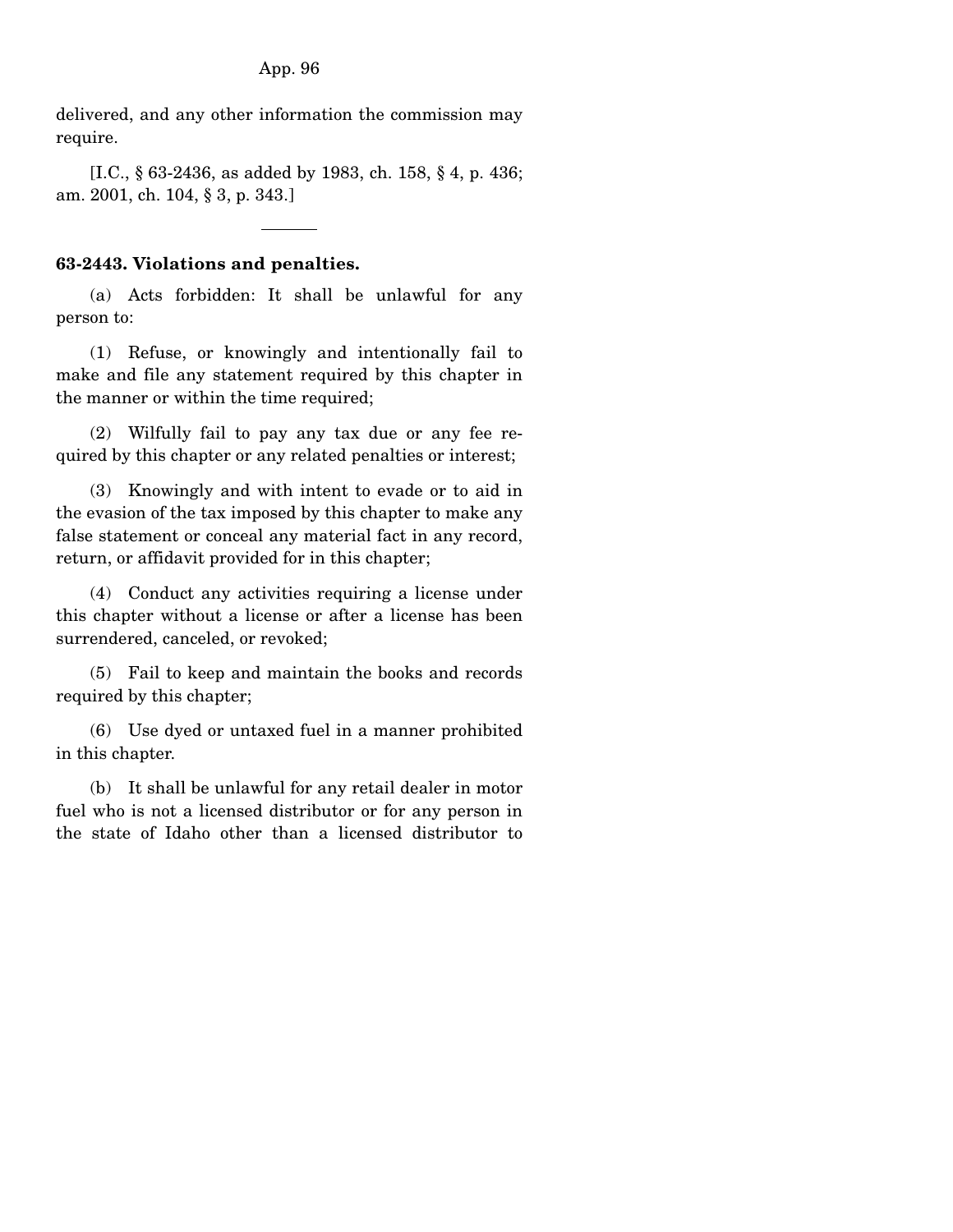delivered, and any other information the commission may require.

[I.C., § 63-2436, as added by 1983, ch. 158, § 4, p. 436; am. 2001, ch. 104, § 3, p. 343.]

---

**63-2443. Violations and penalties.**

(a) Acts forbidden: It shall be unlawful for any person to:

(1) Refuse, or knowingly and intentionally fail to make and file any statement required by this chapter in the manner or within the time required;

(2) Wilfully fail to pay any tax due or any fee required by this chapter or any related penalties or interest;

(3) Knowingly and with intent to evade or to aid in the evasion of the tax imposed by this chapter to make any false statement or conceal any material fact in any record, return, or affidavit provided for in this chapter;

(4) Conduct any activities requiring a license under this chapter without a license or after a license has been surrendered, canceled, or revoked;

(5) Fail to keep and maintain the books and records required by this chapter;

(6) Use dyed or untaxed fuel in a manner prohibited in this chapter.

(b) It shall be unlawful for any retail dealer in motor fuel who is not a licensed distributor or for any person in the state of Idaho other than a licensed distributor to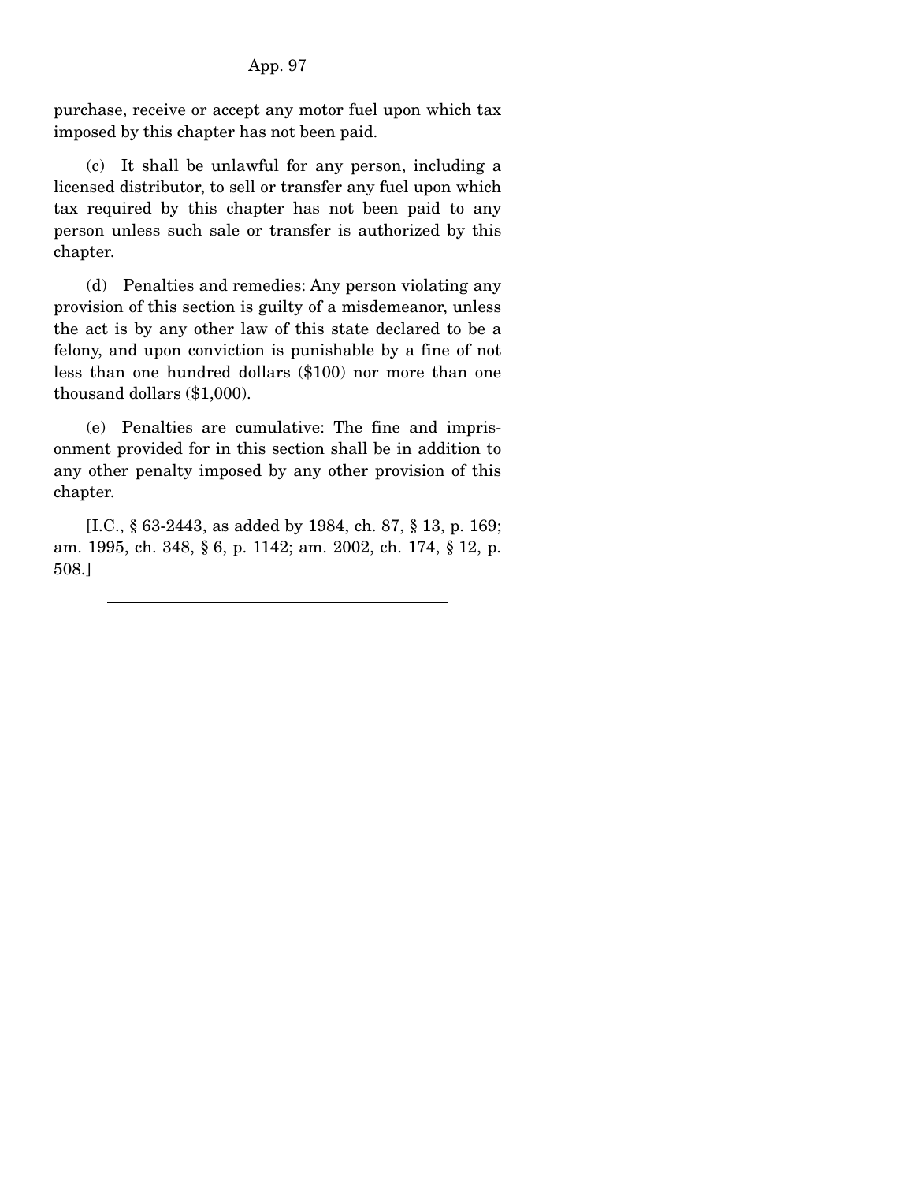purchase, receive or accept any motor fuel upon which tax imposed by this chapter has not been paid.

(c) It shall be unlawful for any person, including a licensed distributor, to sell or transfer any fuel upon which tax required by this chapter has not been paid to any person unless such sale or transfer is authorized by this chapter.

(d) Penalties and remedies: Any person violating any provision of this section is guilty of a misdemeanor, unless the act is by any other law of this state declared to be a felony, and upon conviction is punishable by a fine of not less than one hundred dollars ($100) nor more than one thousand dollars ($1,000).

(e) Penalties are cumulative: The fine and imprisonment provided for in this section shall be in addition to any other penalty imposed by any other provision of this chapter.

[I.C., § 63-2443, as added by 1984, ch. 87, § 13, p. 169; am. 1995, ch. 348, § 6, p. 1142; am. 2002, ch. 174, § 12, p. 508.]

---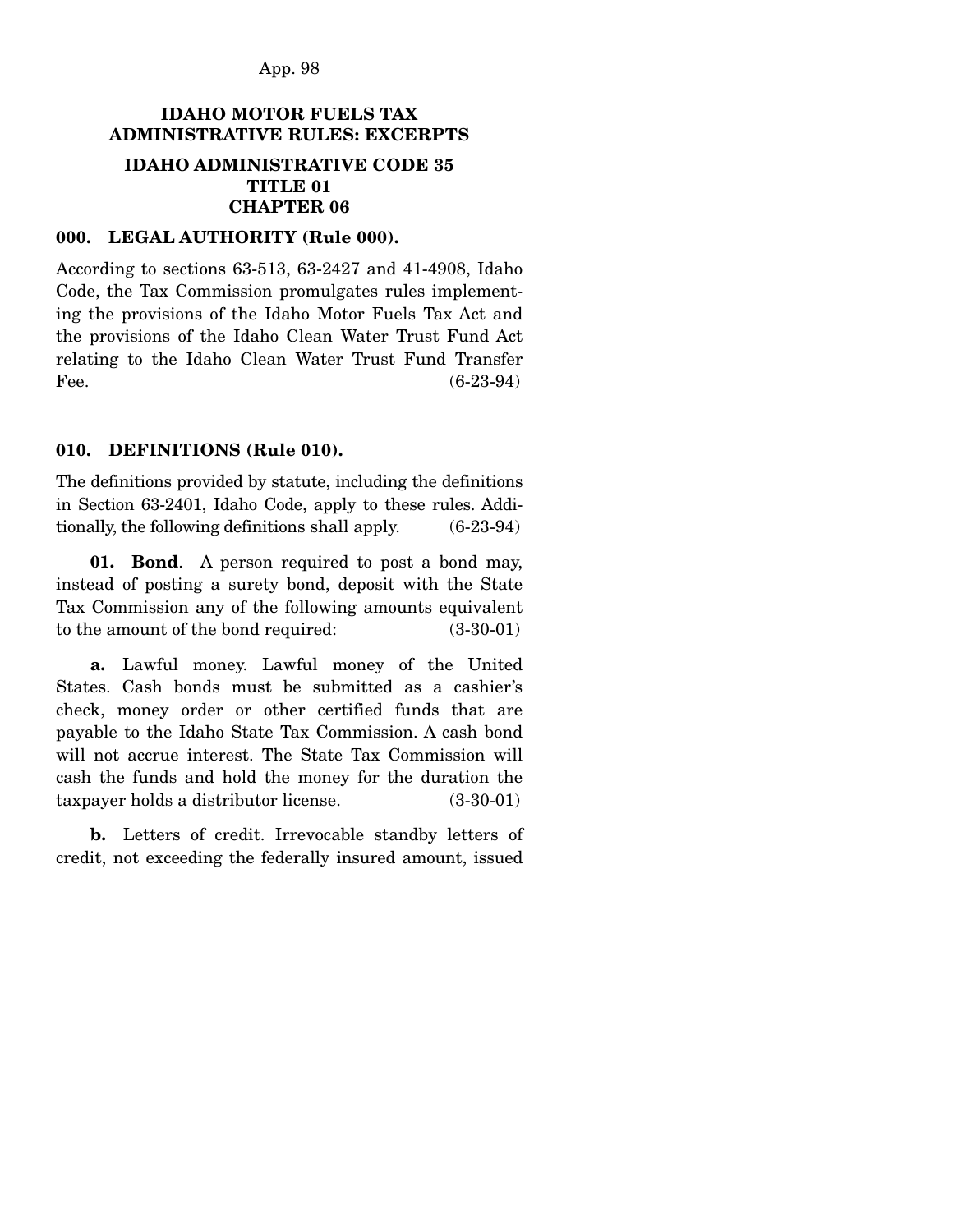# IDAHO MOTOR FUELS TAX ADMINISTRATIVE RULES: EXCERPTS

## IDAHO ADMINISTRATIVE CODE 35 TITLE 01 CHAPTER 06

### 000. LEGAL AUTHORITY (Rule 000).

According to sections 63-513, 63-2427 and 41-4908, Idaho Code, the Tax Commission promulgates rules implementing the provisions of the Idaho Motor Fuels Tax Act and the provisions of the Idaho Clean Water Trust Fund Act relating to the Idaho Clean Water Trust Fund Transfer Fee. (6-23-94)

---

### 010. DEFINITIONS (Rule 010).

The definitions provided by statute, including the definitions in Section 63-2401, Idaho Code, apply to these rules. Additionally, the following definitions shall apply. (6-23-94)

**01. Bond**. A person required to post a bond may, instead of posting a surety bond, deposit with the State Tax Commission any of the following amounts equivalent to the amount of the bond required: (3-30-01)

**a.** Lawful money. Lawful money of the United States. Cash bonds must be submitted as a cashier's check, money order or other certified funds that are payable to the Idaho State Tax Commission. A cash bond will not accrue interest. The State Tax Commission will cash the funds and hold the money for the duration the taxpayer holds a distributor license. (3-30-01)

**b.** Letters of credit. Irrevocable standby letters of credit, not exceeding the federally insured amount, issued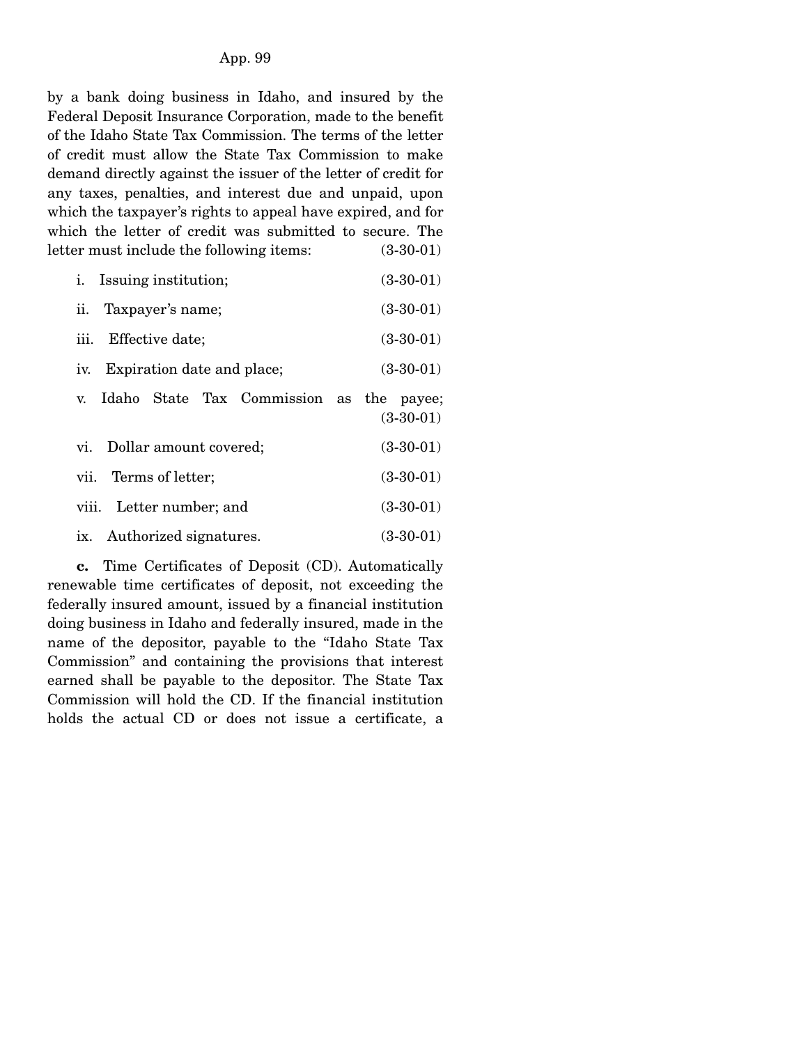by a bank doing business in Idaho, and insured by the Federal Deposit Insurance Corporation, made to the benefit of the Idaho State Tax Commission. The terms of the letter of credit must allow the State Tax Commission to make demand directly against the issuer of the letter of credit for any taxes, penalties, and interest due and unpaid, upon which the taxpayer's rights to appeal have expired, and for which the letter of credit was submitted to secure. The letter must include the following items: (3-30-01)

i. Issuing institution; (3-30-01)

ii. Taxpayer's name; (3-30-01)

iii. Effective date; (3-30-01)

iv. Expiration date and place; (3-30-01)

v. Idaho State Tax Commission as the payee; (3-30-01)

vi. Dollar amount covered; (3-30-01)

vii. Terms of letter; (3-30-01)

viii. Letter number; and (3-30-01)

ix. Authorized signatures. (3-30-01)

**c.** Time Certificates of Deposit (CD). Automatically renewable time certificates of deposit, not exceeding the federally insured amount, issued by a financial institution doing business in Idaho and federally insured, made in the name of the depositor, payable to the "Idaho State Tax Commission" and containing the provisions that interest earned shall be payable to the depositor. The State Tax Commission will hold the CD. If the financial institution holds the actual CD or does not issue a certificate, a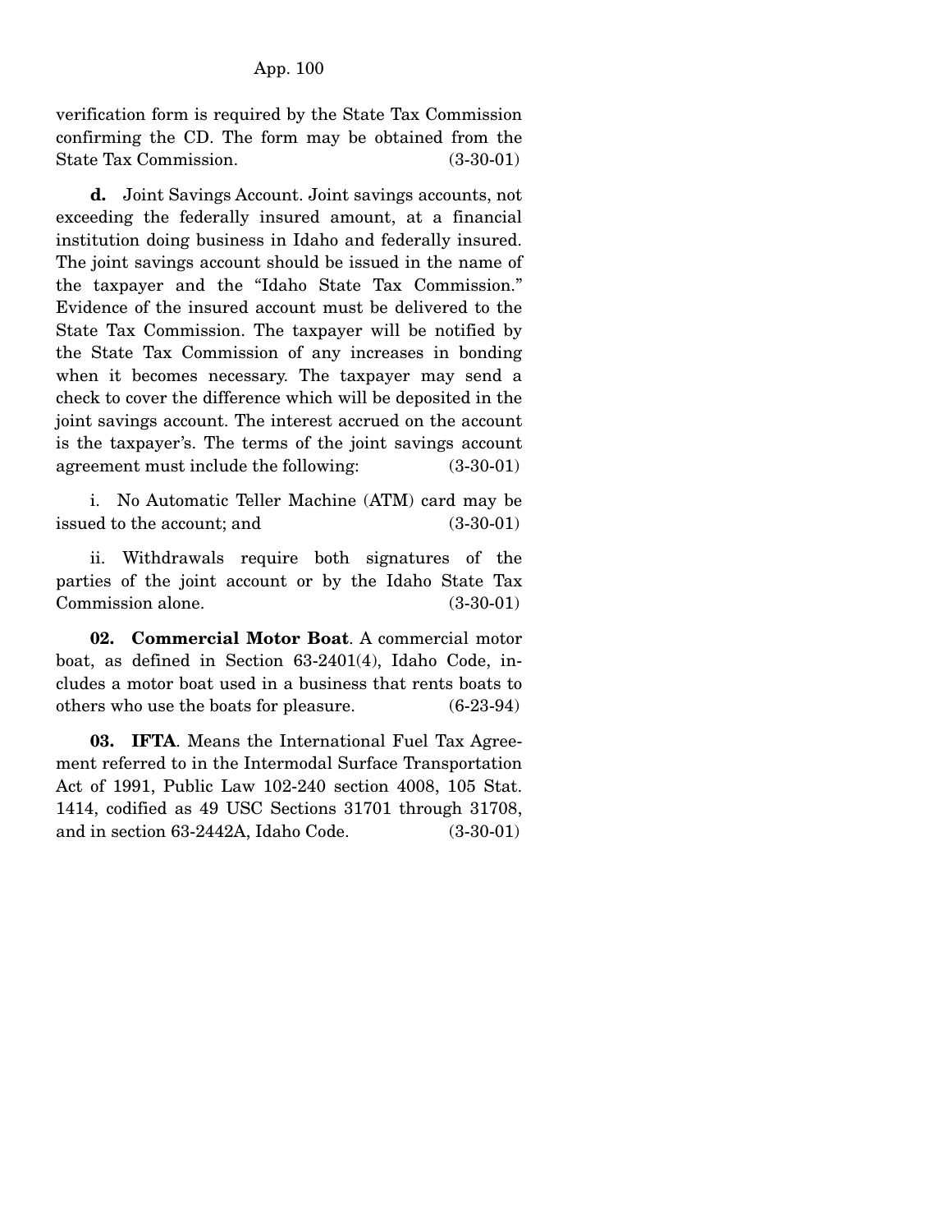verification form is required by the State Tax Commission confirming the CD. The form may be obtained from the State Tax Commission. (3-30-01)

**d.** Joint Savings Account. Joint savings accounts, not exceeding the federally insured amount, at a financial institution doing business in Idaho and federally insured. The joint savings account should be issued in the name of the taxpayer and the "Idaho State Tax Commission." Evidence of the insured account must be delivered to the State Tax Commission. The taxpayer will be notified by the State Tax Commission of any increases in bonding when it becomes necessary. The taxpayer may send a check to cover the difference which will be deposited in the joint savings account. The interest accrued on the account is the taxpayer's. The terms of the joint savings account agreement must include the following: (3-30-01)

i. No Automatic Teller Machine (ATM) card may be issued to the account; and (3-30-01)

ii. Withdrawals require both signatures of the parties of the joint account or by the Idaho State Tax Commission alone. (3-30-01)

**02. Commercial Motor Boat**. A commercial motor boat, as defined in Section 63-2401(4), Idaho Code, includes a motor boat used in a business that rents boats to others who use the boats for pleasure. (6-23-94)

**03. IFTA**. Means the International Fuel Tax Agreement referred to in the Intermodal Surface Transportation Act of 1991, Public Law 102-240 section 4008, 105 Stat. 1414, codified as 49 USC Sections 31701 through 31708, and in section 63-2442A, Idaho Code. (3-30-01)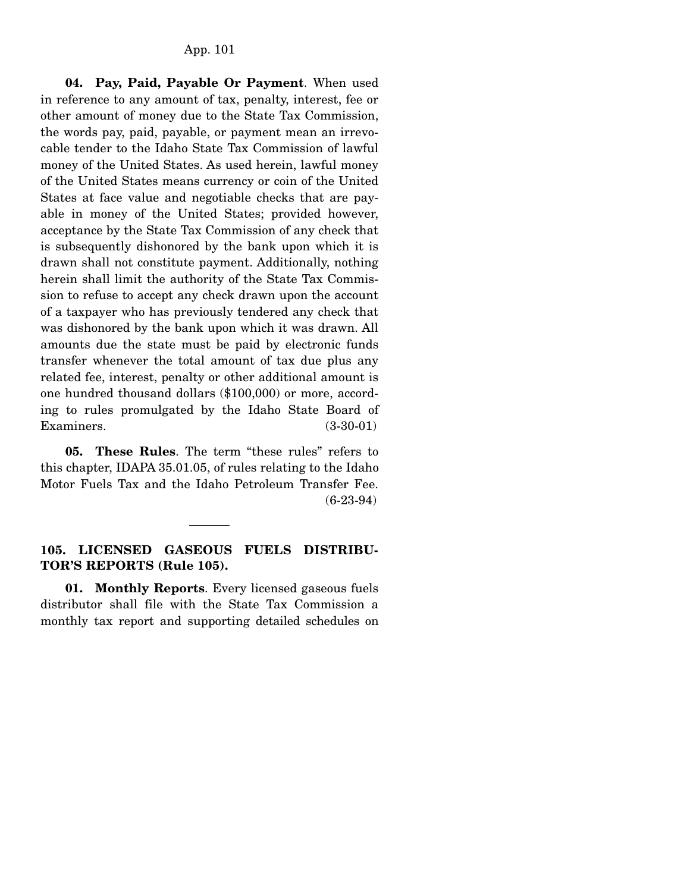**04. Pay, Paid, Payable Or Payment**. When used in reference to any amount of tax, penalty, interest, fee or other amount of money due to the State Tax Commission, the words pay, paid, payable, or payment mean an irrevocable tender to the Idaho State Tax Commission of lawful money of the United States. As used herein, lawful money of the United States means currency or coin of the United States at face value and negotiable checks that are payable in money of the United States; provided however, acceptance by the State Tax Commission of any check that is subsequently dishonored by the bank upon which it is drawn shall not constitute payment. Additionally, nothing herein shall limit the authority of the State Tax Commission to refuse to accept any check drawn upon the account of a taxpayer who has previously tendered any check that was dishonored by the bank upon which it was drawn. All amounts due the state must be paid by electronic funds transfer whenever the total amount of tax due plus any related fee, interest, penalty or other additional amount is one hundred thousand dollars ($100,000) or more, according to rules promulgated by the Idaho State Board of Examiners. (3-30-01)

**05. These Rules**. The term "these rules" refers to this chapter, IDAPA 35.01.05, of rules relating to the Idaho Motor Fuels Tax and the Idaho Petroleum Transfer Fee. (6-23-94)

---

**105. LICENSED GASEOUS FUELS DISTRIBUTOR'S REPORTS (Rule 105).**

**01. Monthly Reports**. Every licensed gaseous fuels distributor shall file with the State Tax Commission a monthly tax report and supporting detailed schedules on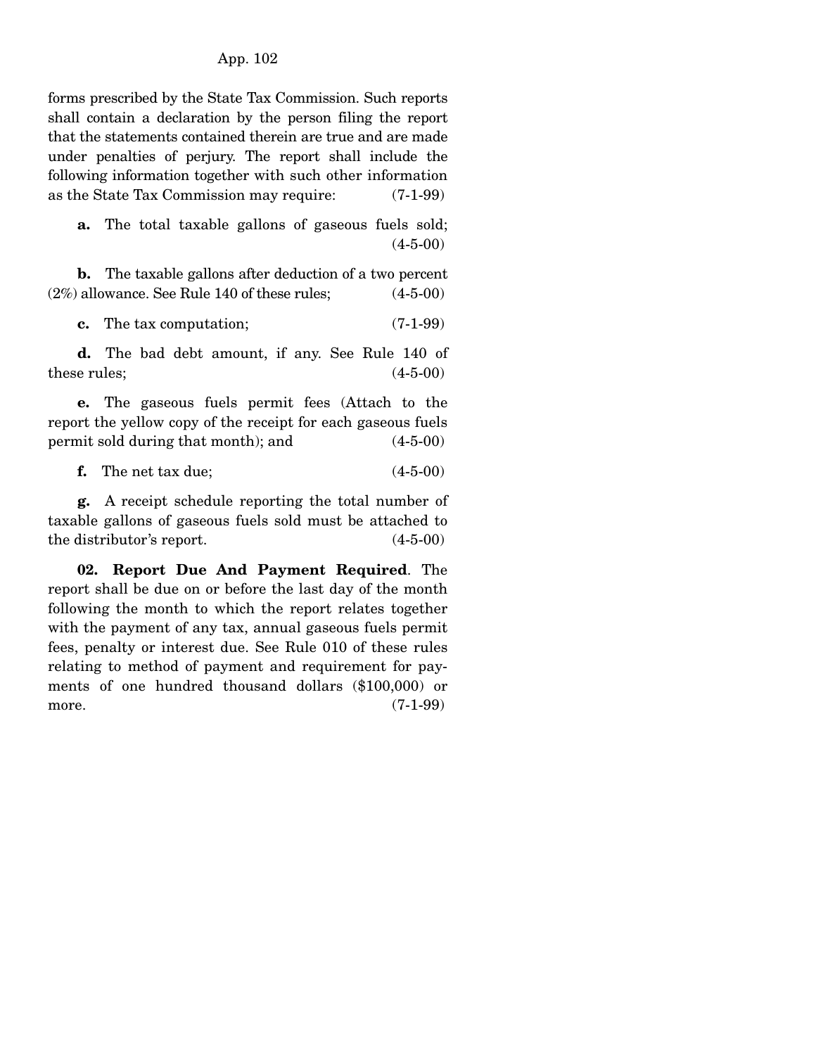forms prescribed by the State Tax Commission. Such reports shall contain a declaration by the person filing the report that the statements contained therein are true and are made under penalties of perjury. The report shall include the following information together with such other information as the State Tax Commission may require: (7-1-99)

**a.** The total taxable gallons of gaseous fuels sold; (4-5-00)

**b.** The taxable gallons after deduction of a two percent (2%) allowance. See Rule 140 of these rules; (4-5-00)

**c.** The tax computation; (7-1-99)

**d.** The bad debt amount, if any. See Rule 140 of these rules; (4-5-00)

**e.** The gaseous fuels permit fees (Attach to the report the yellow copy of the receipt for each gaseous fuels permit sold during that month); and (4-5-00)

**f.** The net tax due; (4-5-00)

**g.** A receipt schedule reporting the total number of taxable gallons of gaseous fuels sold must be attached to the distributor's report. (4-5-00)

**02. Report Due And Payment Required**. The report shall be due on or before the last day of the month following the month to which the report relates together with the payment of any tax, annual gaseous fuels permit fees, penalty or interest due. See Rule 010 of these rules relating to method of payment and requirement for payments of one hundred thousand dollars ($100,000) or more. (7-1-99)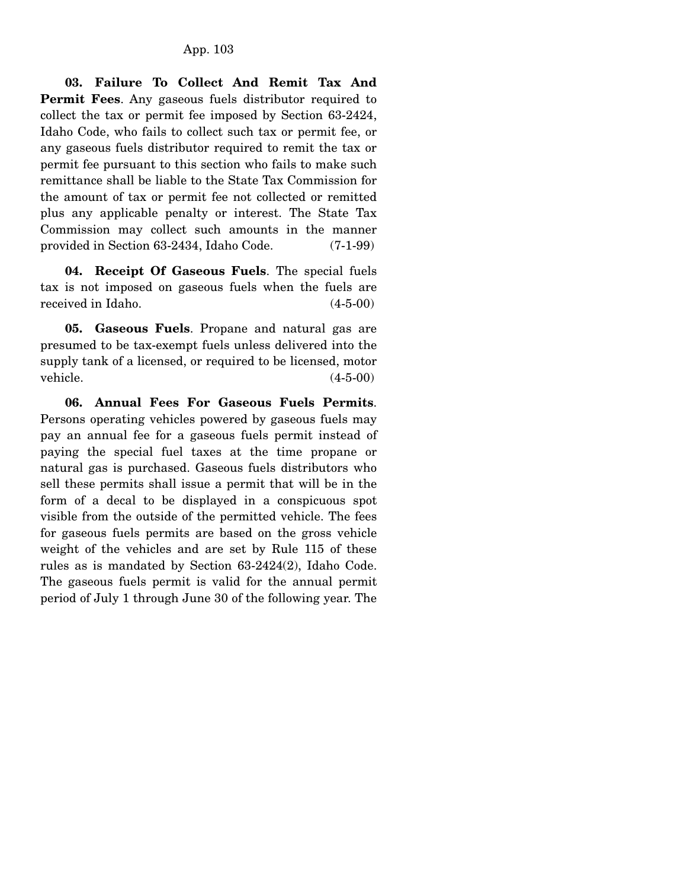**03. Failure To Collect And Remit Tax And Permit Fees**. Any gaseous fuels distributor required to collect the tax or permit fee imposed by Section 63-2424, Idaho Code, who fails to collect such tax or permit fee, or any gaseous fuels distributor required to remit the tax or permit fee pursuant to this section who fails to make such remittance shall be liable to the State Tax Commission for the amount of tax or permit fee not collected or remitted plus any applicable penalty or interest. The State Tax Commission may collect such amounts in the manner provided in Section 63-2434, Idaho Code. (7-1-99)

**04. Receipt Of Gaseous Fuels**. The special fuels tax is not imposed on gaseous fuels when the fuels are received in Idaho. (4-5-00)

**05. Gaseous Fuels**. Propane and natural gas are presumed to be tax-exempt fuels unless delivered into the supply tank of a licensed, or required to be licensed, motor vehicle. (4-5-00)

**06. Annual Fees For Gaseous Fuels Permits**. Persons operating vehicles powered by gaseous fuels may pay an annual fee for a gaseous fuels permit instead of paying the special fuel taxes at the time propane or natural gas is purchased. Gaseous fuels distributors who sell these permits shall issue a permit that will be in the form of a decal to be displayed in a conspicuous spot visible from the outside of the permitted vehicle. The fees for gaseous fuels permits are based on the gross vehicle weight of the vehicles and are set by Rule 115 of these rules as is mandated by Section 63-2424(2), Idaho Code. The gaseous fuels permit is valid for the annual permit period of July 1 through June 30 of the following year. The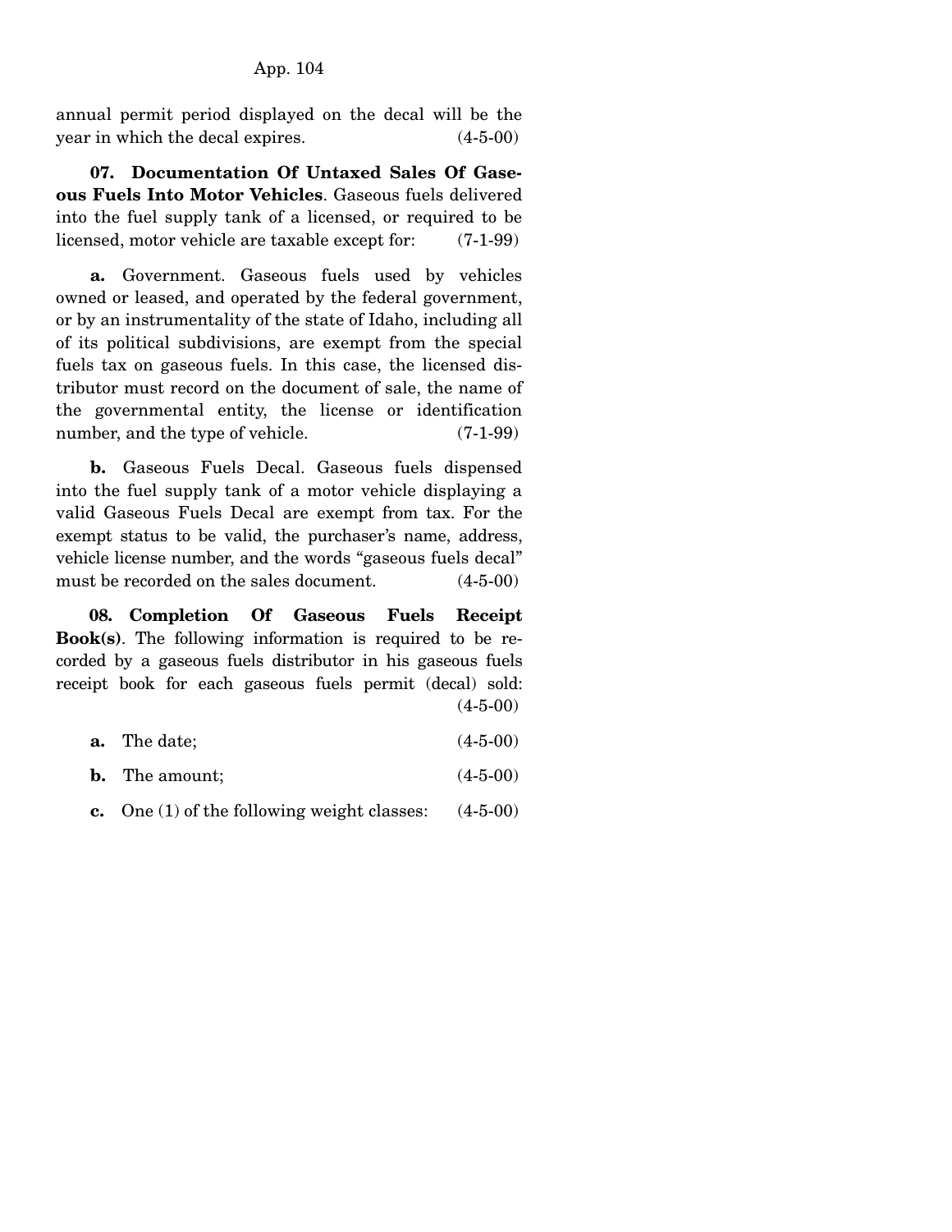annual permit period displayed on the decal will be the year in which the decal expires. (4-5-00)

**07. Documentation Of Untaxed Sales Of Gaseous Fuels Into Motor Vehicles**. Gaseous fuels delivered into the fuel supply tank of a licensed, or required to be licensed, motor vehicle are taxable except for: (7-1-99)

**a.** Government. Gaseous fuels used by vehicles owned or leased, and operated by the federal government, or by an instrumentality of the state of Idaho, including all of its political subdivisions, are exempt from the special fuels tax on gaseous fuels. In this case, the licensed distributor must record on the document of sale, the name of the governmental entity, the license or identification number, and the type of vehicle. (7-1-99)

**b.** Gaseous Fuels Decal. Gaseous fuels dispensed into the fuel supply tank of a motor vehicle displaying a valid Gaseous Fuels Decal are exempt from tax. For the exempt status to be valid, the purchaser's name, address, vehicle license number, and the words "gaseous fuels decal" must be recorded on the sales document. (4-5-00)

**08. Completion Of Gaseous Fuels Receipt Book(s)**. The following information is required to be recorded by a gaseous fuels distributor in his gaseous fuels receipt book for each gaseous fuels permit (decal) sold: (4-5-00)

**a.** The date; (4-5-00)

**b.** The amount; (4-5-00)

**c.** One (1) of the following weight classes: (4-5-00)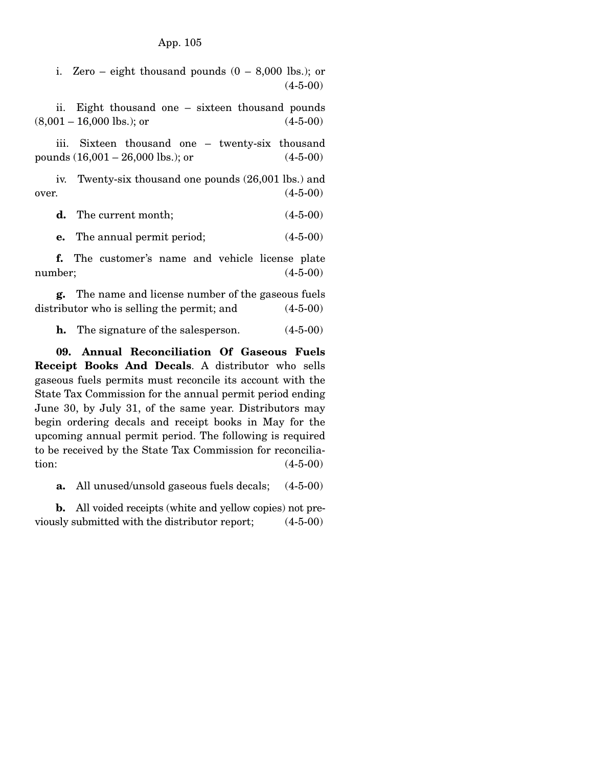i. Zero – eight thousand pounds (0 – 8,000 lbs.); or (4-5-00)

ii. Eight thousand one – sixteen thousand pounds (8,001 – 16,000 lbs.); or (4-5-00)

iii. Sixteen thousand one – twenty-six thousand pounds (16,001 – 26,000 lbs.); or (4-5-00)

iv. Twenty-six thousand one pounds (26,001 lbs.) and over. (4-5-00)

**d.** The current month; (4-5-00)

**e.** The annual permit period; (4-5-00)

**f.** The customer's name and vehicle license plate number; (4-5-00)

**g.** The name and license number of the gaseous fuels distributor who is selling the permit; and (4-5-00)

**h.** The signature of the salesperson. (4-5-00)

**09. Annual Reconciliation Of Gaseous Fuels Receipt Books And Decals**. A distributor who sells gaseous fuels permits must reconcile its account with the State Tax Commission for the annual permit period ending June 30, by July 31, of the same year. Distributors may begin ordering decals and receipt books in May for the upcoming annual permit period. The following is required to be received by the State Tax Commission for reconciliation: (4-5-00)

**a.** All unused/unsold gaseous fuels decals; (4-5-00)

**b.** All voided receipts (white and yellow copies) not previously submitted with the distributor report; (4-5-00)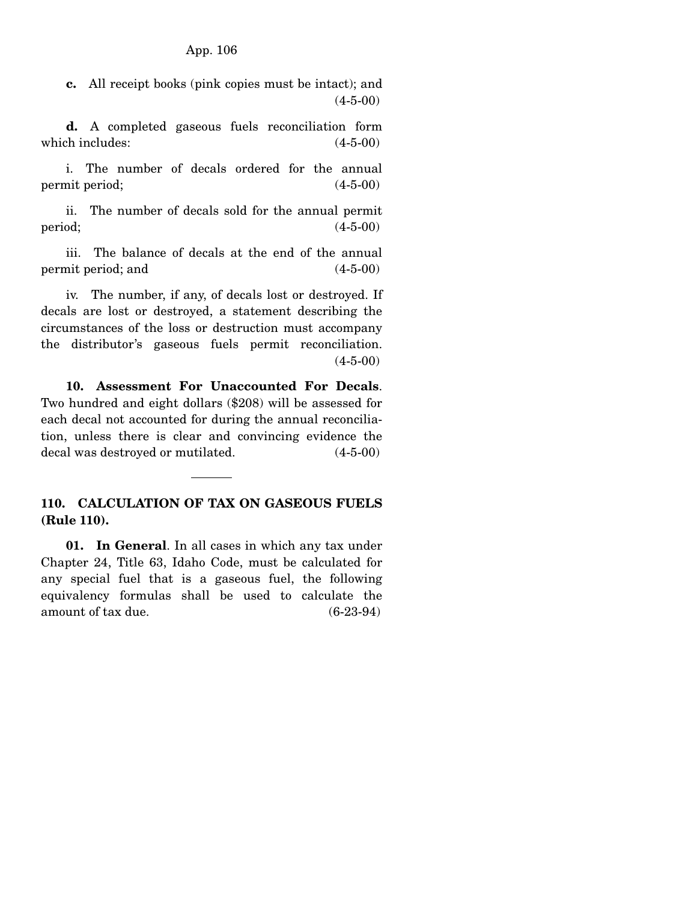**c.** All receipt books (pink copies must be intact); and (4-5-00)

**d.** A completed gaseous fuels reconciliation form which includes: (4-5-00)

i. The number of decals ordered for the annual permit period; (4-5-00)

ii. The number of decals sold for the annual permit period; (4-5-00)

iii. The balance of decals at the end of the annual permit period; and (4-5-00)

iv. The number, if any, of decals lost or destroyed. If decals are lost or destroyed, a statement describing the circumstances of the loss or destruction must accompany the distributor's gaseous fuels permit reconciliation. (4-5-00)

**10. Assessment For Unaccounted For Decals**. Two hundred and eight dollars ($208) will be assessed for each decal not accounted for during the annual reconciliation, unless there is clear and convincing evidence the decal was destroyed or mutilated. (4-5-00)

---

**110. CALCULATION OF TAX ON GASEOUS FUELS (Rule 110).**

**01. In General**. In all cases in which any tax under Chapter 24, Title 63, Idaho Code, must be calculated for any special fuel that is a gaseous fuel, the following equivalency formulas shall be used to calculate the amount of tax due. (6-23-94)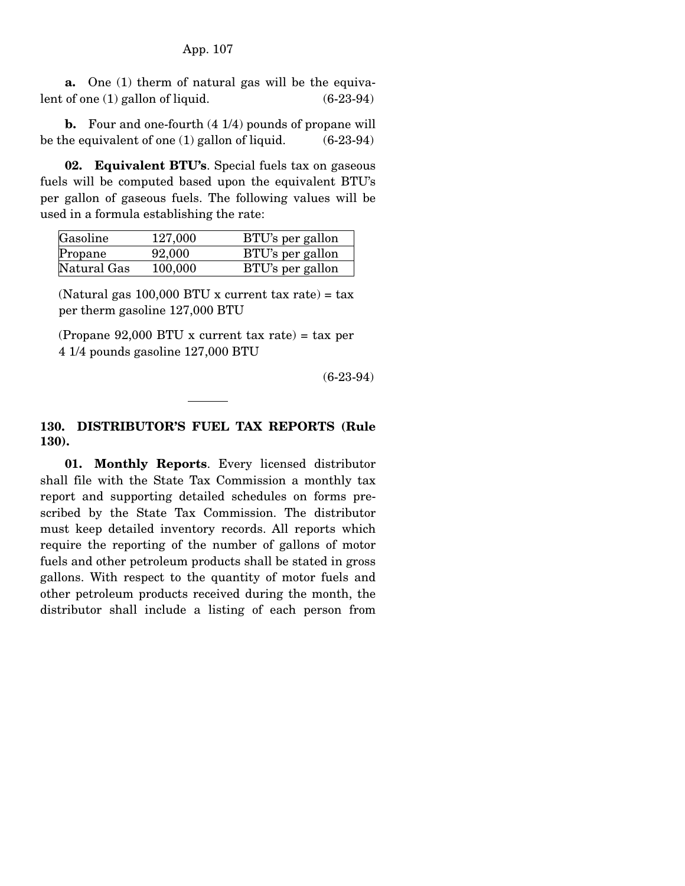**a.** One (1) therm of natural gas will be the equivalent of one (1) gallon of liquid. (6-23-94)

**b.** Four and one-fourth (4 1/4) pounds of propane will be the equivalent of one (1) gallon of liquid. (6-23-94)

**02. Equivalent BTU's**. Special fuels tax on gaseous fuels will be computed based upon the equivalent BTU's per gallon of gaseous fuels. The following values will be used in a formula establishing the rate:

| | | |
|---|---|---|
| Gasoline | 127,000 | BTU's per gallon |
| Propane | 92,000 | BTU's per gallon |
| Natural Gas | 100,000 | BTU's per gallon |

(Natural gas 100,000 BTU x current tax rate) = tax per therm gasoline 127,000 BTU

(Propane 92,000 BTU x current tax rate) = tax per 4 1/4 pounds gasoline 127,000 BTU

(6-23-94)

---

## 130. DISTRIBUTOR'S FUEL TAX REPORTS (Rule 130).

**01. Monthly Reports**. Every licensed distributor shall file with the State Tax Commission a monthly tax report and supporting detailed schedules on forms prescribed by the State Tax Commission. The distributor must keep detailed inventory records. All reports which require the reporting of the number of gallons of motor fuels and other petroleum products shall be stated in gross gallons. With respect to the quantity of motor fuels and other petroleum products received during the month, the distributor shall include a listing of each person from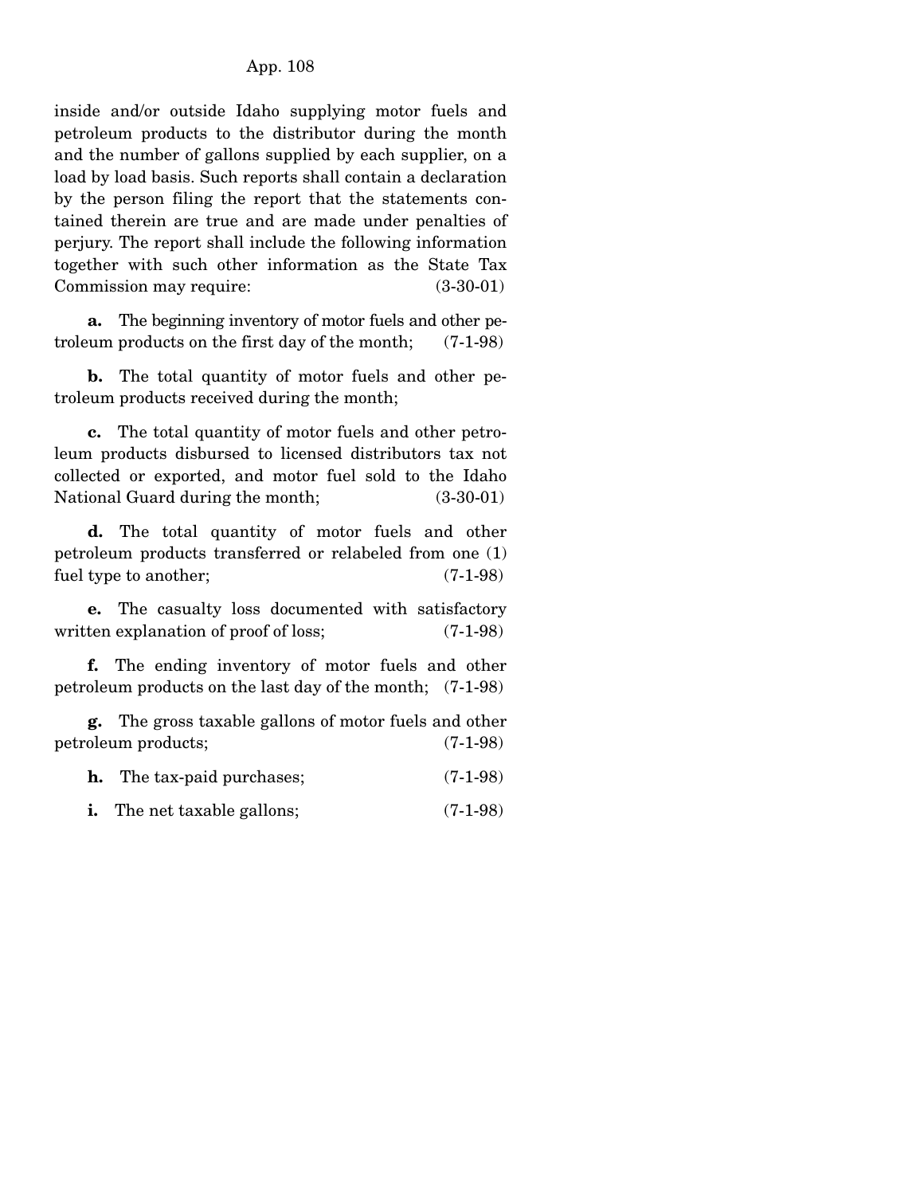inside and/or outside Idaho supplying motor fuels and petroleum products to the distributor during the month and the number of gallons supplied by each supplier, on a load by load basis. Such reports shall contain a declaration by the person filing the report that the statements contained therein are true and are made under penalties of perjury. The report shall include the following information together with such other information as the State Tax Commission may require: (3-30-01)

**a.** The beginning inventory of motor fuels and other petroleum products on the first day of the month; (7-1-98)

**b.** The total quantity of motor fuels and other petroleum products received during the month;

**c.** The total quantity of motor fuels and other petroleum products disbursed to licensed distributors tax not collected or exported, and motor fuel sold to the Idaho National Guard during the month; (3-30-01)

**d.** The total quantity of motor fuels and other petroleum products transferred or relabeled from one (1) fuel type to another; (7-1-98)

**e.** The casualty loss documented with satisfactory written explanation of proof of loss; (7-1-98)

**f.** The ending inventory of motor fuels and other petroleum products on the last day of the month; (7-1-98)

**g.** The gross taxable gallons of motor fuels and other petroleum products; (7-1-98)

**h.** The tax-paid purchases; (7-1-98)

**i.** The net taxable gallons; (7-1-98)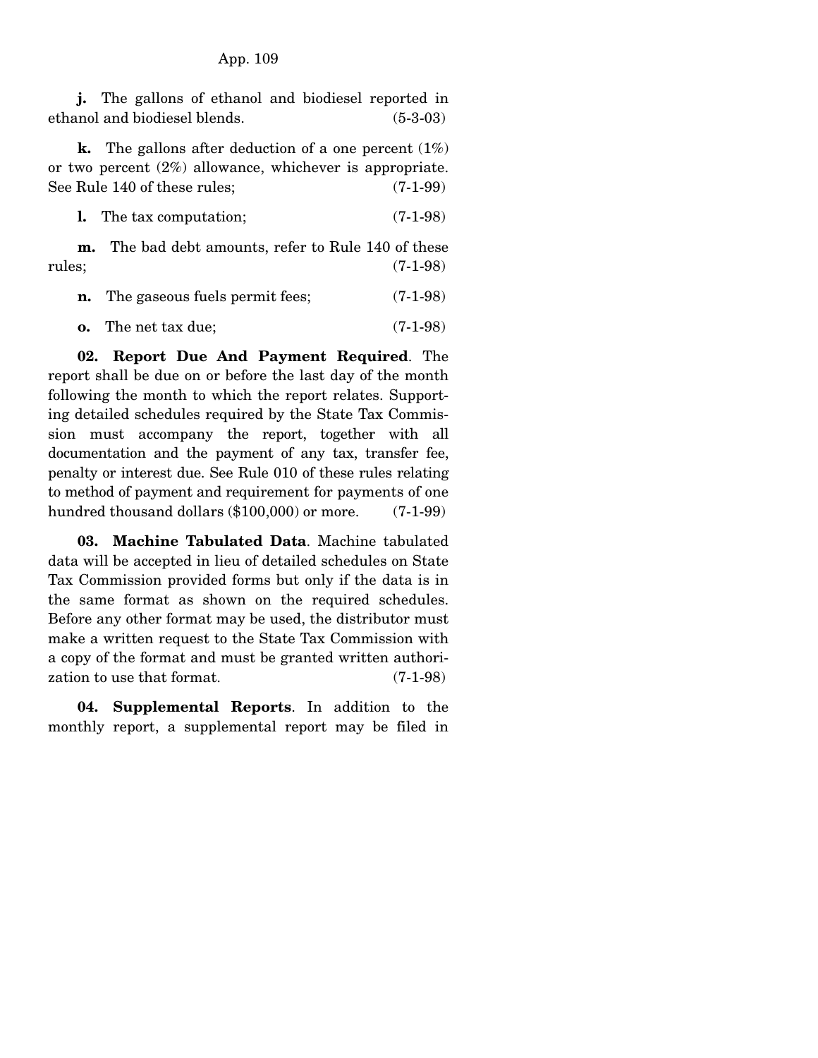**j.** The gallons of ethanol and biodiesel reported in ethanol and biodiesel blends. (5-3-03)

**k.** The gallons after deduction of a one percent (1%) or two percent (2%) allowance, whichever is appropriate. See Rule 140 of these rules; (7-1-99)

**l.** The tax computation; (7-1-98)

**m.** The bad debt amounts, refer to Rule 140 of these rules; (7-1-98)

**n.** The gaseous fuels permit fees; (7-1-98)

**o.** The net tax due; (7-1-98)

**02. Report Due And Payment Required**. The report shall be due on or before the last day of the month following the month to which the report relates. Supporting detailed schedules required by the State Tax Commission must accompany the report, together with all documentation and the payment of any tax, transfer fee, penalty or interest due. See Rule 010 of these rules relating to method of payment and requirement for payments of one hundred thousand dollars ($100,000) or more. (7-1-99)

**03. Machine Tabulated Data**. Machine tabulated data will be accepted in lieu of detailed schedules on State Tax Commission provided forms but only if the data is in the same format as shown on the required schedules. Before any other format may be used, the distributor must make a written request to the State Tax Commission with a copy of the format and must be granted written authorization to use that format. (7-1-98)

**04. Supplemental Reports**. In addition to the monthly report, a supplemental report may be filed in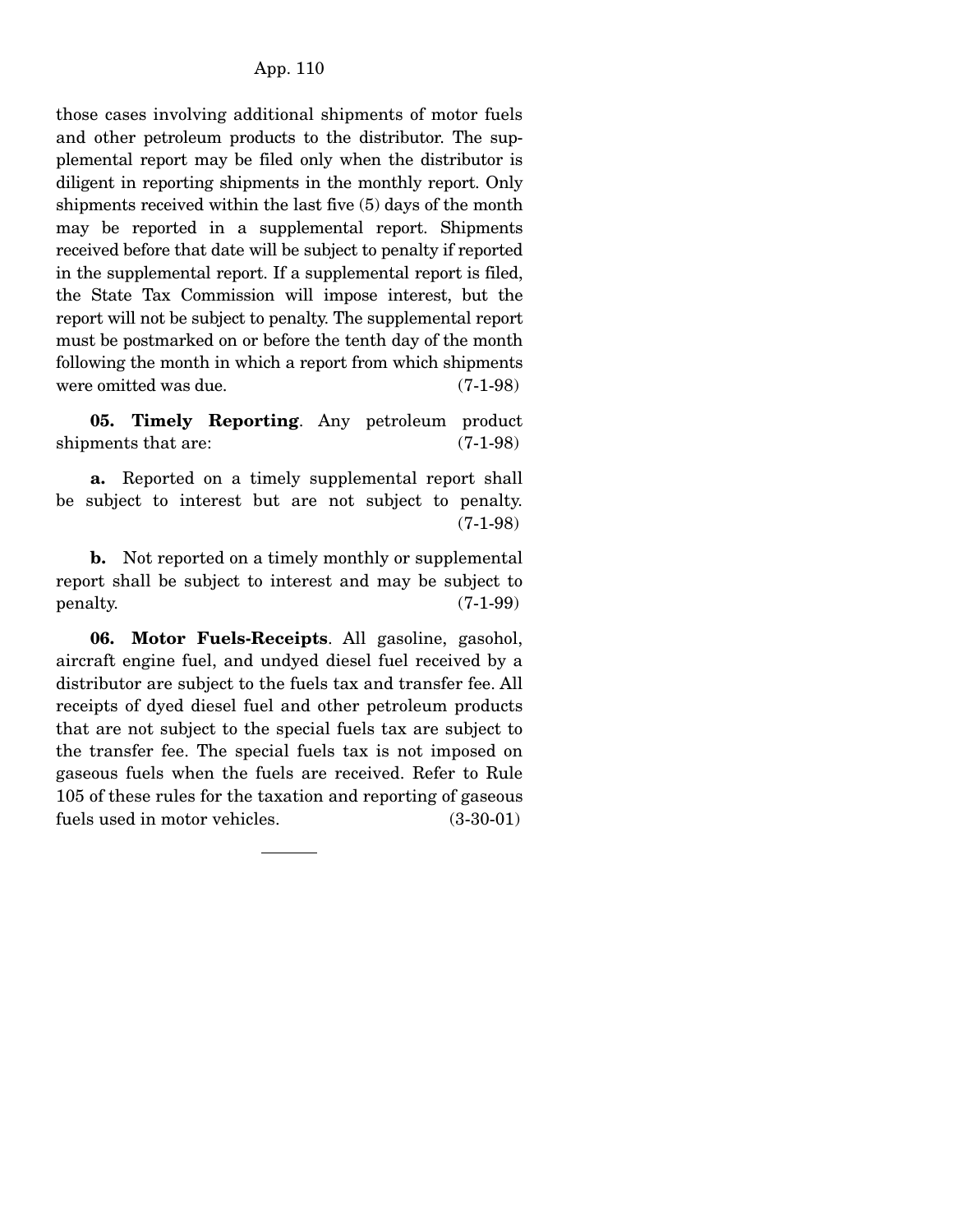those cases involving additional shipments of motor fuels and other petroleum products to the distributor. The supplemental report may be filed only when the distributor is diligent in reporting shipments in the monthly report. Only shipments received within the last five (5) days of the month may be reported in a supplemental report. Shipments received before that date will be subject to penalty if reported in the supplemental report. If a supplemental report is filed, the State Tax Commission will impose interest, but the report will not be subject to penalty. The supplemental report must be postmarked on or before the tenth day of the month following the month in which a report from which shipments were omitted was due. (7-1-98)

**05. Timely Reporting**. Any petroleum product shipments that are: (7-1-98)

**a.** Reported on a timely supplemental report shall be subject to interest but are not subject to penalty. (7-1-98)

**b.** Not reported on a timely monthly or supplemental report shall be subject to interest and may be subject to penalty. (7-1-99)

**06. Motor Fuels-Receipts**. All gasoline, gasohol, aircraft engine fuel, and undyed diesel fuel received by a distributor are subject to the fuels tax and transfer fee. All receipts of dyed diesel fuel and other petroleum products that are not subject to the special fuels tax are subject to the transfer fee. The special fuels tax is not imposed on gaseous fuels when the fuels are received. Refer to Rule 105 of these rules for the taxation and reporting of gaseous fuels used in motor vehicles. (3-30-01)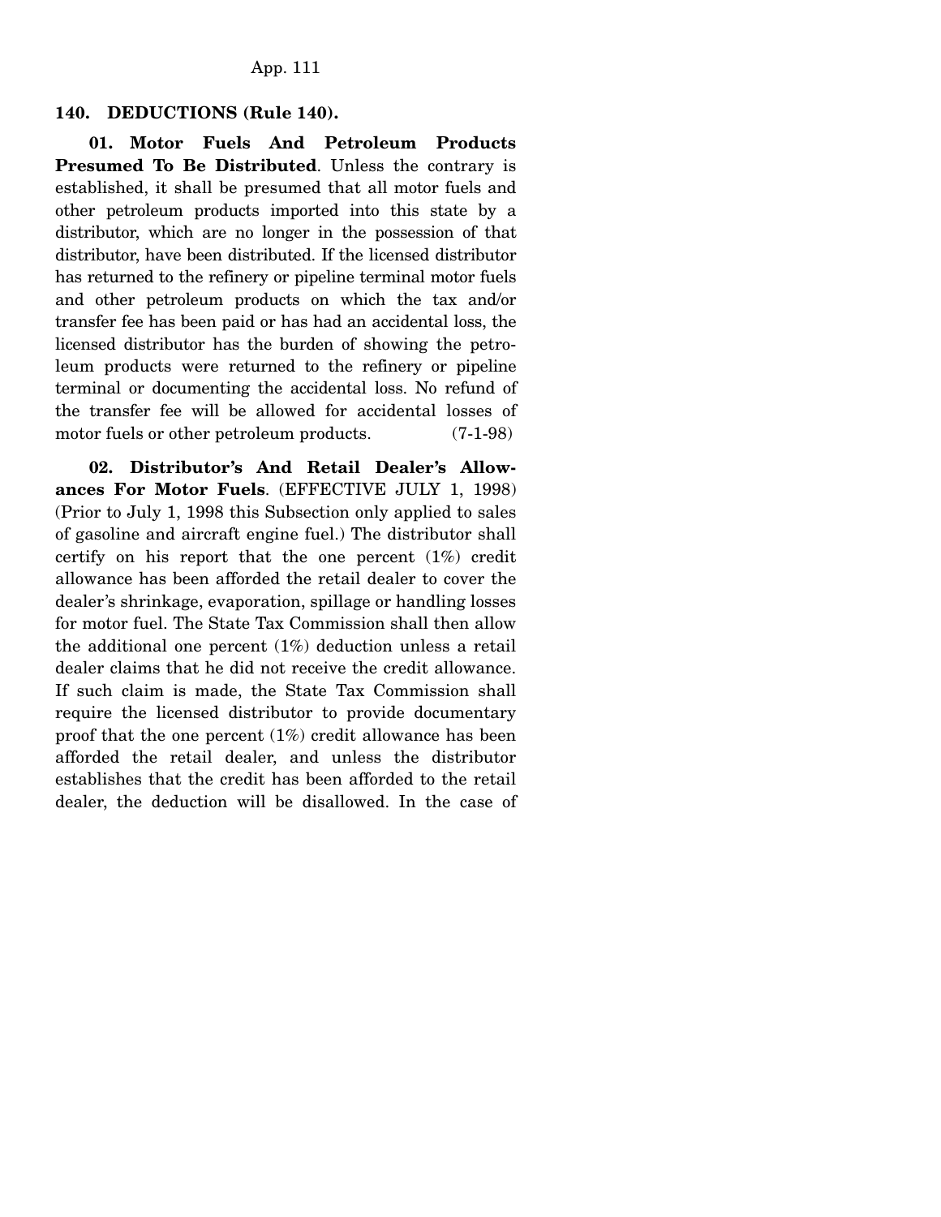## 140. DEDUCTIONS (Rule 140).

**01. Motor Fuels And Petroleum Products Presumed To Be Distributed**. Unless the contrary is established, it shall be presumed that all motor fuels and other petroleum products imported into this state by a distributor, which are no longer in the possession of that distributor, have been distributed. If the licensed distributor has returned to the refinery or pipeline terminal motor fuels and other petroleum products on which the tax and/or transfer fee has been paid or has had an accidental loss, the licensed distributor has the burden of showing the petroleum products were returned to the refinery or pipeline terminal or documenting the accidental loss. No refund of the transfer fee will be allowed for accidental losses of motor fuels or other petroleum products. (7-1-98)

**02. Distributor's And Retail Dealer's Allowances For Motor Fuels**. (EFFECTIVE JULY 1, 1998) (Prior to July 1, 1998 this Subsection only applied to sales of gasoline and aircraft engine fuel.) The distributor shall certify on his report that the one percent (1%) credit allowance has been afforded the retail dealer to cover the dealer's shrinkage, evaporation, spillage or handling losses for motor fuel. The State Tax Commission shall then allow the additional one percent (1%) deduction unless a retail dealer claims that he did not receive the credit allowance. If such claim is made, the State Tax Commission shall require the licensed distributor to provide documentary proof that the one percent (1%) credit allowance has been afforded the retail dealer, and unless the distributor establishes that the credit has been afforded to the retail dealer, the deduction will be disallowed. In the case of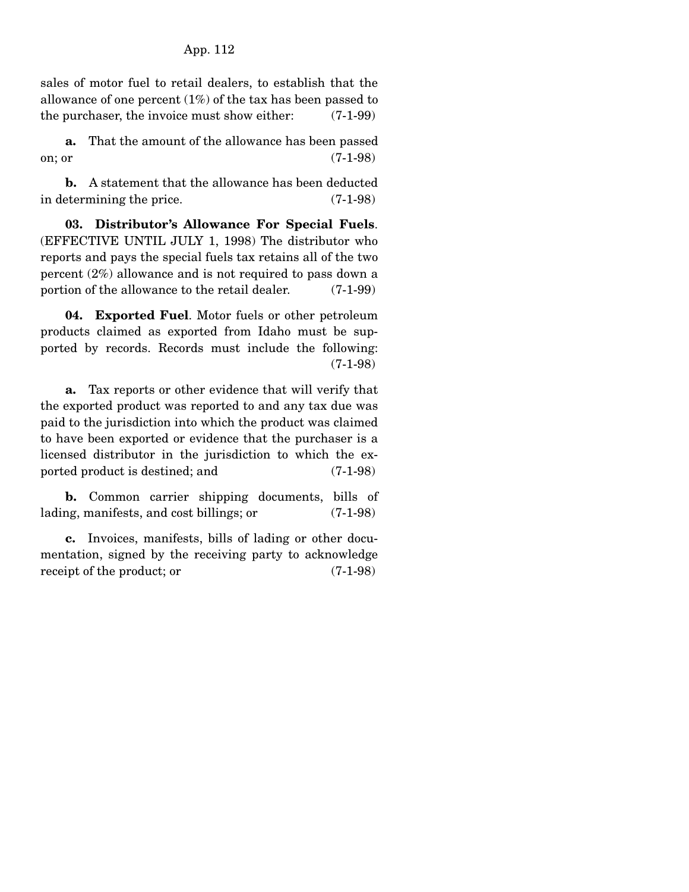sales of motor fuel to retail dealers, to establish that the allowance of one percent (1%) of the tax has been passed to the purchaser, the invoice must show either: (7-1-99)

**a.** That the amount of the allowance has been passed on; or (7-1-98)

**b.** A statement that the allowance has been deducted in determining the price. (7-1-98)

**03. Distributor's Allowance For Special Fuels**. (EFFECTIVE UNTIL JULY 1, 1998) The distributor who reports and pays the special fuels tax retains all of the two percent (2%) allowance and is not required to pass down a portion of the allowance to the retail dealer. (7-1-99)

**04. Exported Fuel**. Motor fuels or other petroleum products claimed as exported from Idaho must be supported by records. Records must include the following: (7-1-98)

**a.** Tax reports or other evidence that will verify that the exported product was reported to and any tax due was paid to the jurisdiction into which the product was claimed to have been exported or evidence that the purchaser is a licensed distributor in the jurisdiction to which the exported product is destined; and (7-1-98)

**b.** Common carrier shipping documents, bills of lading, manifests, and cost billings; or (7-1-98)

**c.** Invoices, manifests, bills of lading or other documentation, signed by the receiving party to acknowledge receipt of the product; or (7-1-98)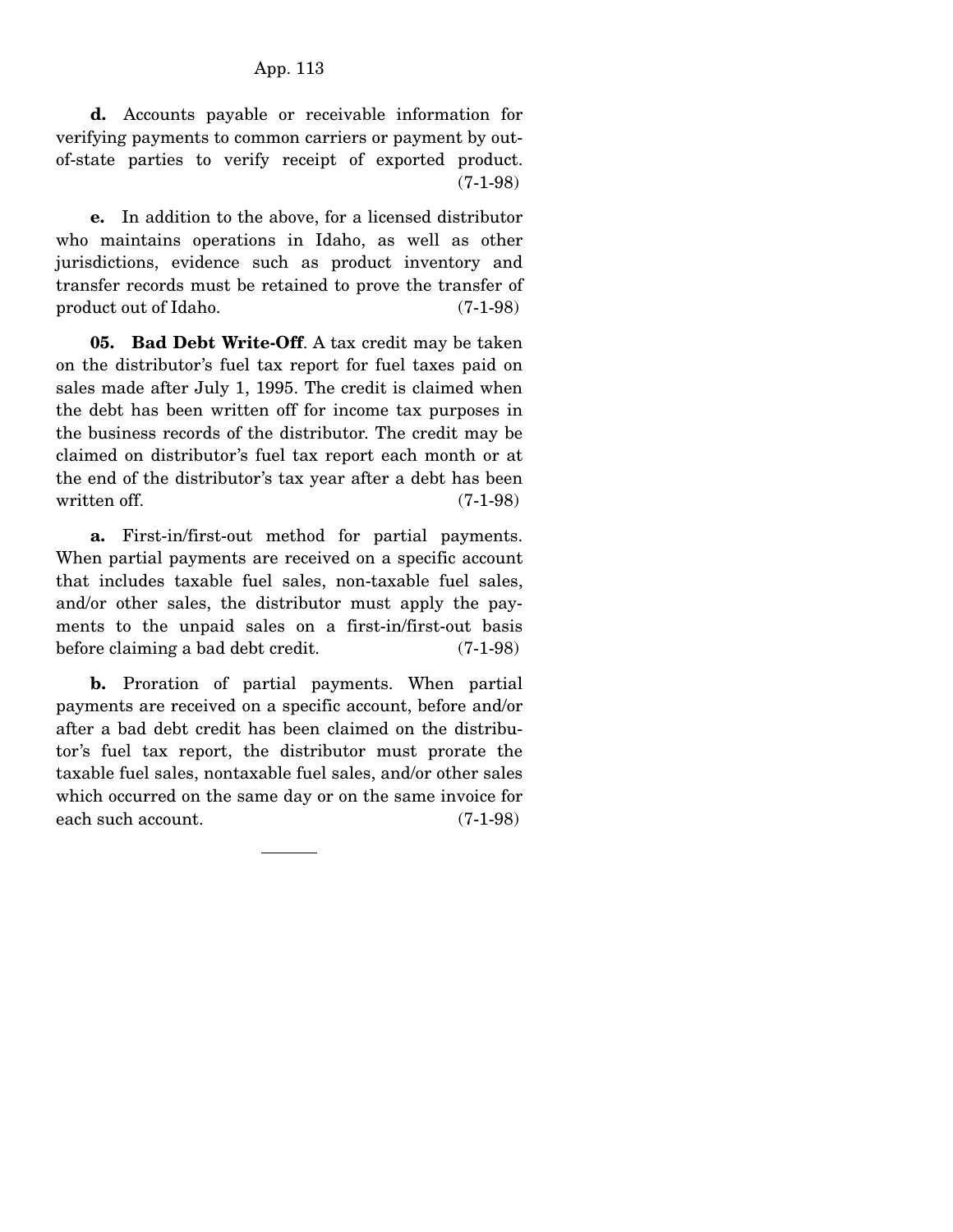**d.** Accounts payable or receivable information for verifying payments to common carriers or payment by out-of-state parties to verify receipt of exported product. (7-1-98)

**e.** In addition to the above, for a licensed distributor who maintains operations in Idaho, as well as other jurisdictions, evidence such as product inventory and transfer records must be retained to prove the transfer of product out of Idaho. (7-1-98)

**05. Bad Debt Write-Off**. A tax credit may be taken on the distributor's fuel tax report for fuel taxes paid on sales made after July 1, 1995. The credit is claimed when the debt has been written off for income tax purposes in the business records of the distributor. The credit may be claimed on distributor's fuel tax report each month or at the end of the distributor's tax year after a debt has been written off. (7-1-98)

**a.** First-in/first-out method for partial payments. When partial payments are received on a specific account that includes taxable fuel sales, non-taxable fuel sales, and/or other sales, the distributor must apply the payments to the unpaid sales on a first-in/first-out basis before claiming a bad debt credit. (7-1-98)

**b.** Proration of partial payments. When partial payments are received on a specific account, before and/or after a bad debt credit has been claimed on the distributor's fuel tax report, the distributor must prorate the taxable fuel sales, nontaxable fuel sales, and/or other sales which occurred on the same day or on the same invoice for each such account. (7-1-98)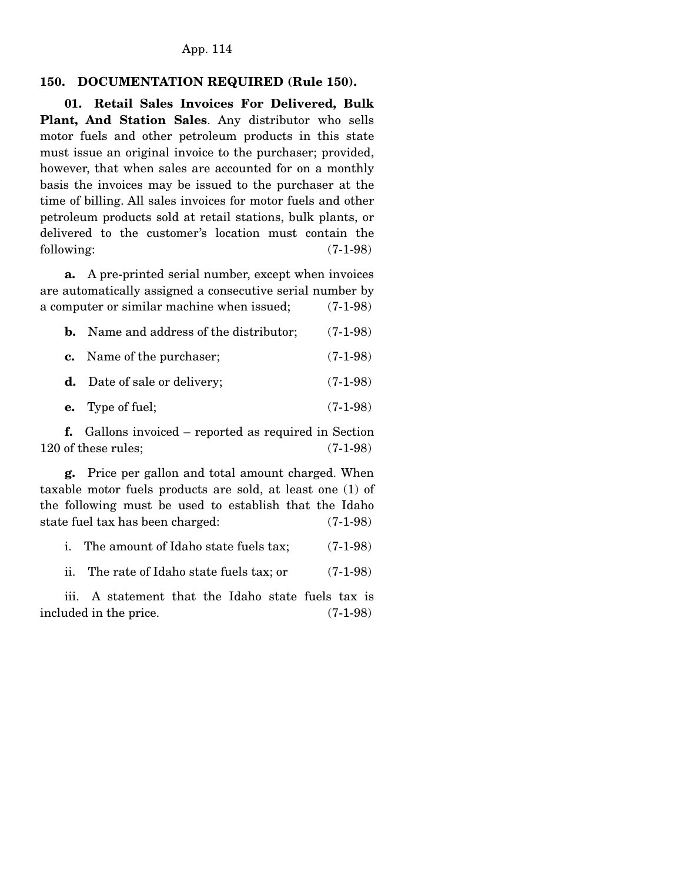**150. DOCUMENTATION REQUIRED (Rule 150).**

**01. Retail Sales Invoices For Delivered, Bulk Plant, And Station Sales**. Any distributor who sells motor fuels and other petroleum products in this state must issue an original invoice to the purchaser; provided, however, that when sales are accounted for on a monthly basis the invoices may be issued to the purchaser at the time of billing. All sales invoices for motor fuels and other petroleum products sold at retail stations, bulk plants, or delivered to the customer's location must contain the following: (7-1-98)

**a.** A pre-printed serial number, except when invoices are automatically assigned a consecutive serial number by a computer or similar machine when issued; (7-1-98)

**b.** Name and address of the distributor; (7-1-98)

**c.** Name of the purchaser; (7-1-98)

**d.** Date of sale or delivery; (7-1-98)

**e.** Type of fuel; (7-1-98)

**f.** Gallons invoiced – reported as required in Section 120 of these rules; (7-1-98)

**g.** Price per gallon and total amount charged. When taxable motor fuels products are sold, at least one (1) of the following must be used to establish that the Idaho state fuel tax has been charged: (7-1-98)

i. The amount of Idaho state fuels tax; (7-1-98)

ii. The rate of Idaho state fuels tax; or (7-1-98)

iii. A statement that the Idaho state fuels tax is included in the price. (7-1-98)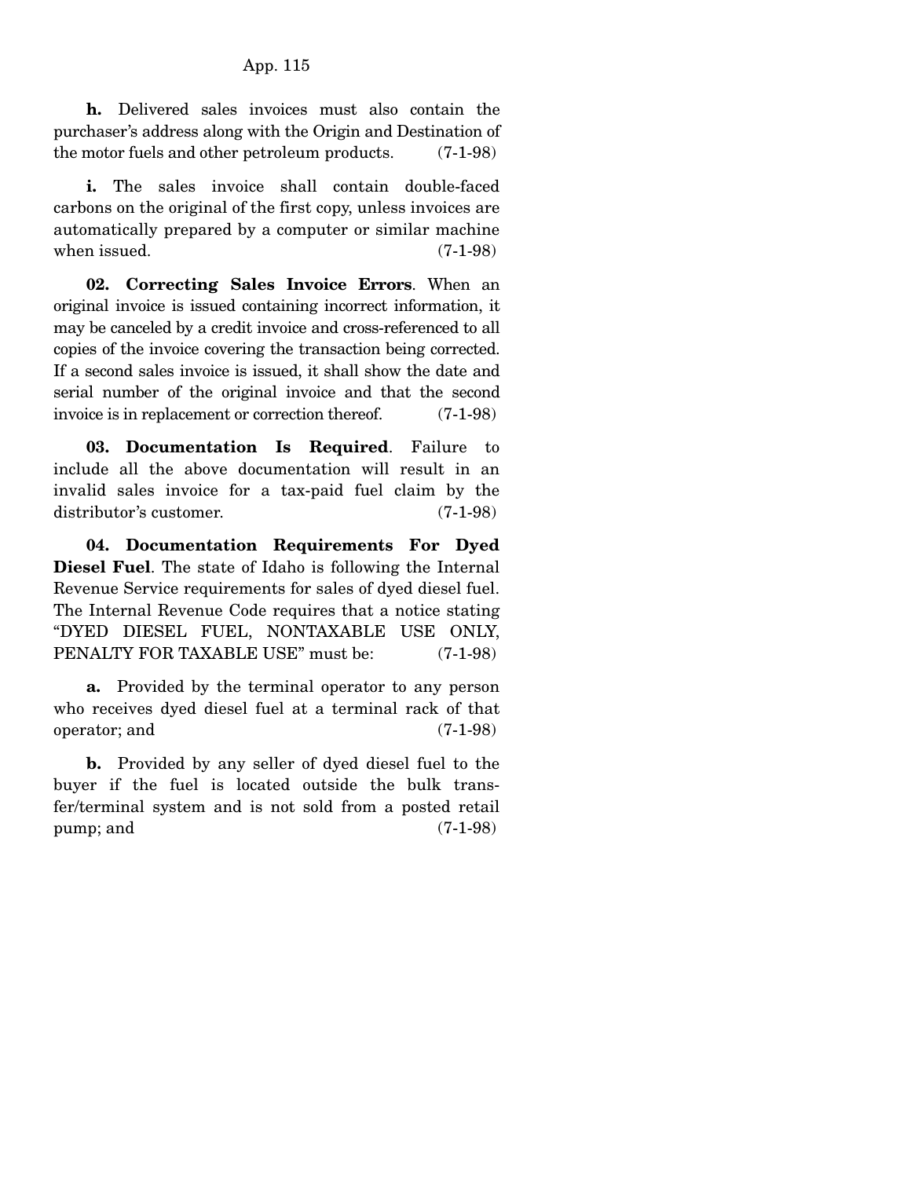**h.** Delivered sales invoices must also contain the purchaser's address along with the Origin and Destination of the motor fuels and other petroleum products. (7-1-98)

**i.** The sales invoice shall contain double-faced carbons on the original of the first copy, unless invoices are automatically prepared by a computer or similar machine when issued. (7-1-98)

**02. Correcting Sales Invoice Errors**. When an original invoice is issued containing incorrect information, it may be canceled by a credit invoice and cross-referenced to all copies of the invoice covering the transaction being corrected. If a second sales invoice is issued, it shall show the date and serial number of the original invoice and that the second invoice is in replacement or correction thereof. (7-1-98)

**03. Documentation Is Required**. Failure to include all the above documentation will result in an invalid sales invoice for a tax-paid fuel claim by the distributor's customer. (7-1-98)

**04. Documentation Requirements For Dyed Diesel Fuel**. The state of Idaho is following the Internal Revenue Service requirements for sales of dyed diesel fuel. The Internal Revenue Code requires that a notice stating "DYED DIESEL FUEL, NONTAXABLE USE ONLY, PENALTY FOR TAXABLE USE" must be: (7-1-98)

**a.** Provided by the terminal operator to any person who receives dyed diesel fuel at a terminal rack of that operator; and (7-1-98)

**b.** Provided by any seller of dyed diesel fuel to the buyer if the fuel is located outside the bulk transfer/terminal system and is not sold from a posted retail pump; and (7-1-98)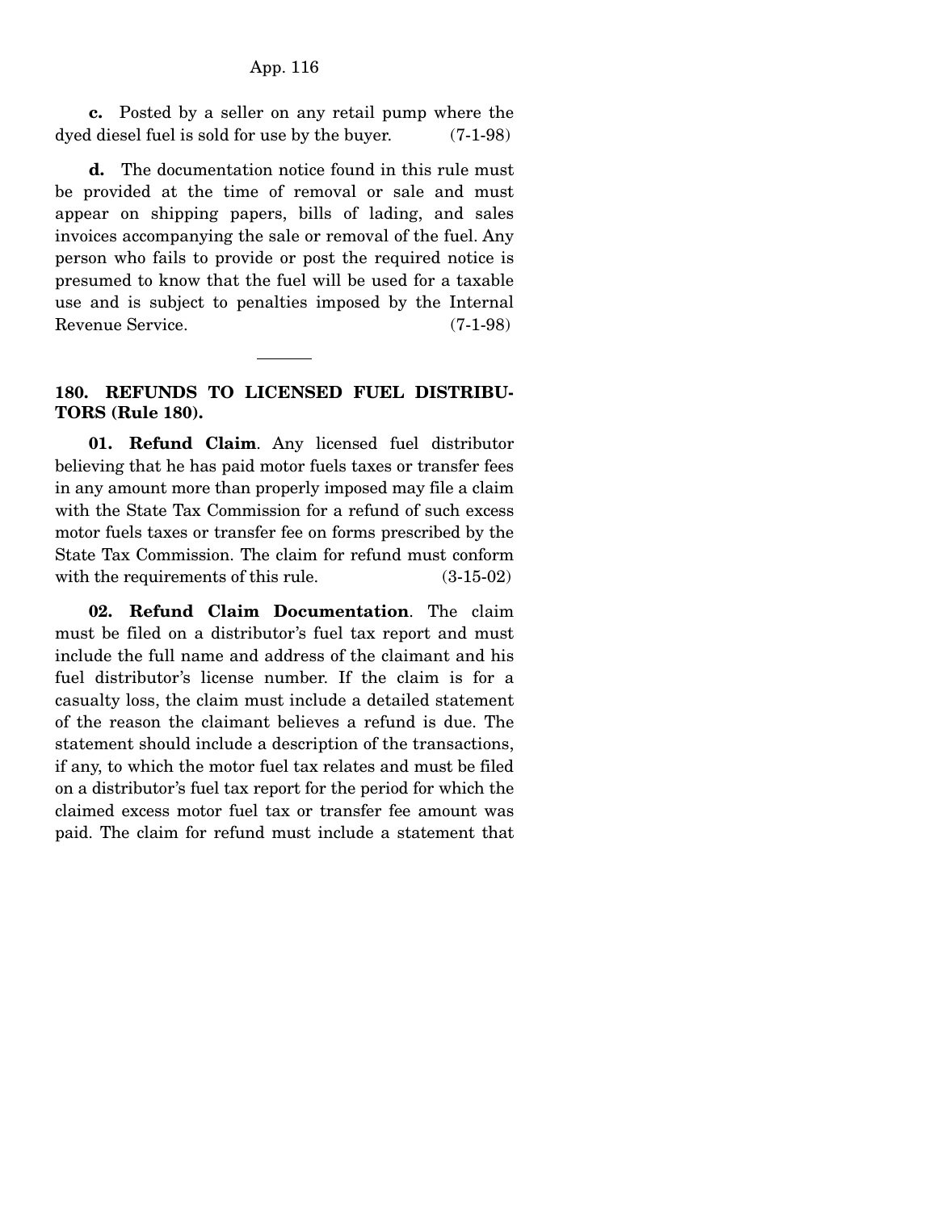**c.** Posted by a seller on any retail pump where the dyed diesel fuel is sold for use by the buyer. (7-1-98)

**d.** The documentation notice found in this rule must be provided at the time of removal or sale and must appear on shipping papers, bills of lading, and sales invoices accompanying the sale or removal of the fuel. Any person who fails to provide or post the required notice is presumed to know that the fuel will be used for a taxable use and is subject to penalties imposed by the Internal Revenue Service. (7-1-98)

---

### 180. REFUNDS TO LICENSED FUEL DISTRIBUTORS (Rule 180).

**01. Refund Claim**. Any licensed fuel distributor believing that he has paid motor fuels taxes or transfer fees in any amount more than properly imposed may file a claim with the State Tax Commission for a refund of such excess motor fuels taxes or transfer fee on forms prescribed by the State Tax Commission. The claim for refund must conform with the requirements of this rule. (3-15-02)

**02. Refund Claim Documentation**. The claim must be filed on a distributor's fuel tax report and must include the full name and address of the claimant and his fuel distributor's license number. If the claim is for a casualty loss, the claim must include a detailed statement of the reason the claimant believes a refund is due. The statement should include a description of the transactions, if any, to which the motor fuel tax relates and must be filed on a distributor's fuel tax report for the period for which the claimed excess motor fuel tax or transfer fee amount was paid. The claim for refund must include a statement that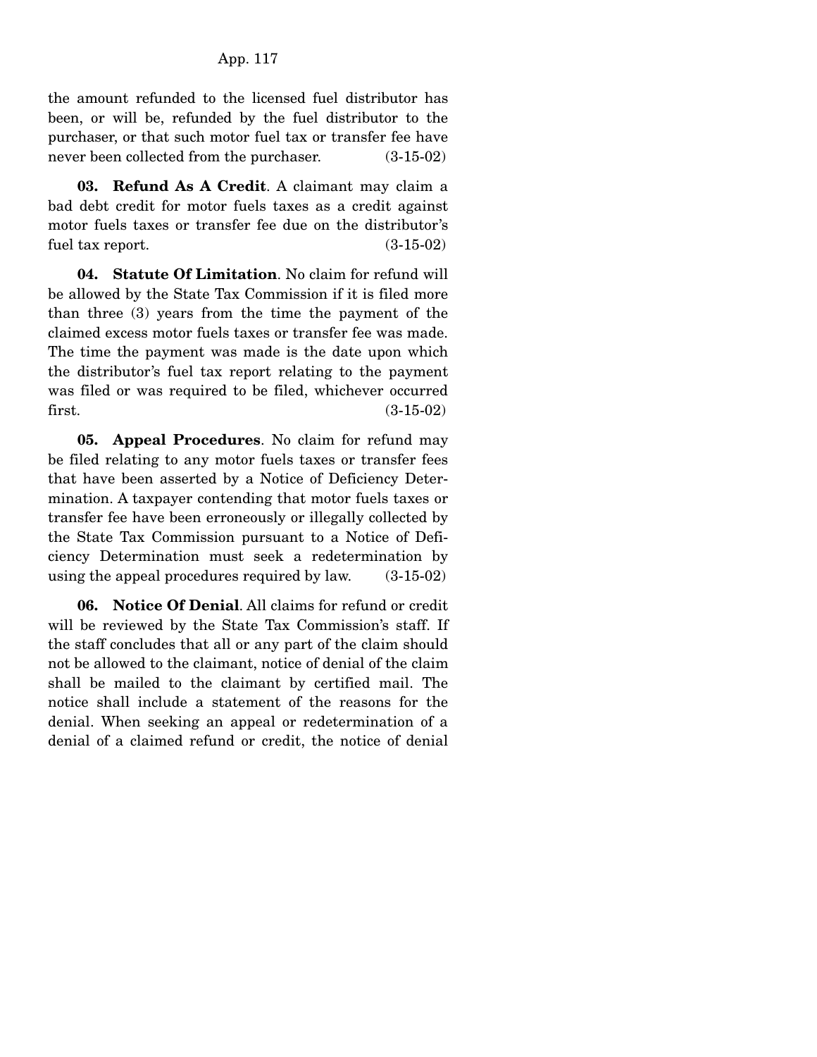the amount refunded to the licensed fuel distributor has been, or will be, refunded by the fuel distributor to the purchaser, or that such motor fuel tax or transfer fee have never been collected from the purchaser. (3-15-02)

**03. Refund As A Credit**. A claimant may claim a bad debt credit for motor fuels taxes as a credit against motor fuels taxes or transfer fee due on the distributor's fuel tax report. (3-15-02)

**04. Statute Of Limitation**. No claim for refund will be allowed by the State Tax Commission if it is filed more than three (3) years from the time the payment of the claimed excess motor fuels taxes or transfer fee was made. The time the payment was made is the date upon which the distributor's fuel tax report relating to the payment was filed or was required to be filed, whichever occurred first. (3-15-02)

**05. Appeal Procedures**. No claim for refund may be filed relating to any motor fuels taxes or transfer fees that have been asserted by a Notice of Deficiency Determination. A taxpayer contending that motor fuels taxes or transfer fee have been erroneously or illegally collected by the State Tax Commission pursuant to a Notice of Deficiency Determination must seek a redetermination by using the appeal procedures required by law. (3-15-02)

**06. Notice Of Denial**. All claims for refund or credit will be reviewed by the State Tax Commission's staff. If the staff concludes that all or any part of the claim should not be allowed to the claimant, notice of denial of the claim shall be mailed to the claimant by certified mail. The notice shall include a statement of the reasons for the denial. When seeking an appeal or redetermination of a denial of a claimed refund or credit, the notice of denial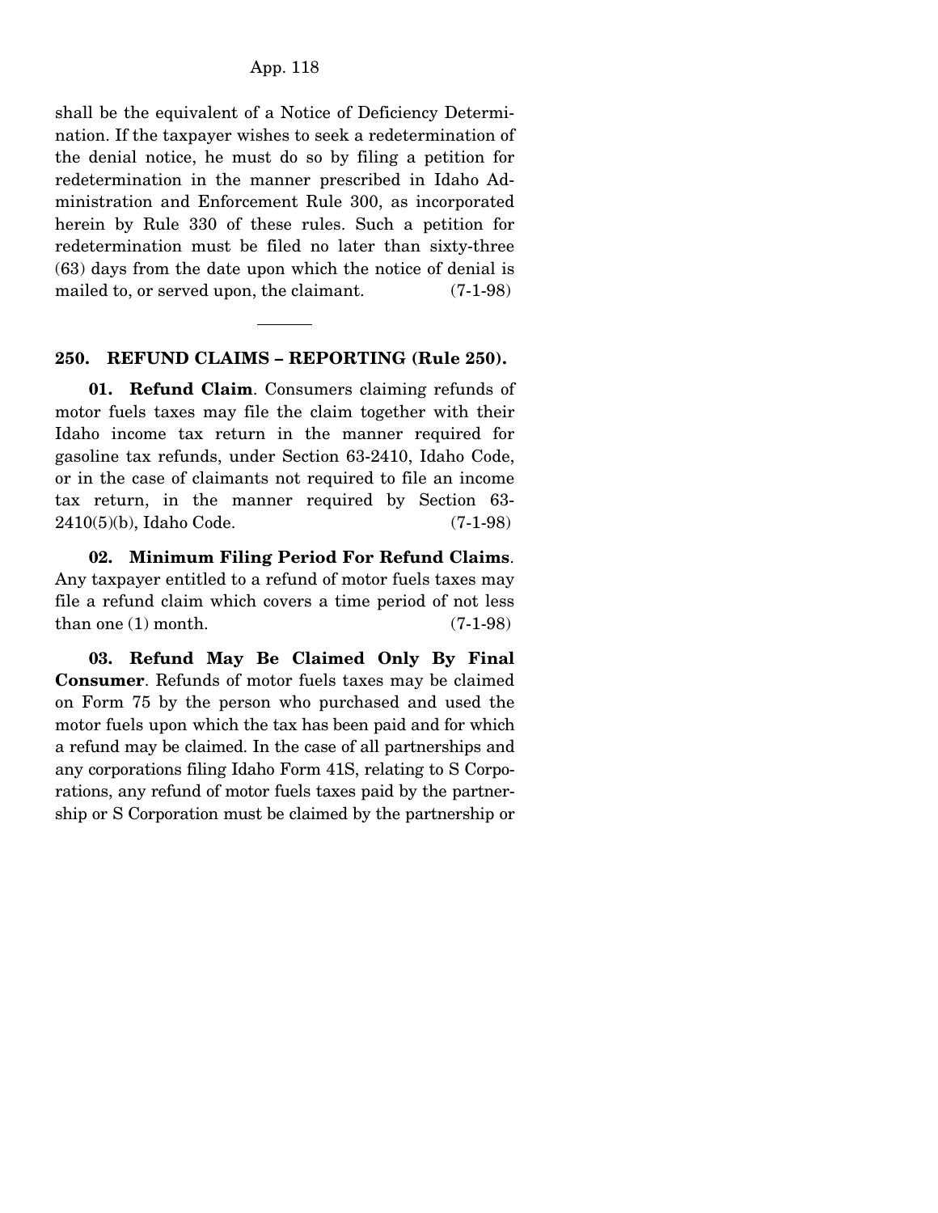shall be the equivalent of a Notice of Deficiency Determination. If the taxpayer wishes to seek a redetermination of the denial notice, he must do so by filing a petition for redetermination in the manner prescribed in Idaho Administration and Enforcement Rule 300, as incorporated herein by Rule 330 of these rules. Such a petition for redetermination must be filed no later than sixty-three (63) days from the date upon which the notice of denial is mailed to, or served upon, the claimant. (7-1-98)

---

**250. REFUND CLAIMS – REPORTING (Rule 250).**

**01. Refund Claim**. Consumers claiming refunds of motor fuels taxes may file the claim together with their Idaho income tax return in the manner required for gasoline tax refunds, under Section 63-2410, Idaho Code, or in the case of claimants not required to file an income tax return, in the manner required by Section 63-2410(5)(b), Idaho Code. (7-1-98)

**02. Minimum Filing Period For Refund Claims**. Any taxpayer entitled to a refund of motor fuels taxes may file a refund claim which covers a time period of not less than one (1) month. (7-1-98)

**03. Refund May Be Claimed Only By Final Consumer**. Refunds of motor fuels taxes may be claimed on Form 75 by the person who purchased and used the motor fuels upon which the tax has been paid and for which a refund may be claimed. In the case of all partnerships and any corporations filing Idaho Form 41S, relating to S Corporations, any refund of motor fuels taxes paid by the partnership or S Corporation must be claimed by the partnership or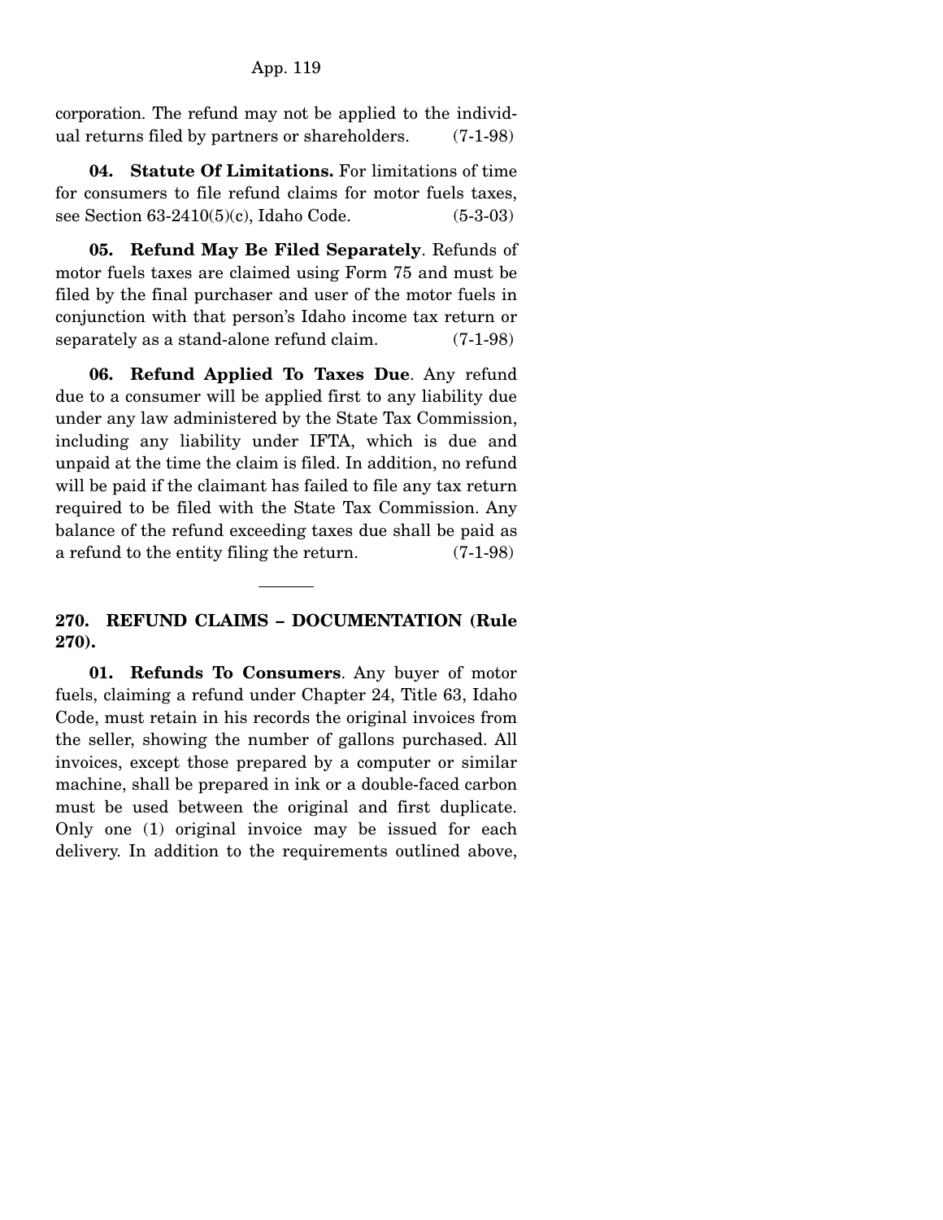corporation. The refund may not be applied to the individual returns filed by partners or shareholders. (7-1-98)

**04. Statute Of Limitations.** For limitations of time for consumers to file refund claims for motor fuels taxes, see Section 63-2410(5)(c), Idaho Code. (5-3-03)

**05. Refund May Be Filed Separately**. Refunds of motor fuels taxes are claimed using Form 75 and must be filed by the final purchaser and user of the motor fuels in conjunction with that person's Idaho income tax return or separately as a stand-alone refund claim. (7-1-98)

**06. Refund Applied To Taxes Due**. Any refund due to a consumer will be applied first to any liability due under any law administered by the State Tax Commission, including any liability under IFTA, which is due and unpaid at the time the claim is filed. In addition, no refund will be paid if the claimant has failed to file any tax return required to be filed with the State Tax Commission. Any balance of the refund exceeding taxes due shall be paid as a refund to the entity filing the return. (7-1-98)

---

## 270. REFUND CLAIMS – DOCUMENTATION (Rule 270).

**01. Refunds To Consumers**. Any buyer of motor fuels, claiming a refund under Chapter 24, Title 63, Idaho Code, must retain in his records the original invoices from the seller, showing the number of gallons purchased. All invoices, except those prepared by a computer or similar machine, shall be prepared in ink or a double-faced carbon must be used between the original and first duplicate. Only one (1) original invoice may be issued for each delivery. In addition to the requirements outlined above,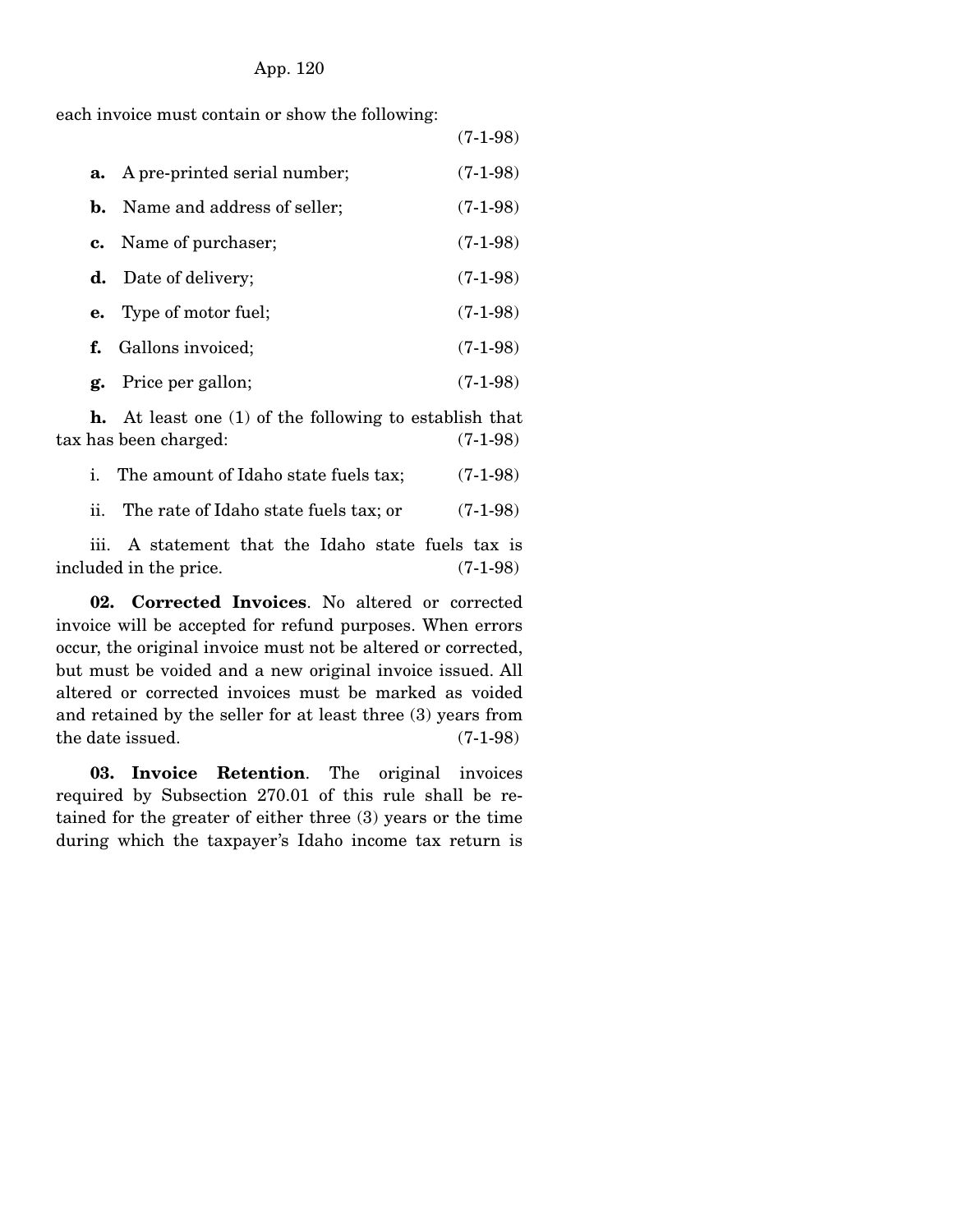each invoice must contain or show the following: (7-1-98)

**a.** A pre-printed serial number; (7-1-98)

**b.** Name and address of seller; (7-1-98)

**c.** Name of purchaser; (7-1-98)

**d.** Date of delivery; (7-1-98)

**e.** Type of motor fuel; (7-1-98)

**f.** Gallons invoiced; (7-1-98)

**g.** Price per gallon; (7-1-98)

**h.** At least one (1) of the following to establish that tax has been charged: (7-1-98)

i. The amount of Idaho state fuels tax; (7-1-98)

ii. The rate of Idaho state fuels tax; or (7-1-98)

iii. A statement that the Idaho state fuels tax is included in the price. (7-1-98)

**02. Corrected Invoices**. No altered or corrected invoice will be accepted for refund purposes. When errors occur, the original invoice must not be altered or corrected, but must be voided and a new original invoice issued. All altered or corrected invoices must be marked as voided and retained by the seller for at least three (3) years from the date issued. (7-1-98)

**03. Invoice Retention**. The original invoices required by Subsection 270.01 of this rule shall be retained for the greater of either three (3) years or the time during which the taxpayer's Idaho income tax return is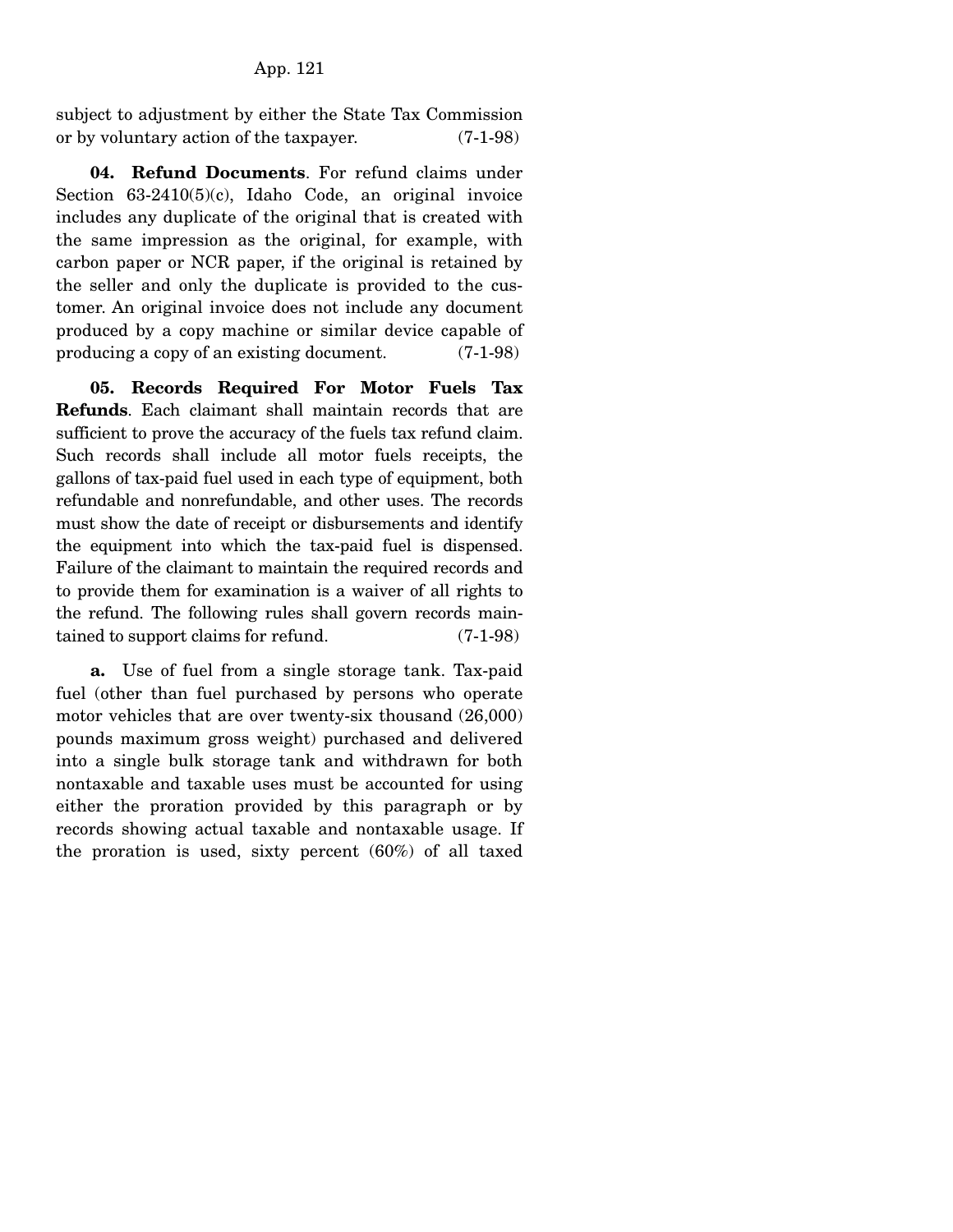subject to adjustment by either the State Tax Commission or by voluntary action of the taxpayer. (7-1-98)

**04. Refund Documents**. For refund claims under Section 63-2410(5)(c), Idaho Code, an original invoice includes any duplicate of the original that is created with the same impression as the original, for example, with carbon paper or NCR paper, if the original is retained by the seller and only the duplicate is provided to the customer. An original invoice does not include any document produced by a copy machine or similar device capable of producing a copy of an existing document. (7-1-98)

**05. Records Required For Motor Fuels Tax Refunds**. Each claimant shall maintain records that are sufficient to prove the accuracy of the fuels tax refund claim. Such records shall include all motor fuels receipts, the gallons of tax-paid fuel used in each type of equipment, both refundable and nonrefundable, and other uses. The records must show the date of receipt or disbursements and identify the equipment into which the tax-paid fuel is dispensed. Failure of the claimant to maintain the required records and to provide them for examination is a waiver of all rights to the refund. The following rules shall govern records maintained to support claims for refund. (7-1-98)

**a.** Use of fuel from a single storage tank. Tax-paid fuel (other than fuel purchased by persons who operate motor vehicles that are over twenty-six thousand (26,000) pounds maximum gross weight) purchased and delivered into a single bulk storage tank and withdrawn for both nontaxable and taxable uses must be accounted for using either the proration provided by this paragraph or by records showing actual taxable and nontaxable usage. If the proration is used, sixty percent (60%) of all taxed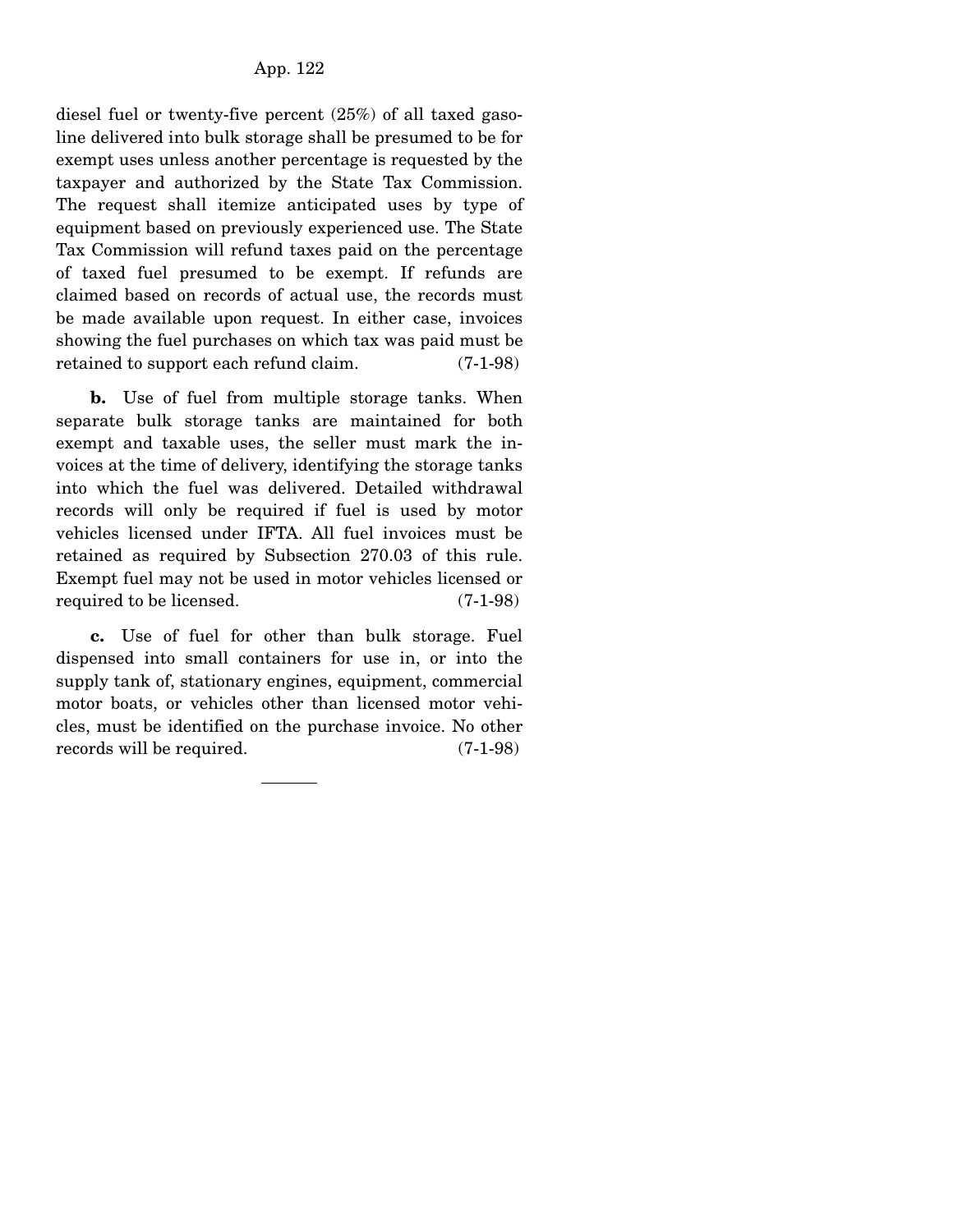diesel fuel or twenty-five percent (25%) of all taxed gasoline delivered into bulk storage shall be presumed to be for exempt uses unless another percentage is requested by the taxpayer and authorized by the State Tax Commission. The request shall itemize anticipated uses by type of equipment based on previously experienced use. The State Tax Commission will refund taxes paid on the percentage of taxed fuel presumed to be exempt. If refunds are claimed based on records of actual use, the records must be made available upon request. In either case, invoices showing the fuel purchases on which tax was paid must be retained to support each refund claim. (7-1-98)

**b.** Use of fuel from multiple storage tanks. When separate bulk storage tanks are maintained for both exempt and taxable uses, the seller must mark the invoices at the time of delivery, identifying the storage tanks into which the fuel was delivered. Detailed withdrawal records will only be required if fuel is used by motor vehicles licensed under IFTA. All fuel invoices must be retained as required by Subsection 270.03 of this rule. Exempt fuel may not be used in motor vehicles licensed or required to be licensed. (7-1-98)

**c.** Use of fuel for other than bulk storage. Fuel dispensed into small containers for use in, or into the supply tank of, stationary engines, equipment, commercial motor boats, or vehicles other than licensed motor vehicles, must be identified on the purchase invoice. No other records will be required. (7-1-98)

---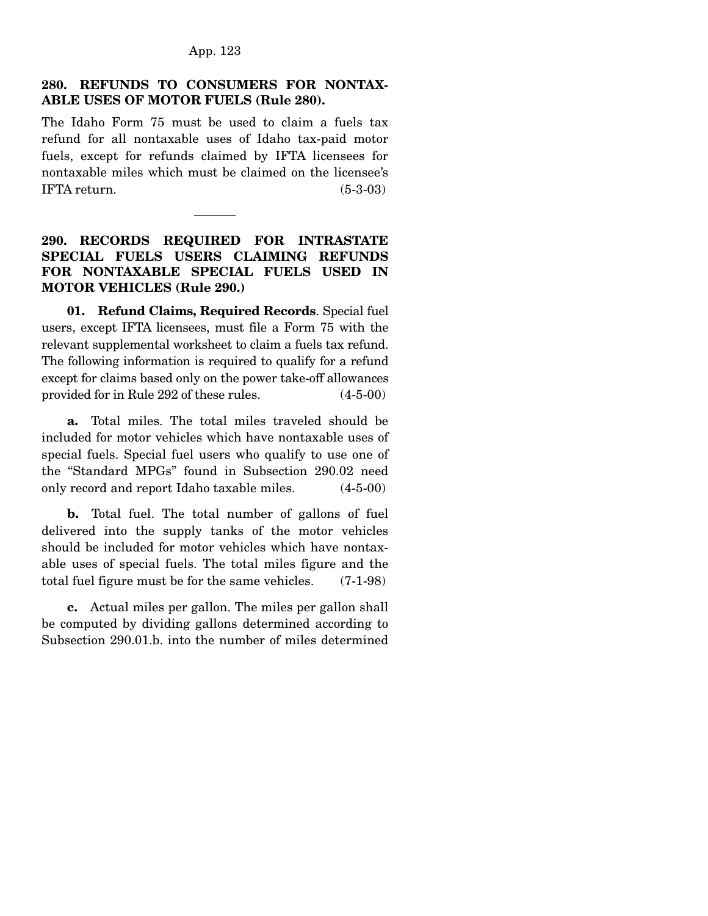**280. REFUNDS TO CONSUMERS FOR NONTAXABLE USES OF MOTOR FUELS (Rule 280).**

The Idaho Form 75 must be used to claim a fuels tax refund for all nontaxable uses of Idaho tax-paid motor fuels, except for refunds claimed by IFTA licensees for nontaxable miles which must be claimed on the licensee's IFTA return. (5-3-03)

---

**290. RECORDS REQUIRED FOR INTRASTATE SPECIAL FUELS USERS CLAIMING REFUNDS FOR NONTAXABLE SPECIAL FUELS USED IN MOTOR VEHICLES (Rule 290.)**

**01. Refund Claims, Required Records**. Special fuel users, except IFTA licensees, must file a Form 75 with the relevant supplemental worksheet to claim a fuels tax refund. The following information is required to qualify for a refund except for claims based only on the power take-off allowances provided for in Rule 292 of these rules. (4-5-00)

**a.** Total miles. The total miles traveled should be included for motor vehicles which have nontaxable uses of special fuels. Special fuel users who qualify to use one of the "Standard MPGs" found in Subsection 290.02 need only record and report Idaho taxable miles. (4-5-00)

**b.** Total fuel. The total number of gallons of fuel delivered into the supply tanks of the motor vehicles should be included for motor vehicles which have nontaxable uses of special fuels. The total miles figure and the total fuel figure must be for the same vehicles. (7-1-98)

**c.** Actual miles per gallon. The miles per gallon shall be computed by dividing gallons determined according to Subsection 290.01.b. into the number of miles determined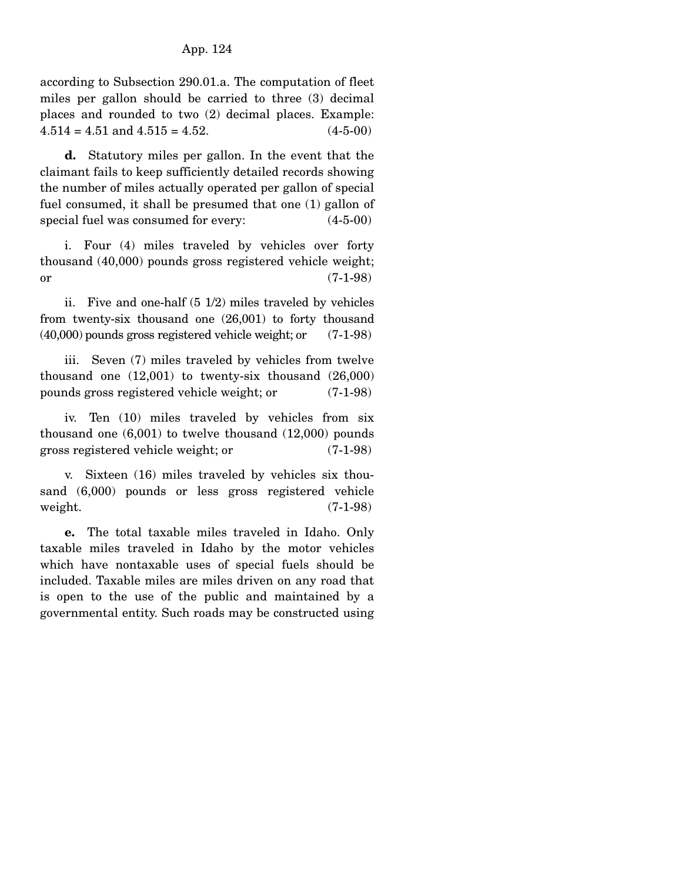according to Subsection 290.01.a. The computation of fleet miles per gallon should be carried to three (3) decimal places and rounded to two (2) decimal places. Example: 4.514 = 4.51 and 4.515 = 4.52. (4-5-00)

**d.** Statutory miles per gallon. In the event that the claimant fails to keep sufficiently detailed records showing the number of miles actually operated per gallon of special fuel consumed, it shall be presumed that one (1) gallon of special fuel was consumed for every: (4-5-00)

i. Four (4) miles traveled by vehicles over forty thousand (40,000) pounds gross registered vehicle weight; or (7-1-98)

ii. Five and one-half (5 1/2) miles traveled by vehicles from twenty-six thousand one (26,001) to forty thousand (40,000) pounds gross registered vehicle weight; or (7-1-98)

iii. Seven (7) miles traveled by vehicles from twelve thousand one (12,001) to twenty-six thousand (26,000) pounds gross registered vehicle weight; or (7-1-98)

iv. Ten (10) miles traveled by vehicles from six thousand one (6,001) to twelve thousand (12,000) pounds gross registered vehicle weight; or (7-1-98)

v. Sixteen (16) miles traveled by vehicles six thousand (6,000) pounds or less gross registered vehicle weight. (7-1-98)

**e.** The total taxable miles traveled in Idaho. Only taxable miles traveled in Idaho by the motor vehicles which have nontaxable uses of special fuels should be included. Taxable miles are miles driven on any road that is open to the use of the public and maintained by a governmental entity. Such roads may be constructed using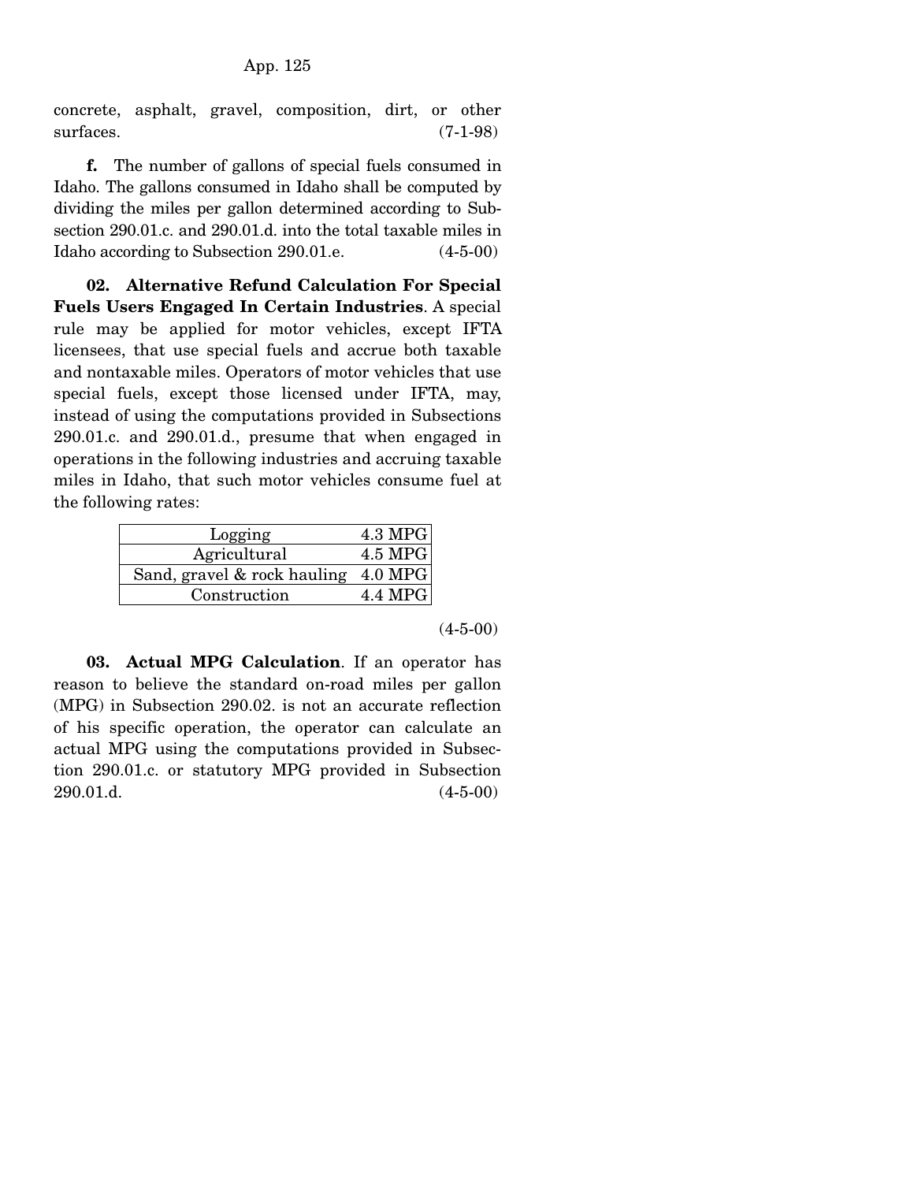concrete, asphalt, gravel, composition, dirt, or other surfaces. (7-1-98)

**f.** The number of gallons of special fuels consumed in Idaho. The gallons consumed in Idaho shall be computed by dividing the miles per gallon determined according to Subsection 290.01.c. and 290.01.d. into the total taxable miles in Idaho according to Subsection 290.01.e. (4-5-00)

**02. Alternative Refund Calculation For Special Fuels Users Engaged In Certain Industries**. A special rule may be applied for motor vehicles, except IFTA licensees, that use special fuels and accrue both taxable and nontaxable miles. Operators of motor vehicles that use special fuels, except those licensed under IFTA, may, instead of using the computations provided in Subsections 290.01.c. and 290.01.d., presume that when engaged in operations in the following industries and accruing taxable miles in Idaho, that such motor vehicles consume fuel at the following rates:

| | |
|---|---|
| Logging | 4.3 MPG |
| Agricultural | 4.5 MPG |
| Sand, gravel & rock hauling | 4.0 MPG |
| Construction | 4.4 MPG |

(4-5-00)

**03. Actual MPG Calculation**. If an operator has reason to believe the standard on-road miles per gallon (MPG) in Subsection 290.02. is not an accurate reflection of his specific operation, the operator can calculate an actual MPG using the computations provided in Subsection 290.01.c. or statutory MPG provided in Subsection 290.01.d. (4-5-00)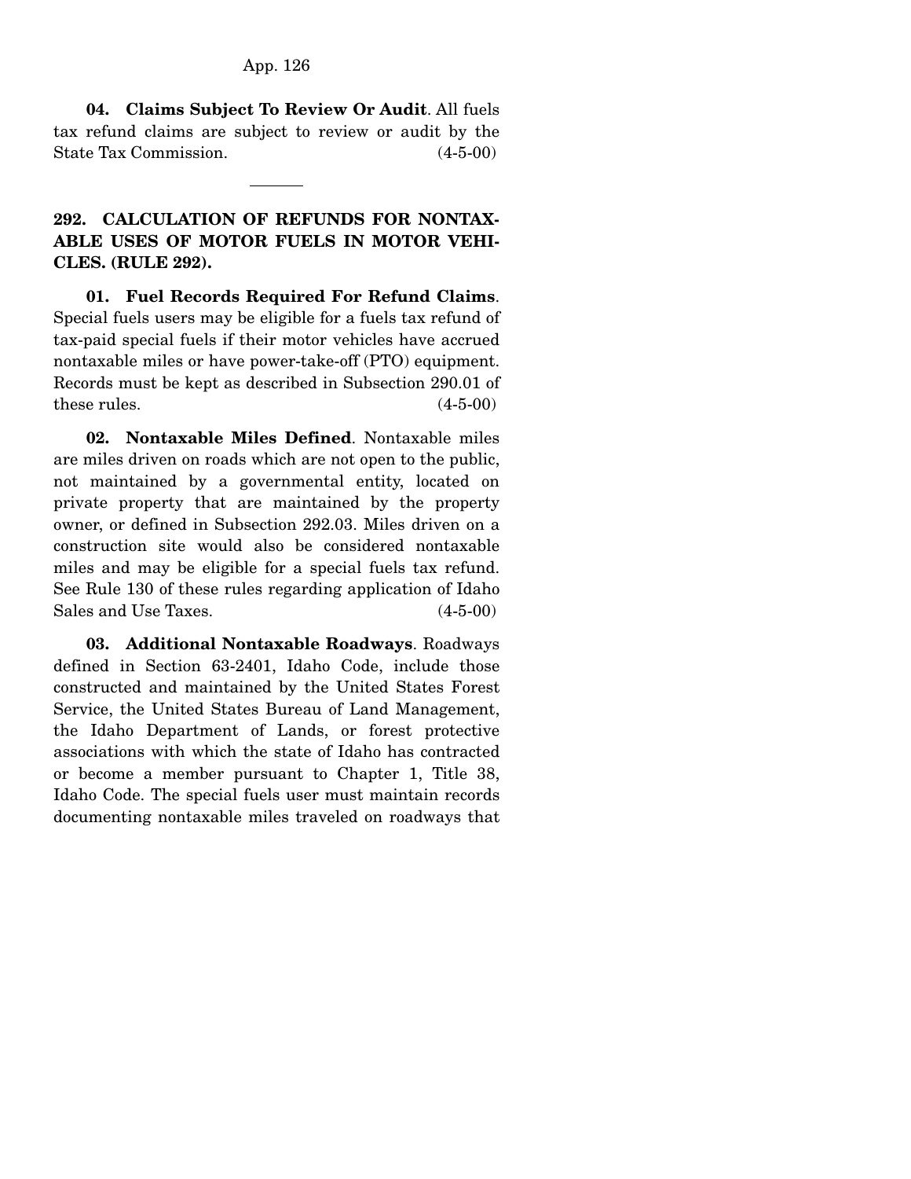**04. Claims Subject To Review Or Audit**. All fuels tax refund claims are subject to review or audit by the State Tax Commission. (4-5-00)

---

**292. CALCULATION OF REFUNDS FOR NONTAXABLE USES OF MOTOR FUELS IN MOTOR VEHICLES. (RULE 292).**

**01. Fuel Records Required For Refund Claims**. Special fuels users may be eligible for a fuels tax refund of tax-paid special fuels if their motor vehicles have accrued nontaxable miles or have power-take-off (PTO) equipment. Records must be kept as described in Subsection 290.01 of these rules. (4-5-00)

**02. Nontaxable Miles Defined**. Nontaxable miles are miles driven on roads which are not open to the public, not maintained by a governmental entity, located on private property that are maintained by the property owner, or defined in Subsection 292.03. Miles driven on a construction site would also be considered nontaxable miles and may be eligible for a special fuels tax refund. See Rule 130 of these rules regarding application of Idaho Sales and Use Taxes. (4-5-00)

**03. Additional Nontaxable Roadways**. Roadways defined in Section 63-2401, Idaho Code, include those constructed and maintained by the United States Forest Service, the United States Bureau of Land Management, the Idaho Department of Lands, or forest protective associations with which the state of Idaho has contracted or become a member pursuant to Chapter 1, Title 38, Idaho Code. The special fuels user must maintain records documenting nontaxable miles traveled on roadways that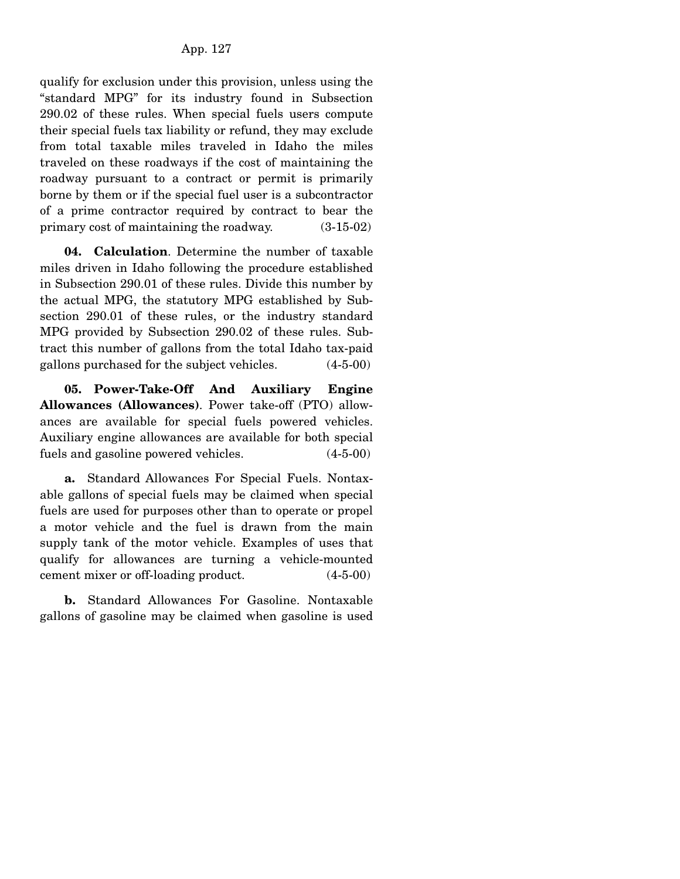qualify for exclusion under this provision, unless using the "standard MPG" for its industry found in Subsection 290.02 of these rules. When special fuels users compute their special fuels tax liability or refund, they may exclude from total taxable miles traveled in Idaho the miles traveled on these roadways if the cost of maintaining the roadway pursuant to a contract or permit is primarily borne by them or if the special fuel user is a subcontractor of a prime contractor required by contract to bear the primary cost of maintaining the roadway. (3-15-02)

**04. Calculation**. Determine the number of taxable miles driven in Idaho following the procedure established in Subsection 290.01 of these rules. Divide this number by the actual MPG, the statutory MPG established by Subsection 290.01 of these rules, or the industry standard MPG provided by Subsection 290.02 of these rules. Subtract this number of gallons from the total Idaho tax-paid gallons purchased for the subject vehicles. (4-5-00)

**05. Power-Take-Off And Auxiliary Engine Allowances (Allowances)**. Power take-off (PTO) allowances are available for special fuels powered vehicles. Auxiliary engine allowances are available for both special fuels and gasoline powered vehicles. (4-5-00)

**a.** Standard Allowances For Special Fuels. Nontaxable gallons of special fuels may be claimed when special fuels are used for purposes other than to operate or propel a motor vehicle and the fuel is drawn from the main supply tank of the motor vehicle. Examples of uses that qualify for allowances are turning a vehicle-mounted cement mixer or off-loading product. (4-5-00)

**b.** Standard Allowances For Gasoline. Nontaxable gallons of gasoline may be claimed when gasoline is used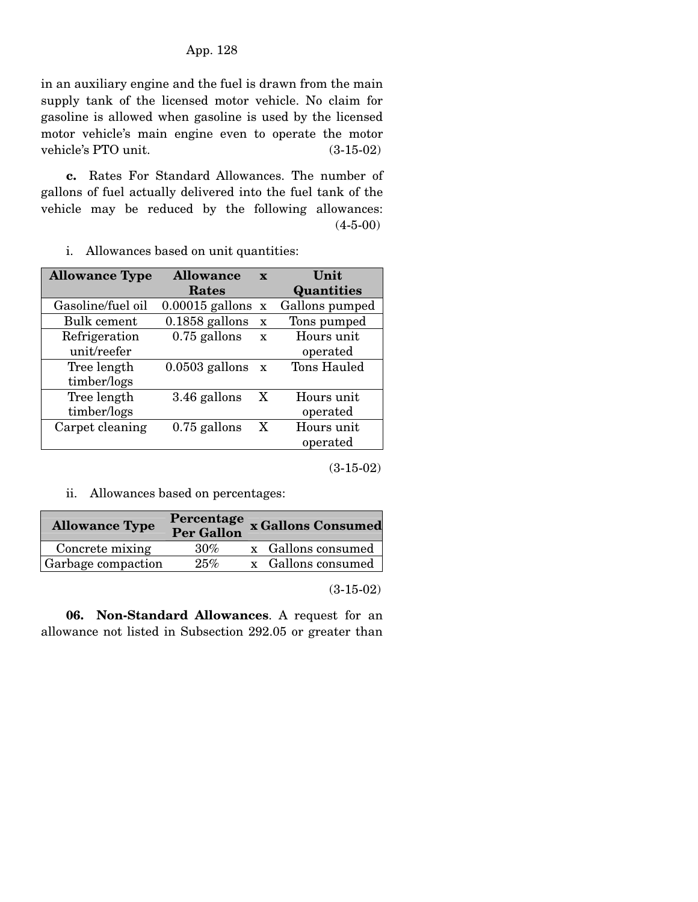in an auxiliary engine and the fuel is drawn from the main supply tank of the licensed motor vehicle. No claim for gasoline is allowed when gasoline is used by the licensed motor vehicle's main engine even to operate the motor vehicle's PTO unit. (3-15-02)

**c.** Rates For Standard Allowances. The number of gallons of fuel actually delivered into the fuel tank of the vehicle may be reduced by the following allowances: (4-5-00)

i. Allowances based on unit quantities:

| Allowance Type | Allowance Rates | x | Unit Quantities |
| --- | --- | --- | --- |
| Gasoline/fuel oil | 0.00015 gallons | x | Gallons pumped |
| Bulk cement | 0.1858 gallons | x | Tons pumped |
| Refrigeration unit/reefer | 0.75 gallons | x | Hours unit operated |
| Tree length timber/logs | 0.0503 gallons | x | Tons Hauled |
| Tree length timber/logs | 3.46 gallons | X | Hours unit operated |
| Carpet cleaning | 0.75 gallons | X | Hours unit operated |

(3-15-02)

ii. Allowances based on percentages:

| Allowance Type | Percentage Per Gallon | x | Gallons Consumed |
| --- | --- | --- | --- |
| Concrete mixing | 30% | x | Gallons consumed |
| Garbage compaction | 25% | x | Gallons consumed |

(3-15-02)

**06. Non-Standard Allowances**. A request for an allowance not listed in Subsection 292.05 or greater than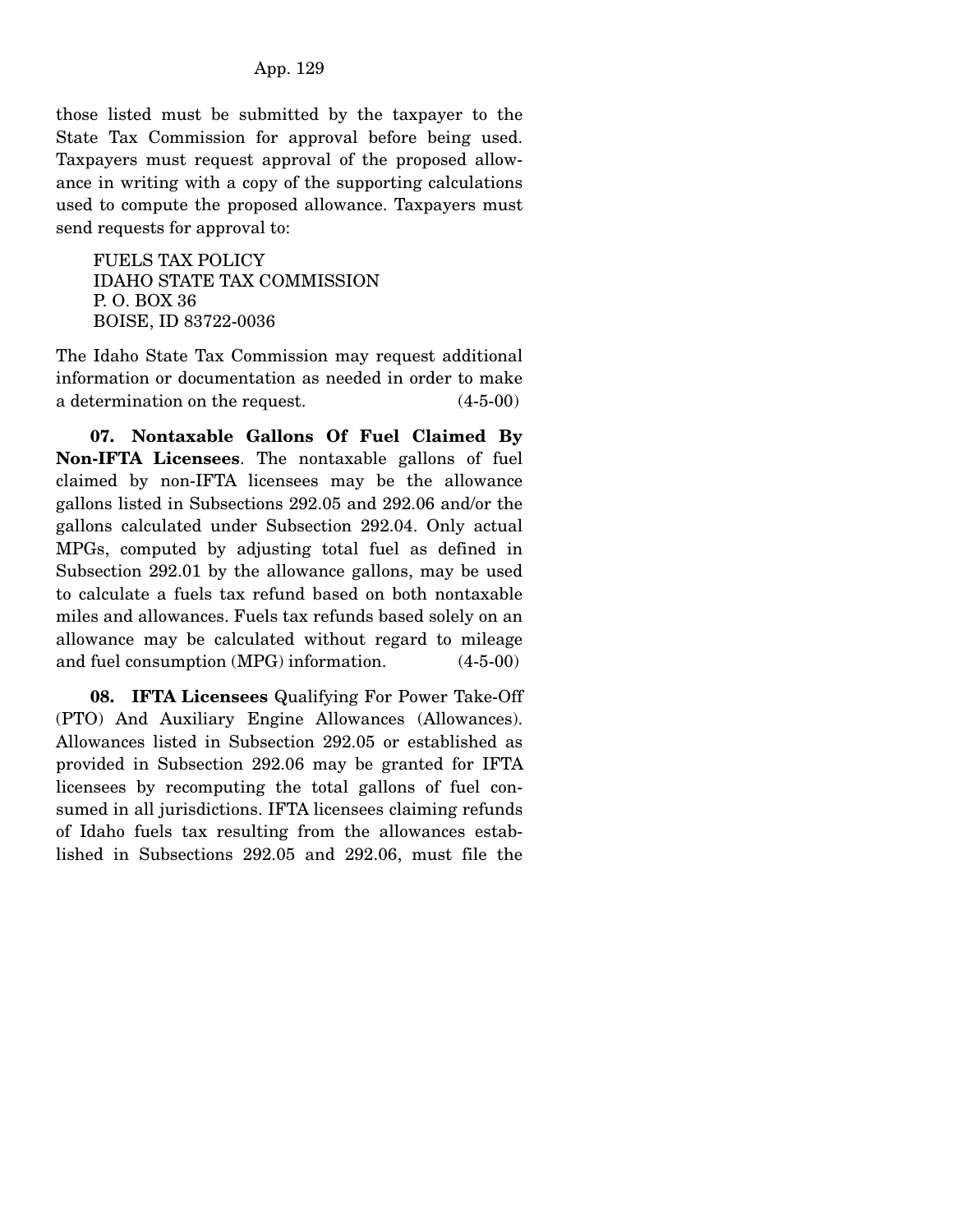those listed must be submitted by the taxpayer to the State Tax Commission for approval before being used. Taxpayers must request approval of the proposed allowance in writing with a copy of the supporting calculations used to compute the proposed allowance. Taxpayers must send requests for approval to:

FUELS TAX POLICY
IDAHO STATE TAX COMMISSION
P. O. BOX 36
BOISE, ID 83722-0036

The Idaho State Tax Commission may request additional information or documentation as needed in order to make a determination on the request. (4-5-00)

**07. Nontaxable Gallons Of Fuel Claimed By Non-IFTA Licensees**. The nontaxable gallons of fuel claimed by non-IFTA licensees may be the allowance gallons listed in Subsections 292.05 and 292.06 and/or the gallons calculated under Subsection 292.04. Only actual MPGs, computed by adjusting total fuel as defined in Subsection 292.01 by the allowance gallons, may be used to calculate a fuels tax refund based on both nontaxable miles and allowances. Fuels tax refunds based solely on an allowance may be calculated without regard to mileage and fuel consumption (MPG) information. (4-5-00)

**08. IFTA Licensees** Qualifying For Power Take-Off (PTO) And Auxiliary Engine Allowances (Allowances). Allowances listed in Subsection 292.05 or established as provided in Subsection 292.06 may be granted for IFTA licensees by recomputing the total gallons of fuel consumed in all jurisdictions. IFTA licensees claiming refunds of Idaho fuels tax resulting from the allowances established in Subsections 292.05 and 292.06, must file the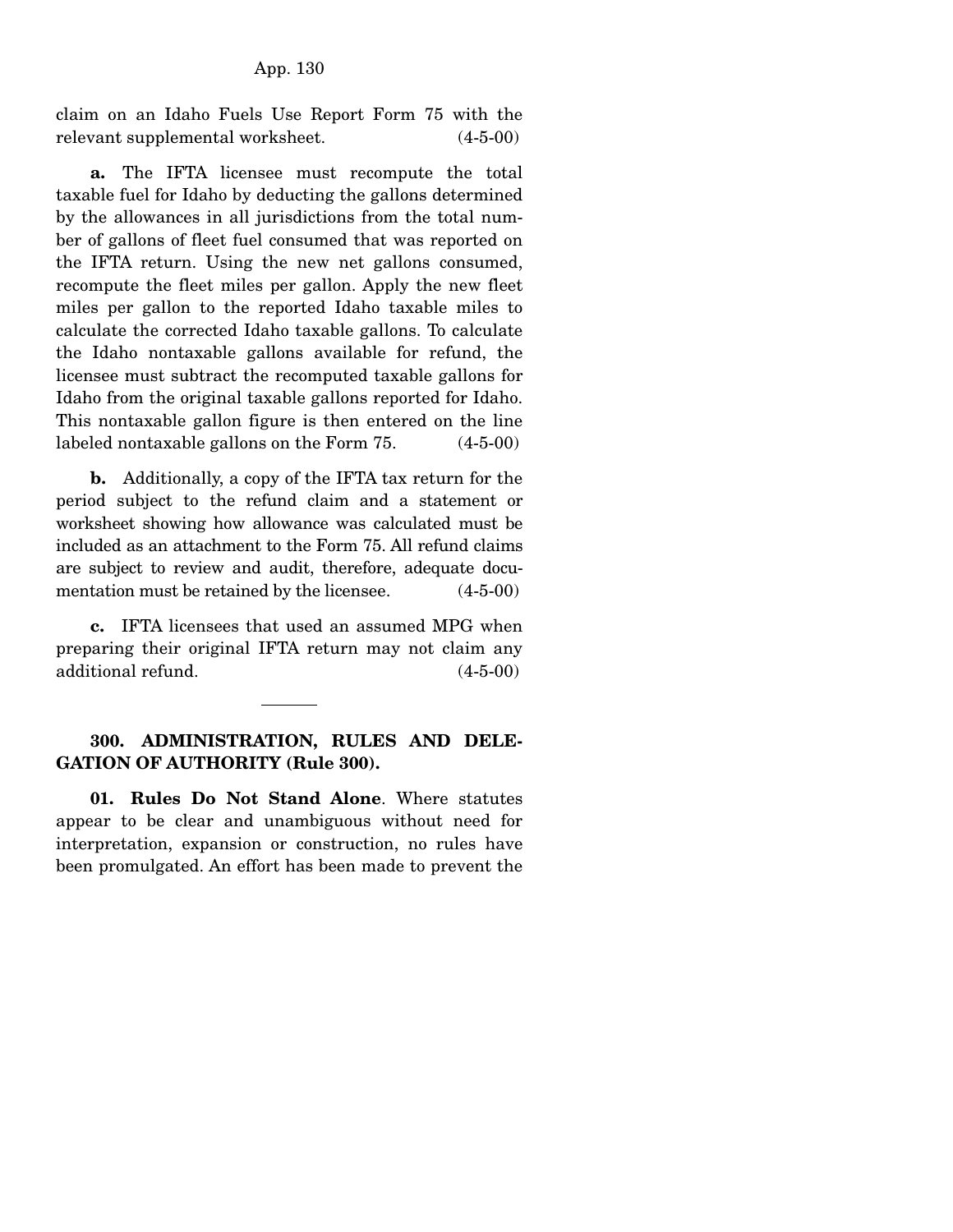claim on an Idaho Fuels Use Report Form 75 with the relevant supplemental worksheet. (4-5-00)

**a.** The IFTA licensee must recompute the total taxable fuel for Idaho by deducting the gallons determined by the allowances in all jurisdictions from the total number of gallons of fleet fuel consumed that was reported on the IFTA return. Using the new net gallons consumed, recompute the fleet miles per gallon. Apply the new fleet miles per gallon to the reported Idaho taxable miles to calculate the corrected Idaho taxable gallons. To calculate the Idaho nontaxable gallons available for refund, the licensee must subtract the recomputed taxable gallons for Idaho from the original taxable gallons reported for Idaho. This nontaxable gallon figure is then entered on the line labeled nontaxable gallons on the Form 75. (4-5-00)

**b.** Additionally, a copy of the IFTA tax return for the period subject to the refund claim and a statement or worksheet showing how allowance was calculated must be included as an attachment to the Form 75. All refund claims are subject to review and audit, therefore, adequate documentation must be retained by the licensee. (4-5-00)

**c.** IFTA licensees that used an assumed MPG when preparing their original IFTA return may not claim any additional refund. (4-5-00)

---

**300. ADMINISTRATION, RULES AND DELEGATION OF AUTHORITY (Rule 300).**

**01. Rules Do Not Stand Alone**. Where statutes appear to be clear and unambiguous without need for interpretation, expansion or construction, no rules have been promulgated. An effort has been made to prevent the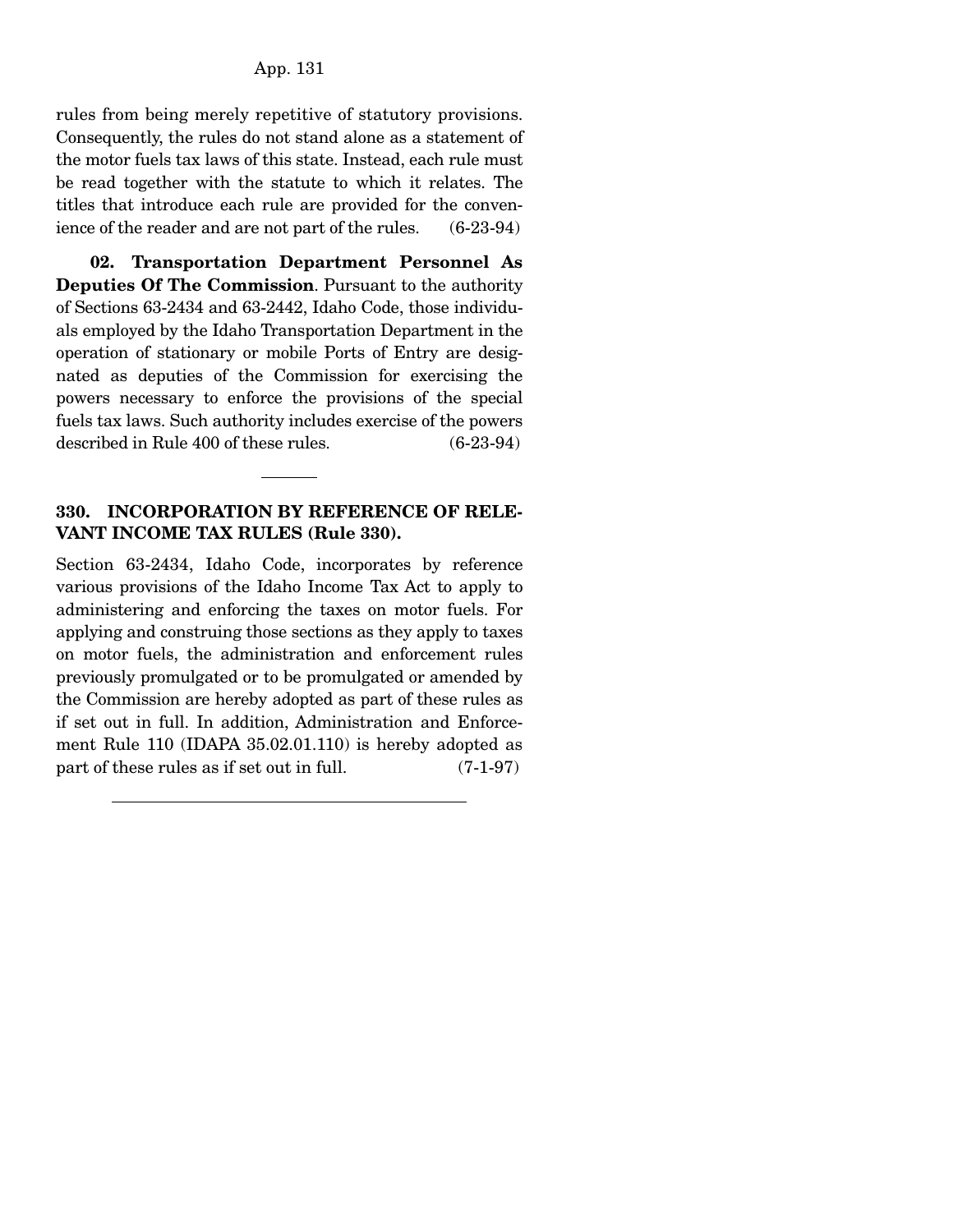rules from being merely repetitive of statutory provisions. Consequently, the rules do not stand alone as a statement of the motor fuels tax laws of this state. Instead, each rule must be read together with the statute to which it relates. The titles that introduce each rule are provided for the convenience of the reader and are not part of the rules. (6-23-94)

**02. Transportation Department Personnel As Deputies Of The Commission**. Pursuant to the authority of Sections 63-2434 and 63-2442, Idaho Code, those individuals employed by the Idaho Transportation Department in the operation of stationary or mobile Ports of Entry are designated as deputies of the Commission for exercising the powers necessary to enforce the provisions of the special fuels tax laws. Such authority includes exercise of the powers described in Rule 400 of these rules. (6-23-94)

---

**330. INCORPORATION BY REFERENCE OF RELEVANT INCOME TAX RULES (Rule 330).**

Section 63-2434, Idaho Code, incorporates by reference various provisions of the Idaho Income Tax Act to apply to administering and enforcing the taxes on motor fuels. For applying and construing those sections as they apply to taxes on motor fuels, the administration and enforcement rules previously promulgated or to be promulgated or amended by the Commission are hereby adopted as part of these rules as if set out in full. In addition, Administration and Enforcement Rule 110 (IDAPA 35.02.01.110) is hereby adopted as part of these rules as if set out in full. (7-1-97)

---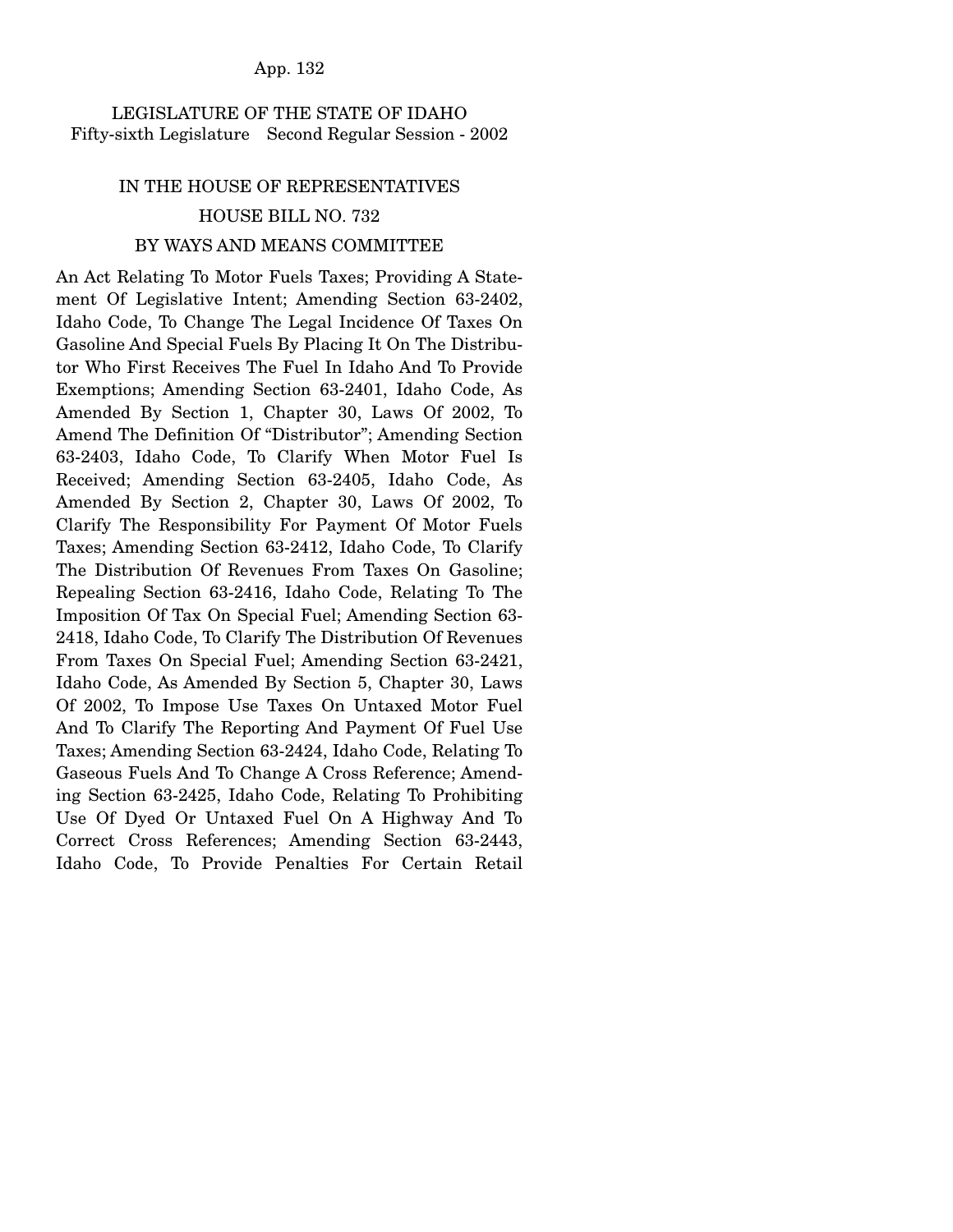LEGISLATURE OF THE STATE OF IDAHO
Fifty-sixth Legislature Second Regular Session - 2002

IN THE HOUSE OF REPRESENTATIVES

HOUSE BILL NO. 732

BY WAYS AND MEANS COMMITTEE

An Act Relating To Motor Fuels Taxes; Providing A Statement Of Legislative Intent; Amending Section 63-2402, Idaho Code, To Change The Legal Incidence Of Taxes On Gasoline And Special Fuels By Placing It On The Distributor Who First Receives The Fuel In Idaho And To Provide Exemptions; Amending Section 63-2401, Idaho Code, As Amended By Section 1, Chapter 30, Laws Of 2002, To Amend The Definition Of "Distributor"; Amending Section 63-2403, Idaho Code, To Clarify When Motor Fuel Is Received; Amending Section 63-2405, Idaho Code, As Amended By Section 2, Chapter 30, Laws Of 2002, To Clarify The Responsibility For Payment Of Motor Fuels Taxes; Amending Section 63-2412, Idaho Code, To Clarify The Distribution Of Revenues From Taxes On Gasoline; Repealing Section 63-2416, Idaho Code, Relating To The Imposition Of Tax On Special Fuel; Amending Section 63-2418, Idaho Code, To Clarify The Distribution Of Revenues From Taxes On Special Fuel; Amending Section 63-2421, Idaho Code, As Amended By Section 5, Chapter 30, Laws Of 2002, To Impose Use Taxes On Untaxed Motor Fuel And To Clarify The Reporting And Payment Of Fuel Use Taxes; Amending Section 63-2424, Idaho Code, Relating To Gaseous Fuels And To Change A Cross Reference; Amending Section 63-2425, Idaho Code, Relating To Prohibiting Use Of Dyed Or Untaxed Fuel On A Highway And To Correct Cross References; Amending Section 63-2443, Idaho Code, To Provide Penalties For Certain Retail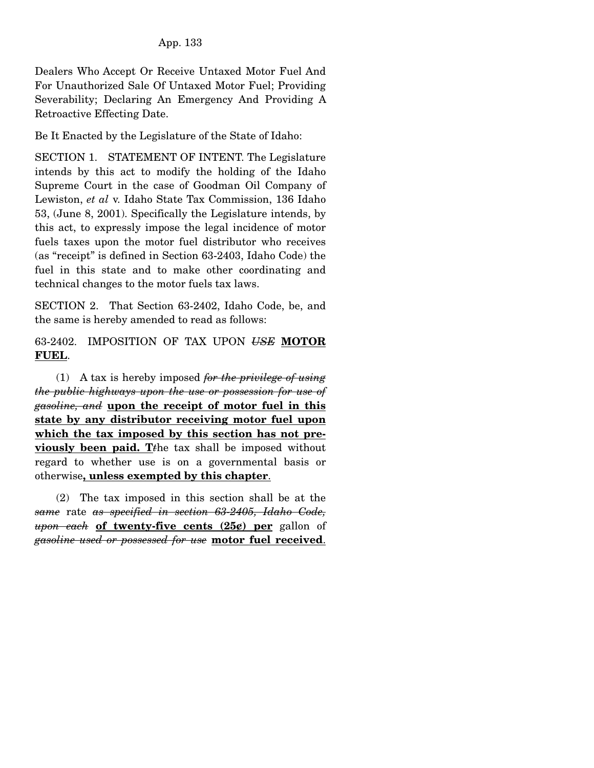Dealers Who Accept Or Receive Untaxed Motor Fuel And For Unauthorized Sale Of Untaxed Motor Fuel; Providing Severability; Declaring An Emergency And Providing A Retroactive Effecting Date.

Be It Enacted by the Legislature of the State of Idaho:

SECTION 1. STATEMENT OF INTENT. The Legislature intends by this act to modify the holding of the Idaho Supreme Court in the case of Goodman Oil Company of Lewiston, *et al* v. Idaho State Tax Commission, 136 Idaho 53, (June 8, 2001). Specifically the Legislature intends, by this act, to expressly impose the legal incidence of motor fuels taxes upon the motor fuel distributor who receives (as "receipt" is defined in Section 63-2403, Idaho Code) the fuel in this state and to make other coordinating and technical changes to the motor fuels tax laws.

SECTION 2. That Section 63-2402, Idaho Code, be, and the same is hereby amended to read as follows:

63-2402. IMPOSITION OF TAX UPON ~~*USE*~~ **MOTOR FUEL**.

(1) A tax is hereby imposed ~~*for the privilege of using the public highways upon the use or possession for use of gasoline, and*~~ **upon the receipt of motor fuel in this state by any distributor receiving motor fuel upon which the tax imposed by this section has not previously been paid. T**~~t~~he tax shall be imposed without regard to whether use is on a governmental basis or otherwise**, unless exempted by this chapter**.

(2) The tax imposed in this section shall be at the ~~*same*~~ rate ~~*as specified in section 63-2405, Idaho Code, upon each*~~ **of twenty-five cents (25¢) per** gallon of ~~*gasoline used or possessed for use*~~ **motor fuel received**.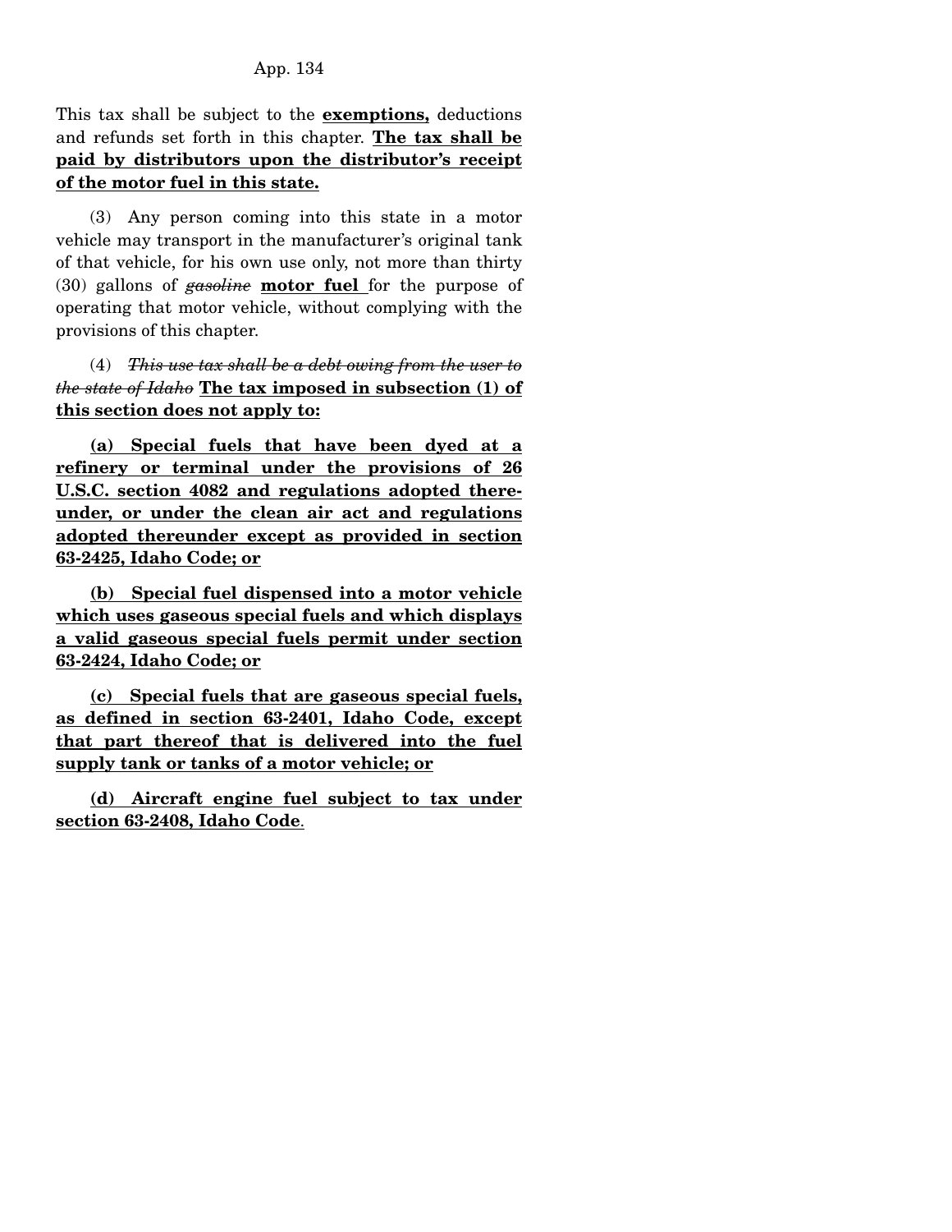This tax shall be subject to the **exemptions,** deductions and refunds set forth in this chapter. **The tax shall be paid by distributors upon the distributor's receipt of the motor fuel in this state.**

(3) Any person coming into this state in a motor vehicle may transport in the manufacturer's original tank of that vehicle, for his own use only, not more than thirty (30) gallons of ~~*gasoline*~~ **motor fuel** for the purpose of operating that motor vehicle, without complying with the provisions of this chapter.

(4) ~~*This use tax shall be a debt owing from the user to the state of Idaho*~~ **The tax imposed in subsection (1) of this section does not apply to:**

**(a) Special fuels that have been dyed at a refinery or terminal under the provisions of 26 U.S.C. section 4082 and regulations adopted thereunder, or under the clean air act and regulations adopted thereunder except as provided in section 63-2425, Idaho Code; or**

**(b) Special fuel dispensed into a motor vehicle which uses gaseous special fuels and which displays a valid gaseous special fuels permit under section 63-2424, Idaho Code; or**

**(c) Special fuels that are gaseous special fuels, as defined in section 63-2401, Idaho Code, except that part thereof that is delivered into the fuel supply tank or tanks of a motor vehicle; or**

**(d) Aircraft engine fuel subject to tax under section 63-2408, Idaho Code**.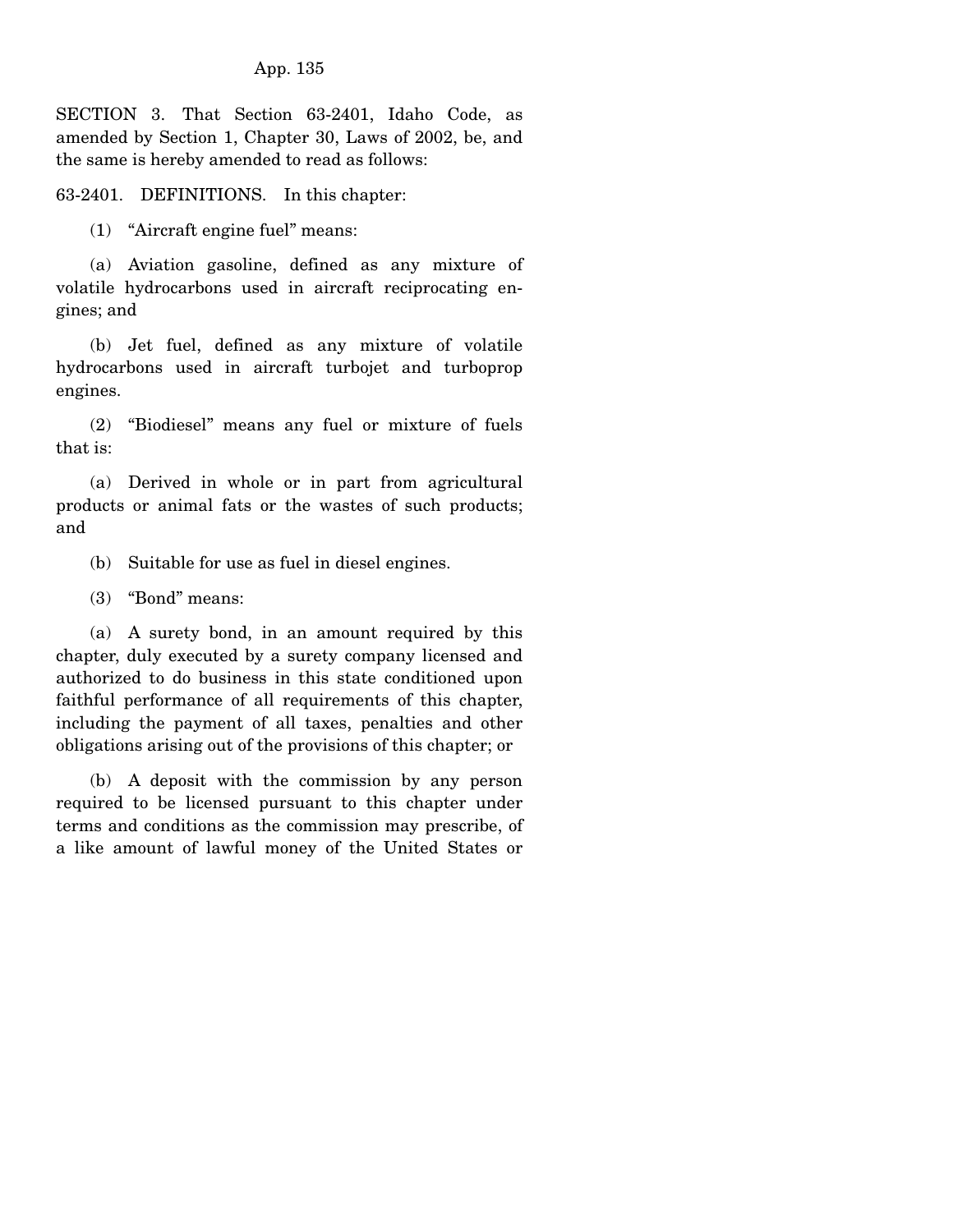SECTION 3. That Section 63-2401, Idaho Code, as amended by Section 1, Chapter 30, Laws of 2002, be, and the same is hereby amended to read as follows:

63-2401. DEFINITIONS. In this chapter:

(1) "Aircraft engine fuel" means:

(a) Aviation gasoline, defined as any mixture of volatile hydrocarbons used in aircraft reciprocating engines; and

(b) Jet fuel, defined as any mixture of volatile hydrocarbons used in aircraft turbojet and turboprop engines.

(2) "Biodiesel" means any fuel or mixture of fuels that is:

(a) Derived in whole or in part from agricultural products or animal fats or the wastes of such products; and

(b) Suitable for use as fuel in diesel engines.

(3) "Bond" means:

(a) A surety bond, in an amount required by this chapter, duly executed by a surety company licensed and authorized to do business in this state conditioned upon faithful performance of all requirements of this chapter, including the payment of all taxes, penalties and other obligations arising out of the provisions of this chapter; or

(b) A deposit with the commission by any person required to be licensed pursuant to this chapter under terms and conditions as the commission may prescribe, of a like amount of lawful money of the United States or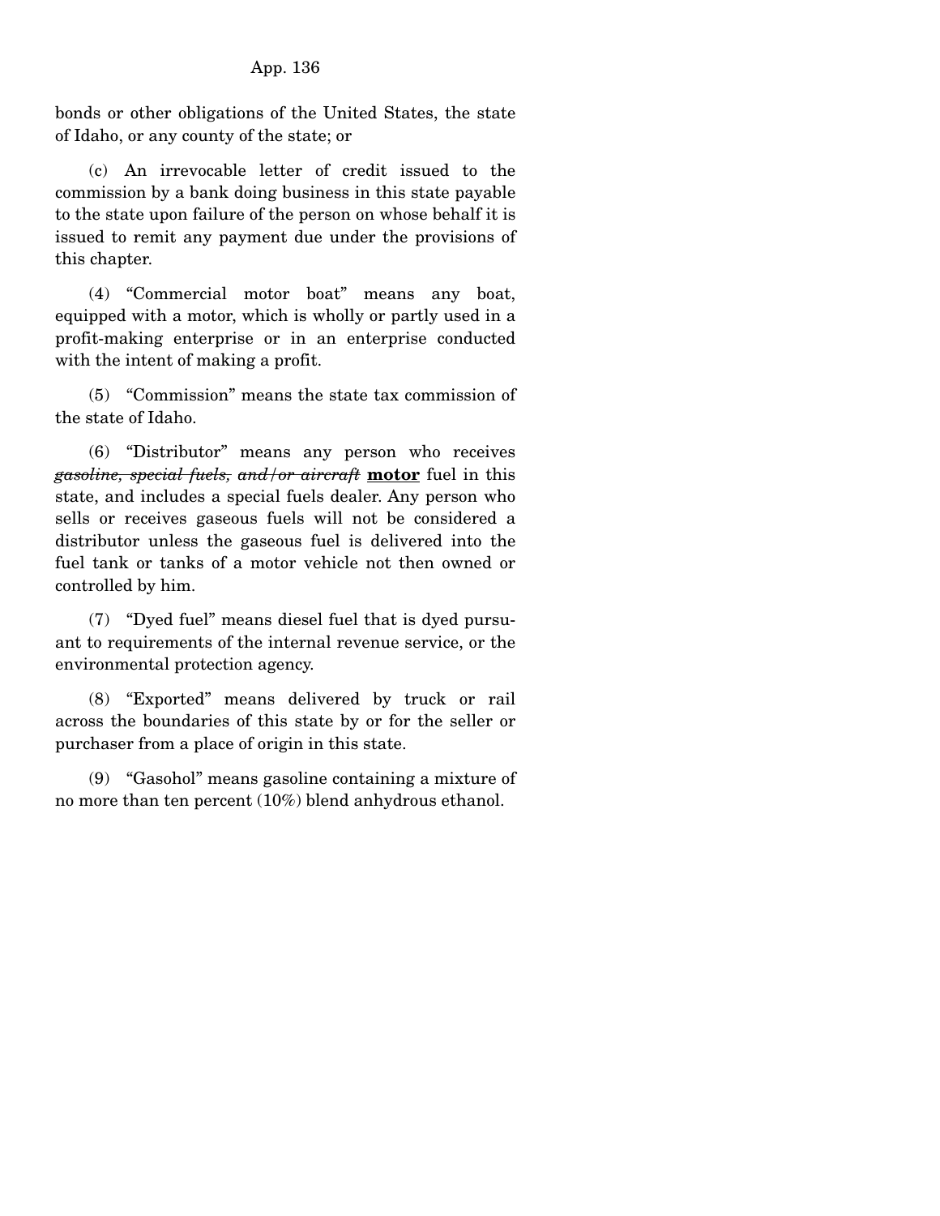bonds or other obligations of the United States, the state of Idaho, or any county of the state; or

(c) An irrevocable letter of credit issued to the commission by a bank doing business in this state payable to the state upon failure of the person on whose behalf it is issued to remit any payment due under the provisions of this chapter.

(4) "Commercial motor boat" means any boat, equipped with a motor, which is wholly or partly used in a profit-making enterprise or in an enterprise conducted with the intent of making a profit.

(5) "Commission" means the state tax commission of the state of Idaho.

(6) "Distributor" means any person who receives ~~*gasoline, special fuels, and/or aircraft*~~ **motor** fuel in this state, and includes a special fuels dealer. Any person who sells or receives gaseous fuels will not be considered a distributor unless the gaseous fuel is delivered into the fuel tank or tanks of a motor vehicle not then owned or controlled by him.

(7) "Dyed fuel" means diesel fuel that is dyed pursuant to requirements of the internal revenue service, or the environmental protection agency.

(8) "Exported" means delivered by truck or rail across the boundaries of this state by or for the seller or purchaser from a place of origin in this state.

(9) "Gasohol" means gasoline containing a mixture of no more than ten percent (10%) blend anhydrous ethanol.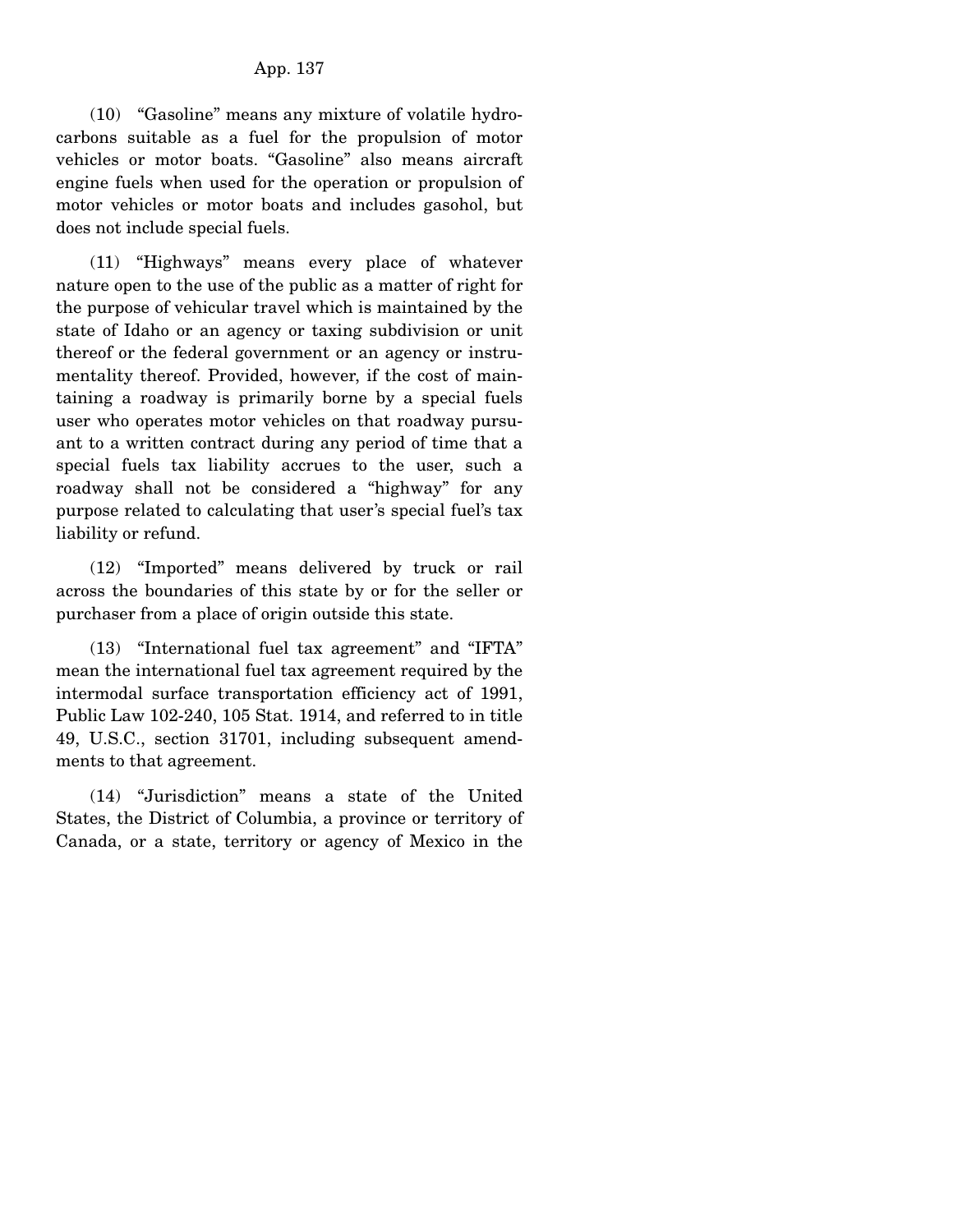(10) "Gasoline" means any mixture of volatile hydrocarbons suitable as a fuel for the propulsion of motor vehicles or motor boats. "Gasoline" also means aircraft engine fuels when used for the operation or propulsion of motor vehicles or motor boats and includes gasohol, but does not include special fuels.

(11) "Highways" means every place of whatever nature open to the use of the public as a matter of right for the purpose of vehicular travel which is maintained by the state of Idaho or an agency or taxing subdivision or unit thereof or the federal government or an agency or instrumentality thereof. Provided, however, if the cost of maintaining a roadway is primarily borne by a special fuels user who operates motor vehicles on that roadway pursuant to a written contract during any period of time that a special fuels tax liability accrues to the user, such a roadway shall not be considered a "highway" for any purpose related to calculating that user's special fuel's tax liability or refund.

(12) "Imported" means delivered by truck or rail across the boundaries of this state by or for the seller or purchaser from a place of origin outside this state.

(13) "International fuel tax agreement" and "IFTA" mean the international fuel tax agreement required by the intermodal surface transportation efficiency act of 1991, Public Law 102-240, 105 Stat. 1914, and referred to in title 49, U.S.C., section 31701, including subsequent amendments to that agreement.

(14) "Jurisdiction" means a state of the United States, the District of Columbia, a province or territory of Canada, or a state, territory or agency of Mexico in the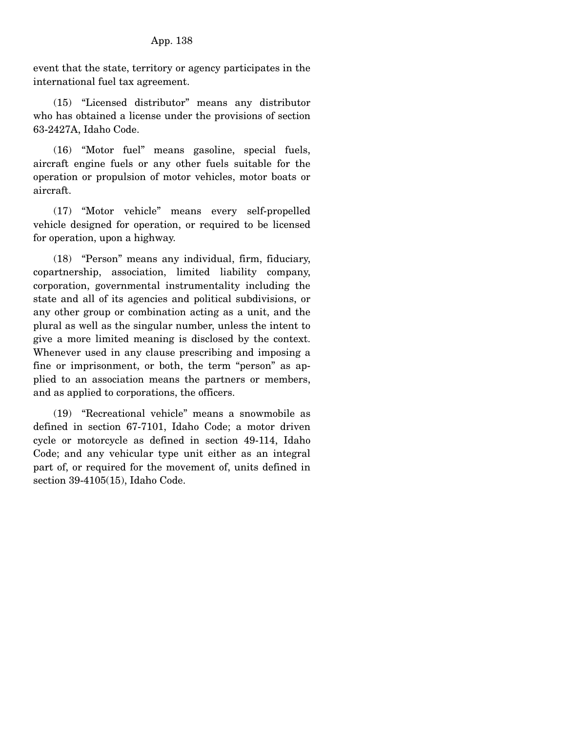event that the state, territory or agency participates in the international fuel tax agreement.

(15) "Licensed distributor" means any distributor who has obtained a license under the provisions of section 63-2427A, Idaho Code.

(16) "Motor fuel" means gasoline, special fuels, aircraft engine fuels or any other fuels suitable for the operation or propulsion of motor vehicles, motor boats or aircraft.

(17) "Motor vehicle" means every self-propelled vehicle designed for operation, or required to be licensed for operation, upon a highway.

(18) "Person" means any individual, firm, fiduciary, copartnership, association, limited liability company, corporation, governmental instrumentality including the state and all of its agencies and political subdivisions, or any other group or combination acting as a unit, and the plural as well as the singular number, unless the intent to give a more limited meaning is disclosed by the context. Whenever used in any clause prescribing and imposing a fine or imprisonment, or both, the term "person" as applied to an association means the partners or members, and as applied to corporations, the officers.

(19) "Recreational vehicle" means a snowmobile as defined in section 67-7101, Idaho Code; a motor driven cycle or motorcycle as defined in section 49-114, Idaho Code; and any vehicular type unit either as an integral part of, or required for the movement of, units defined in section 39-4105(15), Idaho Code.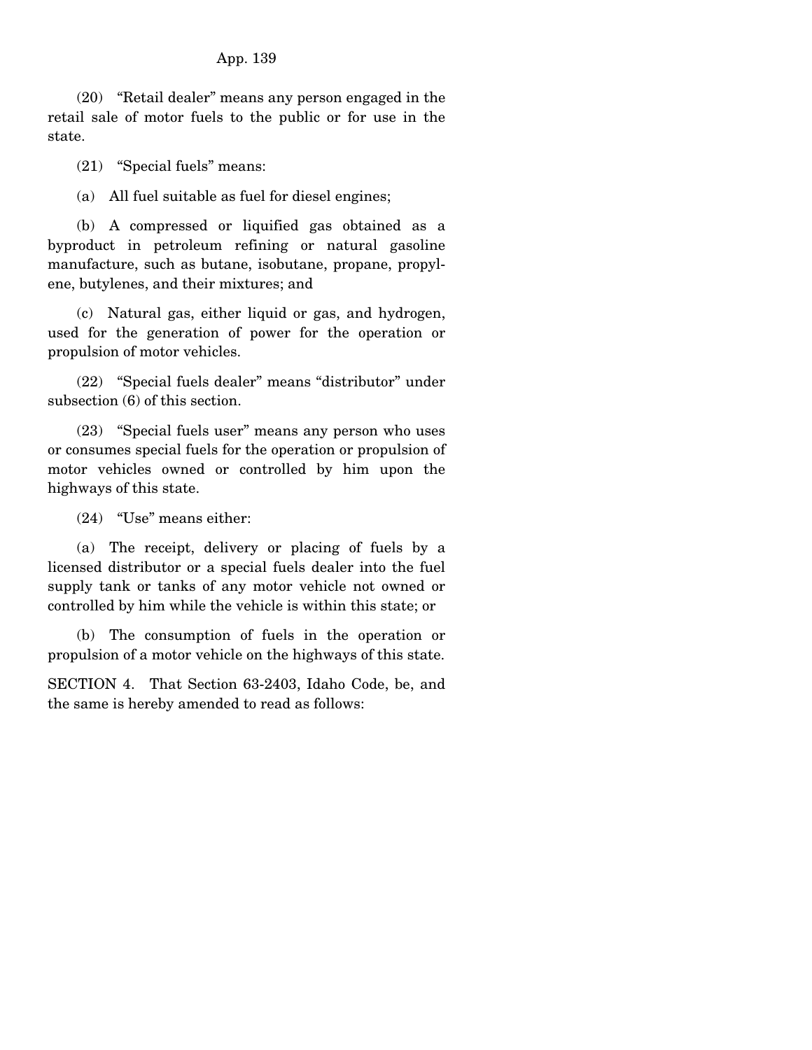(20) "Retail dealer" means any person engaged in the retail sale of motor fuels to the public or for use in the state.

(21) "Special fuels" means:

(a) All fuel suitable as fuel for diesel engines;

(b) A compressed or liquified gas obtained as a byproduct in petroleum refining or natural gasoline manufacture, such as butane, isobutane, propane, propylene, butylenes, and their mixtures; and

(c) Natural gas, either liquid or gas, and hydrogen, used for the generation of power for the operation or propulsion of motor vehicles.

(22) "Special fuels dealer" means "distributor" under subsection (6) of this section.

(23) "Special fuels user" means any person who uses or consumes special fuels for the operation or propulsion of motor vehicles owned or controlled by him upon the highways of this state.

(24) "Use" means either:

(a) The receipt, delivery or placing of fuels by a licensed distributor or a special fuels dealer into the fuel supply tank or tanks of any motor vehicle not owned or controlled by him while the vehicle is within this state; or

(b) The consumption of fuels in the operation or propulsion of a motor vehicle on the highways of this state.

SECTION 4. That Section 63-2403, Idaho Code, be, and the same is hereby amended to read as follows: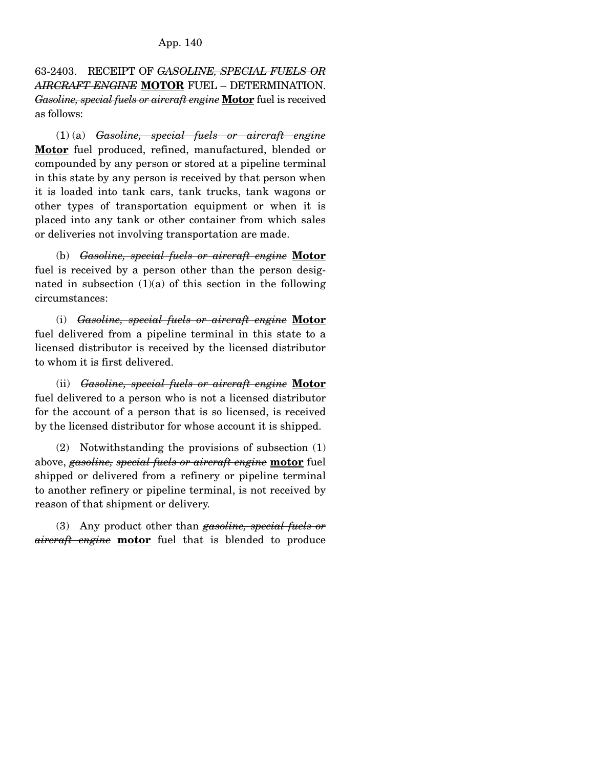63-2403. RECEIPT OF ~~*GASOLINE, SPECIAL FUELS OR AIRCRAFT ENGINE*~~ **MOTOR** FUEL – DETERMINATION. ~~*Gasoline, special fuels or aircraft engine*~~ **Motor** fuel is received as follows:

(1) (a) ~~*Gasoline, special fuels or aircraft engine*~~ **Motor** fuel produced, refined, manufactured, blended or compounded by any person or stored at a pipeline terminal in this state by any person is received by that person when it is loaded into tank cars, tank trucks, tank wagons or other types of transportation equipment or when it is placed into any tank or other container from which sales or deliveries not involving transportation are made.

(b) ~~*Gasoline, special fuels or aircraft engine*~~ **Motor** fuel is received by a person other than the person designated in subsection (1)(a) of this section in the following circumstances:

(i) ~~*Gasoline, special fuels or aircraft engine*~~ **Motor** fuel delivered from a pipeline terminal in this state to a licensed distributor is received by the licensed distributor to whom it is first delivered.

(ii) ~~*Gasoline, special fuels or aircraft engine*~~ **Motor** fuel delivered to a person who is not a licensed distributor for the account of a person that is so licensed, is received by the licensed distributor for whose account it is shipped.

(2) Notwithstanding the provisions of subsection (1) above, ~~*gasoline, special fuels or aircraft engine*~~ **motor** fuel shipped or delivered from a refinery or pipeline terminal to another refinery or pipeline terminal, is not received by reason of that shipment or delivery.

(3) Any product other than ~~*gasoline, special fuels or aircraft engine*~~ **motor** fuel that is blended to produce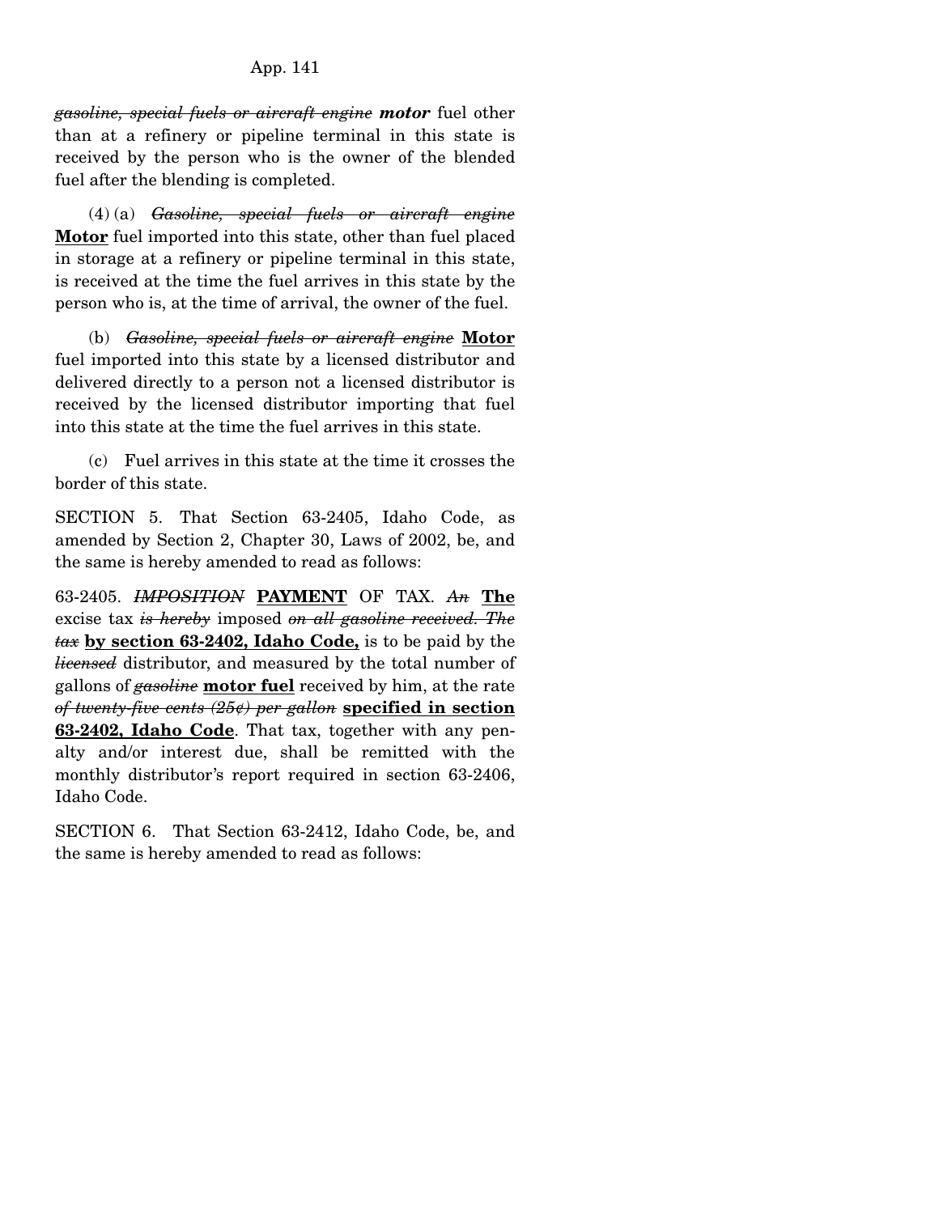~~*gasoline, special fuels or aircraft engine*~~ ***motor*** fuel other than at a refinery or pipeline terminal in this state is received by the person who is the owner of the blended fuel after the blending is completed.

(4) (a) ~~*Gasoline, special fuels or aircraft engine*~~ **Motor** fuel imported into this state, other than fuel placed in storage at a refinery or pipeline terminal in this state, is received at the time the fuel arrives in this state by the person who is, at the time of arrival, the owner of the fuel.

(b) ~~*Gasoline, special fuels or aircraft engine*~~ **Motor** fuel imported into this state by a licensed distributor and delivered directly to a person not a licensed distributor is received by the licensed distributor importing that fuel into this state at the time the fuel arrives in this state.

(c) Fuel arrives in this state at the time it crosses the border of this state.

SECTION 5. That Section 63-2405, Idaho Code, as amended by Section 2, Chapter 30, Laws of 2002, be, and the same is hereby amended to read as follows:

63-2405. ~~*IMPOSITION*~~ **PAYMENT** OF TAX. ~~*An*~~ **The** excise tax ~~*is hereby*~~ imposed ~~*on all gasoline received. The tax*~~ **by section 63-2402, Idaho Code,** is to be paid by the ~~*licensed*~~ distributor, and measured by the total number of gallons of ~~*gasoline*~~ **motor fuel** received by him, at the rate ~~*of twenty-five cents (25¢) per gallon*~~ **specified in section 63-2402, Idaho Code**. That tax, together with any penalty and/or interest due, shall be remitted with the monthly distributor's report required in section 63-2406, Idaho Code.

SECTION 6. That Section 63-2412, Idaho Code, be, and the same is hereby amended to read as follows: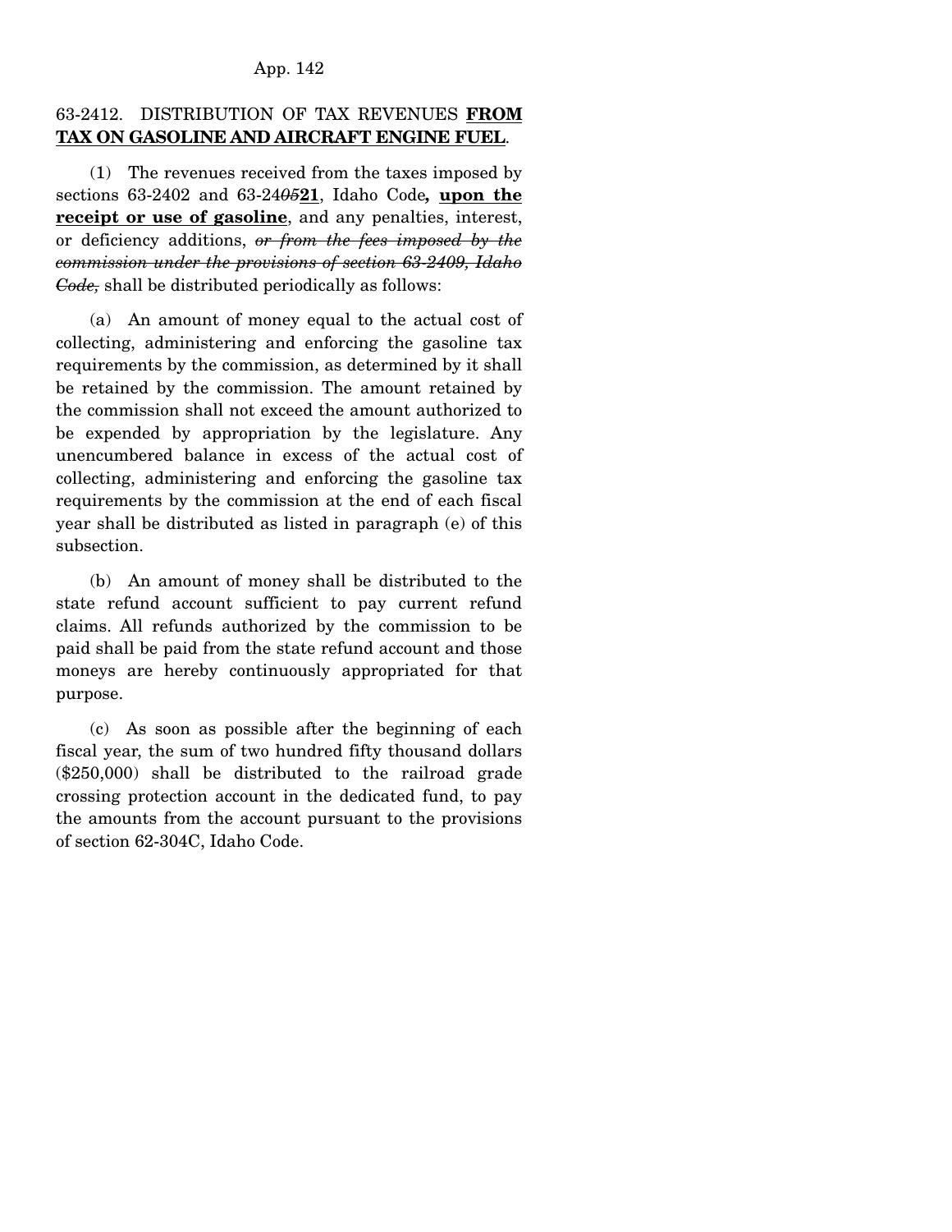63-2412. DISTRIBUTION OF TAX REVENUES **FROM TAX ON GASOLINE AND AIRCRAFT ENGINE FUEL**.

(1) The revenues received from the taxes imposed by sections 63-2402 and 63-24~~05~~**21**, Idaho Code**, upon the receipt or use of gasoline**, and any penalties, interest, or deficiency additions, ~~*or from the fees imposed by the commission under the provisions of section 63-2409, Idaho Code,*~~ shall be distributed periodically as follows:

(a) An amount of money equal to the actual cost of collecting, administering and enforcing the gasoline tax requirements by the commission, as determined by it shall be retained by the commission. The amount retained by the commission shall not exceed the amount authorized to be expended by appropriation by the legislature. Any unencumbered balance in excess of the actual cost of collecting, administering and enforcing the gasoline tax requirements by the commission at the end of each fiscal year shall be distributed as listed in paragraph (e) of this subsection.

(b) An amount of money shall be distributed to the state refund account sufficient to pay current refund claims. All refunds authorized by the commission to be paid shall be paid from the state refund account and those moneys are hereby continuously appropriated for that purpose.

(c) As soon as possible after the beginning of each fiscal year, the sum of two hundred fifty thousand dollars ($250,000) shall be distributed to the railroad grade crossing protection account in the dedicated fund, to pay the amounts from the account pursuant to the provisions of section 62-304C, Idaho Code.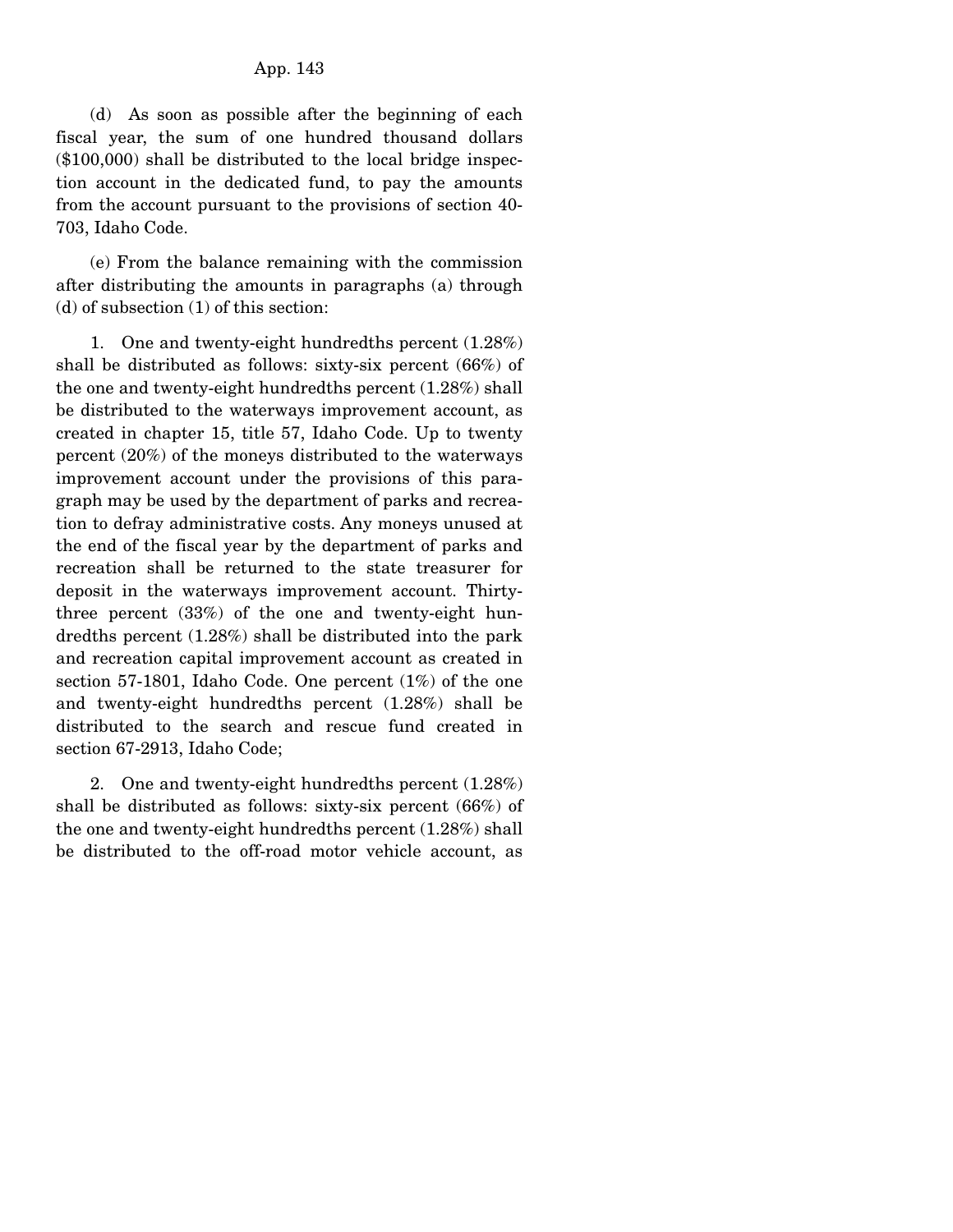(d) As soon as possible after the beginning of each fiscal year, the sum of one hundred thousand dollars ($100,000) shall be distributed to the local bridge inspection account in the dedicated fund, to pay the amounts from the account pursuant to the provisions of section 40-703, Idaho Code.

(e) From the balance remaining with the commission after distributing the amounts in paragraphs (a) through (d) of subsection (1) of this section:

1. One and twenty-eight hundredths percent (1.28%) shall be distributed as follows: sixty-six percent (66%) of the one and twenty-eight hundredths percent (1.28%) shall be distributed to the waterways improvement account, as created in chapter 15, title 57, Idaho Code. Up to twenty percent (20%) of the moneys distributed to the waterways improvement account under the provisions of this paragraph may be used by the department of parks and recreation to defray administrative costs. Any moneys unused at the end of the fiscal year by the department of parks and recreation shall be returned to the state treasurer for deposit in the waterways improvement account. Thirty-three percent (33%) of the one and twenty-eight hundredths percent (1.28%) shall be distributed into the park and recreation capital improvement account as created in section 57-1801, Idaho Code. One percent (1%) of the one and twenty-eight hundredths percent (1.28%) shall be distributed to the search and rescue fund created in section 67-2913, Idaho Code;

2. One and twenty-eight hundredths percent (1.28%) shall be distributed as follows: sixty-six percent (66%) of the one and twenty-eight hundredths percent (1.28%) shall be distributed to the off-road motor vehicle account, as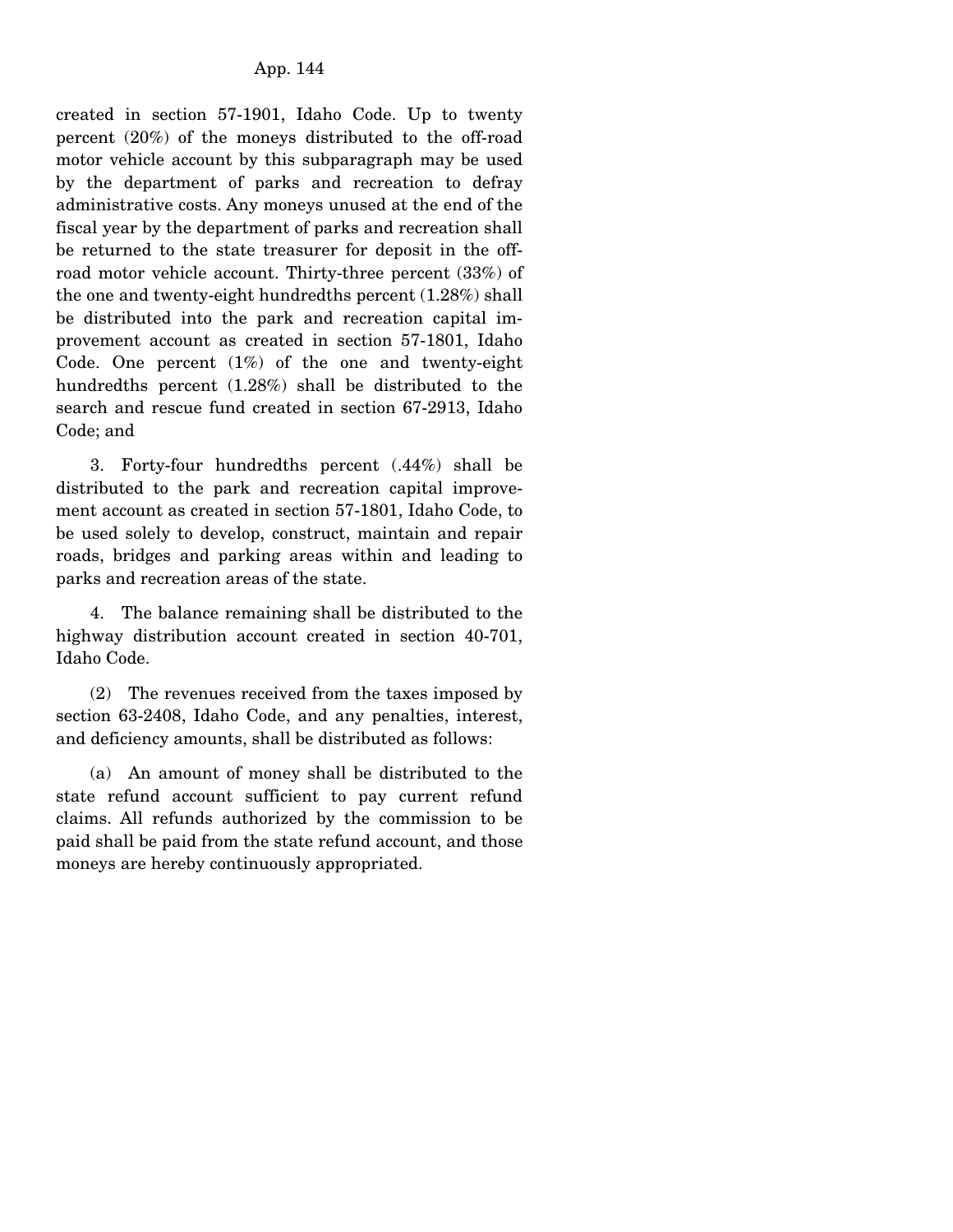created in section 57-1901, Idaho Code. Up to twenty percent (20%) of the moneys distributed to the off-road motor vehicle account by this subparagraph may be used by the department of parks and recreation to defray administrative costs. Any moneys unused at the end of the fiscal year by the department of parks and recreation shall be returned to the state treasurer for deposit in the off-road motor vehicle account. Thirty-three percent (33%) of the one and twenty-eight hundredths percent (1.28%) shall be distributed into the park and recreation capital improvement account as created in section 57-1801, Idaho Code. One percent (1%) of the one and twenty-eight hundredths percent (1.28%) shall be distributed to the search and rescue fund created in section 67-2913, Idaho Code; and

3. Forty-four hundredths percent (.44%) shall be distributed to the park and recreation capital improvement account as created in section 57-1801, Idaho Code, to be used solely to develop, construct, maintain and repair roads, bridges and parking areas within and leading to parks and recreation areas of the state.

4. The balance remaining shall be distributed to the highway distribution account created in section 40-701, Idaho Code.

(2) The revenues received from the taxes imposed by section 63-2408, Idaho Code, and any penalties, interest, and deficiency amounts, shall be distributed as follows:

(a) An amount of money shall be distributed to the state refund account sufficient to pay current refund claims. All refunds authorized by the commission to be paid shall be paid from the state refund account, and those moneys are hereby continuously appropriated.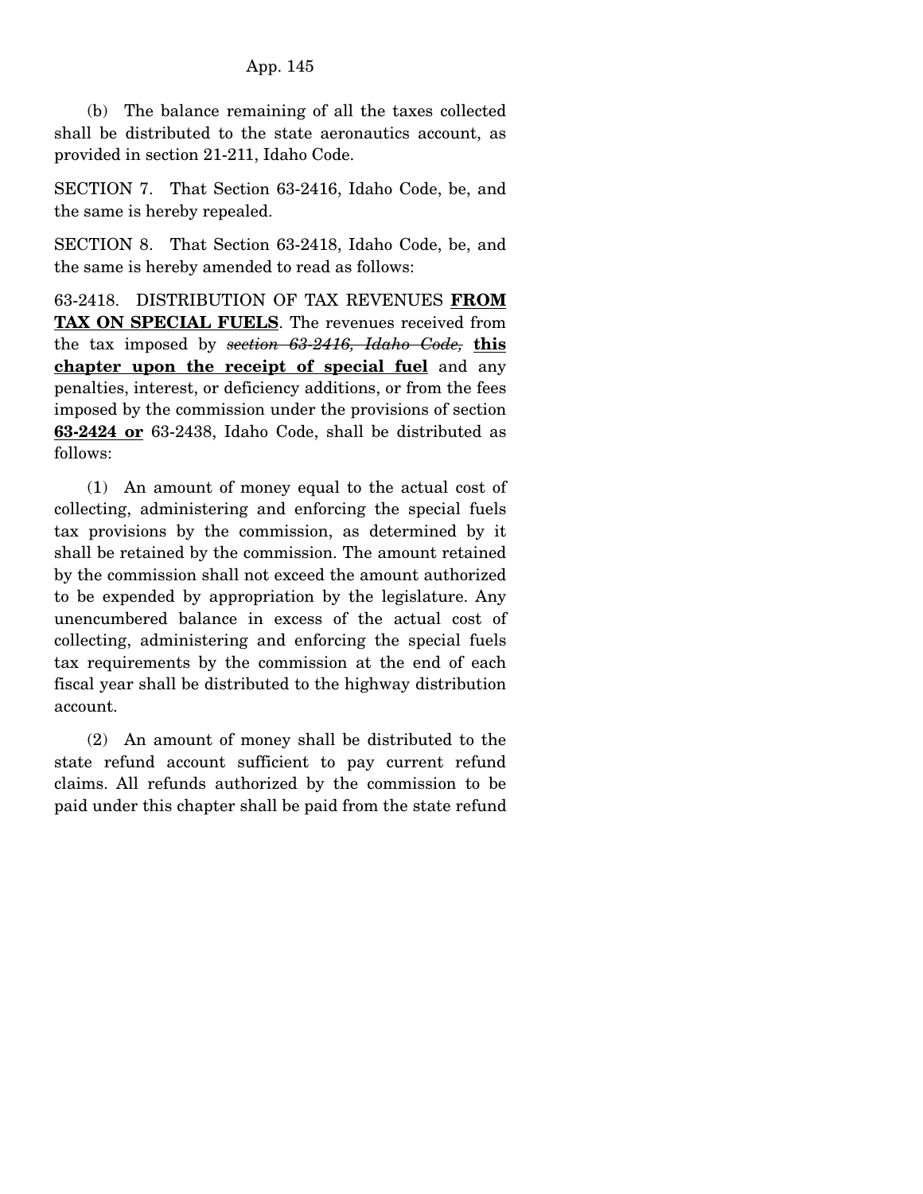(b) The balance remaining of all the taxes collected shall be distributed to the state aeronautics account, as provided in section 21-211, Idaho Code.

SECTION 7. That Section 63-2416, Idaho Code, be, and the same is hereby repealed.

SECTION 8. That Section 63-2418, Idaho Code, be, and the same is hereby amended to read as follows:

63-2418. DISTRIBUTION OF TAX REVENUES **FROM TAX ON SPECIAL FUELS**. The revenues received from the tax imposed by ~~*section 63-2416, Idaho Code,*~~ **this chapter upon the receipt of special fuel** and any penalties, interest, or deficiency additions, or from the fees imposed by the commission under the provisions of section **63-2424 or** 63-2438, Idaho Code, shall be distributed as follows:

(1) An amount of money equal to the actual cost of collecting, administering and enforcing the special fuels tax provisions by the commission, as determined by it shall be retained by the commission. The amount retained by the commission shall not exceed the amount authorized to be expended by appropriation by the legislature. Any unencumbered balance in excess of the actual cost of collecting, administering and enforcing the special fuels tax requirements by the commission at the end of each fiscal year shall be distributed to the highway distribution account.

(2) An amount of money shall be distributed to the state refund account sufficient to pay current refund claims. All refunds authorized by the commission to be paid under this chapter shall be paid from the state refund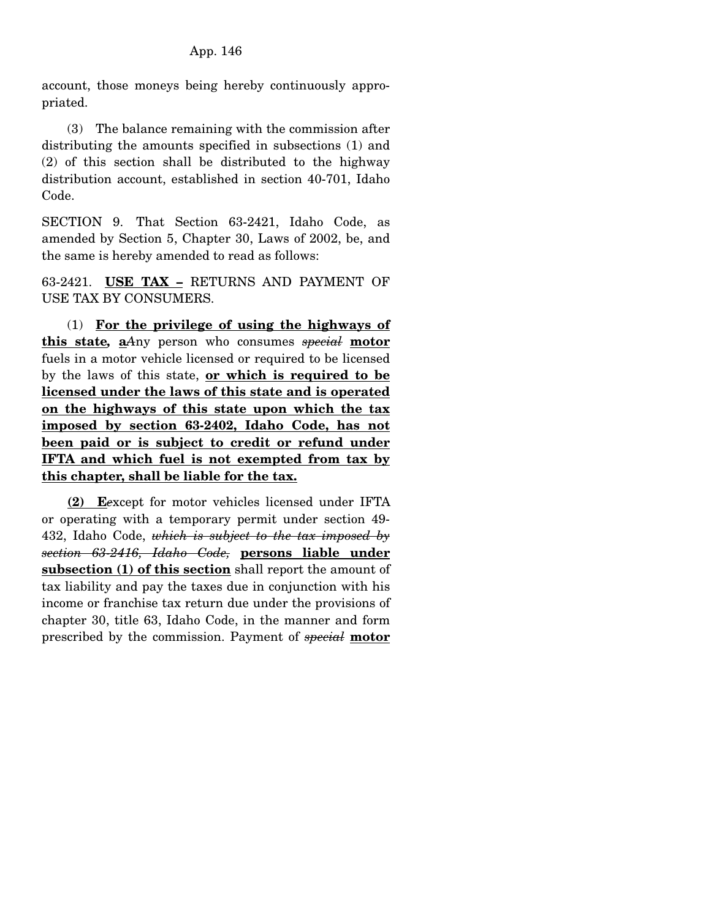account, those moneys being hereby continuously appropriated.

(3) The balance remaining with the commission after distributing the amounts specified in subsections (1) and (2) of this section shall be distributed to the highway distribution account, established in section 40-701, Idaho Code.

SECTION 9. That Section 63-2421, Idaho Code, as amended by Section 5, Chapter 30, Laws of 2002, be, and the same is hereby amended to read as follows:

63-2421. **USE TAX –** RETURNS AND PAYMENT OF USE TAX BY CONSUMERS.

(1) **For the privilege of using the highways of this state, a**~~A~~ny person who consumes ~~*special*~~ **motor** fuels in a motor vehicle licensed or required to be licensed by the laws of this state, **or which is required to be licensed under the laws of this state and is operated on the highways of this state upon which the tax imposed by section 63-2402, Idaho Code, has not been paid or is subject to credit or refund under IFTA and which fuel is not exempted from tax by this chapter, shall be liable for the tax.**

**(2) E**~~e~~xcept for motor vehicles licensed under IFTA or operating with a temporary permit under section 49-432, Idaho Code, ~~*which is subject to the tax imposed by section 63-2416, Idaho Code,*~~ **persons liable under subsection (1) of this section** shall report the amount of tax liability and pay the taxes due in conjunction with his income or franchise tax return due under the provisions of chapter 30, title 63, Idaho Code, in the manner and form prescribed by the commission. Payment of ~~*special*~~ **motor**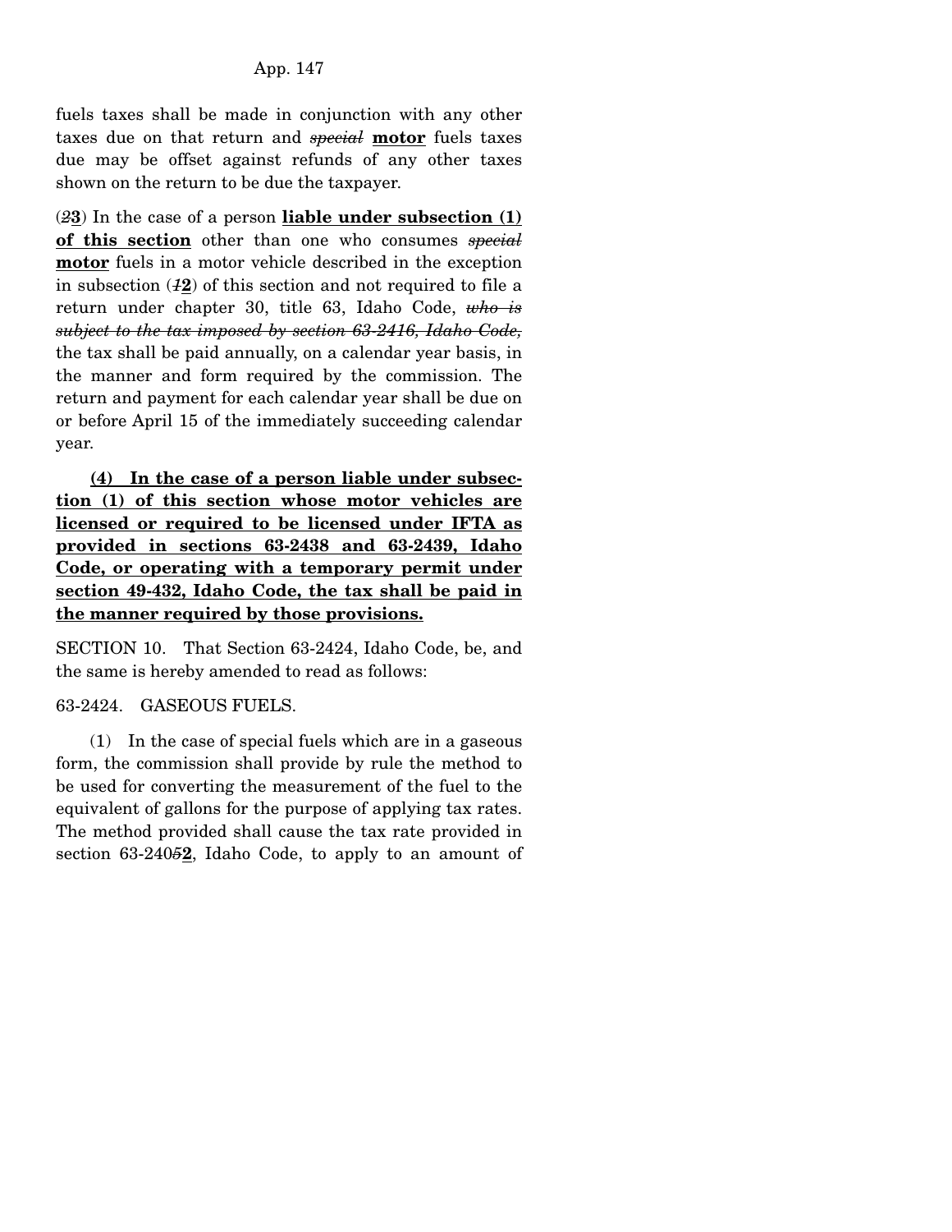fuels taxes shall be made in conjunction with any other taxes due on that return and ~~*special*~~ **motor** fuels taxes due may be offset against refunds of any other taxes shown on the return to be due the taxpayer.

(~~*2*~~**3**) In the case of a person **liable under subsection (1) of this section** other than one who consumes ~~*special*~~ **motor** fuels in a motor vehicle described in the exception in subsection (~~*1*~~**2**) of this section and not required to file a return under chapter 30, title 63, Idaho Code, ~~*who is subject to the tax imposed by section 63-2416, Idaho Code,*~~ the tax shall be paid annually, on a calendar year basis, in the manner and form required by the commission. The return and payment for each calendar year shall be due on or before April 15 of the immediately succeeding calendar year.

**(4) In the case of a person liable under subsection (1) of this section whose motor vehicles are licensed or required to be licensed under IFTA as provided in sections 63-2438 and 63-2439, Idaho Code, or operating with a temporary permit under section 49-432, Idaho Code, the tax shall be paid in the manner required by those provisions.**

SECTION 10. That Section 63-2424, Idaho Code, be, and the same is hereby amended to read as follows:

63-2424. GASEOUS FUELS.

(1) In the case of special fuels which are in a gaseous form, the commission shall provide by rule the method to be used for converting the measurement of the fuel to the equivalent of gallons for the purpose of applying tax rates. The method provided shall cause the tax rate provided in section 63-240~~*5*~~**2**, Idaho Code, to apply to an amount of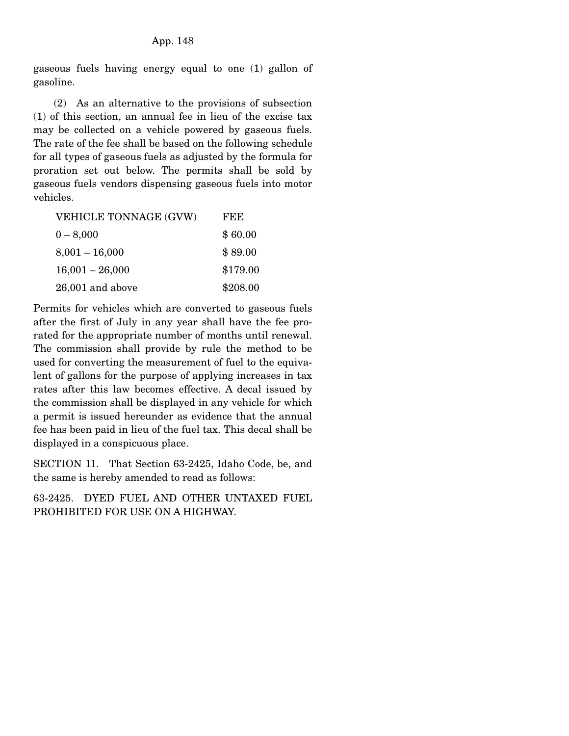gaseous fuels having energy equal to one (1) gallon of gasoline.

(2) As an alternative to the provisions of subsection (1) of this section, an annual fee in lieu of the excise tax may be collected on a vehicle powered by gaseous fuels. The rate of the fee shall be based on the following schedule for all types of gaseous fuels as adjusted by the formula for proration set out below. The permits shall be sold by gaseous fuels vendors dispensing gaseous fuels into motor vehicles.

| VEHICLE TONNAGE (GVW) | FEE |
|---|---|
| 0 – 8,000 | $ 60.00 |
| 8,001 – 16,000 | $ 89.00 |
| 16,001 – 26,000 | $179.00 |
| 26,001 and above | $208.00 |

Permits for vehicles which are converted to gaseous fuels after the first of July in any year shall have the fee prorated for the appropriate number of months until renewal. The commission shall provide by rule the method to be used for converting the measurement of fuel to the equivalent of gallons for the purpose of applying increases in tax rates after this law becomes effective. A decal issued by the commission shall be displayed in any vehicle for which a permit is issued hereunder as evidence that the annual fee has been paid in lieu of the fuel tax. This decal shall be displayed in a conspicuous place.

SECTION 11. That Section 63-2425, Idaho Code, be, and the same is hereby amended to read as follows:

63-2425. DYED FUEL AND OTHER UNTAXED FUEL PROHIBITED FOR USE ON A HIGHWAY.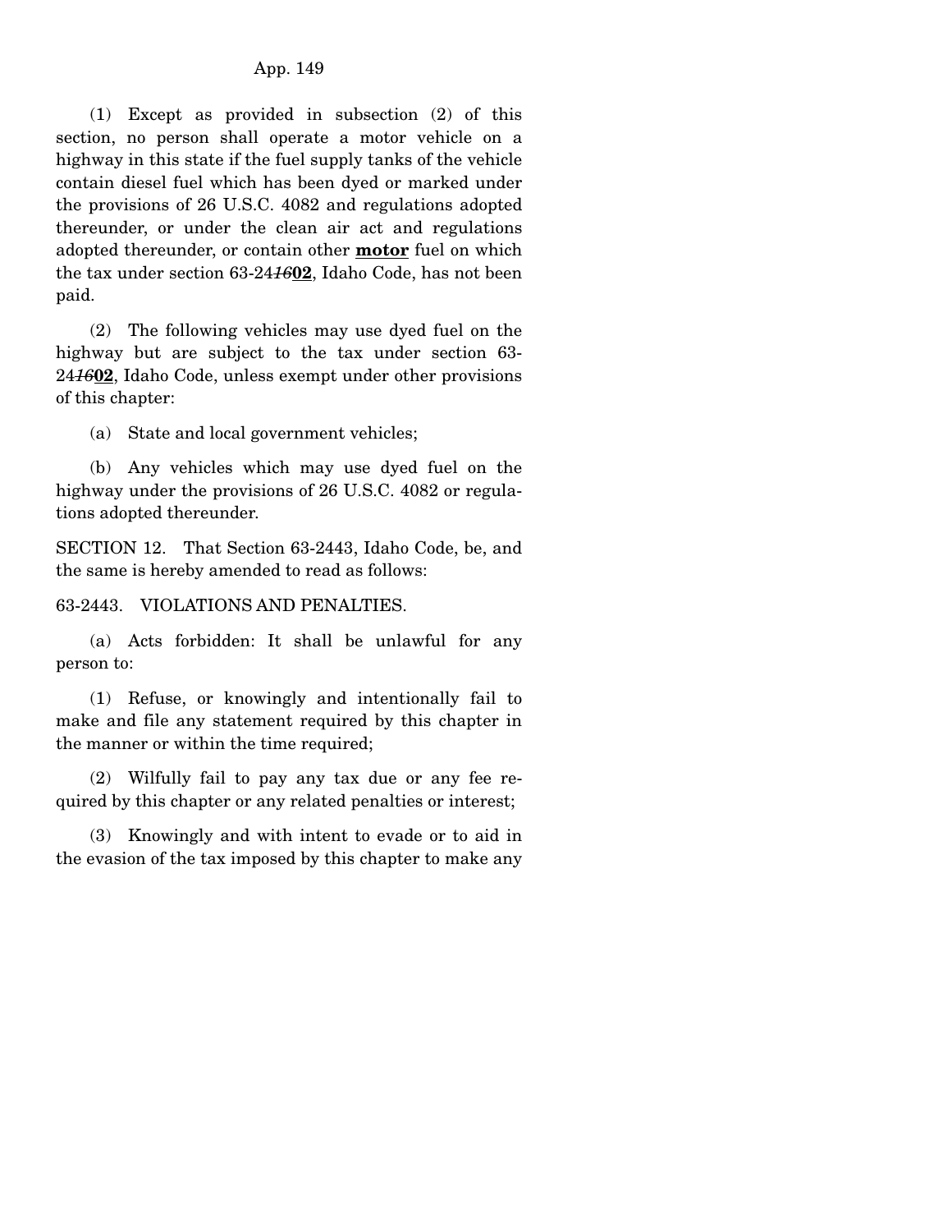(1) Except as provided in subsection (2) of this section, no person shall operate a motor vehicle on a highway in this state if the fuel supply tanks of the vehicle contain diesel fuel which has been dyed or marked under the provisions of 26 U.S.C. 4082 and regulations adopted thereunder, or under the clean air act and regulations adopted thereunder, or contain other **motor** fuel on which the tax under section 63-24*16***02**, Idaho Code, has not been paid.

(2) The following vehicles may use dyed fuel on the highway but are subject to the tax under section 63-24*16***02**, Idaho Code, unless exempt under other provisions of this chapter:

(a) State and local government vehicles;

(b) Any vehicles which may use dyed fuel on the highway under the provisions of 26 U.S.C. 4082 or regulations adopted thereunder.

SECTION 12. That Section 63-2443, Idaho Code, be, and the same is hereby amended to read as follows:

63-2443. VIOLATIONS AND PENALTIES.

(a) Acts forbidden: It shall be unlawful for any person to:

(1) Refuse, or knowingly and intentionally fail to make and file any statement required by this chapter in the manner or within the time required;

(2) Wilfully fail to pay any tax due or any fee required by this chapter or any related penalties or interest;

(3) Knowingly and with intent to evade or to aid in the evasion of the tax imposed by this chapter to make any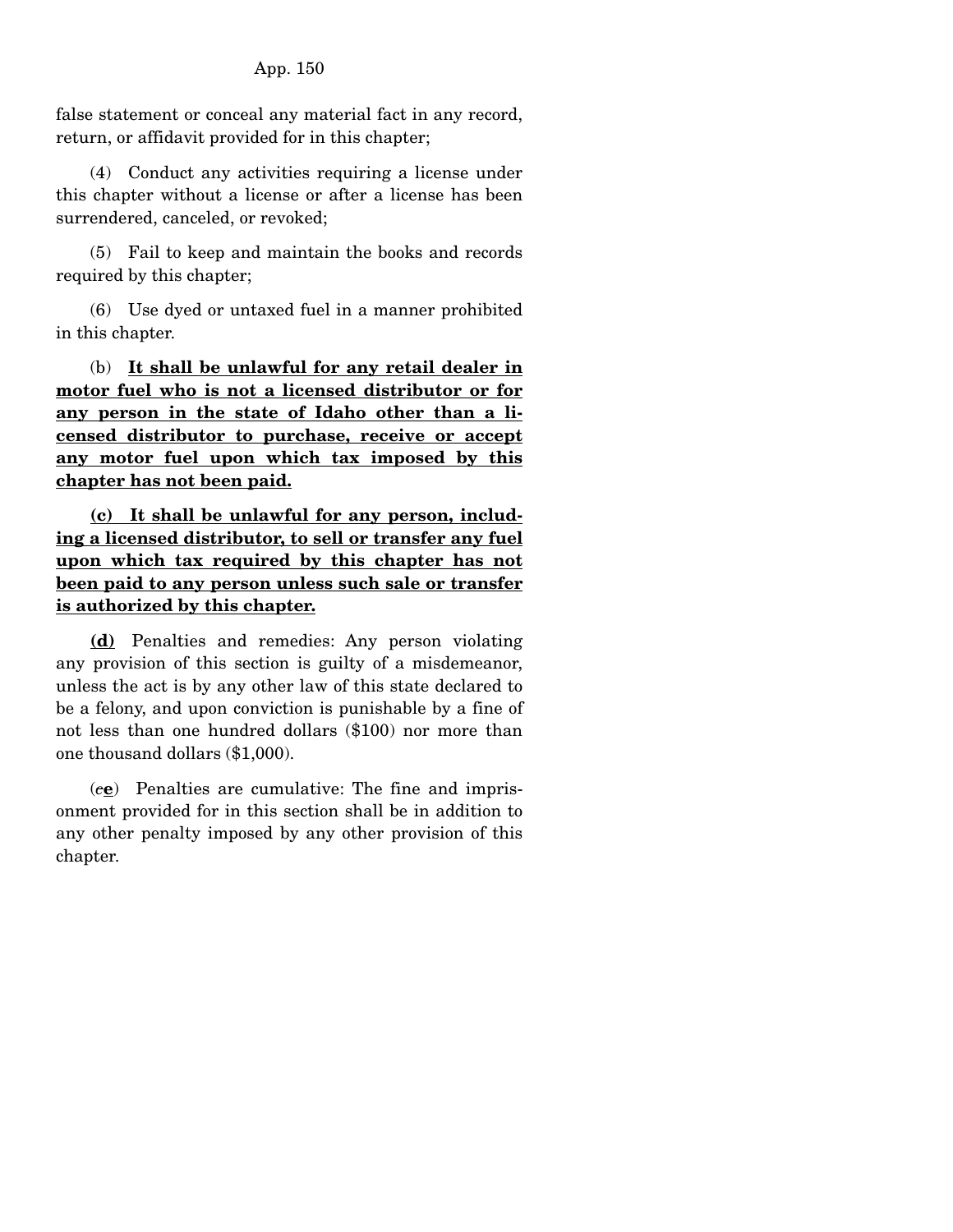false statement or conceal any material fact in any record, return, or affidavit provided for in this chapter;

(4) Conduct any activities requiring a license under this chapter without a license or after a license has been surrendered, canceled, or revoked;

(5) Fail to keep and maintain the books and records required by this chapter;

(6) Use dyed or untaxed fuel in a manner prohibited in this chapter.

(b) **<u>It shall be unlawful for any retail dealer in motor fuel who is not a licensed distributor or for any person in the state of Idaho other than a licensed distributor to purchase, receive or accept any motor fuel upon which tax imposed by this chapter has not been paid.</u>**

**<u>(c) It shall be unlawful for any person, including a licensed distributor, to sell or transfer any fuel upon which tax required by this chapter has not been paid to any person unless such sale or transfer is authorized by this chapter.</u>**

**<u>(d)</u>** Penalties and remedies: Any person violating any provision of this section is guilty of a misdemeanor, unless the act is by any other law of this state declared to be a felony, and upon conviction is punishable by a fine of not less than one hundred dollars ($100) nor more than one thousand dollars ($1,000).

(*c***<u>e</u>**) Penalties are cumulative: The fine and imprisonment provided for in this section shall be in addition to any other penalty imposed by any other provision of this chapter.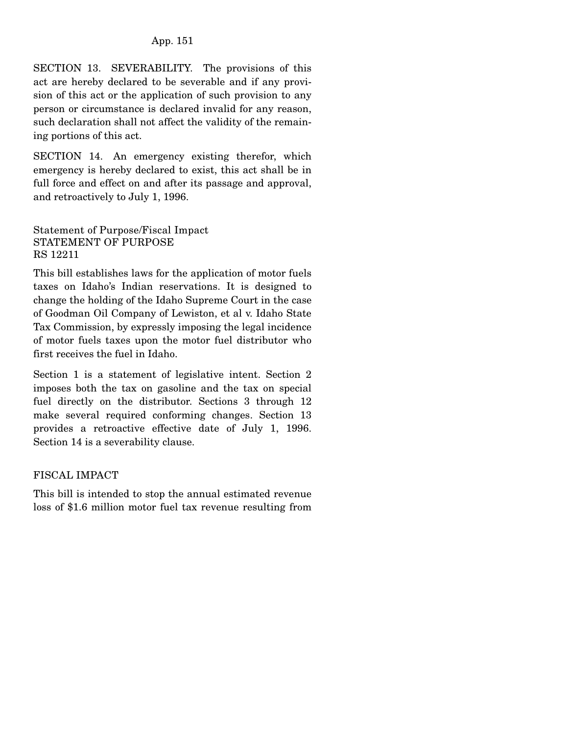SECTION 13. SEVERABILITY. The provisions of this act are hereby declared to be severable and if any provision of this act or the application of such provision to any person or circumstance is declared invalid for any reason, such declaration shall not affect the validity of the remaining portions of this act.

SECTION 14. An emergency existing therefor, which emergency is hereby declared to exist, this act shall be in full force and effect on and after its passage and approval, and retroactively to July 1, 1996.

Statement of Purpose/Fiscal Impact
STATEMENT OF PURPOSE
RS 12211

This bill establishes laws for the application of motor fuels taxes on Idaho's Indian reservations. It is designed to change the holding of the Idaho Supreme Court in the case of Goodman Oil Company of Lewiston, et al v. Idaho State Tax Commission, by expressly imposing the legal incidence of motor fuels taxes upon the motor fuel distributor who first receives the fuel in Idaho.

Section 1 is a statement of legislative intent. Section 2 imposes both the tax on gasoline and the tax on special fuel directly on the distributor. Sections 3 through 12 make several required conforming changes. Section 13 provides a retroactive effective date of July 1, 1996. Section 14 is a severability clause.

FISCAL IMPACT

This bill is intended to stop the annual estimated revenue loss of $1.6 million motor fuel tax revenue resulting from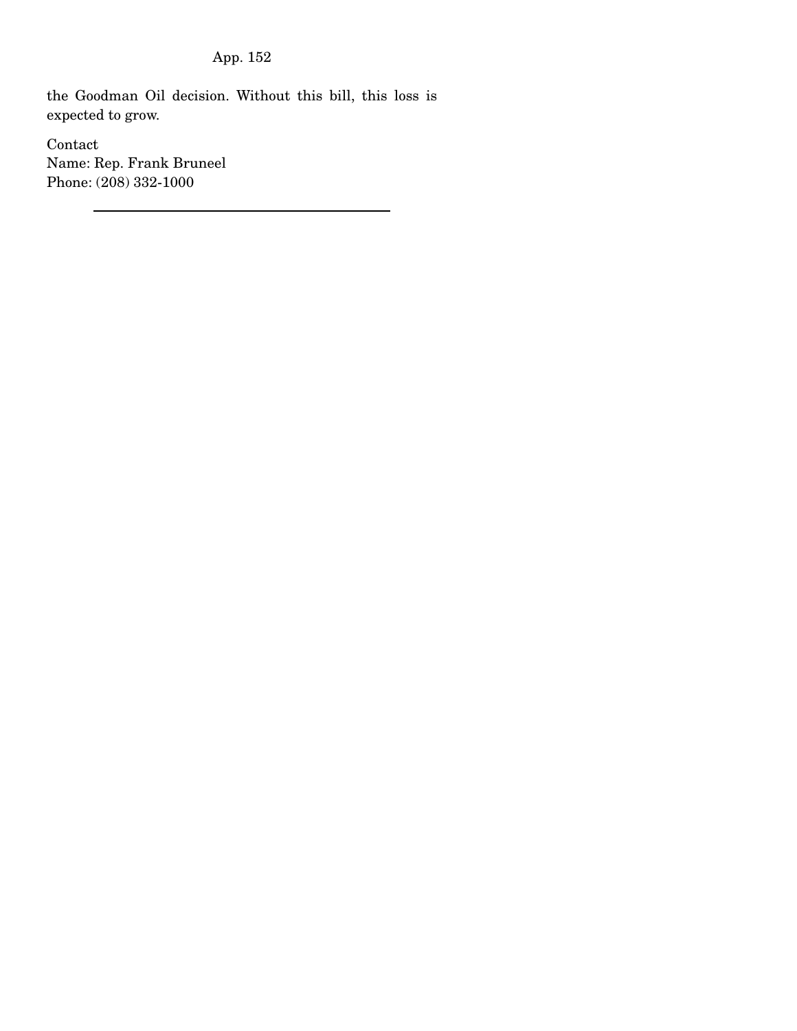the Goodman Oil decision. Without this bill, this loss is expected to grow.

Contact
Name: Rep. Frank Bruneel
Phone: (208) 332-1000